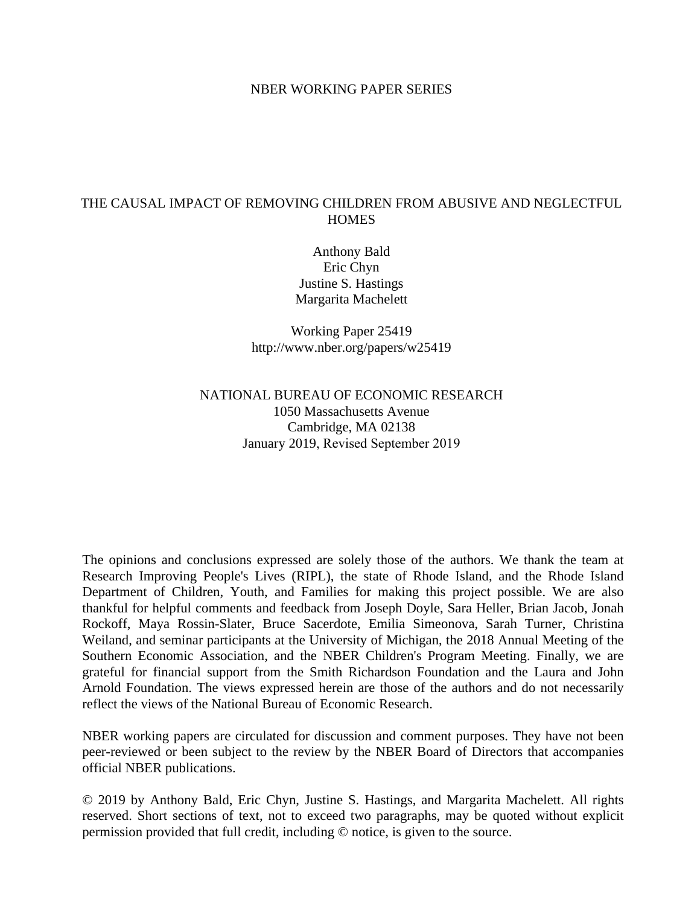NBER WORKING PAPER SERIES

# THE CAUSAL IMPACT OF REMOVING CHILDREN FROM ABUSIVE AND NEGLECTFUL HOMES

Anthony Bald
Eric Chyn
Justine S. Hastings
Margarita Machelett

Working Paper 25419
http://www.nber.org/papers/w25419

NATIONAL BUREAU OF ECONOMIC RESEARCH
1050 Massachusetts Avenue
Cambridge, MA 02138
January 2019, Revised September 2019

The opinions and conclusions expressed are solely those of the authors. We thank the team at Research Improving People's Lives (RIPL), the state of Rhode Island, and the Rhode Island Department of Children, Youth, and Families for making this project possible. We are also thankful for helpful comments and feedback from Joseph Doyle, Sara Heller, Brian Jacob, Jonah Rockoff, Maya Rossin-Slater, Bruce Sacerdote, Emilia Simeonova, Sarah Turner, Christina Weiland, and seminar participants at the University of Michigan, the 2018 Annual Meeting of the Southern Economic Association, and the NBER Children's Program Meeting. Finally, we are grateful for financial support from the Smith Richardson Foundation and the Laura and John Arnold Foundation. The views expressed herein are those of the authors and do not necessarily reflect the views of the National Bureau of Economic Research.

NBER working papers are circulated for discussion and comment purposes. They have not been peer-reviewed or been subject to the review by the NBER Board of Directors that accompanies official NBER publications.

© 2019 by Anthony Bald, Eric Chyn, Justine S. Hastings, and Margarita Machelett. All rights reserved. Short sections of text, not to exceed two paragraphs, may be quoted without explicit permission provided that full credit, including © notice, is given to the source.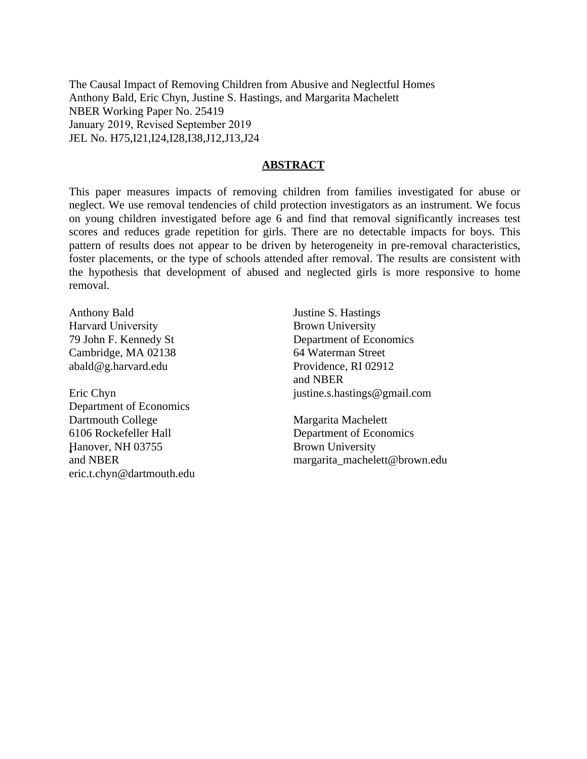The Causal Impact of Removing Children from Abusive and Neglectful Homes
Anthony Bald, Eric Chyn, Justine S. Hastings, and Margarita Machelett
NBER Working Paper No. 25419
January 2019, Revised September 2019
JEL No. H75,I21,I24,I28,I38,J12,J13,J24

## ABSTRACT

This paper measures impacts of removing children from families investigated for abuse or neglect. We use removal tendencies of child protection investigators as an instrument. We focus on young children investigated before age 6 and find that removal significantly increases test scores and reduces grade repetition for girls. There are no detectable impacts for boys. This pattern of results does not appear to be driven by heterogeneity in pre-removal characteristics, foster placements, or the type of schools attended after removal. The results are consistent with the hypothesis that development of abused and neglected girls is more responsive to home removal.

Anthony Bald
Harvard University
79 John F. Kennedy St
Cambridge, MA 02138
abald@g.harvard.edu

Eric Chyn
Department of Economics
Dartmouth College
6106 Rockefeller Hall
Hanover, NH 03755
and NBER
eric.t.chyn@dartmouth.edu

Justine S. Hastings
Brown University
Department of Economics
64 Waterman Street
Providence, RI 02912
and NBER
justine.s.hastings@gmail.com

Margarita Machelett
Department of Economics
Brown University
margarita_machelett@brown.edu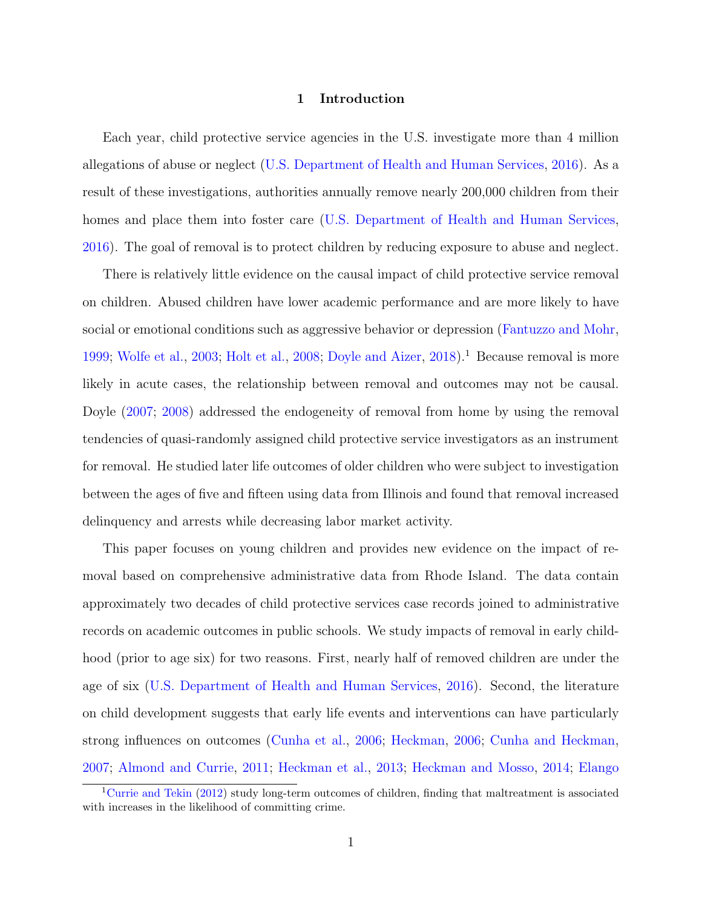# 1 Introduction

Each year, child protective service agencies in the U.S. investigate more than 4 million allegations of abuse or neglect (U.S. Department of Health and Human Services, 2016). As a result of these investigations, authorities annually remove nearly 200,000 children from their homes and place them into foster care (U.S. Department of Health and Human Services, 2016). The goal of removal is to protect children by reducing exposure to abuse and neglect.

There is relatively little evidence on the causal impact of child protective service removal on children. Abused children have lower academic performance and are more likely to have social or emotional conditions such as aggressive behavior or depression (Fantuzzo and Mohr, 1999; Wolfe et al., 2003; Holt et al., 2008; Doyle and Aizer, 2018).[1] Because removal is more likely in acute cases, the relationship between removal and outcomes may not be causal. Doyle (2007; 2008) addressed the endogeneity of removal from home by using the removal tendencies of quasi-randomly assigned child protective service investigators as an instrument for removal. He studied later life outcomes of older children who were subject to investigation between the ages of five and fifteen using data from Illinois and found that removal increased delinquency and arrests while decreasing labor market activity.

This paper focuses on young children and provides new evidence on the impact of removal based on comprehensive administrative data from Rhode Island. The data contain approximately two decades of child protective services case records joined to administrative records on academic outcomes in public schools. We study impacts of removal in early childhood (prior to age six) for two reasons. First, nearly half of removed children are under the age of six (U.S. Department of Health and Human Services, 2016). Second, the literature on child development suggests that early life events and interventions can have particularly strong influences on outcomes (Cunha et al., 2006; Heckman, 2006; Cunha and Heckman, 2007; Almond and Currie, 2011; Heckman et al., 2013; Heckman and Mosso, 2014; Elango

[1] Currie and Tekin (2012) study long-term outcomes of children, finding that maltreatment is associated with increases in the likelihood of committing crime.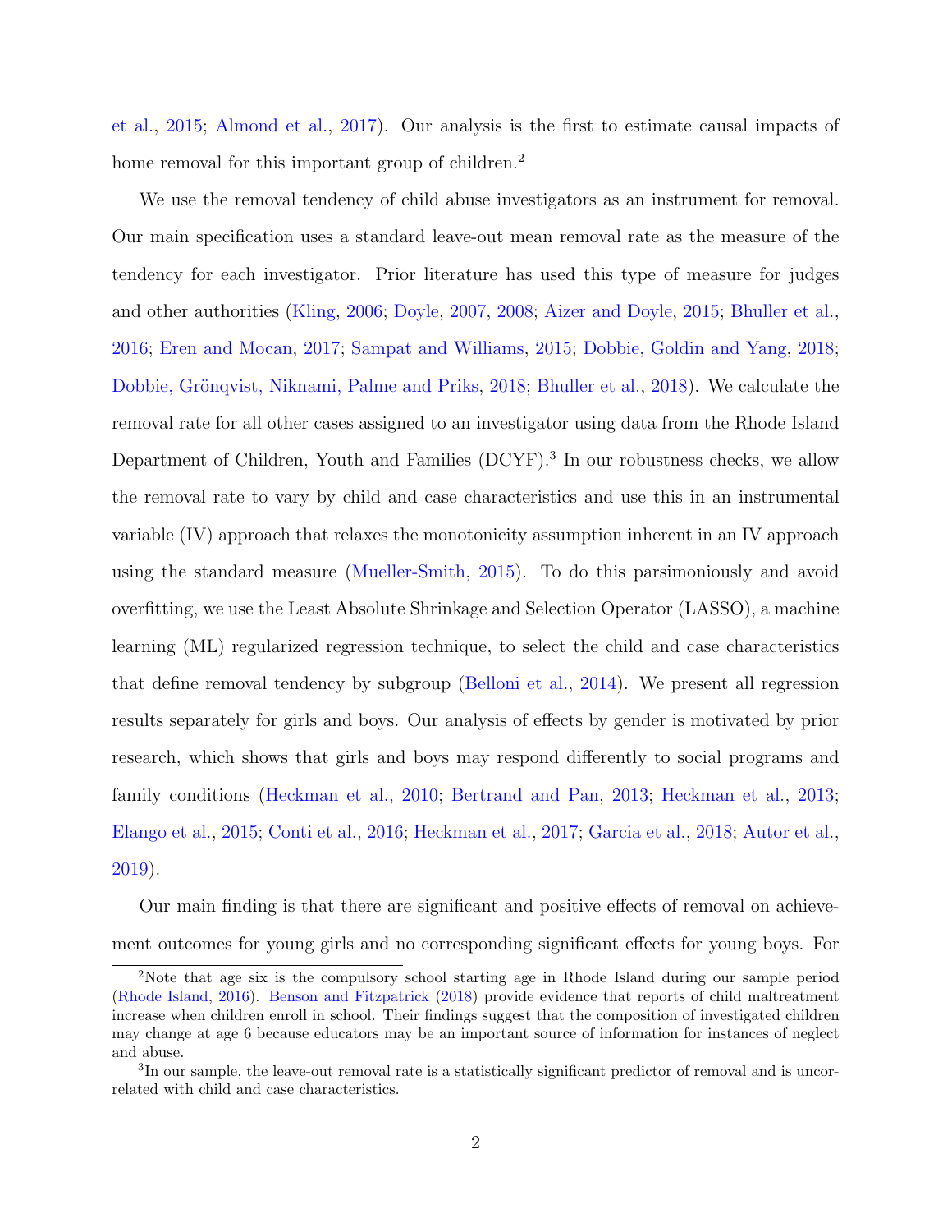et al., 2015; Almond et al., 2017). Our analysis is the first to estimate causal impacts of home removal for this important group of children.[2]

We use the removal tendency of child abuse investigators as an instrument for removal. Our main specification uses a standard leave-out mean removal rate as the measure of the tendency for each investigator. Prior literature has used this type of measure for judges and other authorities (Kling, 2006; Doyle, 2007, 2008; Aizer and Doyle, 2015; Bhuller et al., 2016; Eren and Mocan, 2017; Sampat and Williams, 2015; Dobbie, Goldin and Yang, 2018; Dobbie, Grönqvist, Niknami, Palme and Priks, 2018; Bhuller et al., 2018). We calculate the removal rate for all other cases assigned to an investigator using data from the Rhode Island Department of Children, Youth and Families (DCYF).[3] In our robustness checks, we allow the removal rate to vary by child and case characteristics and use this in an instrumental variable (IV) approach that relaxes the monotonicity assumption inherent in an IV approach using the standard measure (Mueller-Smith, 2015). To do this parsimoniously and avoid overfitting, we use the Least Absolute Shrinkage and Selection Operator (LASSO), a machine learning (ML) regularized regression technique, to select the child and case characteristics that define removal tendency by subgroup (Belloni et al., 2014). We present all regression results separately for girls and boys. Our analysis of effects by gender is motivated by prior research, which shows that girls and boys may respond differently to social programs and family conditions (Heckman et al., 2010; Bertrand and Pan, 2013; Heckman et al., 2013; Elango et al., 2015; Conti et al., 2016; Heckman et al., 2017; Garcia et al., 2018; Autor et al., 2019).

Our main finding is that there are significant and positive effects of removal on achievement outcomes for young girls and no corresponding significant effects for young boys. For

---

[2] Note that age six is the compulsory school starting age in Rhode Island during our sample period (Rhode Island, 2016). Benson and Fitzpatrick (2018) provide evidence that reports of child maltreatment increase when children enroll in school. Their findings suggest that the composition of investigated children may change at age 6 because educators may be an important source of information for instances of neglect and abuse.

[3] In our sample, the leave-out removal rate is a statistically significant predictor of removal and is uncorrelated with child and case characteristics.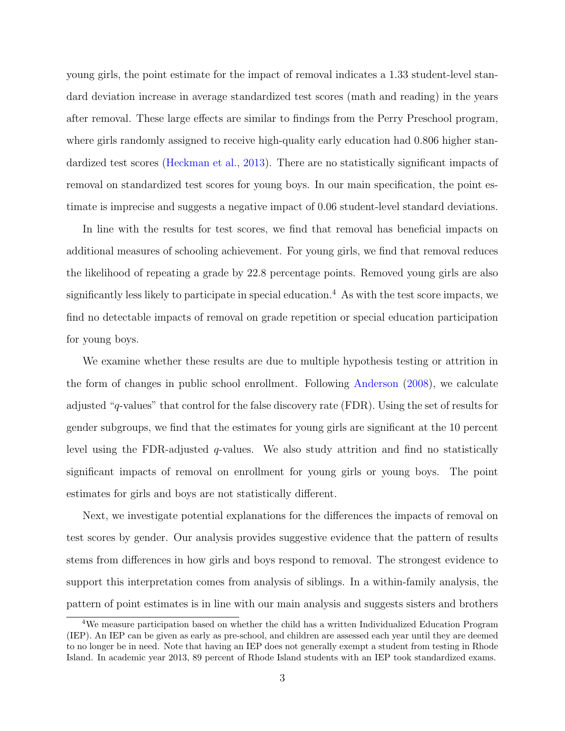young girls, the point estimate for the impact of removal indicates a 1.33 student-level standard deviation increase in average standardized test scores (math and reading) in the years after removal. These large effects are similar to findings from the Perry Preschool program, where girls randomly assigned to receive high-quality early education had 0.806 higher standardized test scores (Heckman et al., 2013). There are no statistically significant impacts of removal on standardized test scores for young boys. In our main specification, the point estimate is imprecise and suggests a negative impact of 0.06 student-level standard deviations.

In line with the results for test scores, we find that removal has beneficial impacts on additional measures of schooling achievement. For young girls, we find that removal reduces the likelihood of repeating a grade by 22.8 percentage points. Removed young girls are also significantly less likely to participate in special education.[4] As with the test score impacts, we find no detectable impacts of removal on grade repetition or special education participation for young boys.

We examine whether these results are due to multiple hypothesis testing or attrition in the form of changes in public school enrollment. Following Anderson (2008), we calculate adjusted "$q$-values" that control for the false discovery rate (FDR). Using the set of results for gender subgroups, we find that the estimates for young girls are significant at the 10 percent level using the FDR-adjusted $q$-values. We also study attrition and find no statistically significant impacts of removal on enrollment for young girls or young boys. The point estimates for girls and boys are not statistically different.

Next, we investigate potential explanations for the differences the impacts of removal on test scores by gender. Our analysis provides suggestive evidence that the pattern of results stems from differences in how girls and boys respond to removal. The strongest evidence to support this interpretation comes from analysis of siblings. In a within-family analysis, the pattern of point estimates is in line with our main analysis and suggests sisters and brothers

[4]We measure participation based on whether the child has a written Individualized Education Program (IEP). An IEP can be given as early as pre-school, and children are assessed each year until they are deemed to no longer be in need. Note that having an IEP does not generally exempt a student from testing in Rhode Island. In academic year 2013, 89 percent of Rhode Island students with an IEP took standardized exams.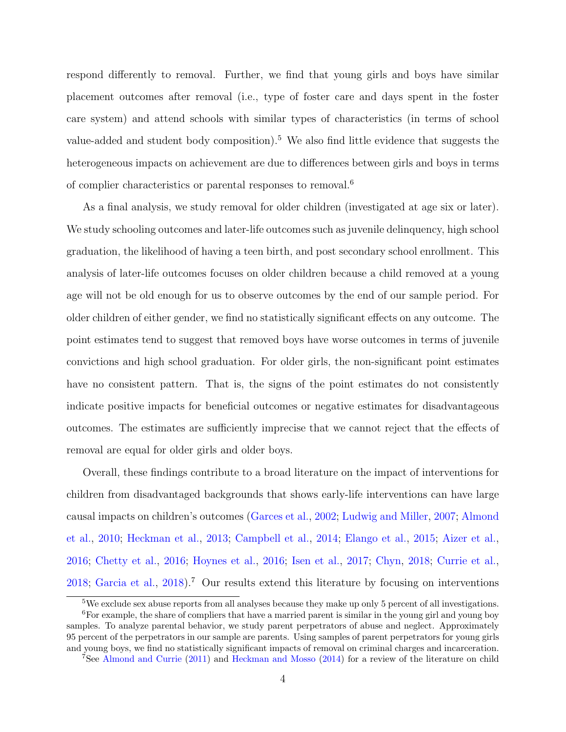respond differently to removal. Further, we find that young girls and boys have similar placement outcomes after removal (i.e., type of foster care and days spent in the foster care system) and attend schools with similar types of characteristics (in terms of school value-added and student body composition).[5] We also find little evidence that suggests the heterogeneous impacts on achievement are due to differences between girls and boys in terms of complier characteristics or parental responses to removal.[6]

As a final analysis, we study removal for older children (investigated at age six or later). We study schooling outcomes and later-life outcomes such as juvenile delinquency, high school graduation, the likelihood of having a teen birth, and post secondary school enrollment. This analysis of later-life outcomes focuses on older children because a child removed at a young age will not be old enough for us to observe outcomes by the end of our sample period. For older children of either gender, we find no statistically significant effects on any outcome. The point estimates tend to suggest that removed boys have worse outcomes in terms of juvenile convictions and high school graduation. For older girls, the non-significant point estimates have no consistent pattern. That is, the signs of the point estimates do not consistently indicate positive impacts for beneficial outcomes or negative estimates for disadvantageous outcomes. The estimates are sufficiently imprecise that we cannot reject that the effects of removal are equal for older girls and older boys.

Overall, these findings contribute to a broad literature on the impact of interventions for children from disadvantaged backgrounds that shows early-life interventions can have large causal impacts on children's outcomes (Garces et al., 2002; Ludwig and Miller, 2007; Almond et al., 2010; Heckman et al., 2013; Campbell et al., 2014; Elango et al., 2015; Aizer et al., 2016; Chetty et al., 2016; Hoynes et al., 2016; Isen et al., 2017; Chyn, 2018; Currie et al., 2018; Garcia et al., 2018).[7] Our results extend this literature by focusing on interventions

[5] We exclude sex abuse reports from all analyses because they make up only 5 percent of all investigations.

[6] For example, the share of compliers that have a married parent is similar in the young girl and young boy samples. To analyze parental behavior, we study parent perpetrators of abuse and neglect. Approximately 95 percent of the perpetrators in our sample are parents. Using samples of parent perpetrators for young girls and young boys, we find no statistically significant impacts of removal on criminal charges and incarceration.

[7] See Almond and Currie (2011) and Heckman and Mosso (2014) for a review of the literature on child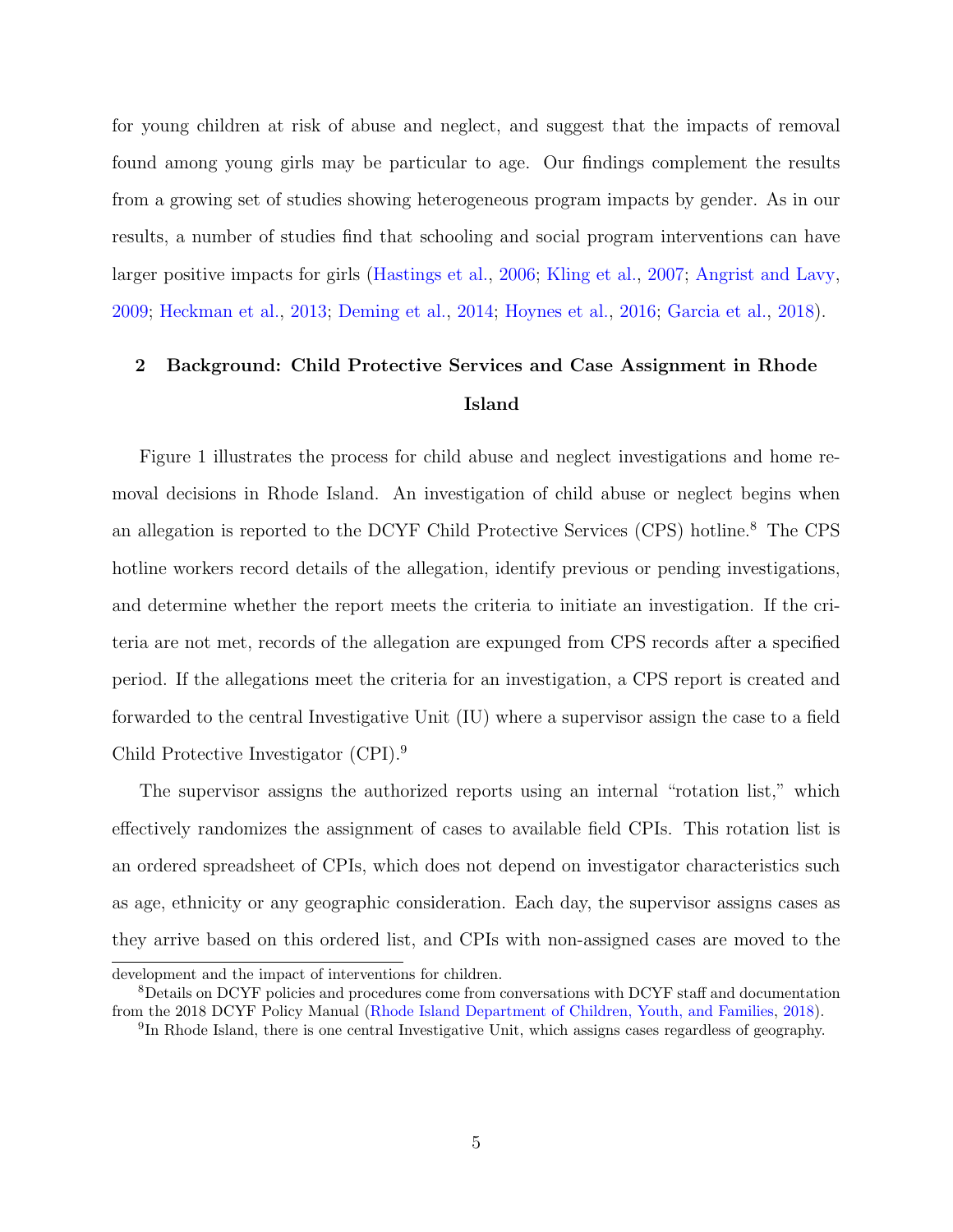for young children at risk of abuse and neglect, and suggest that the impacts of removal found among young girls may be particular to age. Our findings complement the results from a growing set of studies showing heterogeneous program impacts by gender. As in our results, a number of studies find that schooling and social program interventions can have larger positive impacts for girls (Hastings et al., 2006; Kling et al., 2007; Angrist and Lavy, 2009; Heckman et al., 2013; Deming et al., 2014; Hoynes et al., 2016; Garcia et al., 2018).

## 2 Background: Child Protective Services and Case Assignment in Rhode Island

Figure 1 illustrates the process for child abuse and neglect investigations and home removal decisions in Rhode Island. An investigation of child abuse or neglect begins when an allegation is reported to the DCYF Child Protective Services (CPS) hotline.[8] The CPS hotline workers record details of the allegation, identify previous or pending investigations, and determine whether the report meets the criteria to initiate an investigation. If the criteria are not met, records of the allegation are expunged from CPS records after a specified period. If the allegations meet the criteria for an investigation, a CPS report is created and forwarded to the central Investigative Unit (IU) where a supervisor assign the case to a field Child Protective Investigator (CPI).[9]

The supervisor assigns the authorized reports using an internal "rotation list," which effectively randomizes the assignment of cases to available field CPIs. This rotation list is an ordered spreadsheet of CPIs, which does not depend on investigator characteristics such as age, ethnicity or any geographic consideration. Each day, the supervisor assigns cases as they arrive based on this ordered list, and CPIs with non-assigned cases are moved to the

development and the impact of interventions for children.

[8] Details on DCYF policies and procedures come from conversations with DCYF staff and documentation from the 2018 DCYF Policy Manual (Rhode Island Department of Children, Youth, and Families, 2018).

[9] In Rhode Island, there is one central Investigative Unit, which assigns cases regardless of geography.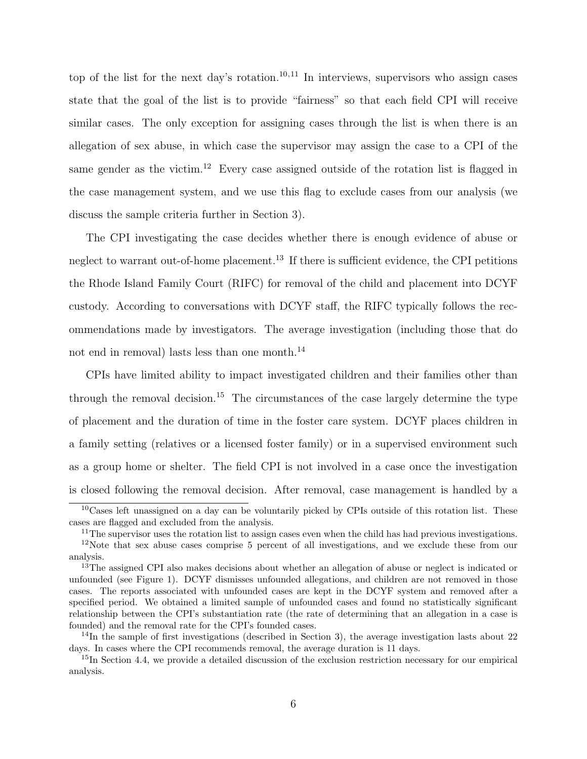top of the list for the next day's rotation.[10,11] In interviews, supervisors who assign cases state that the goal of the list is to provide "fairness" so that each field CPI will receive similar cases. The only exception for assigning cases through the list is when there is an allegation of sex abuse, in which case the supervisor may assign the case to a CPI of the same gender as the victim.[12] Every case assigned outside of the rotation list is flagged in the case management system, and we use this flag to exclude cases from our analysis (we discuss the sample criteria further in Section 3).

The CPI investigating the case decides whether there is enough evidence of abuse or neglect to warrant out-of-home placement.[13] If there is sufficient evidence, the CPI petitions the Rhode Island Family Court (RIFC) for removal of the child and placement into DCYF custody. According to conversations with DCYF staff, the RIFC typically follows the recommendations made by investigators. The average investigation (including those that do not end in removal) lasts less than one month.[14]

CPIs have limited ability to impact investigated children and their families other than through the removal decision.[15] The circumstances of the case largely determine the type of placement and the duration of time in the foster care system. DCYF places children in a family setting (relatives or a licensed foster family) or in a supervised environment such as a group home or shelter. The field CPI is not involved in a case once the investigation is closed following the removal decision. After removal, case management is handled by a

[10] Cases left unassigned on a day can be voluntarily picked by CPIs outside of this rotation list. These cases are flagged and excluded from the analysis.

[11] The supervisor uses the rotation list to assign cases even when the child has had previous investigations.

[12] Note that sex abuse cases comprise 5 percent of all investigations, and we exclude these from our analysis.

[13] The assigned CPI also makes decisions about whether an allegation of abuse or neglect is indicated or unfounded (see Figure 1). DCYF dismisses unfounded allegations, and children are not removed in those cases. The reports associated with unfounded cases are kept in the DCYF system and removed after a specified period. We obtained a limited sample of unfounded cases and found no statistically significant relationship between the CPI's substantiation rate (the rate of determining that an allegation in a case is founded) and the removal rate for the CPI's founded cases.

[14] In the sample of first investigations (described in Section 3), the average investigation lasts about 22 days. In cases where the CPI recommends removal, the average duration is 11 days.

[15] In Section 4.4, we provide a detailed discussion of the exclusion restriction necessary for our empirical analysis.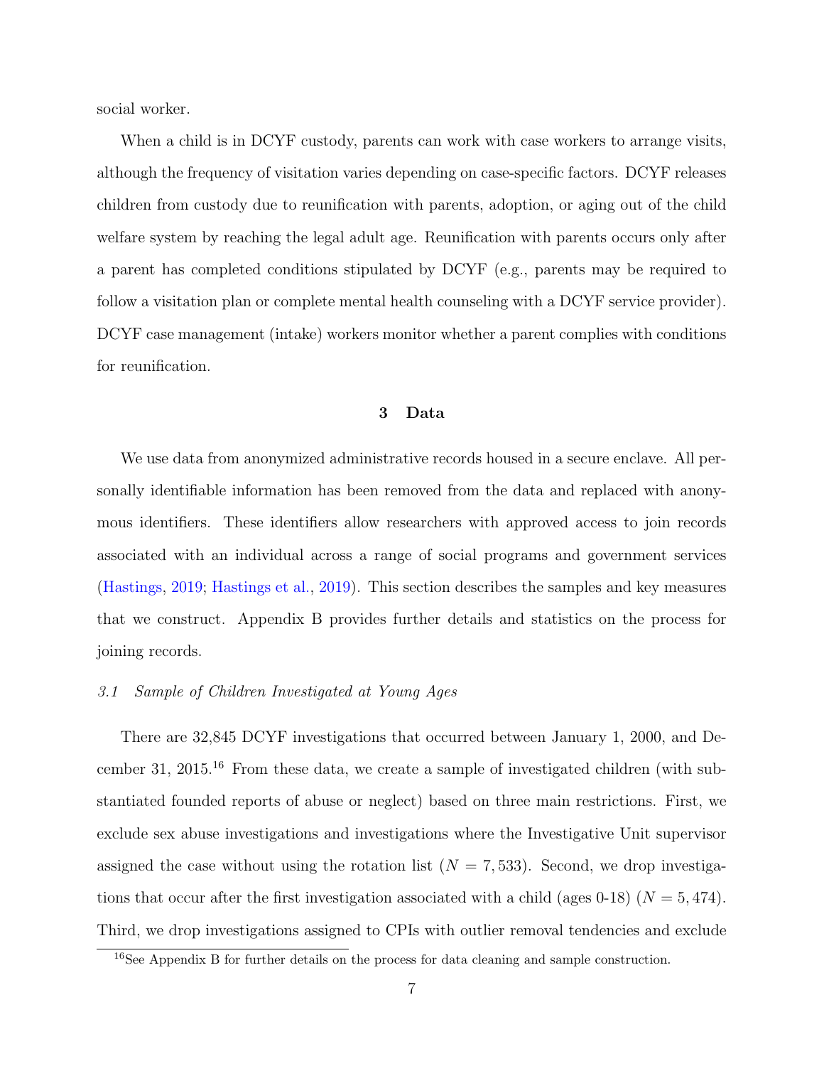social worker.

When a child is in DCYF custody, parents can work with case workers to arrange visits, although the frequency of visitation varies depending on case-specific factors. DCYF releases children from custody due to reunification with parents, adoption, or aging out of the child welfare system by reaching the legal adult age. Reunification with parents occurs only after a parent has completed conditions stipulated by DCYF (e.g., parents may be required to follow a visitation plan or complete mental health counseling with a DCYF service provider). DCYF case management (intake) workers monitor whether a parent complies with conditions for reunification.

## 3 Data

We use data from anonymized administrative records housed in a secure enclave. All personally identifiable information has been removed from the data and replaced with anonymous identifiers. These identifiers allow researchers with approved access to join records associated with an individual across a range of social programs and government services (Hastings, 2019; Hastings et al., 2019). This section describes the samples and key measures that we construct. Appendix B provides further details and statistics on the process for joining records.

### *3.1 Sample of Children Investigated at Young Ages*

There are 32,845 DCYF investigations that occurred between January 1, 2000, and December 31, 2015.[16] From these data, we create a sample of investigated children (with substantiated founded reports of abuse or neglect) based on three main restrictions. First, we exclude sex abuse investigations and investigations where the Investigative Unit supervisor assigned the case without using the rotation list ($N = 7,533$). Second, we drop investigations that occur after the first investigation associated with a child (ages 0-18) ($N = 5,474$). Third, we drop investigations assigned to CPIs with outlier removal tendencies and exclude

[16] See Appendix B for further details on the process for data cleaning and sample construction.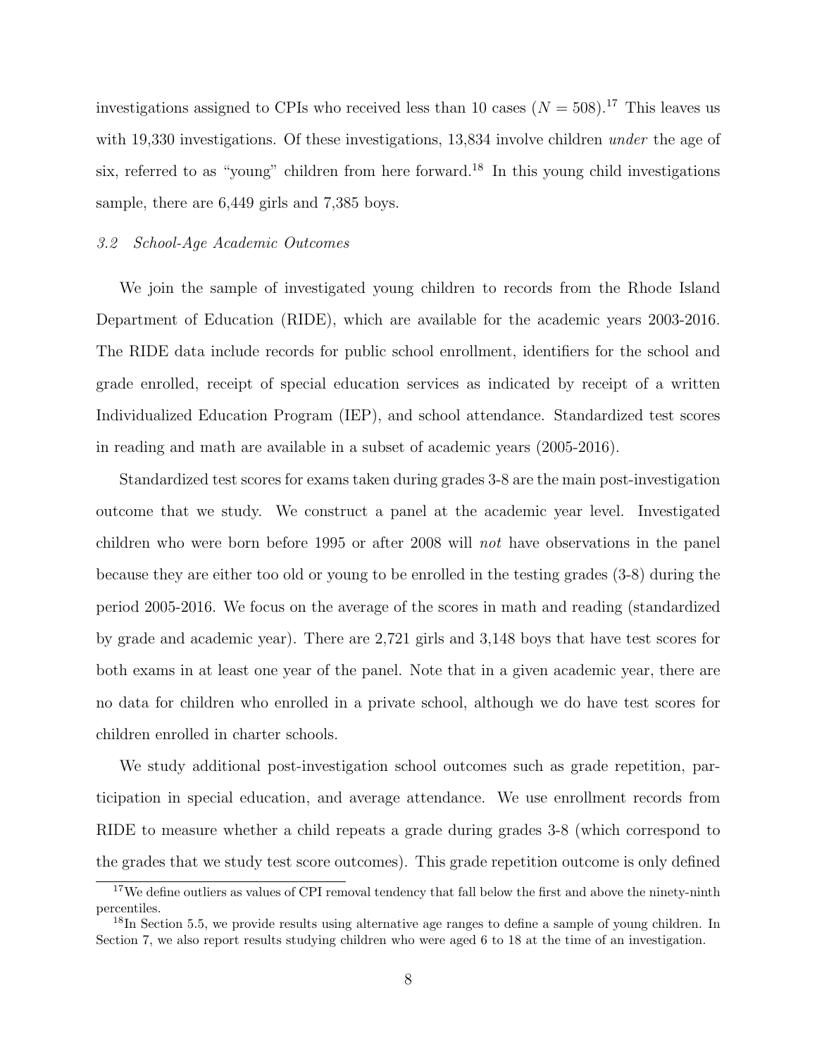investigations assigned to CPIs who received less than 10 cases ($N = 508$).[17] This leaves us with 19,330 investigations. Of these investigations, 13,834 involve children *under* the age of six, referred to as "young" children from here forward.[18] In this young child investigations sample, there are 6,449 girls and 7,385 boys.

### *3.2 School-Age Academic Outcomes*

We join the sample of investigated young children to records from the Rhode Island Department of Education (RIDE), which are available for the academic years 2003-2016. The RIDE data include records for public school enrollment, identifiers for the school and grade enrolled, receipt of special education services as indicated by receipt of a written Individualized Education Program (IEP), and school attendance. Standardized test scores in reading and math are available in a subset of academic years (2005-2016).

Standardized test scores for exams taken during grades 3-8 are the main post-investigation outcome that we study. We construct a panel at the academic year level. Investigated children who were born before 1995 or after 2008 will *not* have observations in the panel because they are either too old or young to be enrolled in the testing grades (3-8) during the period 2005-2016. We focus on the average of the scores in math and reading (standardized by grade and academic year). There are 2,721 girls and 3,148 boys that have test scores for both exams in at least one year of the panel. Note that in a given academic year, there are no data for children who enrolled in a private school, although we do have test scores for children enrolled in charter schools.

We study additional post-investigation school outcomes such as grade repetition, participation in special education, and average attendance. We use enrollment records from RIDE to measure whether a child repeats a grade during grades 3-8 (which correspond to the grades that we study test score outcomes). This grade repetition outcome is only defined

[17] We define outliers as values of CPI removal tendency that fall below the first and above the ninety-ninth percentiles.

[18] In Section 5.5, we provide results using alternative age ranges to define a sample of young children. In Section 7, we also report results studying children who were aged 6 to 18 at the time of an investigation.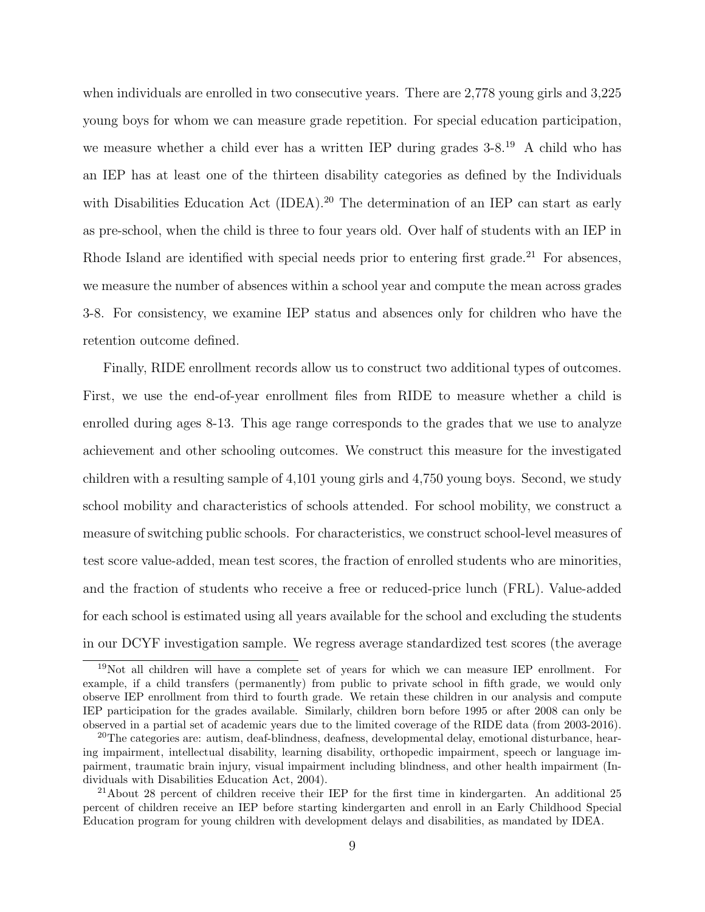when individuals are enrolled in two consecutive years. There are 2,778 young girls and 3,225 young boys for whom we can measure grade repetition. For special education participation, we measure whether a child ever has a written IEP during grades 3-8.[19] A child who has an IEP has at least one of the thirteen disability categories as defined by the Individuals with Disabilities Education Act (IDEA).[20] The determination of an IEP can start as early as pre-school, when the child is three to four years old. Over half of students with an IEP in Rhode Island are identified with special needs prior to entering first grade.[21] For absences, we measure the number of absences within a school year and compute the mean across grades 3-8. For consistency, we examine IEP status and absences only for children who have the retention outcome defined.

Finally, RIDE enrollment records allow us to construct two additional types of outcomes. First, we use the end-of-year enrollment files from RIDE to measure whether a child is enrolled during ages 8-13. This age range corresponds to the grades that we use to analyze achievement and other schooling outcomes. We construct this measure for the investigated children with a resulting sample of 4,101 young girls and 4,750 young boys. Second, we study school mobility and characteristics of schools attended. For school mobility, we construct a measure of switching public schools. For characteristics, we construct school-level measures of test score value-added, mean test scores, the fraction of enrolled students who are minorities, and the fraction of students who receive a free or reduced-price lunch (FRL). Value-added for each school is estimated using all years available for the school and excluding the students in our DCYF investigation sample. We regress average standardized test scores (the average

[19] Not all children will have a complete set of years for which we can measure IEP enrollment. For example, if a child transfers (permanently) from public to private school in fifth grade, we would only observe IEP enrollment from third to fourth grade. We retain these children in our analysis and compute IEP participation for the grades available. Similarly, children born before 1995 or after 2008 can only be observed in a partial set of academic years due to the limited coverage of the RIDE data (from 2003-2016).

[20] The categories are: autism, deaf-blindness, deafness, developmental delay, emotional disturbance, hearing impairment, intellectual disability, learning disability, orthopedic impairment, speech or language impairment, traumatic brain injury, visual impairment including blindness, and other health impairment (Individuals with Disabilities Education Act, 2004).

[21] About 28 percent of children receive their IEP for the first time in kindergarten. An additional 25 percent of children receive an IEP before starting kindergarten and enroll in an Early Childhood Special Education program for young children with development delays and disabilities, as mandated by IDEA.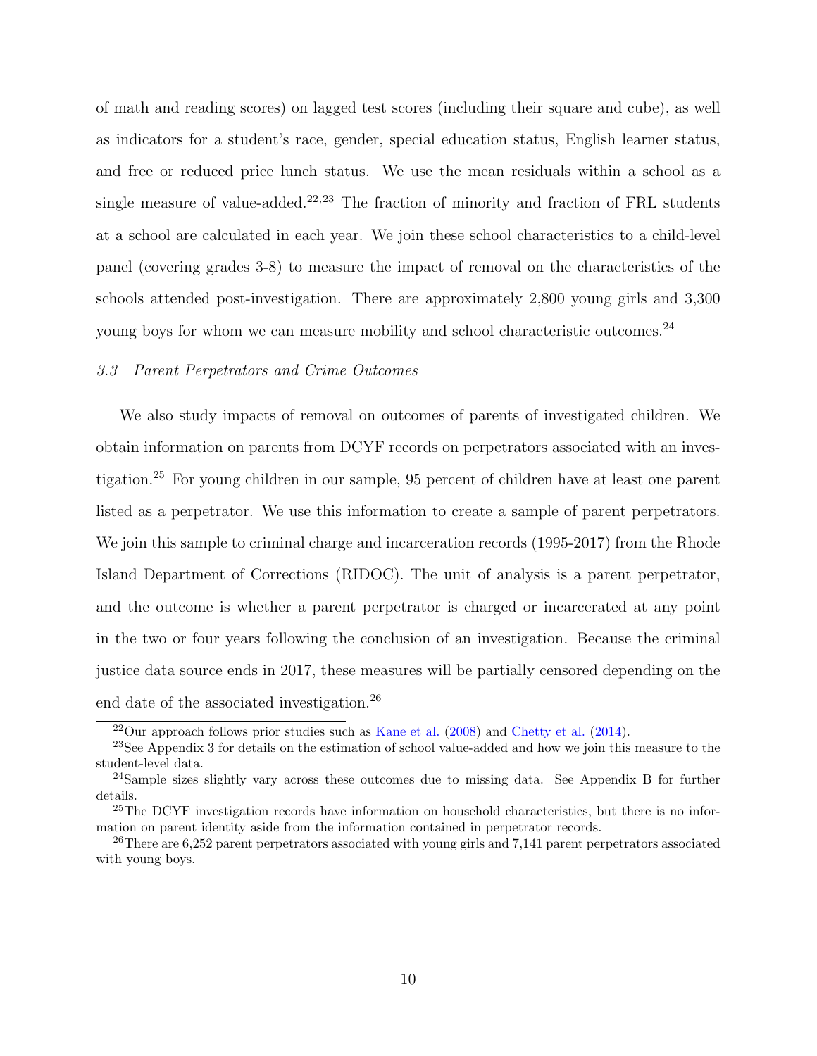of math and reading scores) on lagged test scores (including their square and cube), as well as indicators for a student's race, gender, special education status, English learner status, and free or reduced price lunch status. We use the mean residuals within a school as a single measure of value-added.[22,23] The fraction of minority and fraction of FRL students at a school are calculated in each year. We join these school characteristics to a child-level panel (covering grades 3-8) to measure the impact of removal on the characteristics of the schools attended post-investigation. There are approximately 2,800 young girls and 3,300 young boys for whom we can measure mobility and school characteristic outcomes.[24]

### *3.3 Parent Perpetrators and Crime Outcomes*

We also study impacts of removal on outcomes of parents of investigated children. We obtain information on parents from DCYF records on perpetrators associated with an investigation.[25] For young children in our sample, 95 percent of children have at least one parent listed as a perpetrator. We use this information to create a sample of parent perpetrators. We join this sample to criminal charge and incarceration records (1995-2017) from the Rhode Island Department of Corrections (RIDOC). The unit of analysis is a parent perpetrator, and the outcome is whether a parent perpetrator is charged or incarcerated at any point in the two or four years following the conclusion of an investigation. Because the criminal justice data source ends in 2017, these measures will be partially censored depending on the end date of the associated investigation.[26]

---

[22] Our approach follows prior studies such as Kane et al. (2008) and Chetty et al. (2014).

[23] See Appendix 3 for details on the estimation of school value-added and how we join this measure to the student-level data.

[24] Sample sizes slightly vary across these outcomes due to missing data. See Appendix B for further details.

[25] The DCYF investigation records have information on household characteristics, but there is no information on parent identity aside from the information contained in perpetrator records.

[26] There are 6,252 parent perpetrators associated with young girls and 7,141 parent perpetrators associated with young boys.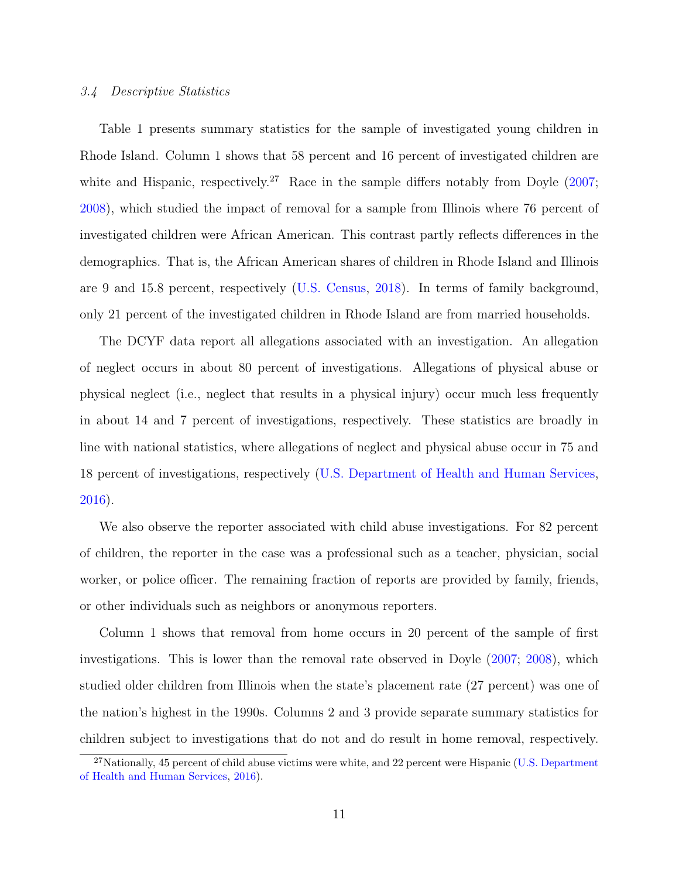### *3.4 Descriptive Statistics*

Table 1 presents summary statistics for the sample of investigated young children in Rhode Island. Column 1 shows that 58 percent and 16 percent of investigated children are white and Hispanic, respectively.[27] Race in the sample differs notably from Doyle (2007; 2008), which studied the impact of removal for a sample from Illinois where 76 percent of investigated children were African American. This contrast partly reflects differences in the demographics. That is, the African American shares of children in Rhode Island and Illinois are 9 and 15.8 percent, respectively (U.S. Census, 2018). In terms of family background, only 21 percent of the investigated children in Rhode Island are from married households.

The DCYF data report all allegations associated with an investigation. An allegation of neglect occurs in about 80 percent of investigations. Allegations of physical abuse or physical neglect (i.e., neglect that results in a physical injury) occur much less frequently in about 14 and 7 percent of investigations, respectively. These statistics are broadly in line with national statistics, where allegations of neglect and physical abuse occur in 75 and 18 percent of investigations, respectively (U.S. Department of Health and Human Services, 2016).

We also observe the reporter associated with child abuse investigations. For 82 percent of children, the reporter in the case was a professional such as a teacher, physician, social worker, or police officer. The remaining fraction of reports are provided by family, friends, or other individuals such as neighbors or anonymous reporters.

Column 1 shows that removal from home occurs in 20 percent of the sample of first investigations. This is lower than the removal rate observed in Doyle (2007; 2008), which studied older children from Illinois when the state's placement rate (27 percent) was one of the nation's highest in the 1990s. Columns 2 and 3 provide separate summary statistics for children subject to investigations that do not and do result in home removal, respectively.

[27] Nationally, 45 percent of child abuse victims were white, and 22 percent were Hispanic (U.S. Department of Health and Human Services, 2016).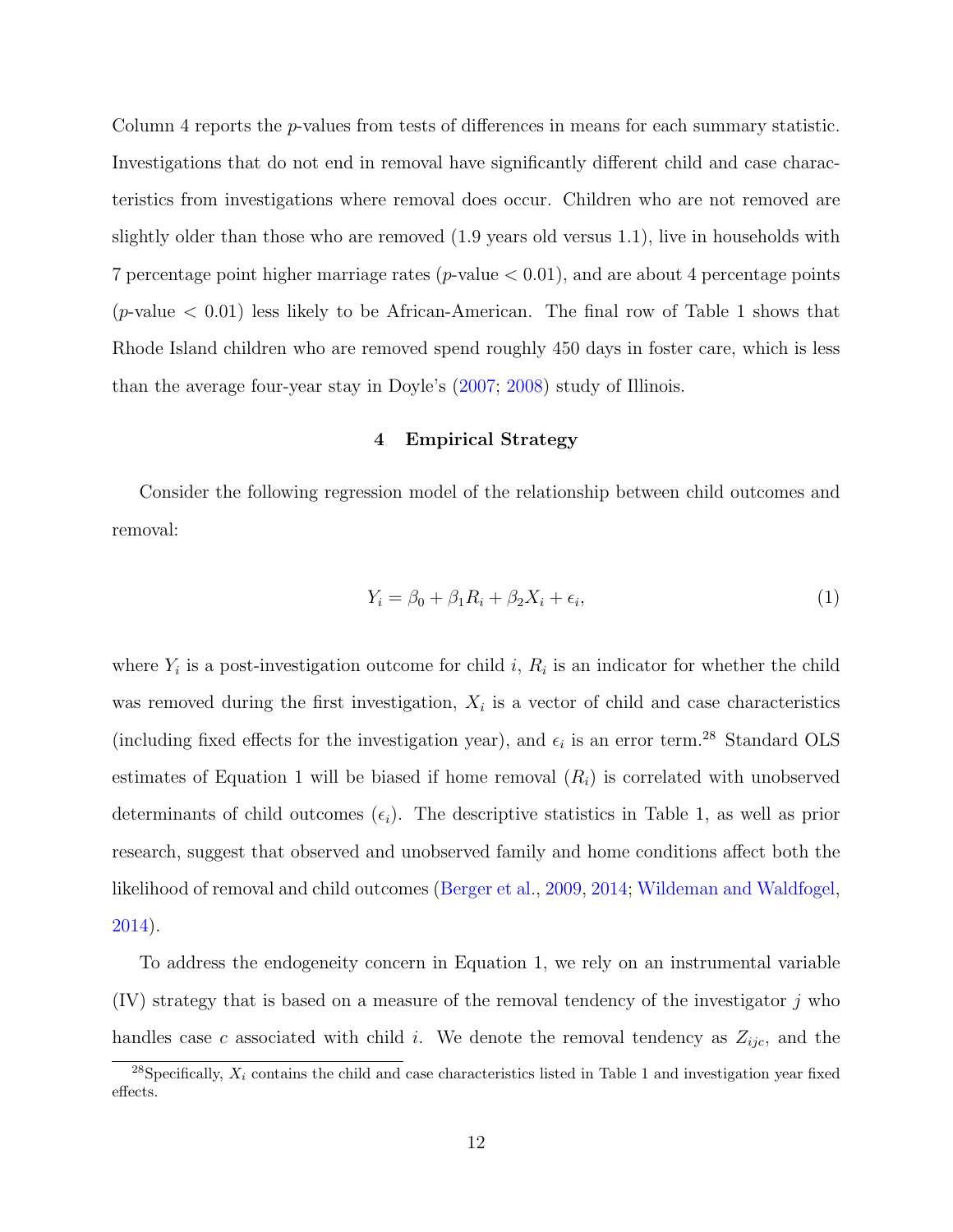Column 4 reports the $p$-values from tests of differences in means for each summary statistic. Investigations that do not end in removal have significantly different child and case characteristics from investigations where removal does occur. Children who are not removed are slightly older than those who are removed (1.9 years old versus 1.1), live in households with 7 percentage point higher marriage rates ($p$-value $< 0.01$), and are about 4 percentage points ($p$-value $< 0.01$) less likely to be African-American. The final row of Table 1 shows that Rhode Island children who are removed spend roughly 450 days in foster care, which is less than the average four-year stay in Doyle's (2007; 2008) study of Illinois.

## 4 Empirical Strategy

Consider the following regression model of the relationship between child outcomes and removal:

$$Y_i = \beta_0 + \beta_1 R_i + \beta_2 X_i + \epsilon_i, \tag{1}$$

where $Y_i$ is a post-investigation outcome for child $i$, $R_i$ is an indicator for whether the child was removed during the first investigation, $X_i$ is a vector of child and case characteristics (including fixed effects for the investigation year), and $\epsilon_i$ is an error term.[28] Standard OLS estimates of Equation 1 will be biased if home removal ($R_i$) is correlated with unobserved determinants of child outcomes ($\epsilon_i$). The descriptive statistics in Table 1, as well as prior research, suggest that observed and unobserved family and home conditions affect both the likelihood of removal and child outcomes (Berger et al., 2009, 2014; Wildeman and Waldfogel, 2014).

To address the endogeneity concern in Equation 1, we rely on an instrumental variable (IV) strategy that is based on a measure of the removal tendency of the investigator $j$ who handles case $c$ associated with child $i$. We denote the removal tendency as $Z_{ijc}$, and the

[28] Specifically, $X_i$ contains the child and case characteristics listed in Table 1 and investigation year fixed effects.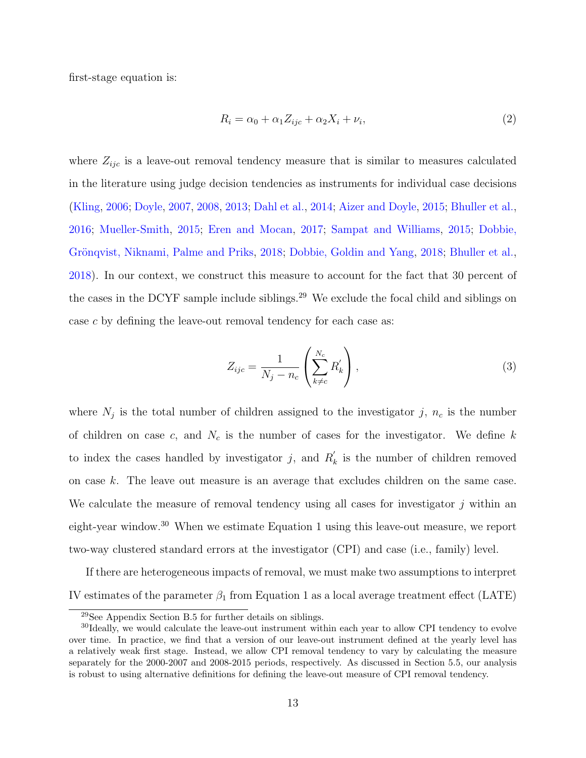first-stage equation is:

$$R_i = \alpha_0 + \alpha_1 Z_{ijc} + \alpha_2 X_i + \nu_i, \tag{2}$$

where $Z_{ijc}$ is a leave-out removal tendency measure that is similar to measures calculated in the literature using judge decision tendencies as instruments for individual case decisions (Kling, 2006; Doyle, 2007, 2008, 2013; Dahl et al., 2014; Aizer and Doyle, 2015; Bhuller et al., 2016; Mueller-Smith, 2015; Eren and Mocan, 2017; Sampat and Williams, 2015; Dobbie, Grönqvist, Niknami, Palme and Priks, 2018; Dobbie, Goldin and Yang, 2018; Bhuller et al., 2018). In our context, we construct this measure to account for the fact that 30 percent of the cases in the DCYF sample include siblings.[29] We exclude the focal child and siblings on case $c$ by defining the leave-out removal tendency for each case as:

$$Z_{ijc} = \frac{1}{N_j - n_c} \left( \sum_{k \neq c}^{N_c} R_k^{'} \right), \tag{3}$$

where $N_j$ is the total number of children assigned to the investigator $j$, $n_c$ is the number of children on case $c$, and $N_c$ is the number of cases for the investigator. We define $k$ to index the cases handled by investigator $j$, and $R_k^{'}$ is the number of children removed on case $k$. The leave out measure is an average that excludes children on the same case. We calculate the measure of removal tendency using all cases for investigator $j$ within an eight-year window.[30] When we estimate Equation 1 using this leave-out measure, we report two-way clustered standard errors at the investigator (CPI) and case (i.e., family) level.

If there are heterogeneous impacts of removal, we must make two assumptions to interpret IV estimates of the parameter $\beta_1$ from Equation 1 as a local average treatment effect (LATE)

[29] See Appendix Section B.5 for further details on siblings.

[30] Ideally, we would calculate the leave-out instrument within each year to allow CPI tendency to evolve over time. In practice, we find that a version of our leave-out instrument defined at the yearly level has a relatively weak first stage. Instead, we allow CPI removal tendency to vary by calculating the measure separately for the 2000-2007 and 2008-2015 periods, respectively. As discussed in Section 5.5, our analysis is robust to using alternative definitions for defining the leave-out measure of CPI removal tendency.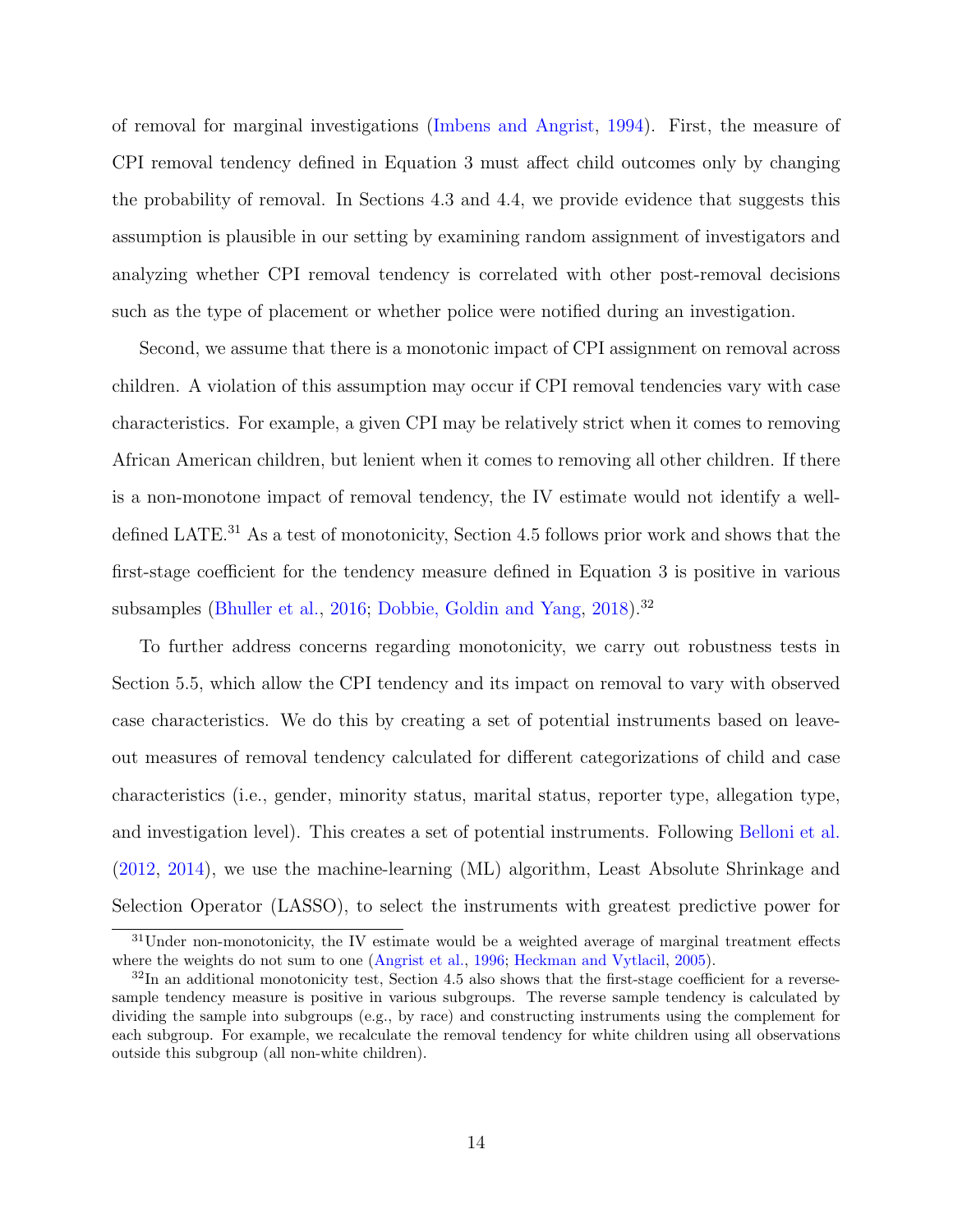of removal for marginal investigations (Imbens and Angrist, 1994). First, the measure of CPI removal tendency defined in Equation 3 must affect child outcomes only by changing the probability of removal. In Sections 4.3 and 4.4, we provide evidence that suggests this assumption is plausible in our setting by examining random assignment of investigators and analyzing whether CPI removal tendency is correlated with other post-removal decisions such as the type of placement or whether police were notified during an investigation.

Second, we assume that there is a monotonic impact of CPI assignment on removal across children. A violation of this assumption may occur if CPI removal tendencies vary with case characteristics. For example, a given CPI may be relatively strict when it comes to removing African American children, but lenient when it comes to removing all other children. If there is a non-monotone impact of removal tendency, the IV estimate would not identify a well-defined LATE.[31] As a test of monotonicity, Section 4.5 follows prior work and shows that the first-stage coefficient for the tendency measure defined in Equation 3 is positive in various subsamples (Bhuller et al., 2016; Dobbie, Goldin and Yang, 2018).[32]

To further address concerns regarding monotonicity, we carry out robustness tests in Section 5.5, which allow the CPI tendency and its impact on removal to vary with observed case characteristics. We do this by creating a set of potential instruments based on leave-out measures of removal tendency calculated for different categorizations of child and case characteristics (i.e., gender, minority status, marital status, reporter type, allegation type, and investigation level). This creates a set of potential instruments. Following Belloni et al. (2012, 2014), we use the machine-learning (ML) algorithm, Least Absolute Shrinkage and Selection Operator (LASSO), to select the instruments with greatest predictive power for

[31] Under non-monotonicity, the IV estimate would be a weighted average of marginal treatment effects where the weights do not sum to one (Angrist et al., 1996; Heckman and Vytlacil, 2005).

[32] In an additional monotonicity test, Section 4.5 also shows that the first-stage coefficient for a reverse-sample tendency measure is positive in various subgroups. The reverse sample tendency is calculated by dividing the sample into subgroups (e.g., by race) and constructing instruments using the complement for each subgroup. For example, we recalculate the removal tendency for white children using all observations outside this subgroup (all non-white children).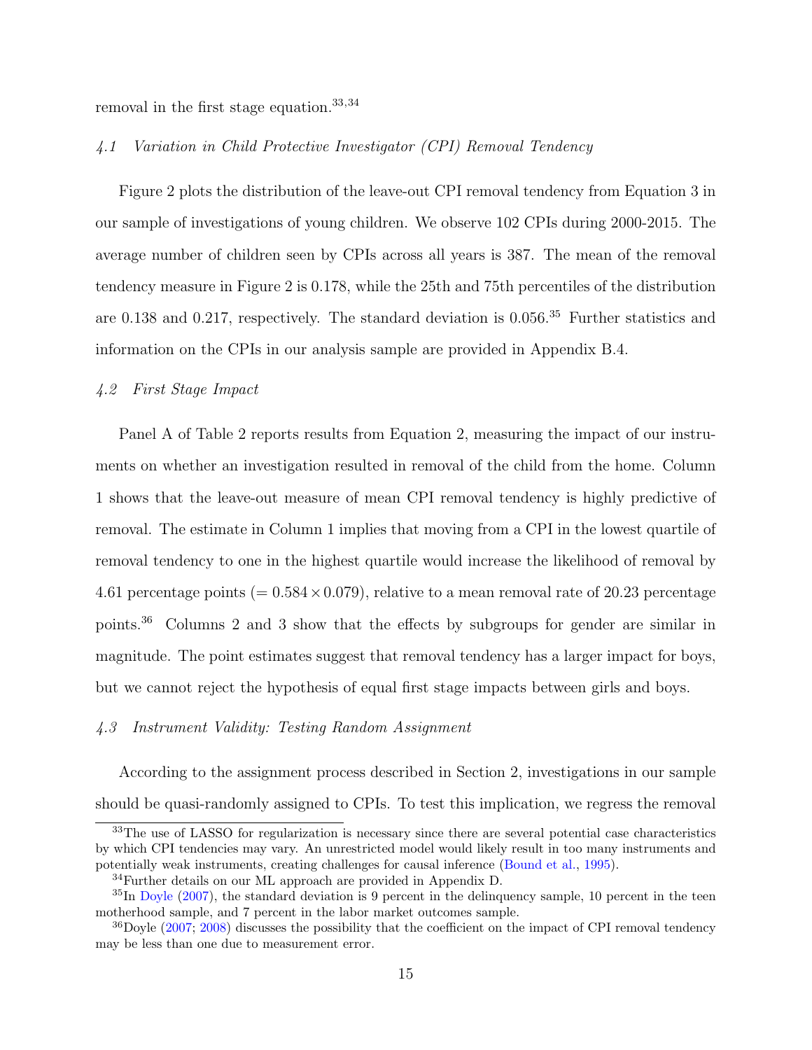removal in the first stage equation.[33,34]

### *4.1 Variation in Child Protective Investigator (CPI) Removal Tendency*

Figure 2 plots the distribution of the leave-out CPI removal tendency from Equation 3 in our sample of investigations of young children. We observe 102 CPIs during 2000-2015. The average number of children seen by CPIs across all years is 387. The mean of the removal tendency measure in Figure 2 is 0.178, while the 25th and 75th percentiles of the distribution are 0.138 and 0.217, respectively. The standard deviation is 0.056.[35] Further statistics and information on the CPIs in our analysis sample are provided in Appendix B.4.

### *4.2 First Stage Impact*

Panel A of Table 2 reports results from Equation 2, measuring the impact of our instruments on whether an investigation resulted in removal of the child from the home. Column 1 shows that the leave-out measure of mean CPI removal tendency is highly predictive of removal. The estimate in Column 1 implies that moving from a CPI in the lowest quartile of removal tendency to one in the highest quartile would increase the likelihood of removal by 4.61 percentage points ($= 0.584 \times 0.079$), relative to a mean removal rate of 20.23 percentage points.[36] Columns 2 and 3 show that the effects by subgroups for gender are similar in magnitude. The point estimates suggest that removal tendency has a larger impact for boys, but we cannot reject the hypothesis of equal first stage impacts between girls and boys.

### *4.3 Instrument Validity: Testing Random Assignment*

According to the assignment process described in Section 2, investigations in our sample should be quasi-randomly assigned to CPIs. To test this implication, we regress the removal

---

[33] The use of LASSO for regularization is necessary since there are several potential case characteristics by which CPI tendencies may vary. An unrestricted model would likely result in too many instruments and potentially weak instruments, creating challenges for causal inference (Bound et al., 1995).

[34] Further details on our ML approach are provided in Appendix D.

[35] In Doyle (2007), the standard deviation is 9 percent in the delinquency sample, 10 percent in the teen motherhood sample, and 7 percent in the labor market outcomes sample.

[36] Doyle (2007; 2008) discusses the possibility that the coefficient on the impact of CPI removal tendency may be less than one due to measurement error.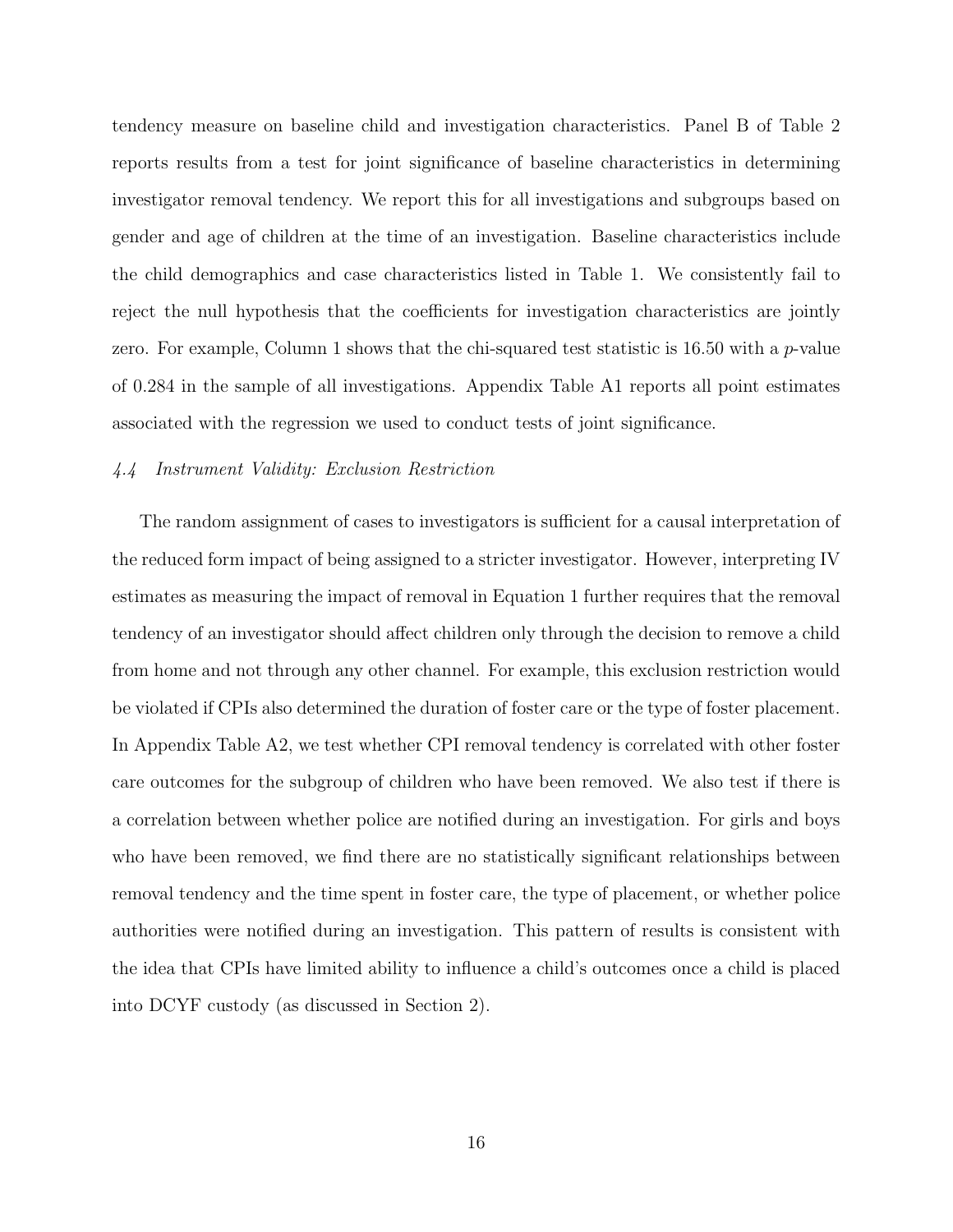tendency measure on baseline child and investigation characteristics. Panel B of Table 2 reports results from a test for joint significance of baseline characteristics in determining investigator removal tendency. We report this for all investigations and subgroups based on gender and age of children at the time of an investigation. Baseline characteristics include the child demographics and case characteristics listed in Table 1. We consistently fail to reject the null hypothesis that the coefficients for investigation characteristics are jointly zero. For example, Column 1 shows that the chi-squared test statistic is 16.50 with a $p$-value of 0.284 in the sample of all investigations. Appendix Table A1 reports all point estimates associated with the regression we used to conduct tests of joint significance.

### *4.4 Instrument Validity: Exclusion Restriction*

The random assignment of cases to investigators is sufficient for a causal interpretation of the reduced form impact of being assigned to a stricter investigator. However, interpreting IV estimates as measuring the impact of removal in Equation 1 further requires that the removal tendency of an investigator should affect children only through the decision to remove a child from home and not through any other channel. For example, this exclusion restriction would be violated if CPIs also determined the duration of foster care or the type of foster placement. In Appendix Table A2, we test whether CPI removal tendency is correlated with other foster care outcomes for the subgroup of children who have been removed. We also test if there is a correlation between whether police are notified during an investigation. For girls and boys who have been removed, we find there are no statistically significant relationships between removal tendency and the time spent in foster care, the type of placement, or whether police authorities were notified during an investigation. This pattern of results is consistent with the idea that CPIs have limited ability to influence a child's outcomes once a child is placed into DCYF custody (as discussed in Section 2).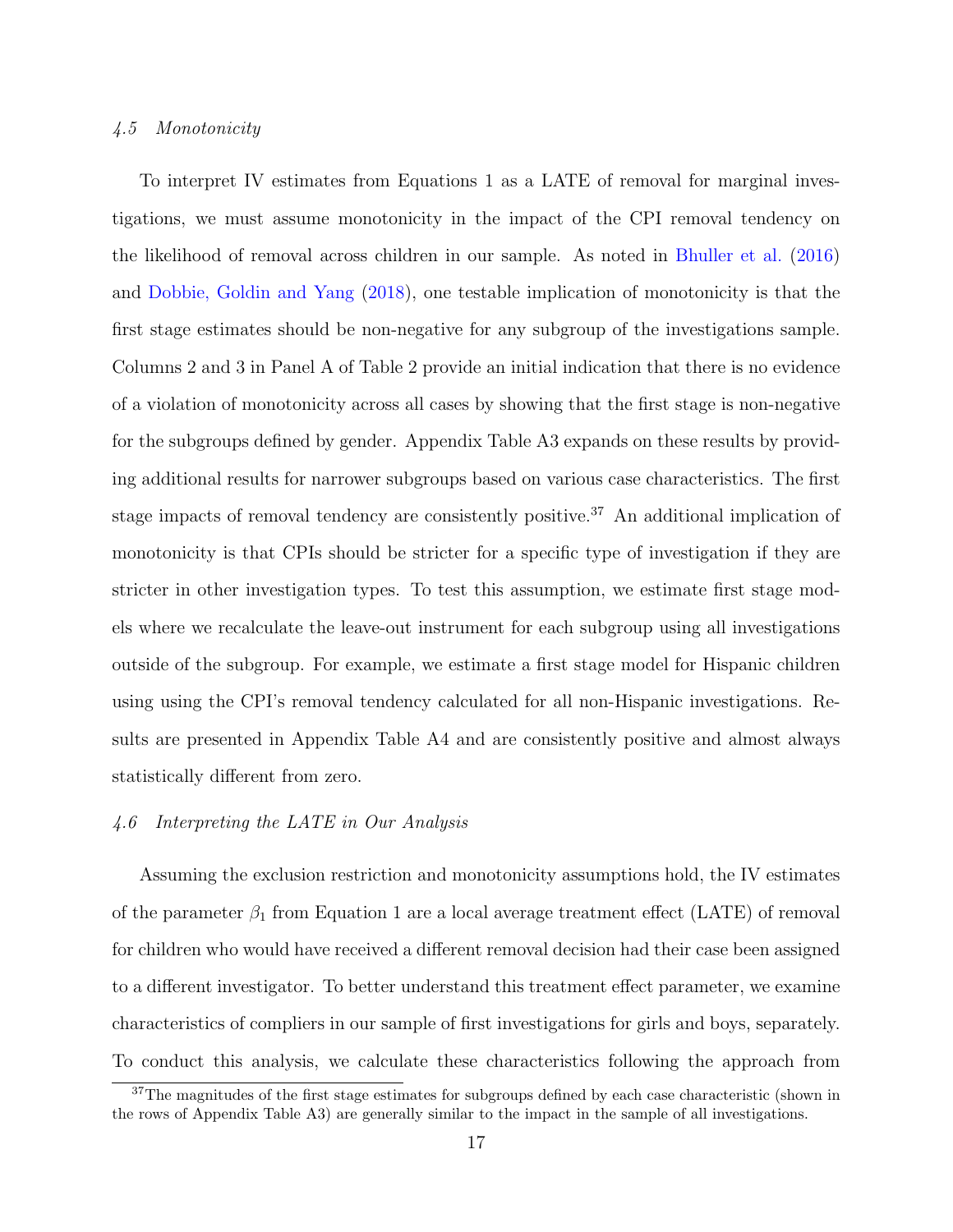### 4.5 *Monotonicity*

To interpret IV estimates from Equations 1 as a LATE of removal for marginal investigations, we must assume monotonicity in the impact of the CPI removal tendency on the likelihood of removal across children in our sample. As noted in Bhuller et al. (2016) and Dobbie, Goldin and Yang (2018), one testable implication of monotonicity is that the first stage estimates should be non-negative for any subgroup of the investigations sample. Columns 2 and 3 in Panel A of Table 2 provide an initial indication that there is no evidence of a violation of monotonicity across all cases by showing that the first stage is non-negative for the subgroups defined by gender. Appendix Table A3 expands on these results by providing additional results for narrower subgroups based on various case characteristics. The first stage impacts of removal tendency are consistently positive.[37] An additional implication of monotonicity is that CPIs should be stricter for a specific type of investigation if they are stricter in other investigation types. To test this assumption, we estimate first stage models where we recalculate the leave-out instrument for each subgroup using all investigations outside of the subgroup. For example, we estimate a first stage model for Hispanic children using using the CPI's removal tendency calculated for all non-Hispanic investigations. Results are presented in Appendix Table A4 and are consistently positive and almost always statistically different from zero.

### 4.6 *Interpreting the LATE in Our Analysis*

Assuming the exclusion restriction and monotonicity assumptions hold, the IV estimates of the parameter $\beta_1$ from Equation 1 are a local average treatment effect (LATE) of removal for children who would have received a different removal decision had their case been assigned to a different investigator. To better understand this treatment effect parameter, we examine characteristics of compliers in our sample of first investigations for girls and boys, separately. To conduct this analysis, we calculate these characteristics following the approach from

[37] The magnitudes of the first stage estimates for subgroups defined by each case characteristic (shown in the rows of Appendix Table A3) are generally similar to the impact in the sample of all investigations.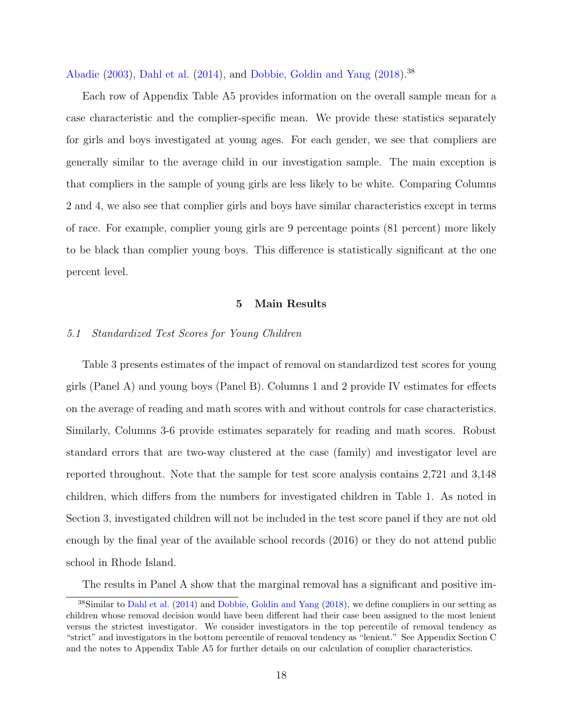Abadie (2003), Dahl et al. (2014), and Dobbie, Goldin and Yang (2018).[38]

Each row of Appendix Table A5 provides information on the overall sample mean for a case characteristic and the complier-specific mean. We provide these statistics separately for girls and boys investigated at young ages. For each gender, we see that compliers are generally similar to the average child in our investigation sample. The main exception is that compliers in the sample of young girls are less likely to be white. Comparing Columns 2 and 4, we also see that complier girls and boys have similar characteristics except in terms of race. For example, complier young girls are 9 percentage points (81 percent) more likely to be black than complier young boys. This difference is statistically significant at the one percent level.

## 5 Main Results

### *5.1 Standardized Test Scores for Young Children*

Table 3 presents estimates of the impact of removal on standardized test scores for young girls (Panel A) and young boys (Panel B). Columns 1 and 2 provide IV estimates for effects on the average of reading and math scores with and without controls for case characteristics. Similarly, Columns 3-6 provide estimates separately for reading and math scores. Robust standard errors that are two-way clustered at the case (family) and investigator level are reported throughout. Note that the sample for test score analysis contains 2,721 and 3,148 children, which differs from the numbers for investigated children in Table 1. As noted in Section 3, investigated children will not be included in the test score panel if they are not old enough by the final year of the available school records (2016) or they do not attend public school in Rhode Island.

The results in Panel A show that the marginal removal has a significant and positive im-

[38] Similar to Dahl et al. (2014) and Dobbie, Goldin and Yang (2018), we define compliers in our setting as children whose removal decision would have been different had their case been assigned to the most lenient versus the strictest investigator. We consider investigators in the top percentile of removal tendency as "strict" and investigators in the bottom percentile of removal tendency as "lenient." See Appendix Section C and the notes to Appendix Table A5 for further details on our calculation of complier characteristics.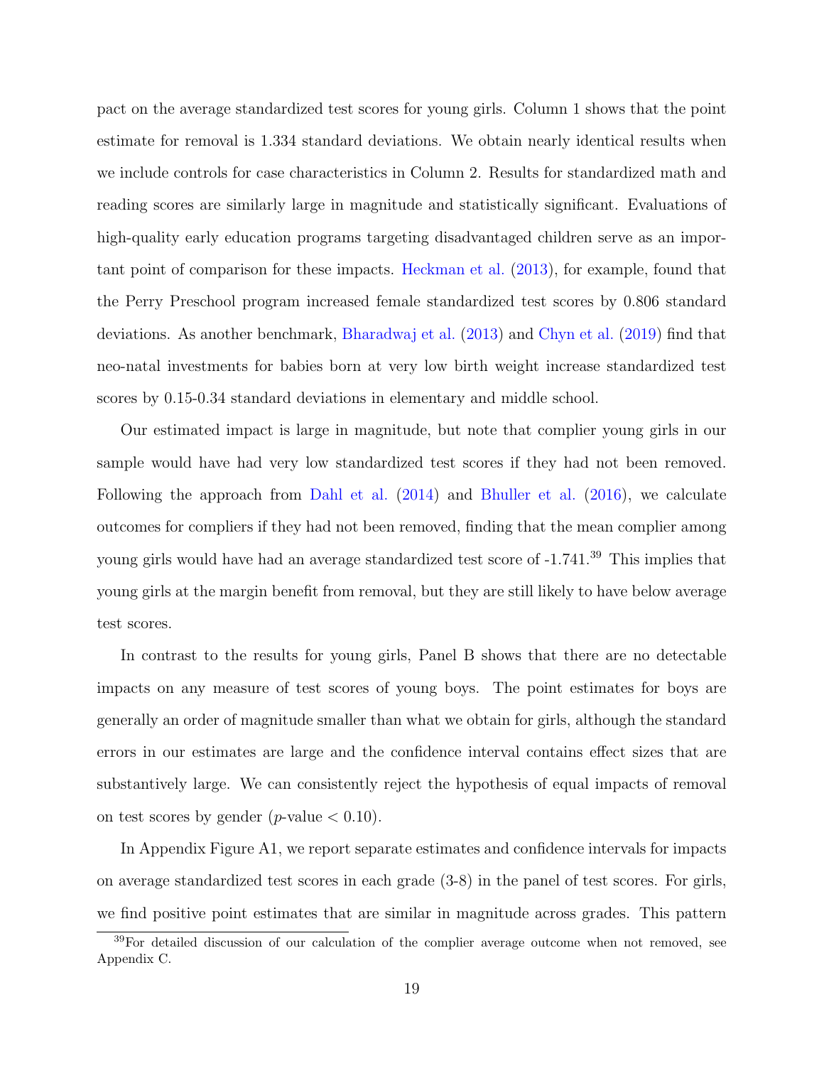pact on the average standardized test scores for young girls. Column 1 shows that the point estimate for removal is 1.334 standard deviations. We obtain nearly identical results when we include controls for case characteristics in Column 2. Results for standardized math and reading scores are similarly large in magnitude and statistically significant. Evaluations of high-quality early education programs targeting disadvantaged children serve as an important point of comparison for these impacts. Heckman et al. (2013), for example, found that the Perry Preschool program increased female standardized test scores by 0.806 standard deviations. As another benchmark, Bharadwaj et al. (2013) and Chyn et al. (2019) find that neo-natal investments for babies born at very low birth weight increase standardized test scores by 0.15-0.34 standard deviations in elementary and middle school.

Our estimated impact is large in magnitude, but note that complier young girls in our sample would have had very low standardized test scores if they had not been removed. Following the approach from Dahl et al. (2014) and Bhuller et al. (2016), we calculate outcomes for compliers if they had not been removed, finding that the mean complier among young girls would have had an average standardized test score of -1.741.[39] This implies that young girls at the margin benefit from removal, but they are still likely to have below average test scores.

In contrast to the results for young girls, Panel B shows that there are no detectable impacts on any measure of test scores of young boys. The point estimates for boys are generally an order of magnitude smaller than what we obtain for girls, although the standard errors in our estimates are large and the confidence interval contains effect sizes that are substantively large. We can consistently reject the hypothesis of equal impacts of removal on test scores by gender ($p$-value $< 0.10$).

In Appendix Figure A1, we report separate estimates and confidence intervals for impacts on average standardized test scores in each grade (3-8) in the panel of test scores. For girls, we find positive point estimates that are similar in magnitude across grades. This pattern

[39]For detailed discussion of our calculation of the complier average outcome when not removed, see Appendix C.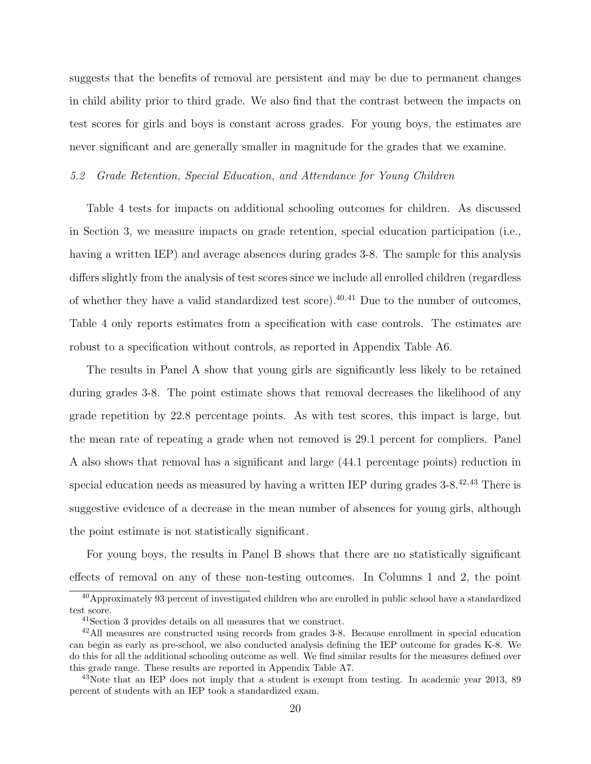suggests that the benefits of removal are persistent and may be due to permanent changes in child ability prior to third grade. We also find that the contrast between the impacts on test scores for girls and boys is constant across grades. For young boys, the estimates are never significant and are generally smaller in magnitude for the grades that we examine.

### *5.2 Grade Retention, Special Education, and Attendance for Young Children*

Table 4 tests for impacts on additional schooling outcomes for children. As discussed in Section 3, we measure impacts on grade retention, special education participation (i.e., having a written IEP) and average absences during grades 3-8. The sample for this analysis differs slightly from the analysis of test scores since we include all enrolled children (regardless of whether they have a valid standardized test score).[40,41] Due to the number of outcomes, Table 4 only reports estimates from a specification with case controls. The estimates are robust to a specification without controls, as reported in Appendix Table A6.

The results in Panel A show that young girls are significantly less likely to be retained during grades 3-8. The point estimate shows that removal decreases the likelihood of any grade repetition by 22.8 percentage points. As with test scores, this impact is large, but the mean rate of repeating a grade when not removed is 29.1 percent for compliers. Panel A also shows that removal has a significant and large (44.1 percentage points) reduction in special education needs as measured by having a written IEP during grades 3-8.[42,43] There is suggestive evidence of a decrease in the mean number of absences for young girls, although the point estimate is not statistically significant.

For young boys, the results in Panel B shows that there are no statistically significant effects of removal on any of these non-testing outcomes. In Columns 1 and 2, the point

[40] Approximately 93 percent of investigated children who are enrolled in public school have a standardized test score.

[41] Section 3 provides details on all measures that we construct.

[42] All measures are constructed using records from grades 3-8. Because enrollment in special education can begin as early as pre-school, we also conducted analysis defining the IEP outcome for grades K-8. We do this for all the additional schooling outcome as well. We find similar results for the measures defined over this grade range. These results are reported in Appendix Table A7.

[43] Note that an IEP does not imply that a student is exempt from testing. In academic year 2013, 89 percent of students with an IEP took a standardized exam.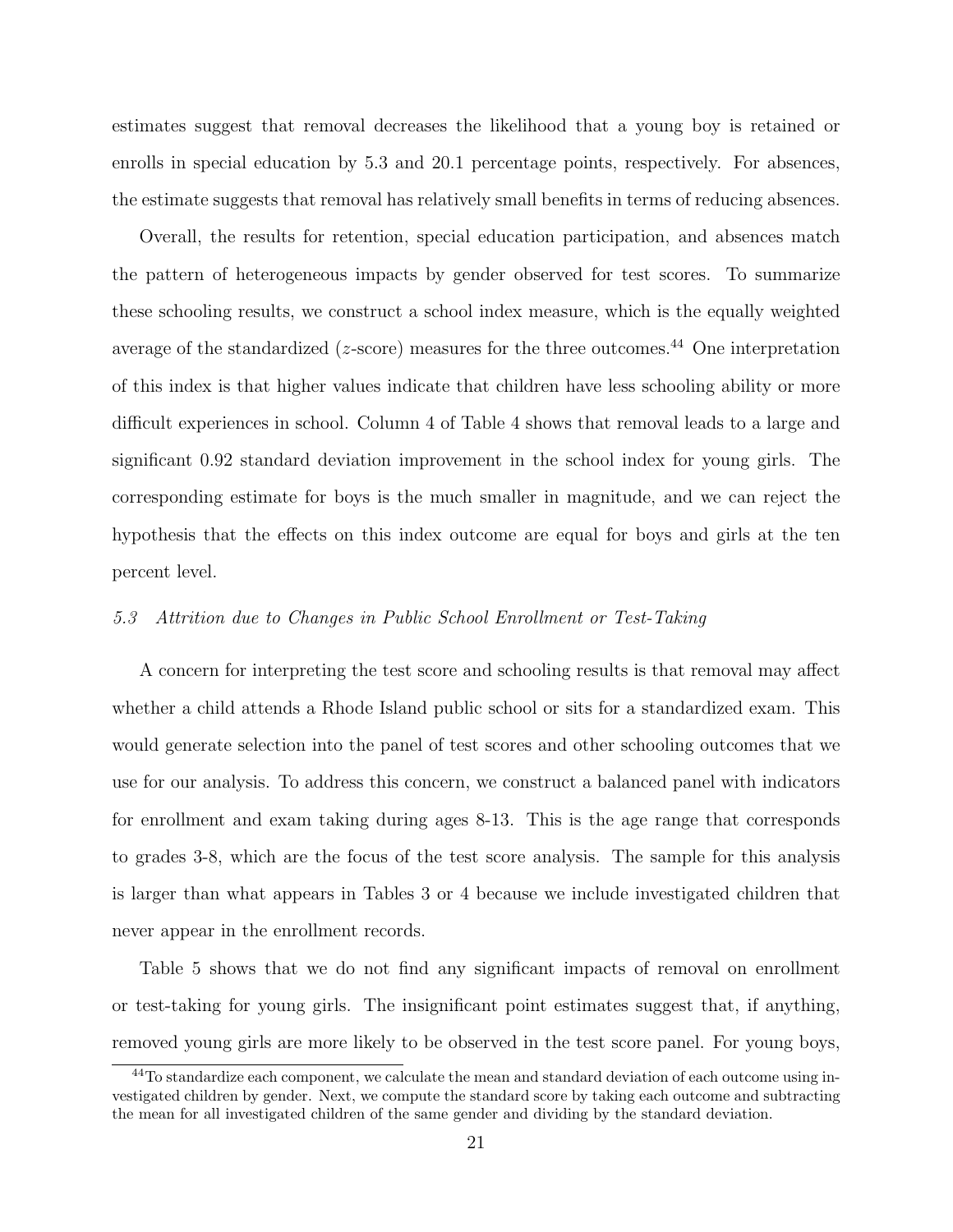estimates suggest that removal decreases the likelihood that a young boy is retained or enrolls in special education by 5.3 and 20.1 percentage points, respectively. For absences, the estimate suggests that removal has relatively small benefits in terms of reducing absences.

Overall, the results for retention, special education participation, and absences match the pattern of heterogeneous impacts by gender observed for test scores. To summarize these schooling results, we construct a school index measure, which is the equally weighted average of the standardized ($z$-score) measures for the three outcomes.[44] One interpretation of this index is that higher values indicate that children have less schooling ability or more difficult experiences in school. Column 4 of Table 4 shows that removal leads to a large and significant 0.92 standard deviation improvement in the school index for young girls. The corresponding estimate for boys is the much smaller in magnitude, and we can reject the hypothesis that the effects on this index outcome are equal for boys and girls at the ten percent level.

### *5.3 Attrition due to Changes in Public School Enrollment or Test-Taking*

A concern for interpreting the test score and schooling results is that removal may affect whether a child attends a Rhode Island public school or sits for a standardized exam. This would generate selection into the panel of test scores and other schooling outcomes that we use for our analysis. To address this concern, we construct a balanced panel with indicators for enrollment and exam taking during ages 8-13. This is the age range that corresponds to grades 3-8, which are the focus of the test score analysis. The sample for this analysis is larger than what appears in Tables 3 or 4 because we include investigated children that never appear in the enrollment records.

Table 5 shows that we do not find any significant impacts of removal on enrollment or test-taking for young girls. The insignificant point estimates suggest that, if anything, removed young girls are more likely to be observed in the test score panel. For young boys,

[44] To standardize each component, we calculate the mean and standard deviation of each outcome using investigated children by gender. Next, we compute the standard score by taking each outcome and subtracting the mean for all investigated children of the same gender and dividing by the standard deviation.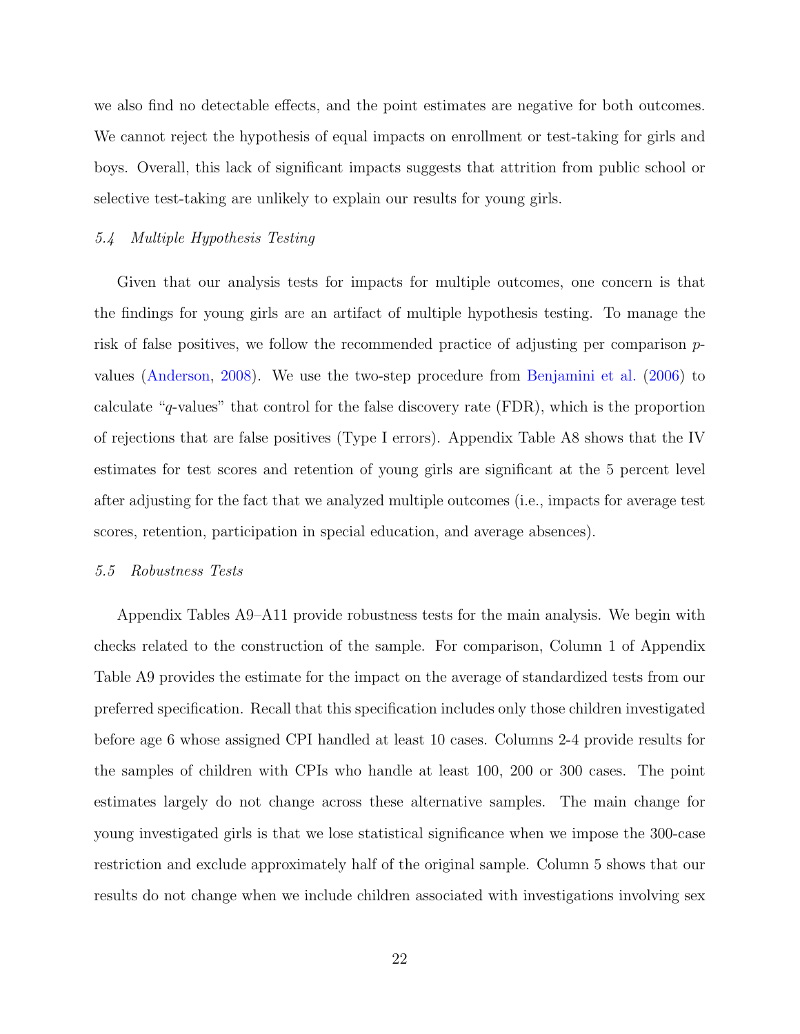we also find no detectable effects, and the point estimates are negative for both outcomes. We cannot reject the hypothesis of equal impacts on enrollment or test-taking for girls and boys. Overall, this lack of significant impacts suggests that attrition from public school or selective test-taking are unlikely to explain our results for young girls.

### *5.4 Multiple Hypothesis Testing*

Given that our analysis tests for impacts for multiple outcomes, one concern is that the findings for young girls are an artifact of multiple hypothesis testing. To manage the risk of false positives, we follow the recommended practice of adjusting per comparison $p$-values (Anderson, 2008). We use the two-step procedure from Benjamini et al. (2006) to calculate "$q$-values" that control for the false discovery rate (FDR), which is the proportion of rejections that are false positives (Type I errors). Appendix Table A8 shows that the IV estimates for test scores and retention of young girls are significant at the 5 percent level after adjusting for the fact that we analyzed multiple outcomes (i.e., impacts for average test scores, retention, participation in special education, and average absences).

### *5.5 Robustness Tests*

Appendix Tables A9–A11 provide robustness tests for the main analysis. We begin with checks related to the construction of the sample. For comparison, Column 1 of Appendix Table A9 provides the estimate for the impact on the average of standardized tests from our preferred specification. Recall that this specification includes only those children investigated before age 6 whose assigned CPI handled at least 10 cases. Columns 2-4 provide results for the samples of children with CPIs who handle at least 100, 200 or 300 cases. The point estimates largely do not change across these alternative samples. The main change for young investigated girls is that we lose statistical significance when we impose the 300-case restriction and exclude approximately half of the original sample. Column 5 shows that our results do not change when we include children associated with investigations involving sex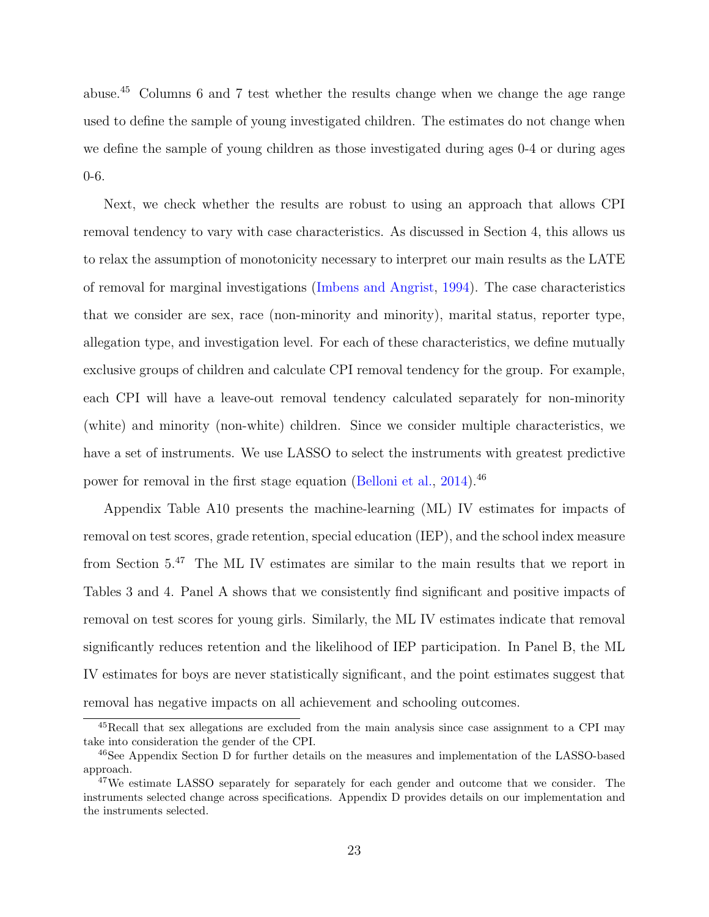abuse.[45] Columns 6 and 7 test whether the results change when we change the age range used to define the sample of young investigated children. The estimates do not change when we define the sample of young children as those investigated during ages 0-4 or during ages 0-6.

Next, we check whether the results are robust to using an approach that allows CPI removal tendency to vary with case characteristics. As discussed in Section 4, this allows us to relax the assumption of monotonicity necessary to interpret our main results as the LATE of removal for marginal investigations (Imbens and Angrist, 1994). The case characteristics that we consider are sex, race (non-minority and minority), marital status, reporter type, allegation type, and investigation level. For each of these characteristics, we define mutually exclusive groups of children and calculate CPI removal tendency for the group. For example, each CPI will have a leave-out removal tendency calculated separately for non-minority (white) and minority (non-white) children. Since we consider multiple characteristics, we have a set of instruments. We use LASSO to select the instruments with greatest predictive power for removal in the first stage equation (Belloni et al., 2014).[46]

Appendix Table A10 presents the machine-learning (ML) IV estimates for impacts of removal on test scores, grade retention, special education (IEP), and the school index measure from Section 5.[47] The ML IV estimates are similar to the main results that we report in Tables 3 and 4. Panel A shows that we consistently find significant and positive impacts of removal on test scores for young girls. Similarly, the ML IV estimates indicate that removal significantly reduces retention and the likelihood of IEP participation. In Panel B, the ML IV estimates for boys are never statistically significant, and the point estimates suggest that removal has negative impacts on all achievement and schooling outcomes.

[45] Recall that sex allegations are excluded from the main analysis since case assignment to a CPI may take into consideration the gender of the CPI.

[46] See Appendix Section D for further details on the measures and implementation of the LASSO-based approach.

[47] We estimate LASSO separately for separately for each gender and outcome that we consider. The instruments selected change across specifications. Appendix D provides details on our implementation and the instruments selected.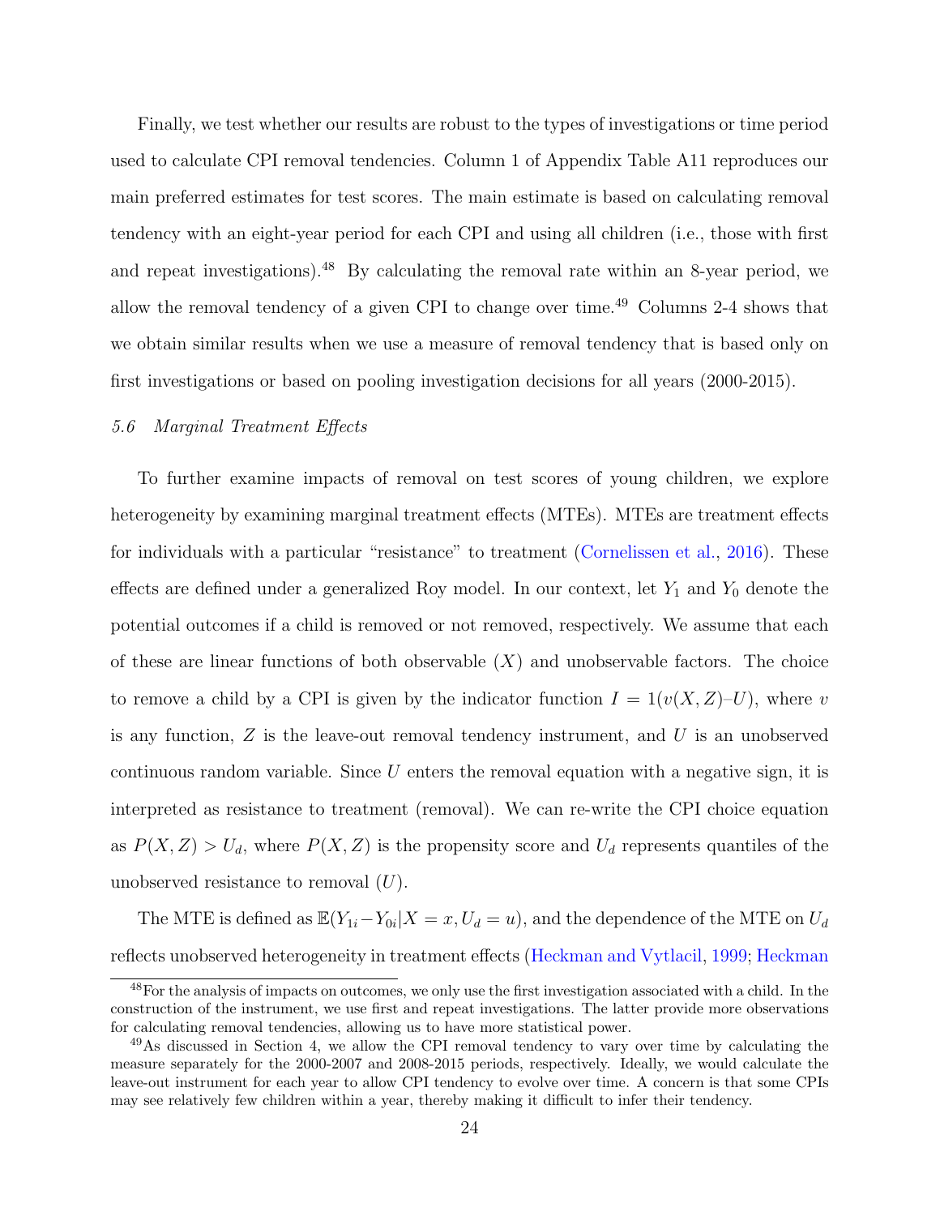Finally, we test whether our results are robust to the types of investigations or time period used to calculate CPI removal tendencies. Column 1 of Appendix Table A11 reproduces our main preferred estimates for test scores. The main estimate is based on calculating removal tendency with an eight-year period for each CPI and using all children (i.e., those with first and repeat investigations).[48] By calculating the removal rate within an 8-year period, we allow the removal tendency of a given CPI to change over time.[49] Columns 2-4 shows that we obtain similar results when we use a measure of removal tendency that is based only on first investigations or based on pooling investigation decisions for all years (2000-2015).

### 5.6 *Marginal Treatment Effects*

To further examine impacts of removal on test scores of young children, we explore heterogeneity by examining marginal treatment effects (MTEs). MTEs are treatment effects for individuals with a particular "resistance" to treatment (Cornelissen et al., 2016). These effects are defined under a generalized Roy model. In our context, let $Y_1$ and $Y_0$ denote the potential outcomes if a child is removed or not removed, respectively. We assume that each of these are linear functions of both observable ($X$) and unobservable factors. The choice to remove a child by a CPI is given by the indicator function $I = 1(v(X, Z) – U)$, where $v$ is any function, $Z$ is the leave-out removal tendency instrument, and $U$ is an unobserved continuous random variable. Since $U$ enters the removal equation with a negative sign, it is interpreted as resistance to treatment (removal). We can re-write the CPI choice equation as $P(X, Z) > U_d$, where $P(X, Z)$ is the propensity score and $U_d$ represents quantiles of the unobserved resistance to removal ($U$).

The MTE is defined as $\mathbb{E}(Y_{1i} – Y_{0i} | X = x, U_d = u)$, and the dependence of the MTE on $U_d$ reflects unobserved heterogeneity in treatment effects (Heckman and Vytlacil, 1999; Heckman

[48] For the analysis of impacts on outcomes, we only use the first investigation associated with a child. In the construction of the instrument, we use first and repeat investigations. The latter provide more observations for calculating removal tendencies, allowing us to have more statistical power.

[49] As discussed in Section 4, we allow the CPI removal tendency to vary over time by calculating the measure separately for the 2000-2007 and 2008-2015 periods, respectively. Ideally, we would calculate the leave-out instrument for each year to allow CPI tendency to evolve over time. A concern is that some CPIs may see relatively few children within a year, thereby making it difficult to infer their tendency.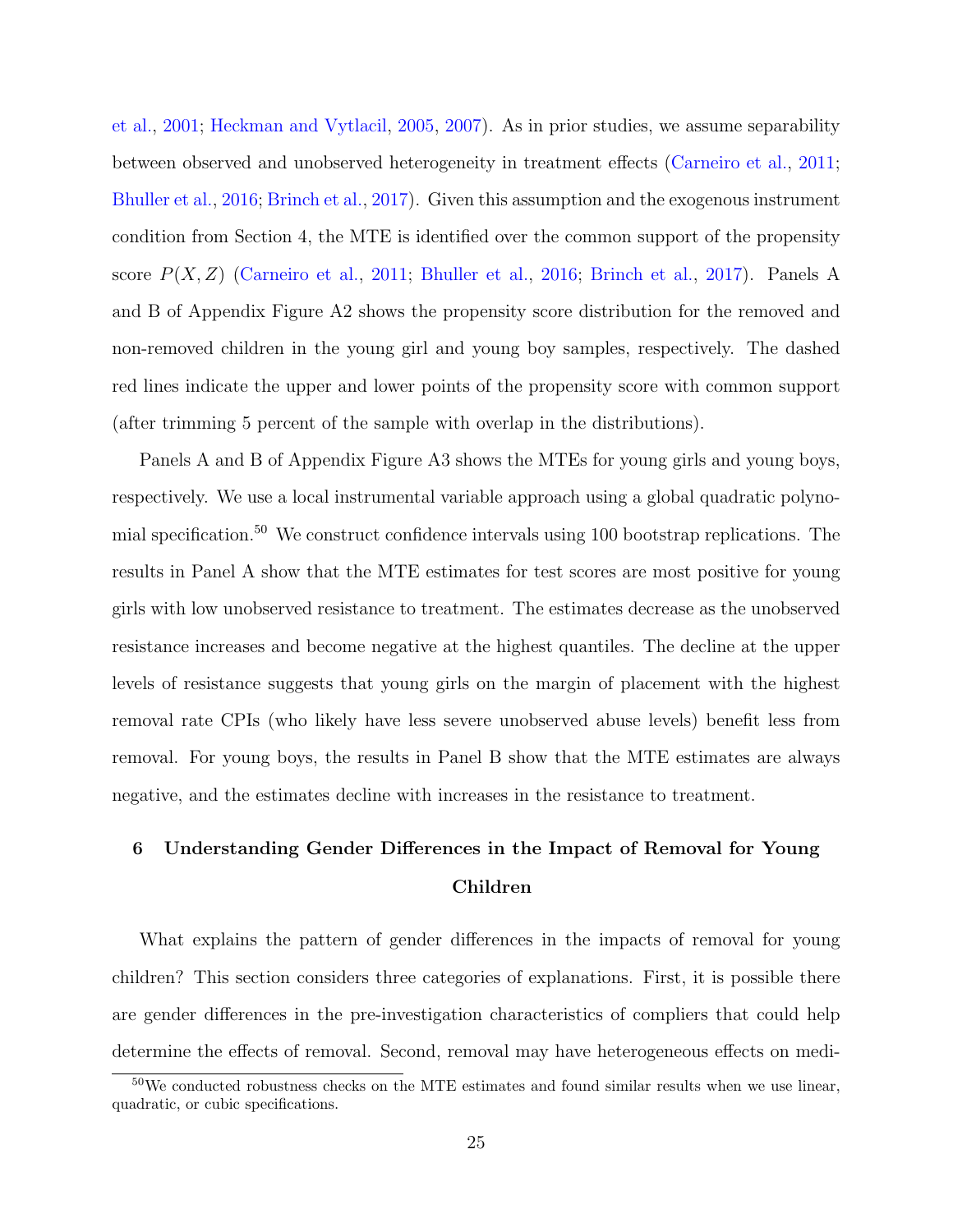et al., 2001; Heckman and Vytlacil, 2005, 2007). As in prior studies, we assume separability between observed and unobserved heterogeneity in treatment effects (Carneiro et al., 2011; Bhuller et al., 2016; Brinch et al., 2017). Given this assumption and the exogenous instrument condition from Section 4, the MTE is identified over the common support of the propensity score $P(X, Z)$ (Carneiro et al., 2011; Bhuller et al., 2016; Brinch et al., 2017). Panels A and B of Appendix Figure A2 shows the propensity score distribution for the removed and non-removed children in the young girl and young boy samples, respectively. The dashed red lines indicate the upper and lower points of the propensity score with common support (after trimming 5 percent of the sample with overlap in the distributions).

Panels A and B of Appendix Figure A3 shows the MTEs for young girls and young boys, respectively. We use a local instrumental variable approach using a global quadratic polynomial specification.[50] We construct confidence intervals using 100 bootstrap replications. The results in Panel A show that the MTE estimates for test scores are most positive for young girls with low unobserved resistance to treatment. The estimates decrease as the unobserved resistance increases and become negative at the highest quantiles. The decline at the upper levels of resistance suggests that young girls on the margin of placement with the highest removal rate CPIs (who likely have less severe unobserved abuse levels) benefit less from removal. For young boys, the results in Panel B show that the MTE estimates are always negative, and the estimates decline with increases in the resistance to treatment.

## 6 Understanding Gender Differences in the Impact of Removal for Young Children

What explains the pattern of gender differences in the impacts of removal for young children? This section considers three categories of explanations. First, it is possible there are gender differences in the pre-investigation characteristics of compliers that could help determine the effects of removal. Second, removal may have heterogeneous effects on medi-

[50] We conducted robustness checks on the MTE estimates and found similar results when we use linear, quadratic, or cubic specifications.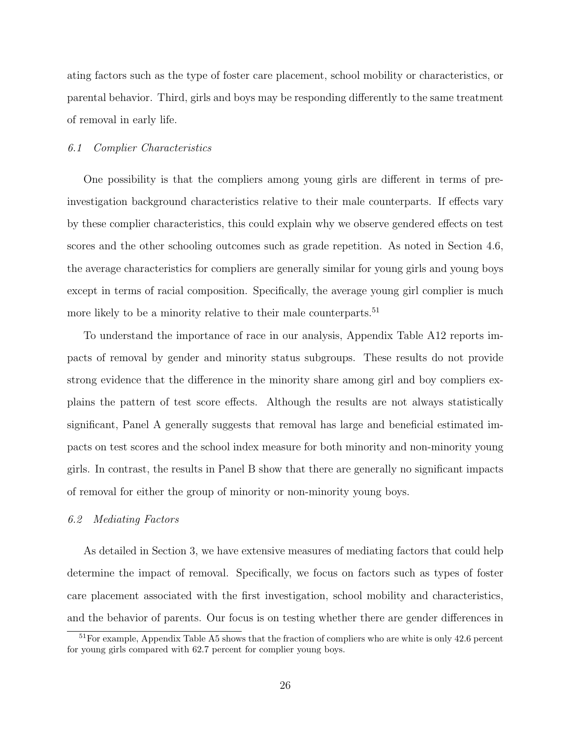ating factors such as the type of foster care placement, school mobility or characteristics, or parental behavior. Third, girls and boys may be responding differently to the same treatment of removal in early life.

### *6.1 Complier Characteristics*

One possibility is that the compliers among young girls are different in terms of pre-investigation background characteristics relative to their male counterparts. If effects vary by these complier characteristics, this could explain why we observe gendered effects on test scores and the other schooling outcomes such as grade repetition. As noted in Section 4.6, the average characteristics for compliers are generally similar for young girls and young boys except in terms of racial composition. Specifically, the average young girl complier is much more likely to be a minority relative to their male counterparts.[51]

To understand the importance of race in our analysis, Appendix Table A12 reports impacts of removal by gender and minority status subgroups. These results do not provide strong evidence that the difference in the minority share among girl and boy compliers explains the pattern of test score effects. Although the results are not always statistically significant, Panel A generally suggests that removal has large and beneficial estimated impacts on test scores and the school index measure for both minority and non-minority young girls. In contrast, the results in Panel B show that there are generally no significant impacts of removal for either the group of minority or non-minority young boys.

### *6.2 Mediating Factors*

As detailed in Section 3, we have extensive measures of mediating factors that could help determine the impact of removal. Specifically, we focus on factors such as types of foster care placement associated with the first investigation, school mobility and characteristics, and the behavior of parents. Our focus is on testing whether there are gender differences in

[51] For example, Appendix Table A5 shows that the fraction of compliers who are white is only 42.6 percent for young girls compared with 62.7 percent for complier young boys.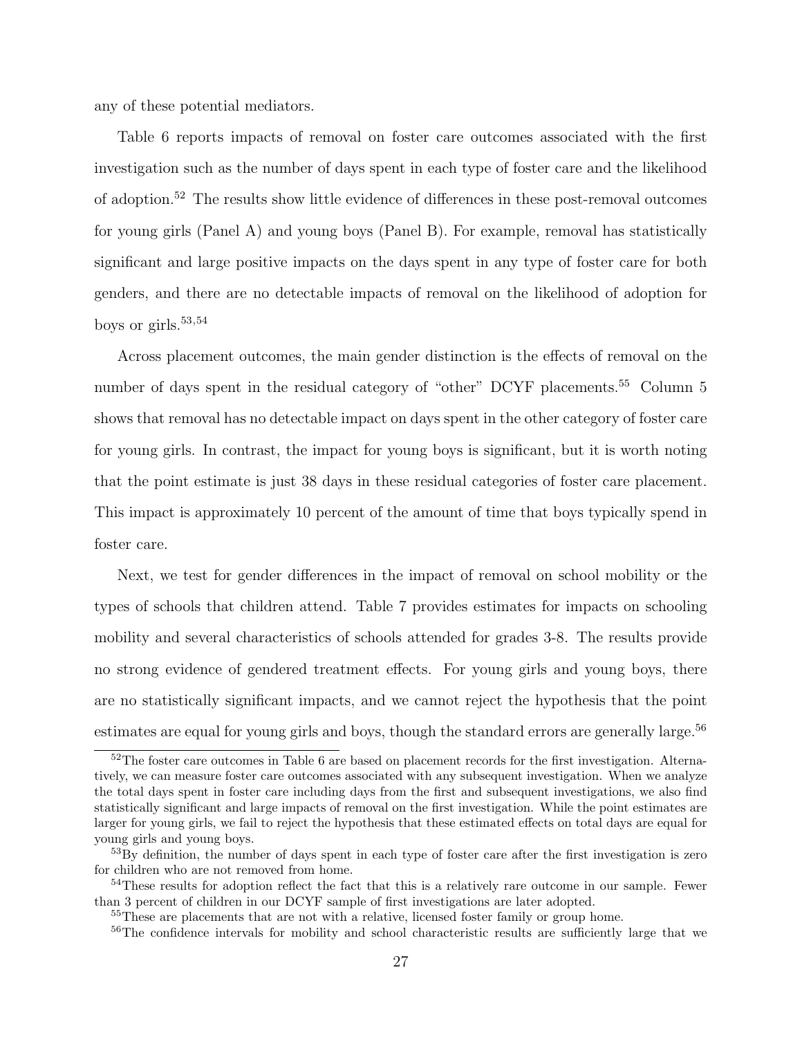any of these potential mediators.

Table 6 reports impacts of removal on foster care outcomes associated with the first investigation such as the number of days spent in each type of foster care and the likelihood of adoption.[52] The results show little evidence of differences in these post-removal outcomes for young girls (Panel A) and young boys (Panel B). For example, removal has statistically significant and large positive impacts on the days spent in any type of foster care for both genders, and there are no detectable impacts of removal on the likelihood of adoption for boys or girls.[53,54]

Across placement outcomes, the main gender distinction is the effects of removal on the number of days spent in the residual category of "other" DCYF placements.[55] Column 5 shows that removal has no detectable impact on days spent in the other category of foster care for young girls. In contrast, the impact for young boys is significant, but it is worth noting that the point estimate is just 38 days in these residual categories of foster care placement. This impact is approximately 10 percent of the amount of time that boys typically spend in foster care.

Next, we test for gender differences in the impact of removal on school mobility or the types of schools that children attend. Table 7 provides estimates for impacts on schooling mobility and several characteristics of schools attended for grades 3-8. The results provide no strong evidence of gendered treatment effects. For young girls and young boys, there are no statistically significant impacts, and we cannot reject the hypothesis that the point estimates are equal for young girls and boys, though the standard errors are generally large.[56]

[52] The foster care outcomes in Table 6 are based on placement records for the first investigation. Alternatively, we can measure foster care outcomes associated with any subsequent investigation. When we analyze the total days spent in foster care including days from the first and subsequent investigations, we also find statistically significant and large impacts of removal on the first investigation. While the point estimates are larger for young girls, we fail to reject the hypothesis that these estimated effects on total days are equal for young girls and young boys.

[53] By definition, the number of days spent in each type of foster care after the first investigation is zero for children who are not removed from home.

[54] These results for adoption reflect the fact that this is a relatively rare outcome in our sample. Fewer than 3 percent of children in our DCYF sample of first investigations are later adopted.

[55] These are placements that are not with a relative, licensed foster family or group home.

[56] The confidence intervals for mobility and school characteristic results are sufficiently large that we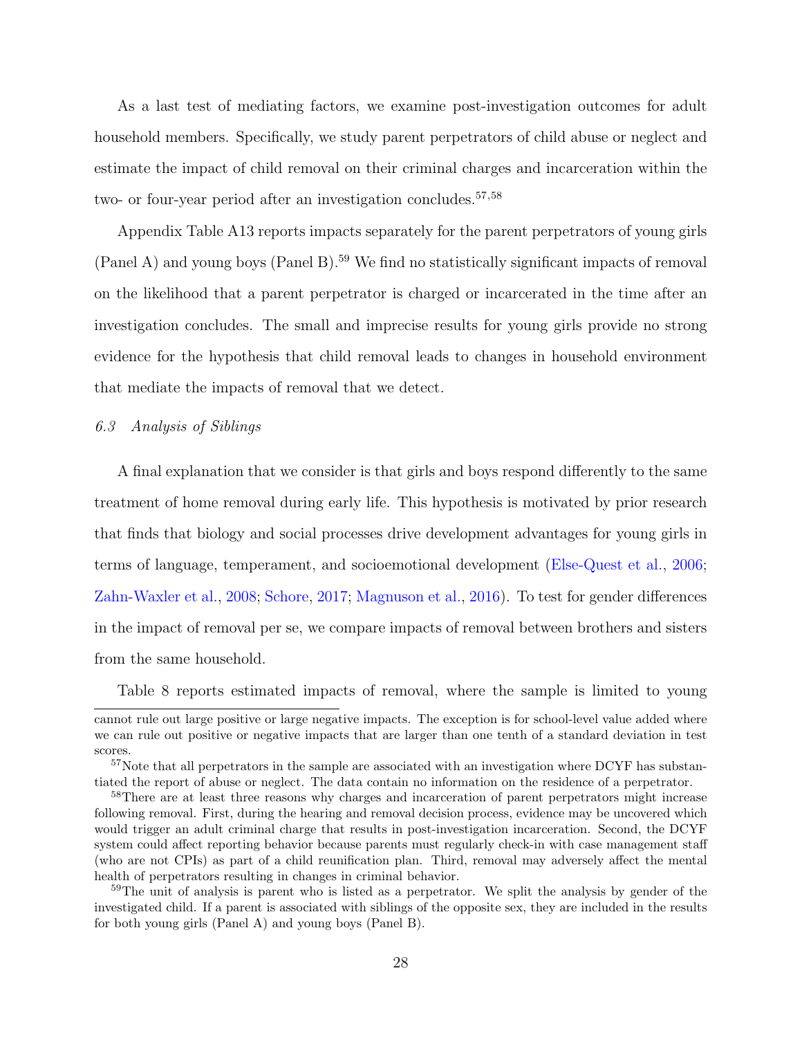As a last test of mediating factors, we examine post-investigation outcomes for adult household members. Specifically, we study parent perpetrators of child abuse or neglect and estimate the impact of child removal on their criminal charges and incarceration within the two- or four-year period after an investigation concludes.[57,58]

Appendix Table A13 reports impacts separately for the parent perpetrators of young girls (Panel A) and young boys (Panel B).[59] We find no statistically significant impacts of removal on the likelihood that a parent perpetrator is charged or incarcerated in the time after an investigation concludes. The small and imprecise results for young girls provide no strong evidence for the hypothesis that child removal leads to changes in household environment that mediate the impacts of removal that we detect.

### *6.3 Analysis of Siblings*

A final explanation that we consider is that girls and boys respond differently to the same treatment of home removal during early life. This hypothesis is motivated by prior research that finds that biology and social processes drive development advantages for young girls in terms of language, temperament, and socioemotional development (Else-Quest et al., 2006; Zahn-Waxler et al., 2008; Schore, 2017; Magnuson et al., 2016). To test for gender differences in the impact of removal per se, we compare impacts of removal between brothers and sisters from the same household.

Table 8 reports estimated impacts of removal, where the sample is limited to young

---

cannot rule out large positive or large negative impacts. The exception is for school-level value added where we can rule out positive or negative impacts that are larger than one tenth of a standard deviation in test scores.

[57] Note that all perpetrators in the sample are associated with an investigation where DCYF has substantiated the report of abuse or neglect. The data contain no information on the residence of a perpetrator.

[58] There are at least three reasons why charges and incarceration of parent perpetrators might increase following removal. First, during the hearing and removal decision process, evidence may be uncovered which would trigger an adult criminal charge that results in post-investigation incarceration. Second, the DCYF system could affect reporting behavior because parents must regularly check-in with case management staff (who are not CPIs) as part of a child reunification plan. Third, removal may adversely affect the mental health of perpetrators resulting in changes in criminal behavior.

[59] The unit of analysis is parent who is listed as a perpetrator. We split the analysis by gender of the investigated child. If a parent is associated with siblings of the opposite sex, they are included in the results for both young girls (Panel A) and young boys (Panel B).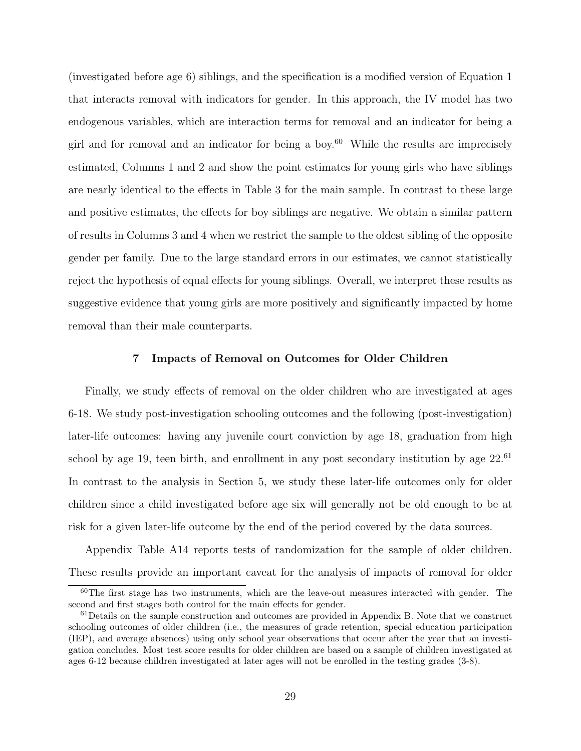(investigated before age 6) siblings, and the specification is a modified version of Equation 1 that interacts removal with indicators for gender. In this approach, the IV model has two endogenous variables, which are interaction terms for removal and an indicator for being a girl and for removal and an indicator for being a boy.[60] While the results are imprecisely estimated, Columns 1 and 2 and show the point estimates for young girls who have siblings are nearly identical to the effects in Table 3 for the main sample. In contrast to these large and positive estimates, the effects for boy siblings are negative. We obtain a similar pattern of results in Columns 3 and 4 when we restrict the sample to the oldest sibling of the opposite gender per family. Due to the large standard errors in our estimates, we cannot statistically reject the hypothesis of equal effects for young siblings. Overall, we interpret these results as suggestive evidence that young girls are more positively and significantly impacted by home removal than their male counterparts.

## 7 Impacts of Removal on Outcomes for Older Children

Finally, we study effects of removal on the older children who are investigated at ages 6-18. We study post-investigation schooling outcomes and the following (post-investigation) later-life outcomes: having any juvenile court conviction by age 18, graduation from high school by age 19, teen birth, and enrollment in any post secondary institution by age 22.[61] In contrast to the analysis in Section 5, we study these later-life outcomes only for older children since a child investigated before age six will generally not be old enough to be at risk for a given later-life outcome by the end of the period covered by the data sources.

Appendix Table A14 reports tests of randomization for the sample of older children. These results provide an important caveat for the analysis of impacts of removal for older

[60] The first stage has two instruments, which are the leave-out measures interacted with gender. The second and first stages both control for the main effects for gender.

[61] Details on the sample construction and outcomes are provided in Appendix B. Note that we construct schooling outcomes of older children (i.e., the measures of grade retention, special education participation (IEP), and average absences) using only school year observations that occur after the year that an investigation concludes. Most test score results for older children are based on a sample of children investigated at ages 6-12 because children investigated at later ages will not be enrolled in the testing grades (3-8).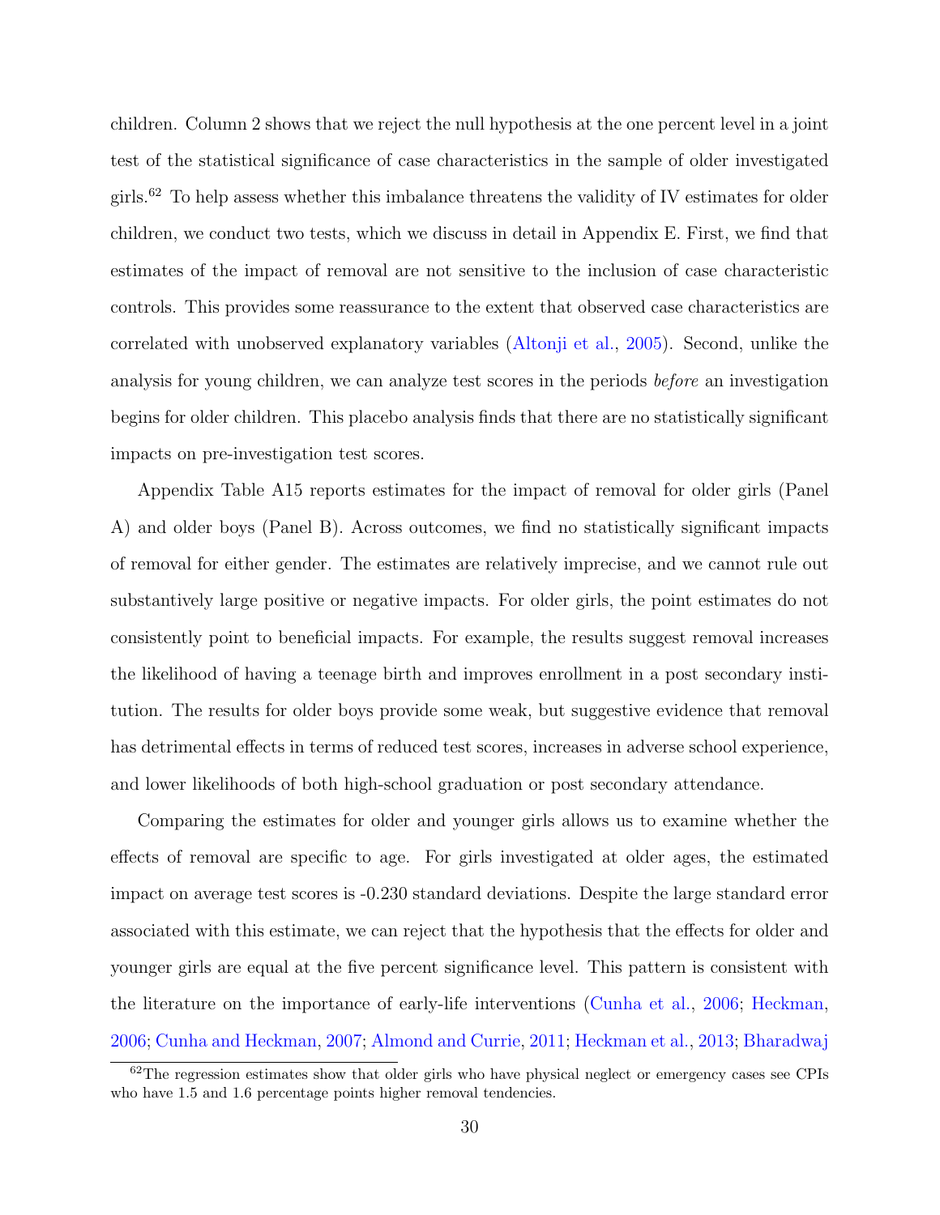children. Column 2 shows that we reject the null hypothesis at the one percent level in a joint test of the statistical significance of case characteristics in the sample of older investigated girls.[62] To help assess whether this imbalance threatens the validity of IV estimates for older children, we conduct two tests, which we discuss in detail in Appendix E. First, we find that estimates of the impact of removal are not sensitive to the inclusion of case characteristic controls. This provides some reassurance to the extent that observed case characteristics are correlated with unobserved explanatory variables (Altonji et al., 2005). Second, unlike the analysis for young children, we can analyze test scores in the periods *before* an investigation begins for older children. This placebo analysis finds that there are no statistically significant impacts on pre-investigation test scores.

Appendix Table A15 reports estimates for the impact of removal for older girls (Panel A) and older boys (Panel B). Across outcomes, we find no statistically significant impacts of removal for either gender. The estimates are relatively imprecise, and we cannot rule out substantively large positive or negative impacts. For older girls, the point estimates do not consistently point to beneficial impacts. For example, the results suggest removal increases the likelihood of having a teenage birth and improves enrollment in a post secondary institution. The results for older boys provide some weak, but suggestive evidence that removal has detrimental effects in terms of reduced test scores, increases in adverse school experience, and lower likelihoods of both high-school graduation or post secondary attendance.

Comparing the estimates for older and younger girls allows us to examine whether the effects of removal are specific to age. For girls investigated at older ages, the estimated impact on average test scores is -0.230 standard deviations. Despite the large standard error associated with this estimate, we can reject that the hypothesis that the effects for older and younger girls are equal at the five percent significance level. This pattern is consistent with the literature on the importance of early-life interventions (Cunha et al., 2006; Heckman, 2006; Cunha and Heckman, 2007; Almond and Currie, 2011; Heckman et al., 2013; Bharadwaj

[62] The regression estimates show that older girls who have physical neglect or emergency cases see CPIs who have 1.5 and 1.6 percentage points higher removal tendencies.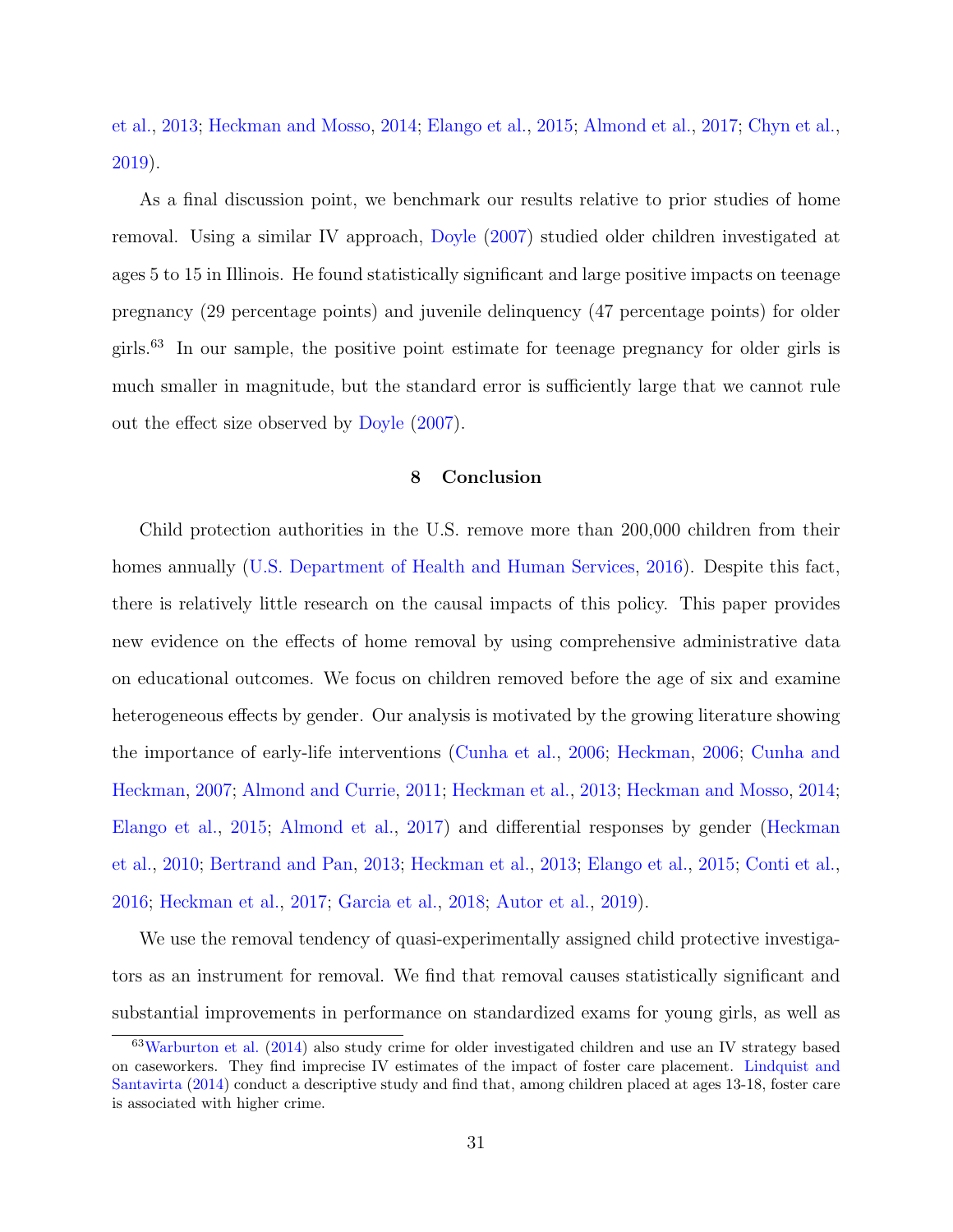et al., 2013; Heckman and Mosso, 2014; Elango et al., 2015; Almond et al., 2017; Chyn et al., 2019).

As a final discussion point, we benchmark our results relative to prior studies of home removal. Using a similar IV approach, Doyle (2007) studied older children investigated at ages 5 to 15 in Illinois. He found statistically significant and large positive impacts on teenage pregnancy (29 percentage points) and juvenile delinquency (47 percentage points) for older girls.[63] In our sample, the positive point estimate for teenage pregnancy for older girls is much smaller in magnitude, but the standard error is sufficiently large that we cannot rule out the effect size observed by Doyle (2007).

## 8 Conclusion

Child protection authorities in the U.S. remove more than 200,000 children from their homes annually (U.S. Department of Health and Human Services, 2016). Despite this fact, there is relatively little research on the causal impacts of this policy. This paper provides new evidence on the effects of home removal by using comprehensive administrative data on educational outcomes. We focus on children removed before the age of six and examine heterogeneous effects by gender. Our analysis is motivated by the growing literature showing the importance of early-life interventions (Cunha et al., 2006; Heckman, 2006; Cunha and Heckman, 2007; Almond and Currie, 2011; Heckman et al., 2013; Heckman and Mosso, 2014; Elango et al., 2015; Almond et al., 2017) and differential responses by gender (Heckman et al., 2010; Bertrand and Pan, 2013; Heckman et al., 2013; Elango et al., 2015; Conti et al., 2016; Heckman et al., 2017; Garcia et al., 2018; Autor et al., 2019).

We use the removal tendency of quasi-experimentally assigned child protective investigators as an instrument for removal. We find that removal causes statistically significant and substantial improvements in performance on standardized exams for young girls, as well as

[63] Warburton et al. (2014) also study crime for older investigated children and use an IV strategy based on caseworkers. They find imprecise IV estimates of the impact of foster care placement. Lindquist and Santavirta (2014) conduct a descriptive study and find that, among children placed at ages 13-18, foster care is associated with higher crime.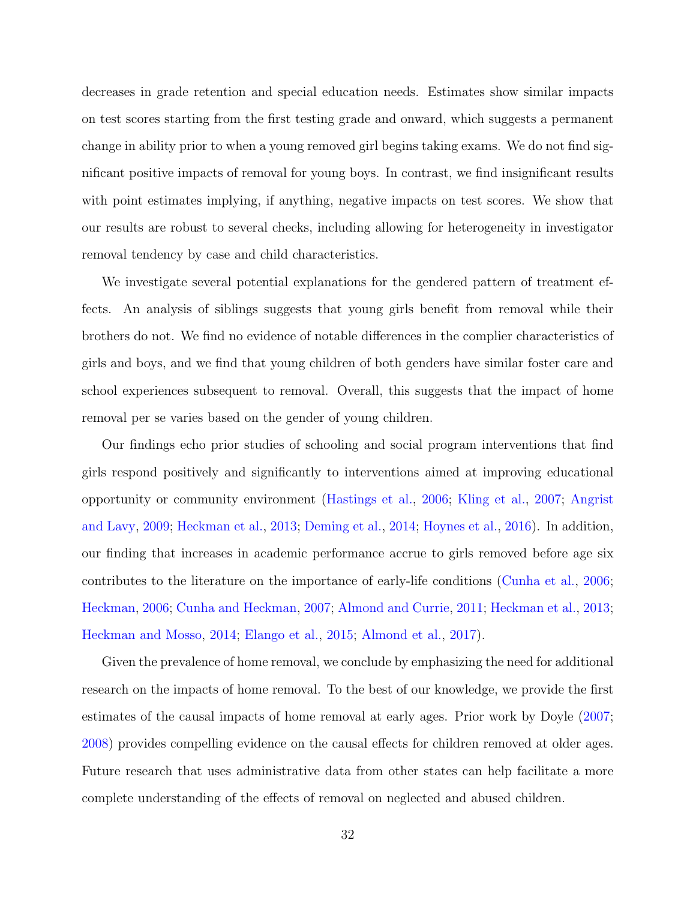decreases in grade retention and special education needs. Estimates show similar impacts on test scores starting from the first testing grade and onward, which suggests a permanent change in ability prior to when a young removed girl begins taking exams. We do not find significant positive impacts of removal for young boys. In contrast, we find insignificant results with point estimates implying, if anything, negative impacts on test scores. We show that our results are robust to several checks, including allowing for heterogeneity in investigator removal tendency by case and child characteristics.

We investigate several potential explanations for the gendered pattern of treatment effects. An analysis of siblings suggests that young girls benefit from removal while their brothers do not. We find no evidence of notable differences in the complier characteristics of girls and boys, and we find that young children of both genders have similar foster care and school experiences subsequent to removal. Overall, this suggests that the impact of home removal per se varies based on the gender of young children.

Our findings echo prior studies of schooling and social program interventions that find girls respond positively and significantly to interventions aimed at improving educational opportunity or community environment (Hastings et al., 2006; Kling et al., 2007; Angrist and Lavy, 2009; Heckman et al., 2013; Deming et al., 2014; Hoynes et al., 2016). In addition, our finding that increases in academic performance accrue to girls removed before age six contributes to the literature on the importance of early-life conditions (Cunha et al., 2006; Heckman, 2006; Cunha and Heckman, 2007; Almond and Currie, 2011; Heckman et al., 2013; Heckman and Mosso, 2014; Elango et al., 2015; Almond et al., 2017).

Given the prevalence of home removal, we conclude by emphasizing the need for additional research on the impacts of home removal. To the best of our knowledge, we provide the first estimates of the causal impacts of home removal at early ages. Prior work by Doyle (2007; 2008) provides compelling evidence on the causal effects for children removed at older ages. Future research that uses administrative data from other states can help facilitate a more complete understanding of the effects of removal on neglected and abused children.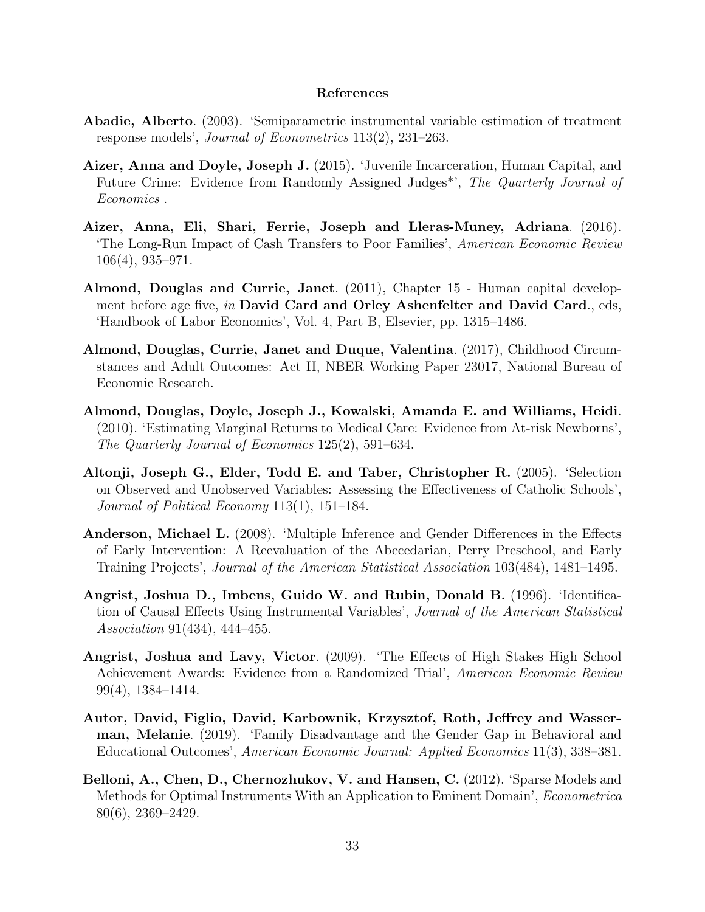## References

**Abadie, Alberto**. (2003). 'Semiparametric instrumental variable estimation of treatment response models', *Journal of Econometrics* 113(2), 231–263.

**Aizer, Anna and Doyle, Joseph J.** (2015). 'Juvenile Incarceration, Human Capital, and Future Crime: Evidence from Randomly Assigned Judges*', *The Quarterly Journal of Economics* .

**Aizer, Anna, Eli, Shari, Ferrie, Joseph and Lleras-Muney, Adriana**. (2016). 'The Long-Run Impact of Cash Transfers to Poor Families', *American Economic Review* 106(4), 935–971.

**Almond, Douglas and Currie, Janet**. (2011), Chapter 15 - Human capital development before age five, *in* **David Card and Orley Ashenfelter and David Card.**, eds, 'Handbook of Labor Economics', Vol. 4, Part B, Elsevier, pp. 1315–1486.

**Almond, Douglas, Currie, Janet and Duque, Valentina**. (2017), Childhood Circumstances and Adult Outcomes: Act II, NBER Working Paper 23017, National Bureau of Economic Research.

**Almond, Douglas, Doyle, Joseph J., Kowalski, Amanda E. and Williams, Heidi**. (2010). 'Estimating Marginal Returns to Medical Care: Evidence from At-risk Newborns', *The Quarterly Journal of Economics* 125(2), 591–634.

**Altonji, Joseph G., Elder, Todd E. and Taber, Christopher R.** (2005). 'Selection on Observed and Unobserved Variables: Assessing the Effectiveness of Catholic Schools', *Journal of Political Economy* 113(1), 151–184.

**Anderson, Michael L.** (2008). 'Multiple Inference and Gender Differences in the Effects of Early Intervention: A Reevaluation of the Abecedarian, Perry Preschool, and Early Training Projects', *Journal of the American Statistical Association* 103(484), 1481–1495.

**Angrist, Joshua D., Imbens, Guido W. and Rubin, Donald B.** (1996). 'Identification of Causal Effects Using Instrumental Variables', *Journal of the American Statistical Association* 91(434), 444–455.

**Angrist, Joshua and Lavy, Victor**. (2009). 'The Effects of High Stakes High School Achievement Awards: Evidence from a Randomized Trial', *American Economic Review* 99(4), 1384–1414.

**Autor, David, Figlio, David, Karbownik, Krzysztof, Roth, Jeffrey and Wasserman, Melanie**. (2019). 'Family Disadvantage and the Gender Gap in Behavioral and Educational Outcomes', *American Economic Journal: Applied Economics* 11(3), 338–381.

**Belloni, A., Chen, D., Chernozhukov, V. and Hansen, C.** (2012). 'Sparse Models and Methods for Optimal Instruments With an Application to Eminent Domain', *Econometrica* 80(6), 2369–2429.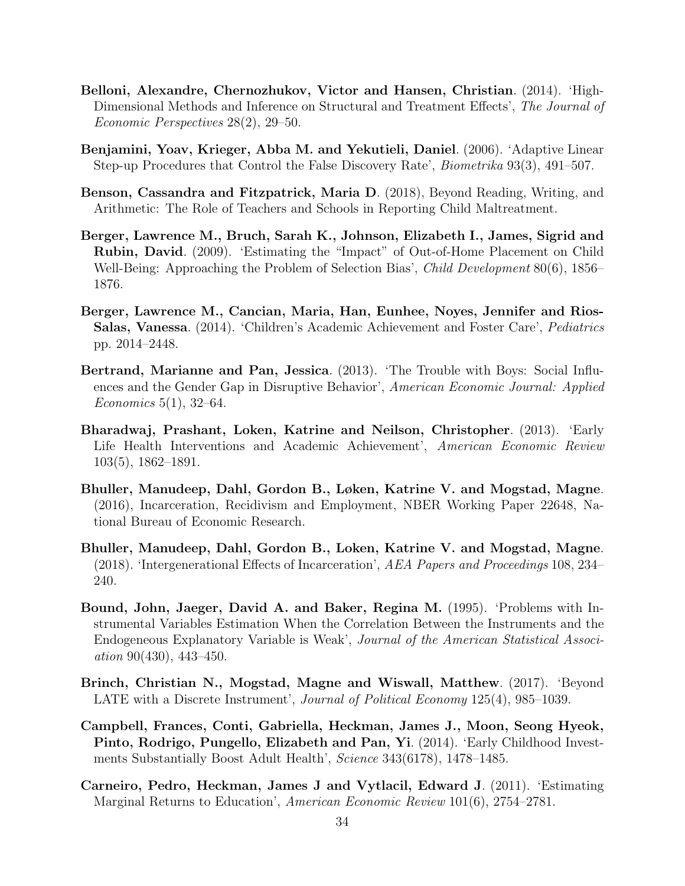**Belloni, Alexandre, Chernozhukov, Victor and Hansen, Christian**. (2014). 'High-Dimensional Methods and Inference on Structural and Treatment Effects', *The Journal of Economic Perspectives* 28(2), 29–50.

**Benjamini, Yoav, Krieger, Abba M. and Yekutieli, Daniel**. (2006). 'Adaptive Linear Step-up Procedures that Control the False Discovery Rate', *Biometrika* 93(3), 491–507.

**Benson, Cassandra and Fitzpatrick, Maria D**. (2018), Beyond Reading, Writing, and Arithmetic: The Role of Teachers and Schools in Reporting Child Maltreatment.

**Berger, Lawrence M., Bruch, Sarah K., Johnson, Elizabeth I., James, Sigrid and Rubin, David**. (2009). 'Estimating the "Impact" of Out-of-Home Placement on Child Well-Being: Approaching the Problem of Selection Bias', *Child Development* 80(6), 1856–1876.

**Berger, Lawrence M., Cancian, Maria, Han, Eunhee, Noyes, Jennifer and Rios-Salas, Vanessa**. (2014). 'Children's Academic Achievement and Foster Care', *Pediatrics* pp. 2014–2448.

**Bertrand, Marianne and Pan, Jessica**. (2013). 'The Trouble with Boys: Social Influences and the Gender Gap in Disruptive Behavior', *American Economic Journal: Applied Economics* 5(1), 32–64.

**Bharadwaj, Prashant, Loken, Katrine and Neilson, Christopher**. (2013). 'Early Life Health Interventions and Academic Achievement', *American Economic Review* 103(5), 1862–1891.

**Bhuller, Manudeep, Dahl, Gordon B., Løken, Katrine V. and Mogstad, Magne**. (2016), Incarceration, Recidivism and Employment, NBER Working Paper 22648, National Bureau of Economic Research.

**Bhuller, Manudeep, Dahl, Gordon B., Loken, Katrine V. and Mogstad, Magne**. (2018). 'Intergenerational Effects of Incarceration', *AEA Papers and Proceedings* 108, 234–240.

**Bound, John, Jaeger, David A. and Baker, Regina M.** (1995). 'Problems with Instrumental Variables Estimation When the Correlation Between the Instruments and the Endogeneous Explanatory Variable is Weak', *Journal of the American Statistical Association* 90(430), 443–450.

**Brinch, Christian N., Mogstad, Magne and Wiswall, Matthew**. (2017). 'Beyond LATE with a Discrete Instrument', *Journal of Political Economy* 125(4), 985–1039.

**Campbell, Frances, Conti, Gabriella, Heckman, James J., Moon, Seong Hyeok, Pinto, Rodrigo, Pungello, Elizabeth and Pan, Yi**. (2014). 'Early Childhood Investments Substantially Boost Adult Health', *Science* 343(6178), 1478–1485.

**Carneiro, Pedro, Heckman, James J and Vytlacil, Edward J**. (2011). 'Estimating Marginal Returns to Education', *American Economic Review* 101(6), 2754–2781.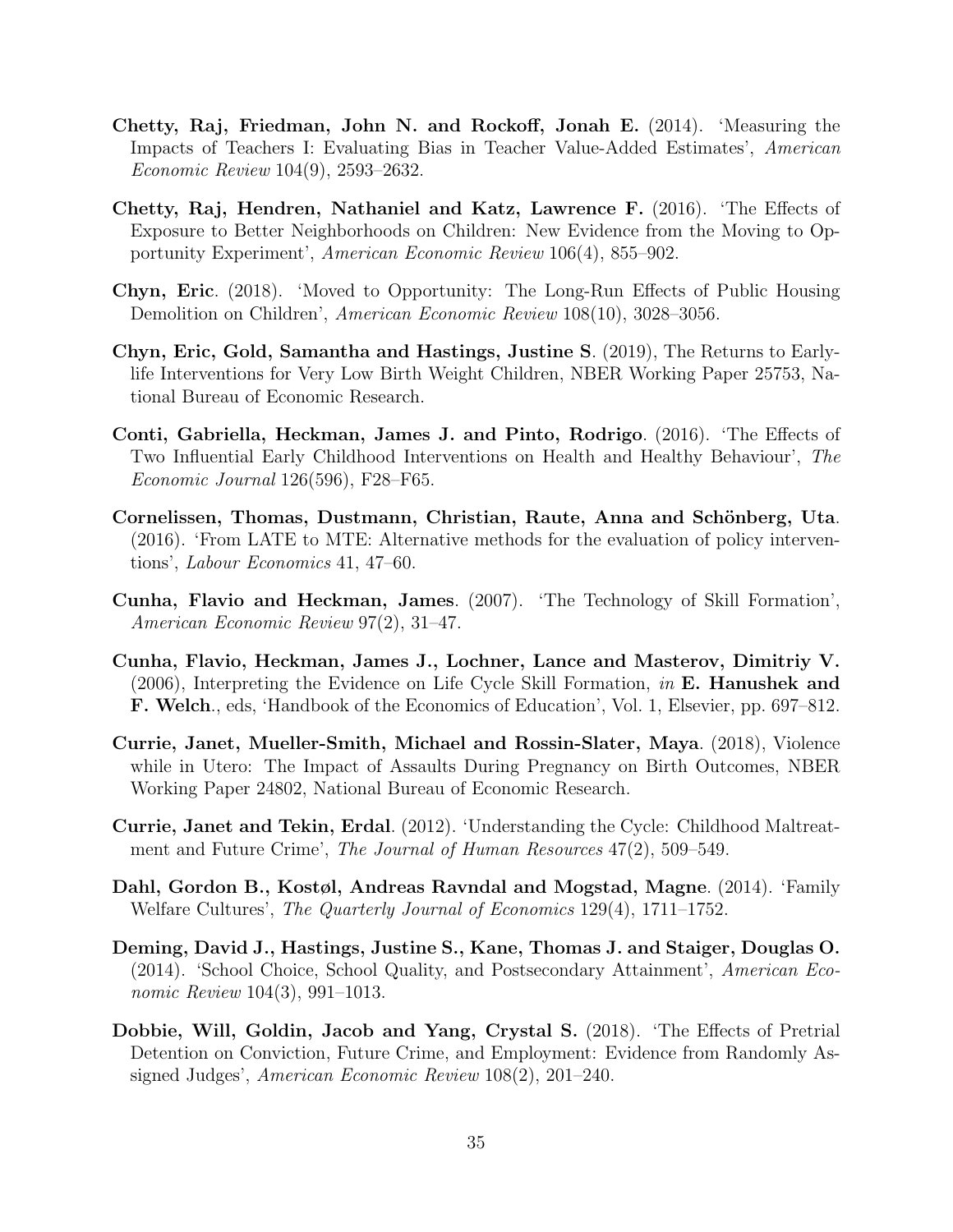**Chetty, Raj, Friedman, John N. and Rockoff, Jonah E.** (2014). 'Measuring the Impacts of Teachers I: Evaluating Bias in Teacher Value-Added Estimates', *American Economic Review* 104(9), 2593–2632.

**Chetty, Raj, Hendren, Nathaniel and Katz, Lawrence F.** (2016). 'The Effects of Exposure to Better Neighborhoods on Children: New Evidence from the Moving to Opportunity Experiment', *American Economic Review* 106(4), 855–902.

**Chyn, Eric**. (2018). 'Moved to Opportunity: The Long-Run Effects of Public Housing Demolition on Children', *American Economic Review* 108(10), 3028–3056.

**Chyn, Eric, Gold, Samantha and Hastings, Justine S**. (2019), The Returns to Early-life Interventions for Very Low Birth Weight Children, NBER Working Paper 25753, National Bureau of Economic Research.

**Conti, Gabriella, Heckman, James J. and Pinto, Rodrigo**. (2016). 'The Effects of Two Influential Early Childhood Interventions on Health and Healthy Behaviour', *The Economic Journal* 126(596), F28–F65.

**Cornelissen, Thomas, Dustmann, Christian, Raute, Anna and Schönberg, Uta**. (2016). 'From LATE to MTE: Alternative methods for the evaluation of policy interventions', *Labour Economics* 41, 47–60.

**Cunha, Flavio and Heckman, James**. (2007). 'The Technology of Skill Formation', *American Economic Review* 97(2), 31–47.

**Cunha, Flavio, Heckman, James J., Lochner, Lance and Masterov, Dimitriy V.** (2006), Interpreting the Evidence on Life Cycle Skill Formation, *in* **E. Hanushek and F. Welch**., eds, 'Handbook of the Economics of Education', Vol. 1, Elsevier, pp. 697–812.

**Currie, Janet, Mueller-Smith, Michael and Rossin-Slater, Maya**. (2018), Violence while in Utero: The Impact of Assaults During Pregnancy on Birth Outcomes, NBER Working Paper 24802, National Bureau of Economic Research.

**Currie, Janet and Tekin, Erdal**. (2012). 'Understanding the Cycle: Childhood Maltreatment and Future Crime', *The Journal of Human Resources* 47(2), 509–549.

**Dahl, Gordon B., Kostøl, Andreas Ravndal and Mogstad, Magne**. (2014). 'Family Welfare Cultures', *The Quarterly Journal of Economics* 129(4), 1711–1752.

**Deming, David J., Hastings, Justine S., Kane, Thomas J. and Staiger, Douglas O.** (2014). 'School Choice, School Quality, and Postsecondary Attainment', *American Economic Review* 104(3), 991–1013.

**Dobbie, Will, Goldin, Jacob and Yang, Crystal S.** (2018). 'The Effects of Pretrial Detention on Conviction, Future Crime, and Employment: Evidence from Randomly Assigned Judges', *American Economic Review* 108(2), 201–240.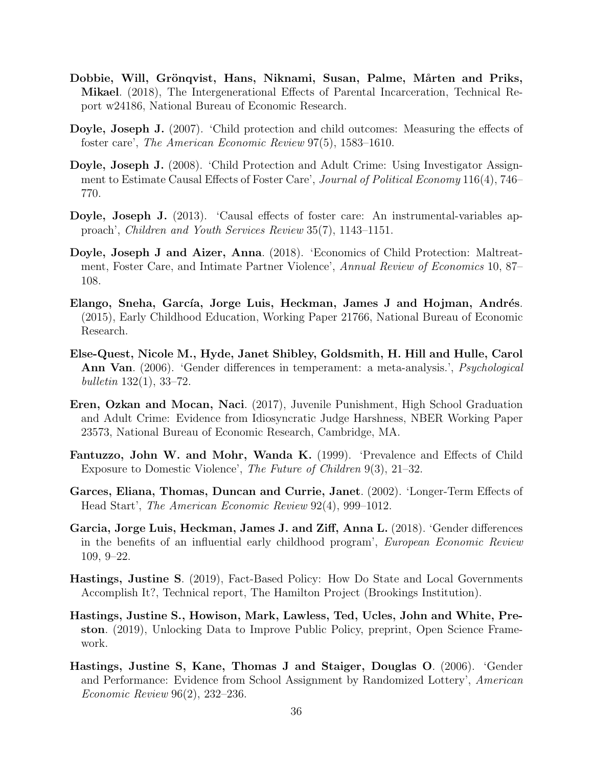**Dobbie, Will, Grönqvist, Hans, Niknami, Susan, Palme, Mårten and Priks, Mikael**. (2018), The Intergenerational Effects of Parental Incarceration, Technical Report w24186, National Bureau of Economic Research.

**Doyle, Joseph J.** (2007). 'Child protection and child outcomes: Measuring the effects of foster care', *The American Economic Review* 97(5), 1583–1610.

**Doyle, Joseph J.** (2008). 'Child Protection and Adult Crime: Using Investigator Assignment to Estimate Causal Effects of Foster Care', *Journal of Political Economy* 116(4), 746–770.

**Doyle, Joseph J.** (2013). 'Causal effects of foster care: An instrumental-variables approach', *Children and Youth Services Review* 35(7), 1143–1151.

**Doyle, Joseph J and Aizer, Anna**. (2018). 'Economics of Child Protection: Maltreatment, Foster Care, and Intimate Partner Violence', *Annual Review of Economics* 10, 87–108.

**Elango, Sneha, García, Jorge Luis, Heckman, James J and Hojman, Andrés**. (2015), Early Childhood Education, Working Paper 21766, National Bureau of Economic Research.

**Else-Quest, Nicole M., Hyde, Janet Shibley, Goldsmith, H. Hill and Hulle, Carol Ann Van**. (2006). 'Gender differences in temperament: a meta-analysis.', *Psychological bulletin* 132(1), 33–72.

**Eren, Ozkan and Mocan, Naci**. (2017), Juvenile Punishment, High School Graduation and Adult Crime: Evidence from Idiosyncratic Judge Harshness, NBER Working Paper 23573, National Bureau of Economic Research, Cambridge, MA.

**Fantuzzo, John W. and Mohr, Wanda K.** (1999). 'Prevalence and Effects of Child Exposure to Domestic Violence', *The Future of Children* 9(3), 21–32.

**Garces, Eliana, Thomas, Duncan and Currie, Janet**. (2002). 'Longer-Term Effects of Head Start', *The American Economic Review* 92(4), 999–1012.

**Garcia, Jorge Luis, Heckman, James J. and Ziff, Anna L.** (2018). 'Gender differences in the benefits of an influential early childhood program', *European Economic Review* 109, 9–22.

**Hastings, Justine S**. (2019), Fact-Based Policy: How Do State and Local Governments Accomplish It?, Technical report, The Hamilton Project (Brookings Institution).

**Hastings, Justine S., Howison, Mark, Lawless, Ted, Ucles, John and White, Preston**. (2019), Unlocking Data to Improve Public Policy, preprint, Open Science Framework.

**Hastings, Justine S, Kane, Thomas J and Staiger, Douglas O**. (2006). 'Gender and Performance: Evidence from School Assignment by Randomized Lottery', *American Economic Review* 96(2), 232–236.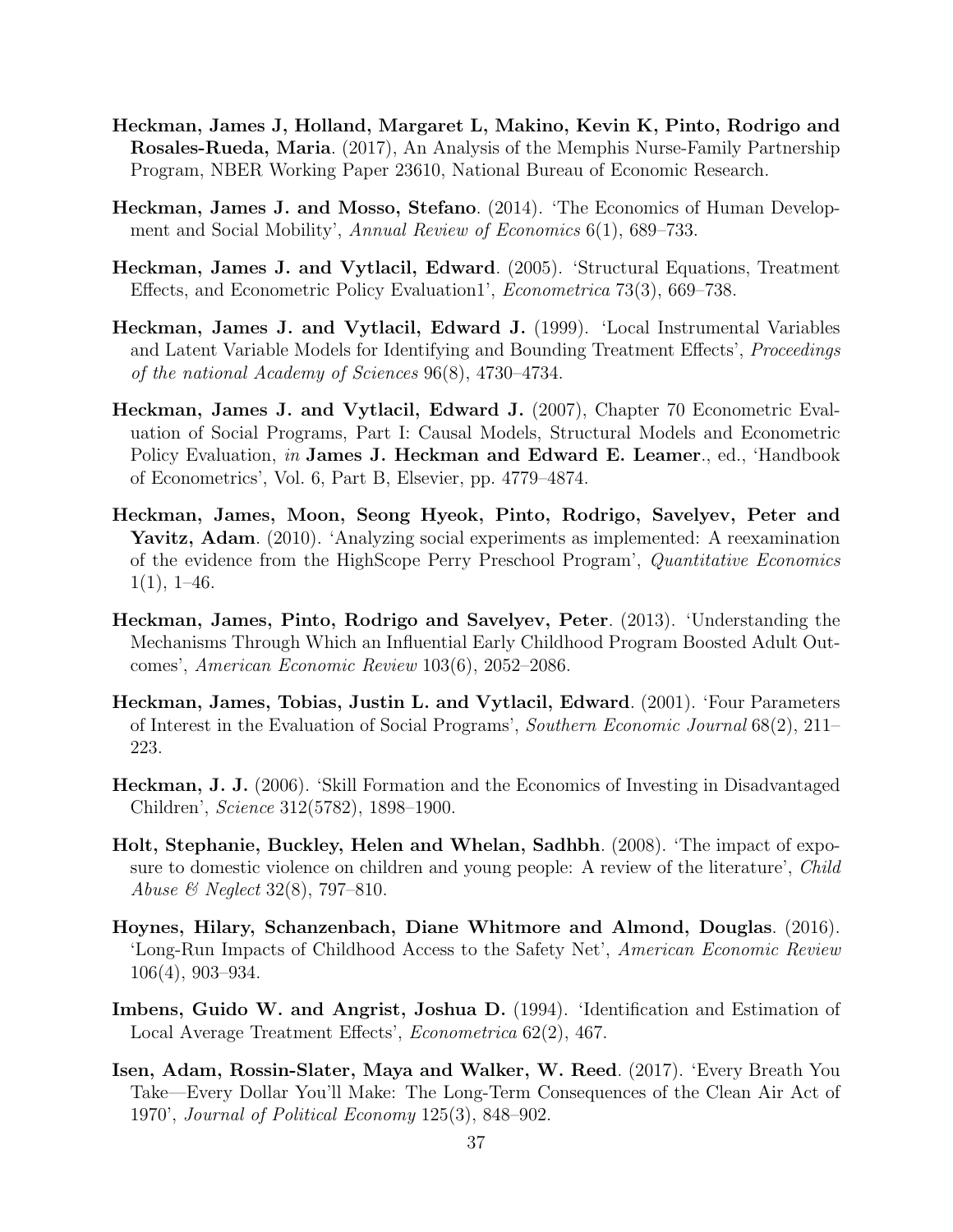**Heckman, James J, Holland, Margaret L, Makino, Kevin K, Pinto, Rodrigo and Rosales-Rueda, Maria**. (2017), An Analysis of the Memphis Nurse-Family Partnership Program, NBER Working Paper 23610, National Bureau of Economic Research.

**Heckman, James J. and Mosso, Stefano**. (2014). 'The Economics of Human Development and Social Mobility', *Annual Review of Economics* 6(1), 689–733.

**Heckman, James J. and Vytlacil, Edward**. (2005). 'Structural Equations, Treatment Effects, and Econometric Policy Evaluation1', *Econometrica* 73(3), 669–738.

**Heckman, James J. and Vytlacil, Edward J.** (1999). 'Local Instrumental Variables and Latent Variable Models for Identifying and Bounding Treatment Effects', *Proceedings of the national Academy of Sciences* 96(8), 4730–4734.

**Heckman, James J. and Vytlacil, Edward J.** (2007), Chapter 70 Econometric Evaluation of Social Programs, Part I: Causal Models, Structural Models and Econometric Policy Evaluation, *in* **James J. Heckman and Edward E. Leamer**., ed., 'Handbook of Econometrics', Vol. 6, Part B, Elsevier, pp. 4779–4874.

**Heckman, James, Moon, Seong Hyeok, Pinto, Rodrigo, Savelyev, Peter and Yavitz, Adam**. (2010). 'Analyzing social experiments as implemented: A reexamination of the evidence from the HighScope Perry Preschool Program', *Quantitative Economics* 1(1), 1–46.

**Heckman, James, Pinto, Rodrigo and Savelyev, Peter**. (2013). 'Understanding the Mechanisms Through Which an Influential Early Childhood Program Boosted Adult Outcomes', *American Economic Review* 103(6), 2052–2086.

**Heckman, James, Tobias, Justin L. and Vytlacil, Edward**. (2001). 'Four Parameters of Interest in the Evaluation of Social Programs', *Southern Economic Journal* 68(2), 211–223.

**Heckman, J. J.** (2006). 'Skill Formation and the Economics of Investing in Disadvantaged Children', *Science* 312(5782), 1898–1900.

**Holt, Stephanie, Buckley, Helen and Whelan, Sadhbh**. (2008). 'The impact of exposure to domestic violence on children and young people: A review of the literature', *Child Abuse & Neglect* 32(8), 797–810.

**Hoynes, Hilary, Schanzenbach, Diane Whitmore and Almond, Douglas**. (2016). 'Long-Run Impacts of Childhood Access to the Safety Net', *American Economic Review* 106(4), 903–934.

**Imbens, Guido W. and Angrist, Joshua D.** (1994). 'Identification and Estimation of Local Average Treatment Effects', *Econometrica* 62(2), 467.

**Isen, Adam, Rossin-Slater, Maya and Walker, W. Reed**. (2017). 'Every Breath You Take—Every Dollar You'll Make: The Long-Term Consequences of the Clean Air Act of 1970', *Journal of Political Economy* 125(3), 848–902.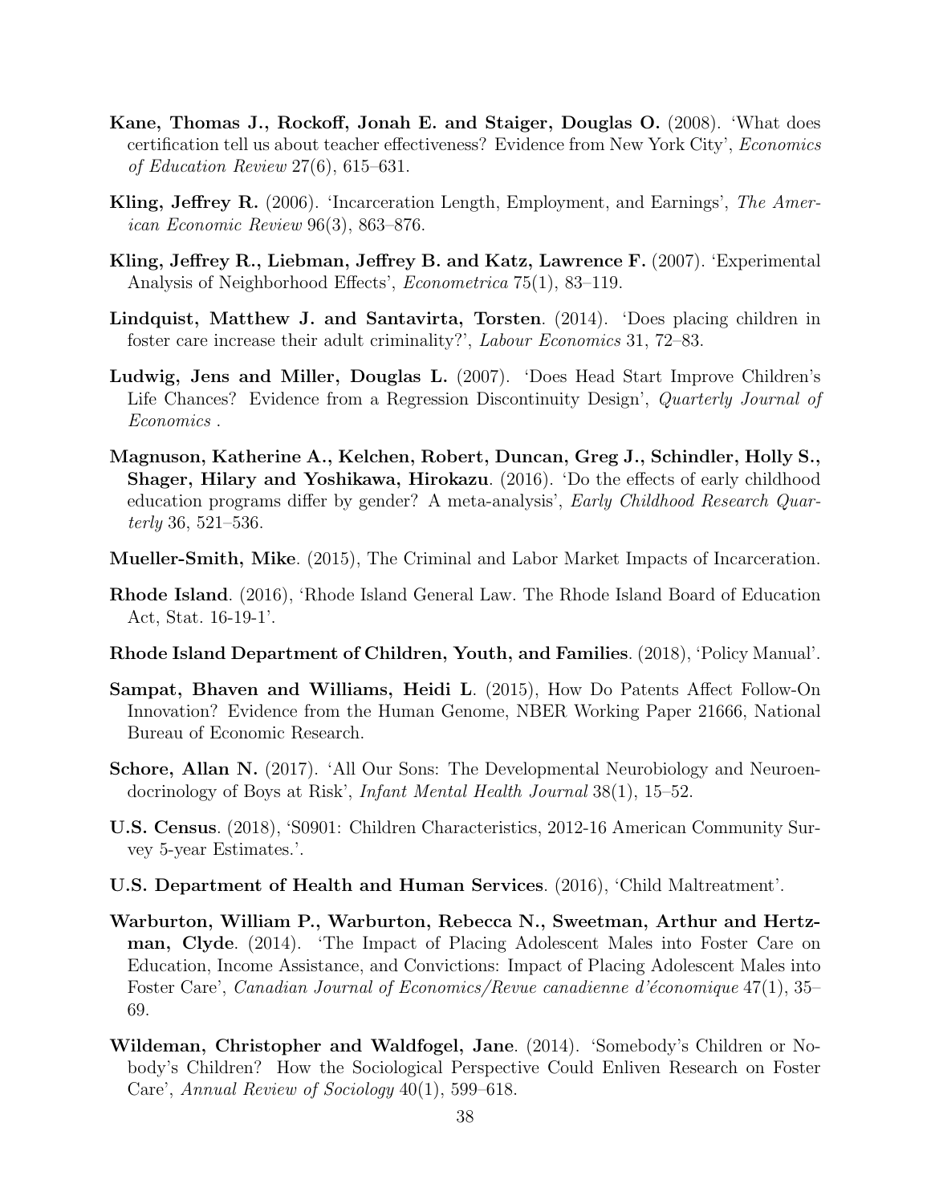**Kane, Thomas J., Rockoff, Jonah E. and Staiger, Douglas O.** (2008). 'What does certification tell us about teacher effectiveness? Evidence from New York City', *Economics of Education Review* 27(6), 615–631.

**Kling, Jeffrey R.** (2006). 'Incarceration Length, Employment, and Earnings', *The American Economic Review* 96(3), 863–876.

**Kling, Jeffrey R., Liebman, Jeffrey B. and Katz, Lawrence F.** (2007). 'Experimental Analysis of Neighborhood Effects', *Econometrica* 75(1), 83–119.

**Lindquist, Matthew J. and Santavirta, Torsten**. (2014). 'Does placing children in foster care increase their adult criminality?', *Labour Economics* 31, 72–83.

**Ludwig, Jens and Miller, Douglas L.** (2007). 'Does Head Start Improve Children's Life Chances? Evidence from a Regression Discontinuity Design', *Quarterly Journal of Economics* .

**Magnuson, Katherine A., Kelchen, Robert, Duncan, Greg J., Schindler, Holly S., Shager, Hilary and Yoshikawa, Hirokazu**. (2016). 'Do the effects of early childhood education programs differ by gender? A meta-analysis', *Early Childhood Research Quarterly* 36, 521–536.

**Mueller-Smith, Mike**. (2015), The Criminal and Labor Market Impacts of Incarceration.

**Rhode Island**. (2016), 'Rhode Island General Law. The Rhode Island Board of Education Act, Stat. 16-19-1'.

**Rhode Island Department of Children, Youth, and Families**. (2018), 'Policy Manual'.

**Sampat, Bhaven and Williams, Heidi L**. (2015), How Do Patents Affect Follow-On Innovation? Evidence from the Human Genome, NBER Working Paper 21666, National Bureau of Economic Research.

**Schore, Allan N.** (2017). 'All Our Sons: The Developmental Neurobiology and Neuroendocrinology of Boys at Risk', *Infant Mental Health Journal* 38(1), 15–52.

**U.S. Census**. (2018), 'S0901: Children Characteristics, 2012-16 American Community Survey 5-year Estimates.'.

**U.S. Department of Health and Human Services**. (2016), 'Child Maltreatment'.

**Warburton, William P., Warburton, Rebecca N., Sweetman, Arthur and Hertzman, Clyde**. (2014). 'The Impact of Placing Adolescent Males into Foster Care on Education, Income Assistance, and Convictions: Impact of Placing Adolescent Males into Foster Care', *Canadian Journal of Economics/Revue canadienne d'économique* 47(1), 35–69.

**Wildeman, Christopher and Waldfogel, Jane**. (2014). 'Somebody's Children or Nobody's Children? How the Sociological Perspective Could Enliven Research on Foster Care', *Annual Review of Sociology* 40(1), 599–618.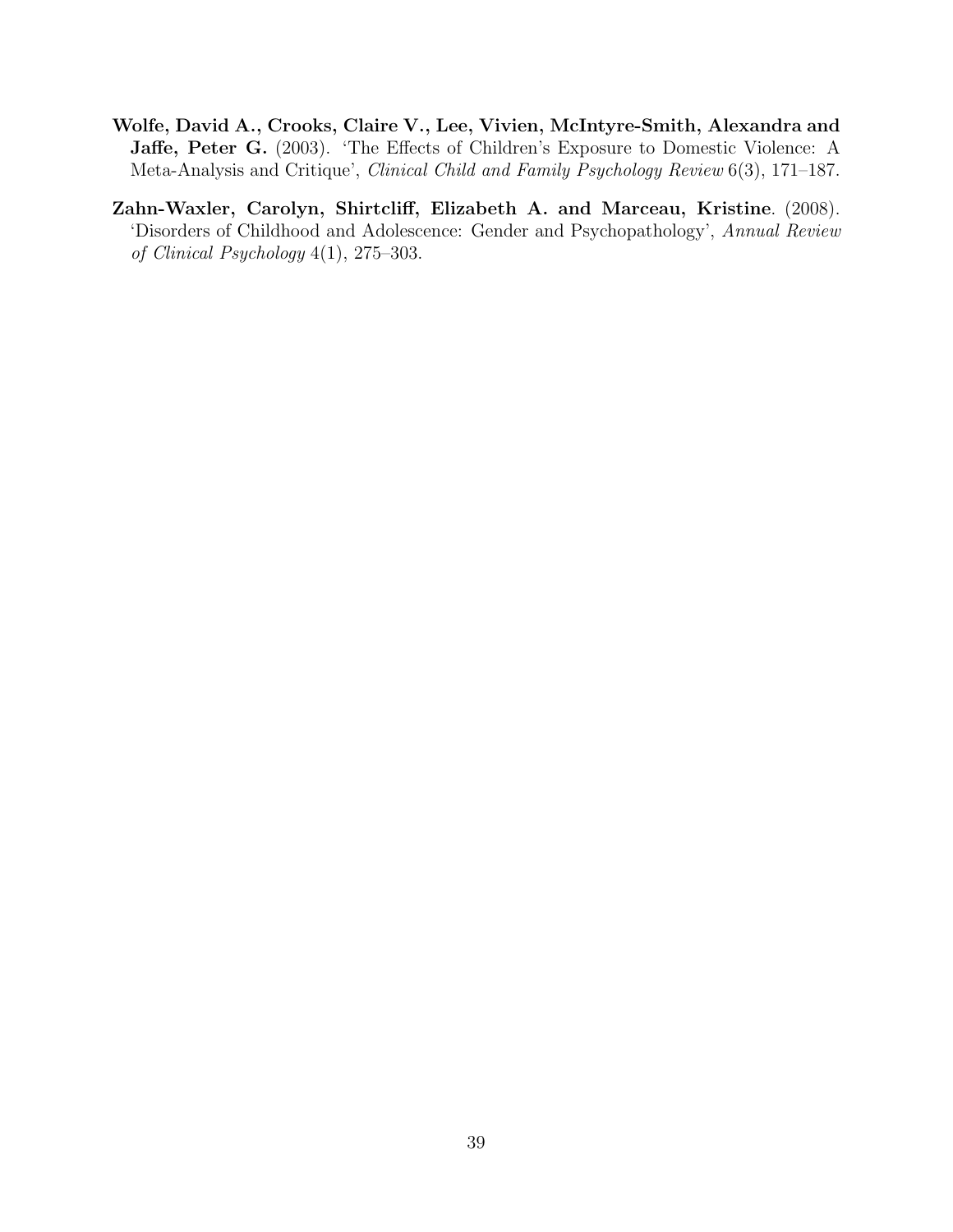**Wolfe, David A., Crooks, Claire V., Lee, Vivien, McIntyre-Smith, Alexandra and Jaffe, Peter G.** (2003). 'The Effects of Children's Exposure to Domestic Violence: A Meta-Analysis and Critique', *Clinical Child and Family Psychology Review* 6(3), 171–187.

**Zahn-Waxler, Carolyn, Shirtcliff, Elizabeth A. and Marceau, Kristine**. (2008). 'Disorders of Childhood and Adolescence: Gender and Psychopathology', *Annual Review of Clinical Psychology* 4(1), 275–303.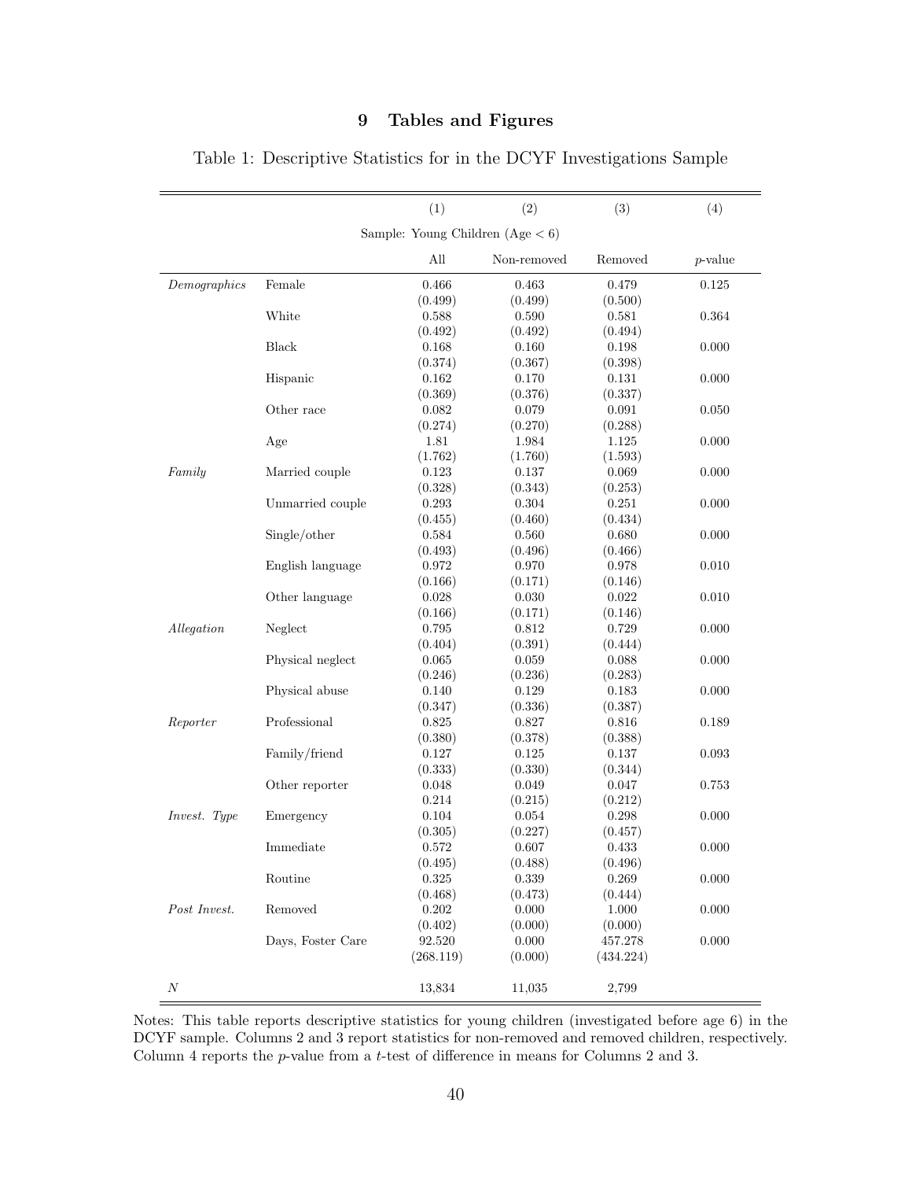# 9 Tables and Figures

Table 1: Descriptive Statistics for in the DCYF Investigations Sample

| | | (1) | (2) | (3) | (4) |
|---|---|---|---|---|---|
| | | Sample: Young Children (Age $<$ 6) | | | |
| | | All | Non-removed | Removed | $p$-value |
| *Demographics* | Female | 0.466 | 0.463 | 0.479 | 0.125 |
| | | (0.499) | (0.499) | (0.500) | |
| | White | 0.588 | 0.590 | 0.581 | 0.364 |
| | | (0.492) | (0.492) | (0.494) | |
| | Black | 0.168 | 0.160 | 0.198 | 0.000 |
| | | (0.374) | (0.367) | (0.398) | |
| | Hispanic | 0.162 | 0.170 | 0.131 | 0.000 |
| | | (0.369) | (0.376) | (0.337) | |
| | Other race | 0.082 | 0.079 | 0.091 | 0.050 |
| | | (0.274) | (0.270) | (0.288) | |
| | Age | 1.81 | 1.984 | 1.125 | 0.000 |
| | | (1.762) | (1.760) | (1.593) | |
| *Family* | Married couple | 0.123 | 0.137 | 0.069 | 0.000 |
| | | (0.328) | (0.343) | (0.253) | |
| | Unmarried couple | 0.293 | 0.304 | 0.251 | 0.000 |
| | | (0.455) | (0.460) | (0.434) | |
| | Single/other | 0.584 | 0.560 | 0.680 | 0.000 |
| | | (0.493) | (0.496) | (0.466) | |
| | English language | 0.972 | 0.970 | 0.978 | 0.010 |
| | | (0.166) | (0.171) | (0.146) | |
| | Other language | 0.028 | 0.030 | 0.022 | 0.010 |
| | | (0.166) | (0.171) | (0.146) | |
| *Allegation* | Neglect | 0.795 | 0.812 | 0.729 | 0.000 |
| | | (0.404) | (0.391) | (0.444) | |
| | Physical neglect | 0.065 | 0.059 | 0.088 | 0.000 |
| | | (0.246) | (0.236) | (0.283) | |
| | Physical abuse | 0.140 | 0.129 | 0.183 | 0.000 |
| | | (0.347) | (0.336) | (0.387) | |
| *Reporter* | Professional | 0.825 | 0.827 | 0.816 | 0.189 |
| | | (0.380) | (0.378) | (0.388) | |
| | Family/friend | 0.127 | 0.125 | 0.137 | 0.093 |
| | | (0.333) | (0.330) | (0.344) | |
| | Other reporter | 0.048 | 0.049 | 0.047 | 0.753 |
| | | 0.214 | (0.215) | (0.212) | |
| *Invest. Type* | Emergency | 0.104 | 0.054 | 0.298 | 0.000 |
| | | (0.305) | (0.227) | (0.457) | |
| | Immediate | 0.572 | 0.607 | 0.433 | 0.000 |
| | | (0.495) | (0.488) | (0.496) | |
| | Routine | 0.325 | 0.339 | 0.269 | 0.000 |
| | | (0.468) | (0.473) | (0.444) | |
| *Post Invest.* | Removed | 0.202 | 0.000 | 1.000 | 0.000 |
| | | (0.402) | (0.000) | (0.000) | |
| | Days, Foster Care | 92.520 | 0.000 | 457.278 | 0.000 |
| | | (268.119) | (0.000) | (434.224) | |
| $N$ | | 13,834 | 11,035 | 2,799 | |

Notes: This table reports descriptive statistics for young children (investigated before age 6) in the DCYF sample. Columns 2 and 3 report statistics for non-removed and removed children, respectively. Column 4 reports the $p$-value from a $t$-test of difference in means for Columns 2 and 3.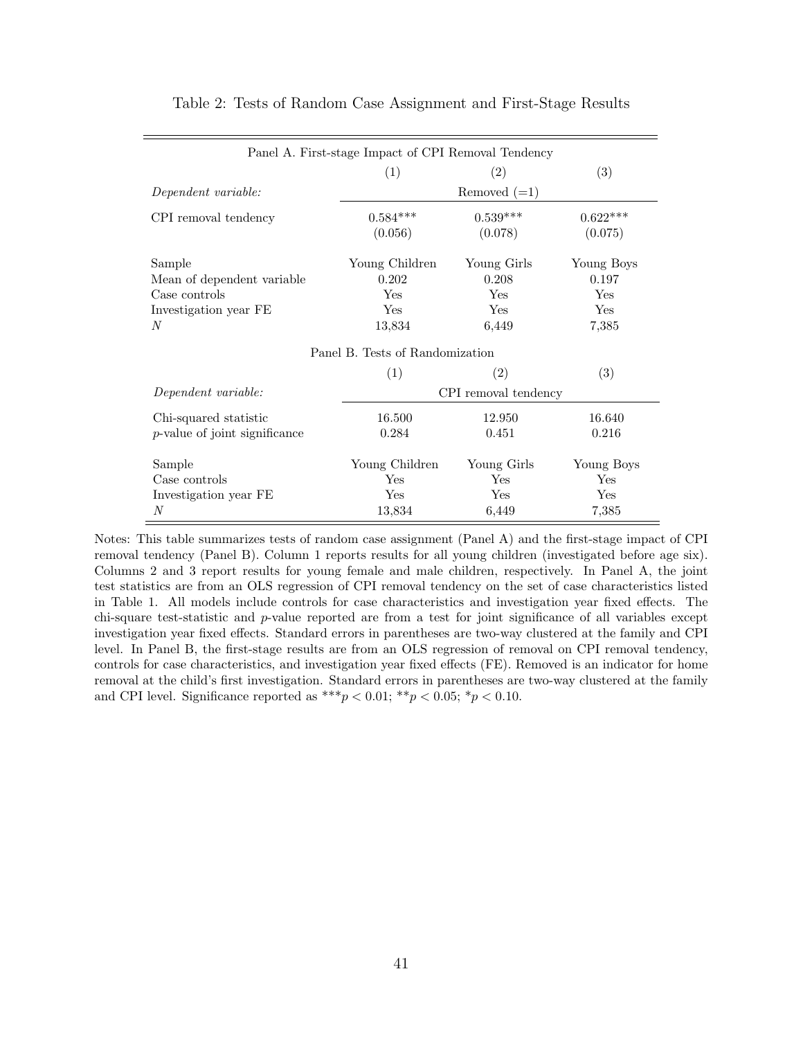Table 2: Tests of Random Case Assignment and First-Stage Results

| Panel A. First-stage Impact of CPI Removal Tendency | | | |
|---|---|---|---|
| | (1) | (2) | (3) |
| *Dependent variable:* | Removed (=1) | | |
| CPI removal tendency | 0.584*** | 0.539*** | 0.622*** |
| | (0.056) | (0.078) | (0.075) |
| Sample | Young Children | Young Girls | Young Boys |
| Mean of dependent variable | 0.202 | 0.208 | 0.197 |
| Case controls | Yes | Yes | Yes |
| Investigation year FE | Yes | Yes | Yes |
| $N$ | 13,834 | 6,449 | 7,385 |
| **Panel B. Tests of Randomization** | | | |
| | (1) | (2) | (3) |
| *Dependent variable:* | CPI removal tendency | | |
| Chi-squared statistic | 16.500 | 12.950 | 16.640 |
| $p$-value of joint significance | 0.284 | 0.451 | 0.216 |
| Sample | Young Children | Young Girls | Young Boys |
| Case controls | Yes | Yes | Yes |
| Investigation year FE | Yes | Yes | Yes |
| $N$ | 13,834 | 6,449 | 7,385 |

Notes: This table summarizes tests of random case assignment (Panel A) and the first-stage impact of CPI removal tendency (Panel B). Column 1 reports results for all young children (investigated before age six). Columns 2 and 3 report results for young female and male children, respectively. In Panel A, the joint test statistics are from an OLS regression of CPI removal tendency on the set of case characteristics listed in Table 1. All models include controls for case characteristics and investigation year fixed effects. The chi-square test-statistic and $p$-value reported are from a test for joint significance of all variables except investigation year fixed effects. Standard errors in parentheses are two-way clustered at the family and CPI level. In Panel B, the first-stage results are from an OLS regression of removal on CPI removal tendency, controls for case characteristics, and investigation year fixed effects (FE). Removed is an indicator for home removal at the child's first investigation. Standard errors in parentheses are two-way clustered at the family and CPI level. Significance reported as ***$p < 0.01$; **$p < 0.05$; *$p < 0.10$.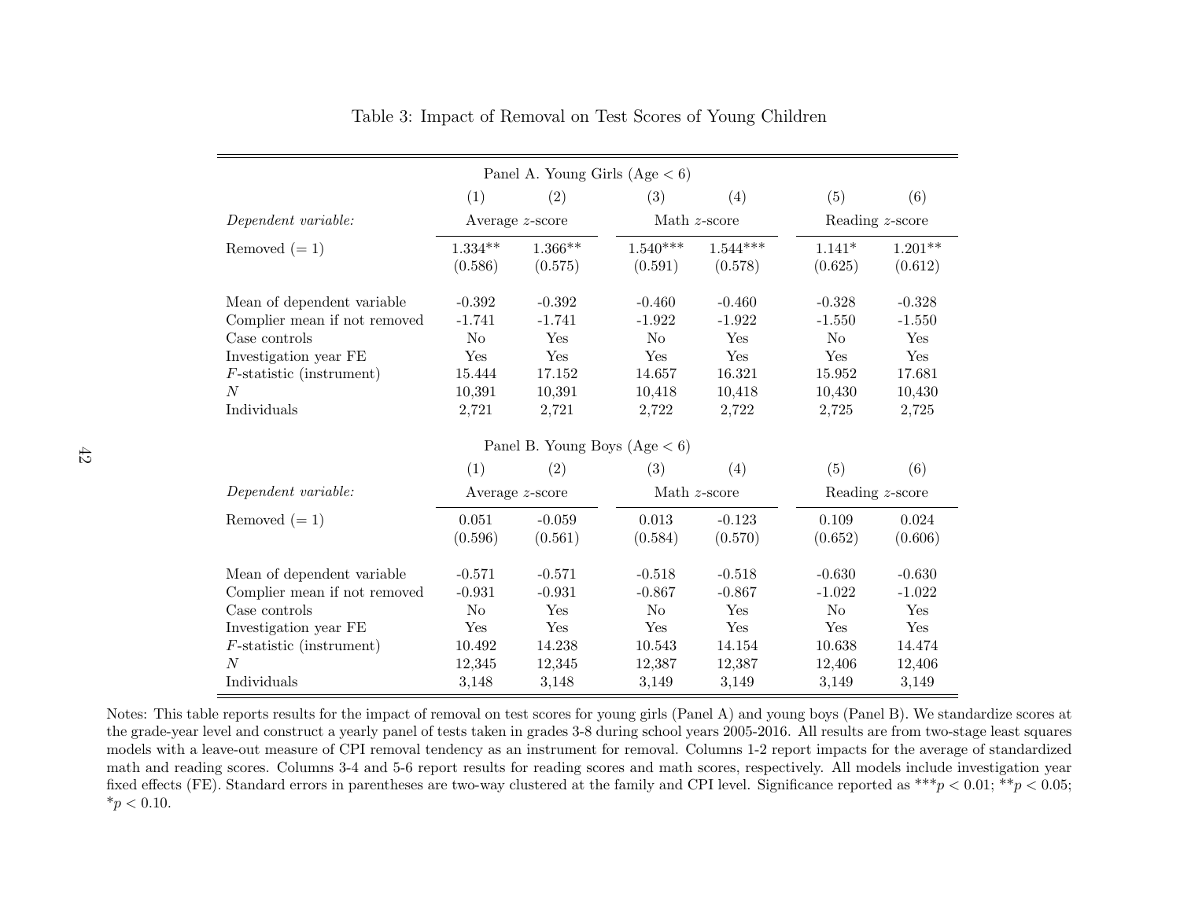Table 3: Impact of Removal on Test Scores of Young Children

| Panel A. Young Girls (Age $< 6$) | | | | | | |
|---|---|---|---|---|---|---|
| | (1) | (2) | (3) | (4) | (5) | (6) |
| *Dependent variable:* | Average $z$-score | | Math $z$-score | | Reading $z$-score | |
| Removed (= 1) | 1.334** | 1.366** | 1.540*** | 1.544*** | 1.141* | 1.201** |
| | (0.586) | (0.575) | (0.591) | (0.578) | (0.625) | (0.612) |
| Mean of dependent variable | -0.392 | -0.392 | -0.460 | -0.460 | -0.328 | -0.328 |
| Complier mean if not removed | -1.741 | -1.741 | -1.922 | -1.922 | -1.550 | -1.550 |
| Case controls | No | Yes | No | Yes | No | Yes |
| Investigation year FE | Yes | Yes | Yes | Yes | Yes | Yes |
| $F$-statistic (instrument) | 15.444 | 17.152 | 14.657 | 16.321 | 15.952 | 17.681 |
| $N$ | 10,391 | 10,391 | 10,418 | 10,418 | 10,430 | 10,430 |
| Individuals | 2,721 | 2,721 | 2,722 | 2,722 | 2,725 | 2,725 |
| **Panel B. Young Boys (Age $< 6$)** | | | | | | |
| | (1) | (2) | (3) | (4) | (5) | (6) |
| *Dependent variable:* | Average $z$-score | | Math $z$-score | | Reading $z$-score | |
| Removed (= 1) | 0.051 | -0.059 | 0.013 | -0.123 | 0.109 | 0.024 |
| | (0.596) | (0.561) | (0.584) | (0.570) | (0.652) | (0.606) |
| Mean of dependent variable | -0.571 | -0.571 | -0.518 | -0.518 | -0.630 | -0.630 |
| Complier mean if not removed | -0.931 | -0.931 | -0.867 | -0.867 | -1.022 | -1.022 |
| Case controls | No | Yes | No | Yes | No | Yes |
| Investigation year FE | Yes | Yes | Yes | Yes | Yes | Yes |
| $F$-statistic (instrument) | 10.492 | 14.238 | 10.543 | 14.154 | 10.638 | 14.474 |
| $N$ | 12,345 | 12,345 | 12,387 | 12,387 | 12,406 | 12,406 |
| Individuals | 3,148 | 3,148 | 3,149 | 3,149 | 3,149 | 3,149 |

Notes: This table reports results for the impact of removal on test scores for young girls (Panel A) and young boys (Panel B). We standardize scores at the grade-year level and construct a yearly panel of tests taken in grades 3-8 during school years 2005-2016. All results are from two-stage least squares models with a leave-out measure of CPI removal tendency as an instrument for removal. Columns 1-2 report impacts for the average of standardized math and reading scores. Columns 3-4 and 5-6 report results for reading scores and math scores, respectively. All models include investigation year fixed effects (FE). Standard errors in parentheses are two-way clustered at the family and CPI level. Significance reported as ***$p < 0.01$; **$p < 0.05$; *$p < 0.10$.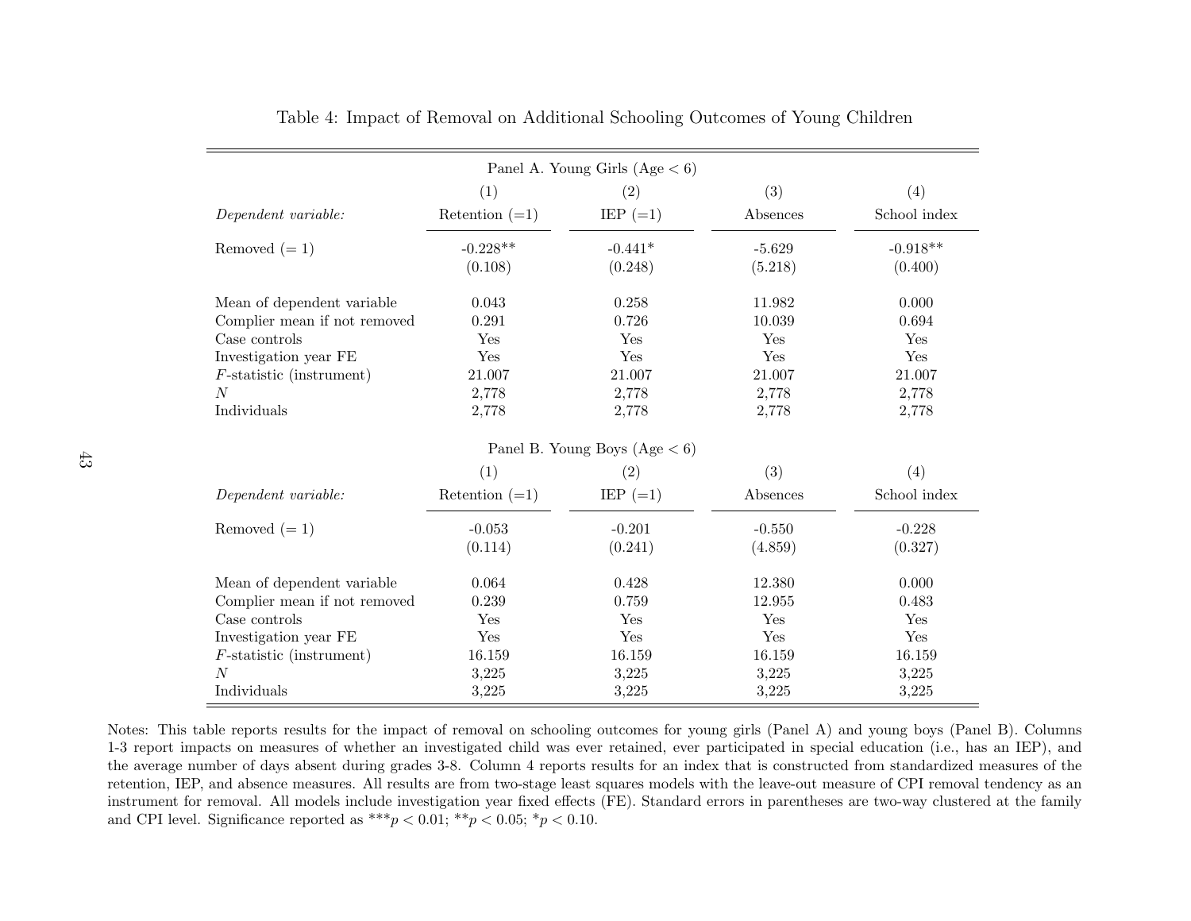Table 4: Impact of Removal on Additional Schooling Outcomes of Young Children

| Panel A. Young Girls (Age < 6) | | | | |
|---|---|---|---|---|
| | (1) | (2) | (3) | (4) |
| *Dependent variable:* | Retention (=1) | IEP (=1) | Absences | School index |
| Removed (= 1) | -0.228** | -0.441* | -5.629 | -0.918** |
| | (0.108) | (0.248) | (5.218) | (0.400) |
| Mean of dependent variable | 0.043 | 0.258 | 11.982 | 0.000 |
| Complier mean if not removed | 0.291 | 0.726 | 10.039 | 0.694 |
| Case controls | Yes | Yes | Yes | Yes |
| Investigation year FE | Yes | Yes | Yes | Yes |
| $F$-statistic (instrument) | 21.007 | 21.007 | 21.007 | 21.007 |
| $N$ | 2,778 | 2,778 | 2,778 | 2,778 |
| Individuals | 2,778 | 2,778 | 2,778 | 2,778 |

| Panel B. Young Boys (Age < 6) | | | | |
|---|---|---|---|---|
| | (1) | (2) | (3) | (4) |
| *Dependent variable:* | Retention (=1) | IEP (=1) | Absences | School index |
| Removed (= 1) | -0.053 | -0.201 | -0.550 | -0.228 |
| | (0.114) | (0.241) | (4.859) | (0.327) |
| Mean of dependent variable | 0.064 | 0.428 | 12.380 | 0.000 |
| Complier mean if not removed | 0.239 | 0.759 | 12.955 | 0.483 |
| Case controls | Yes | Yes | Yes | Yes |
| Investigation year FE | Yes | Yes | Yes | Yes |
| $F$-statistic (instrument) | 16.159 | 16.159 | 16.159 | 16.159 |
| $N$ | 3,225 | 3,225 | 3,225 | 3,225 |
| Individuals | 3,225 | 3,225 | 3,225 | 3,225 |

Notes: This table reports results for the impact of removal on schooling outcomes for young girls (Panel A) and young boys (Panel B). Columns 1-3 report impacts on measures of whether an investigated child was ever retained, ever participated in special education (i.e., has an IEP), and the average number of days absent during grades 3-8. Column 4 reports results for an index that is constructed from standardized measures of the retention, IEP, and absence measures. All results are from two-stage least squares models with the leave-out measure of CPI removal tendency as an instrument for removal. All models include investigation year fixed effects (FE). Standard errors in parentheses are two-way clustered at the family and CPI level. Significance reported as ***$p < 0.01$; **$p < 0.05$; *$p < 0.10$.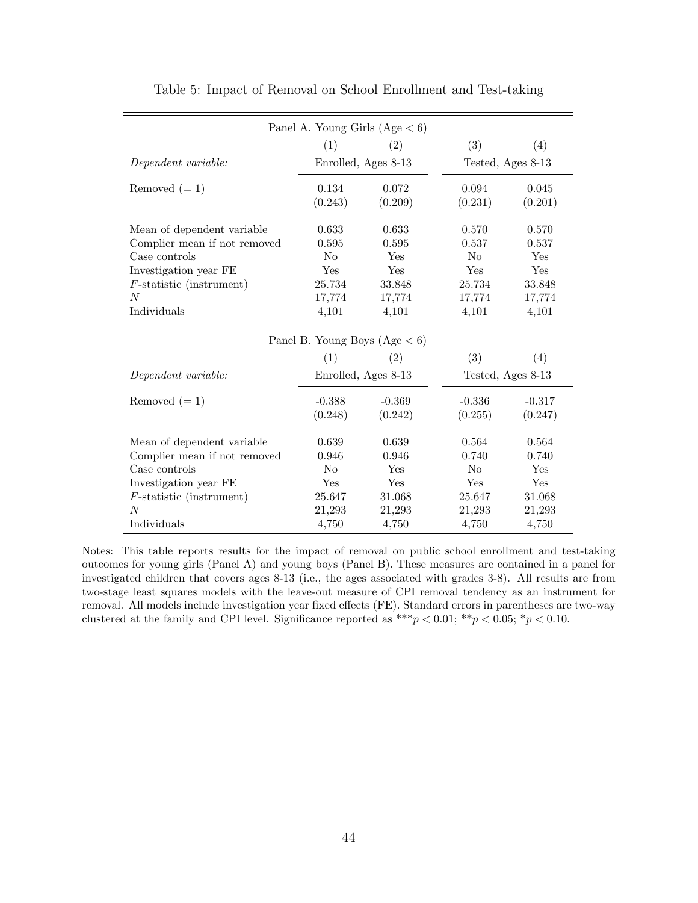Table 5: Impact of Removal on School Enrollment and Test-taking

| Panel A. Young Girls (Age < 6) | | | | |
|---|---|---|---|---|
| | (1) | (2) | (3) | (4) |
| *Dependent variable:* | Enrolled, Ages 8-13 | | Tested, Ages 8-13 | |
| Removed (= 1) | 0.134 | 0.072 | 0.094 | 0.045 |
| | (0.243) | (0.209) | (0.231) | (0.201) |
| Mean of dependent variable | 0.633 | 0.633 | 0.570 | 0.570 |
| Complier mean if not removed | 0.595 | 0.595 | 0.537 | 0.537 |
| Case controls | No | Yes | No | Yes |
| Investigation year FE | Yes | Yes | Yes | Yes |
| $F$-statistic (instrument) | 25.734 | 33.848 | 25.734 | 33.848 |
| $N$ | 17,774 | 17,774 | 17,774 | 17,774 |
| Individuals | 4,101 | 4,101 | 4,101 | 4,101 |

| Panel B. Young Boys (Age < 6) | | | | |
|---|---|---|---|---|
| | (1) | (2) | (3) | (4) |
| *Dependent variable:* | Enrolled, Ages 8-13 | | Tested, Ages 8-13 | |
| Removed (= 1) | -0.388 | -0.369 | -0.336 | -0.317 |
| | (0.248) | (0.242) | (0.255) | (0.247) |
| Mean of dependent variable | 0.639 | 0.639 | 0.564 | 0.564 |
| Complier mean if not removed | 0.946 | 0.946 | 0.740 | 0.740 |
| Case controls | No | Yes | No | Yes |
| Investigation year FE | Yes | Yes | Yes | Yes |
| $F$-statistic (instrument) | 25.647 | 31.068 | 25.647 | 31.068 |
| $N$ | 21,293 | 21,293 | 21,293 | 21,293 |
| Individuals | 4,750 | 4,750 | 4,750 | 4,750 |

Notes: This table reports results for the impact of removal on public school enrollment and test-taking outcomes for young girls (Panel A) and young boys (Panel B). These measures are contained in a panel for investigated children that covers ages 8-13 (i.e., the ages associated with grades 3-8). All results are from two-stage least squares models with the leave-out measure of CPI removal tendency as an instrument for removal. All models include investigation year fixed effects (FE). Standard errors in parentheses are two-way clustered at the family and CPI level. Significance reported as \*\*\*$p < 0.01$; \*\*$p < 0.05$; \*$p < 0.10$.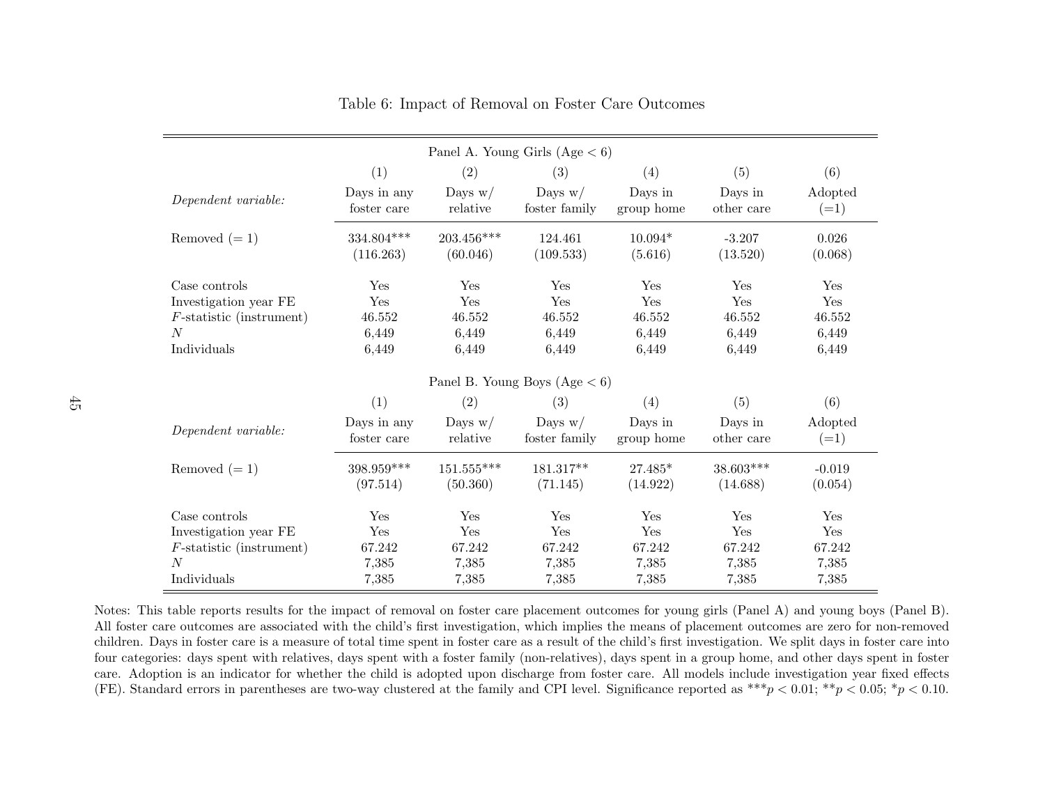Table 6: Impact of Removal on Foster Care Outcomes

| Panel A. Young Girls (Age < 6) | | | | | | |
|---|---|---|---|---|---|---|
| | (1) | (2) | (3) | (4) | (5) | (6) |
| *Dependent variable:* | Days in any foster care | Days w/ relative | Days w/ foster family | Days in group home | Days in other care | Adopted (=1) |
| Removed (= 1) | 334.804*** | 203.456*** | 124.461 | 10.094* | -3.207 | 0.026 |
| | (116.263) | (60.046) | (109.533) | (5.616) | (13.520) | (0.068) |
| Case controls | Yes | Yes | Yes | Yes | Yes | Yes |
| Investigation year FE | Yes | Yes | Yes | Yes | Yes | Yes |
| $F$-statistic (instrument) | 46.552 | 46.552 | 46.552 | 46.552 | 46.552 | 46.552 |
| $N$ | 6,449 | 6,449 | 6,449 | 6,449 | 6,449 | 6,449 |
| Individuals | 6,449 | 6,449 | 6,449 | 6,449 | 6,449 | 6,449 |
| **Panel B. Young Boys (Age < 6)** | | | | | | |
| | (1) | (2) | (3) | (4) | (5) | (6) |
| *Dependent variable:* | Days in any foster care | Days w/ relative | Days w/ foster family | Days in group home | Days in other care | Adopted (=1) |
| Removed (= 1) | 398.959*** | 151.555*** | 181.317** | 27.485* | 38.603*** | -0.019 |
| | (97.514) | (50.360) | (71.145) | (14.922) | (14.688) | (0.054) |
| Case controls | Yes | Yes | Yes | Yes | Yes | Yes |
| Investigation year FE | Yes | Yes | Yes | Yes | Yes | Yes |
| $F$-statistic (instrument) | 67.242 | 67.242 | 67.242 | 67.242 | 67.242 | 67.242 |
| $N$ | 7,385 | 7,385 | 7,385 | 7,385 | 7,385 | 7,385 |
| Individuals | 7,385 | 7,385 | 7,385 | 7,385 | 7,385 | 7,385 |

Notes: This table reports results for the impact of removal on foster care placement outcomes for young girls (Panel A) and young boys (Panel B). All foster care outcomes are associated with the child's first investigation, which implies the means of placement outcomes are zero for non-removed children. Days in foster care is a measure of total time spent in foster care as a result of the child's first investigation. We split days in foster care into four categories: days spent with relatives, days spent with a foster family (non-relatives), days spent in a group home, and other days spent in foster care. Adoption is an indicator for whether the child is adopted upon discharge from foster care. All models include investigation year fixed effects (FE). Standard errors in parentheses are two-way clustered at the family and CPI level. Significance reported as ***$p < 0.01$; **$p < 0.05$; *$p < 0.10$.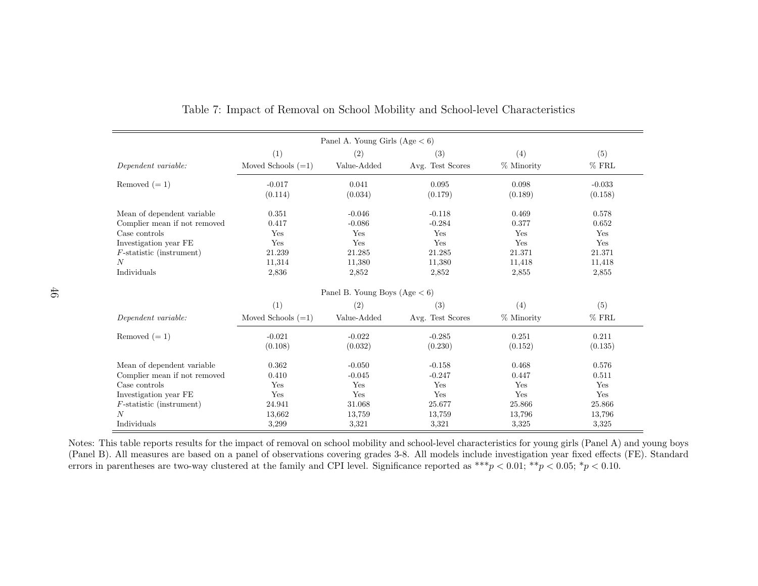Table 7: Impact of Removal on School Mobility and School-level Characteristics

| Panel A. Young Girls (Age < 6) | | | | | |
|---|---|---|---|---|---|
| | (1) | (2) | (3) | (4) | (5) |
| *Dependent variable:* | Moved Schools (=1) | Value-Added | Avg. Test Scores | % Minority | % FRL |
| Removed (= 1) | -0.017 | 0.041 | 0.095 | 0.098 | -0.033 |
| | (0.114) | (0.034) | (0.179) | (0.189) | (0.158) |
| Mean of dependent variable | 0.351 | -0.046 | -0.118 | 0.469 | 0.578 |
| Complier mean if not removed | 0.417 | -0.086 | -0.284 | 0.377 | 0.652 |
| Case controls | Yes | Yes | Yes | Yes | Yes |
| Investigation year FE | Yes | Yes | Yes | Yes | Yes |
| $F$-statistic (instrument) | 21.239 | 21.285 | 21.285 | 21.371 | 21.371 |
| $N$ | 11,314 | 11,380 | 11,380 | 11,418 | 11,418 |
| Individuals | 2,836 | 2,852 | 2,852 | 2,855 | 2,855 |
| **Panel B. Young Boys (Age < 6)** | | | | | |
| | (1) | (2) | (3) | (4) | (5) |
| *Dependent variable:* | Moved Schools (=1) | Value-Added | Avg. Test Scores | % Minority | % FRL |
| Removed (= 1) | -0.021 | -0.022 | -0.285 | 0.251 | 0.211 |
| | (0.108) | (0.032) | (0.230) | (0.152) | (0.135) |
| Mean of dependent variable | 0.362 | -0.050 | -0.158 | 0.468 | 0.576 |
| Complier mean if not removed | 0.410 | -0.045 | -0.247 | 0.447 | 0.511 |
| Case controls | Yes | Yes | Yes | Yes | Yes |
| Investigation year FE | Yes | Yes | Yes | Yes | Yes |
| $F$-statistic (instrument) | 24.941 | 31.068 | 25.677 | 25.866 | 25.866 |
| $N$ | 13,662 | 13,759 | 13,759 | 13,796 | 13,796 |
| Individuals | 3,299 | 3,321 | 3,321 | 3,325 | 3,325 |

Notes: This table reports results for the impact of removal on school mobility and school-level characteristics for young girls (Panel A) and young boys (Panel B). All measures are based on a panel of observations covering grades 3-8. All models include investigation year fixed effects (FE). Standard errors in parentheses are two-way clustered at the family and CPI level. Significance reported as ***$p < 0.01$; **$p < 0.05$; *$p < 0.10$.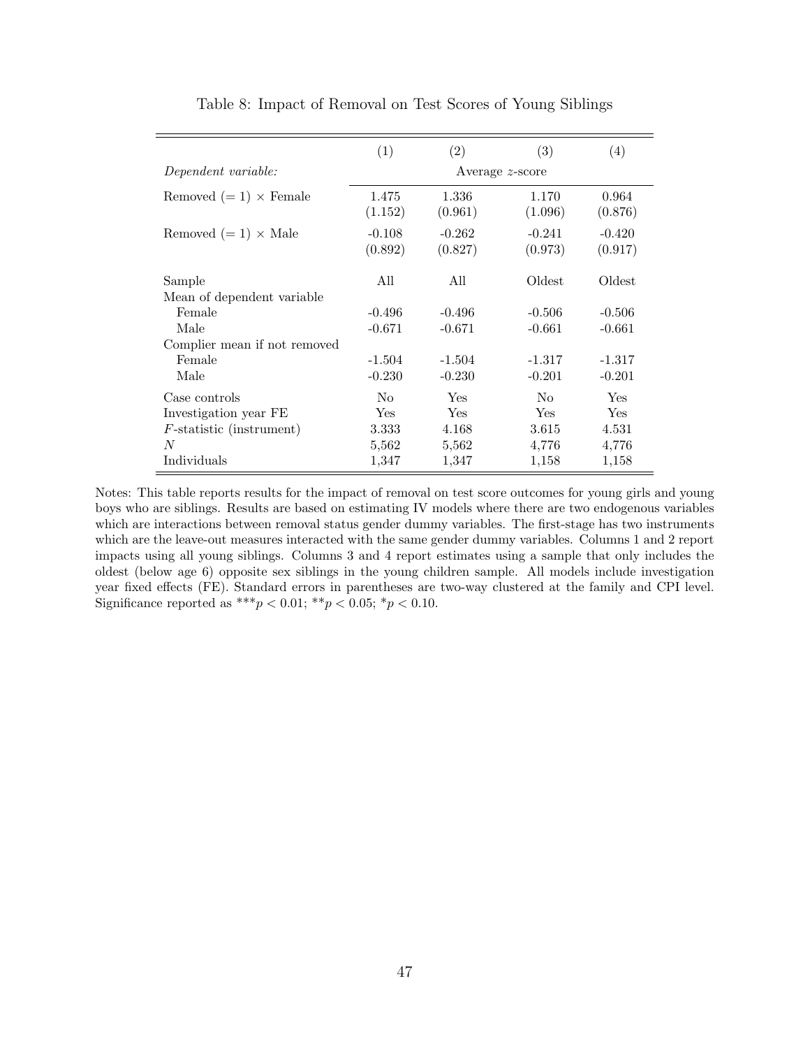Table 8: Impact of Removal on Test Scores of Young Siblings

| | (1) | (2) | (3) | (4) |
|---|---|---|---|---|
| *Dependent variable:* | Average $z$-score | | | |
| Removed (= 1) × Female | 1.475 | 1.336 | 1.170 | 0.964 |
| | (1.152) | (0.961) | (1.096) | (0.876) |
| Removed (= 1) × Male | -0.108 | -0.262 | -0.241 | -0.420 |
| | (0.892) | (0.827) | (0.973) | (0.917) |
| Sample | All | All | Oldest | Oldest |
| Mean of dependent variable | | | | |
| Female | -0.496 | -0.496 | -0.506 | -0.506 |
| Male | -0.671 | -0.671 | -0.661 | -0.661 |
| Complier mean if not removed | | | | |
| Female | -1.504 | -1.504 | -1.317 | -1.317 |
| Male | -0.230 | -0.230 | -0.201 | -0.201 |
| Case controls | No | Yes | No | Yes |
| Investigation year FE | Yes | Yes | Yes | Yes |
| $F$-statistic (instrument) | 3.333 | 4.168 | 3.615 | 4.531 |
| $N$ | 5,562 | 5,562 | 4,776 | 4,776 |
| Individuals | 1,347 | 1,347 | 1,158 | 1,158 |

Notes: This table reports results for the impact of removal on test score outcomes for young girls and young boys who are siblings. Results are based on estimating IV models where there are two endogenous variables which are interactions between removal status gender dummy variables. The first-stage has two instruments which are the leave-out measures interacted with the same gender dummy variables. Columns 1 and 2 report impacts using all young siblings. Columns 3 and 4 report estimates using a sample that only includes the oldest (below age 6) opposite sex siblings in the young children sample. All models include investigation year fixed effects (FE). Standard errors in parentheses are two-way clustered at the family and CPI level. Significance reported as ***$p < 0.01$; **$p < 0.05$; *$p < 0.10$.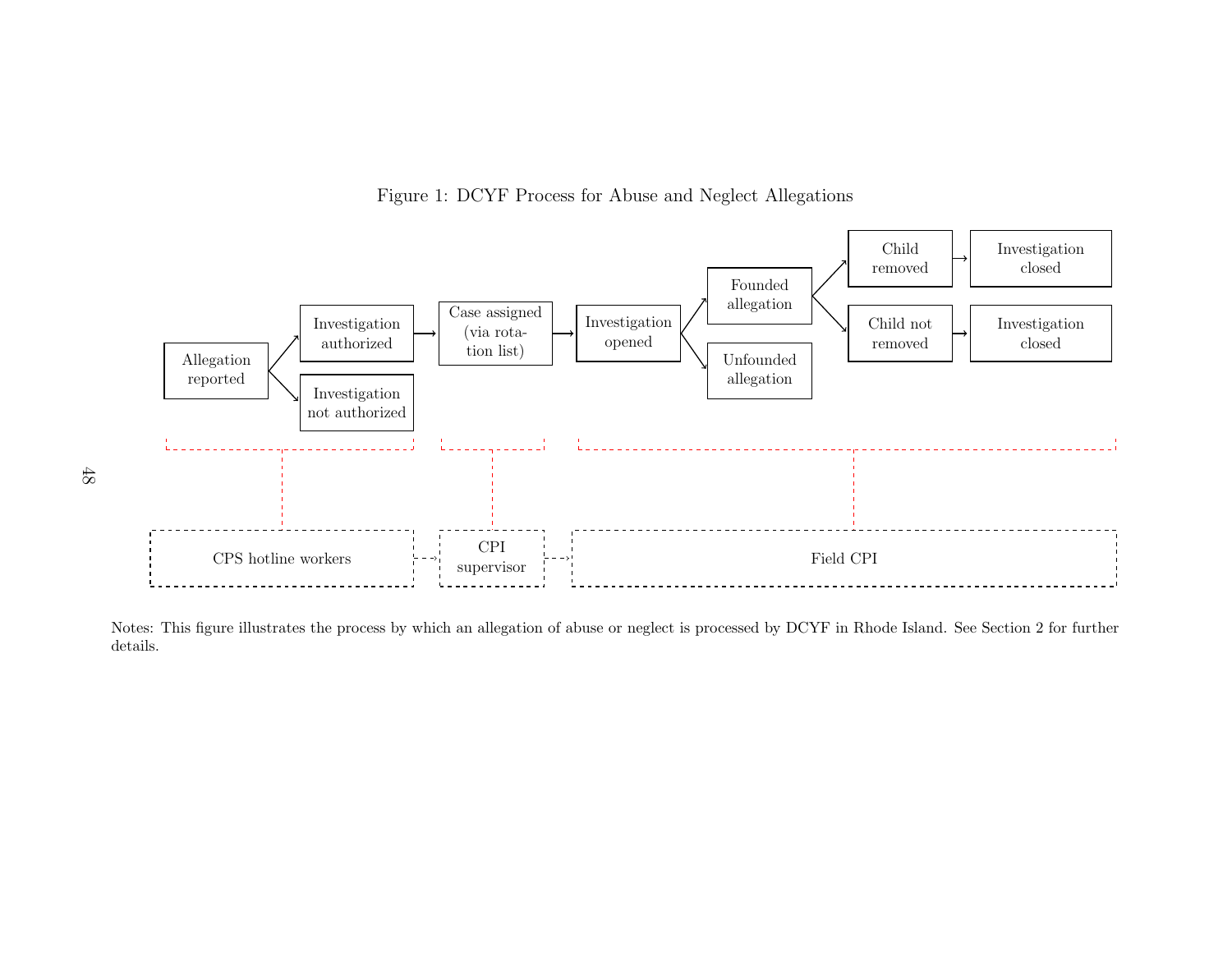Figure 1: DCYF Process for Abuse and Neglect Allegations

Allegation reported → Investigation authorized / Investigation not authorized

Investigation authorized → Case assigned (via rotation list) → Investigation opened → Founded allegation / Unfounded allegation

Founded allegation → Child removed → Investigation closed

Founded allegation → Child not removed → Investigation closed

CPS hotline workers ⇢ CPI supervisor ⇢ Field CPI

Notes: This figure illustrates the process by which an allegation of abuse or neglect is processed by DCYF in Rhode Island. See Section 2 for further details.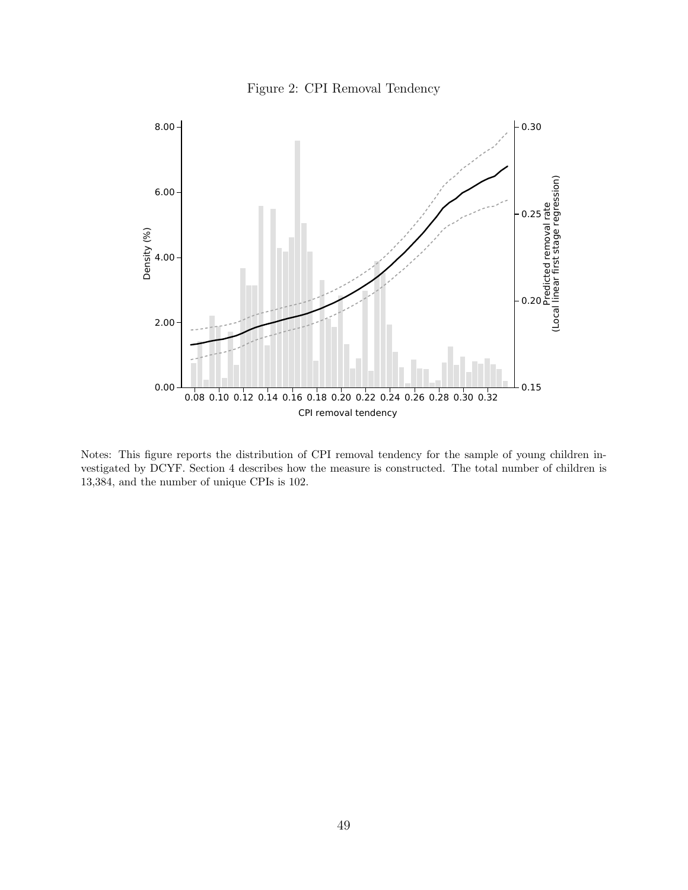Figure 2: CPI Removal Tendency

Notes: This figure reports the distribution of CPI removal tendency for the sample of young children investigated by DCYF. Section 4 describes how the measure is constructed. The total number of children is 13,384, and the number of unique CPIs is 102.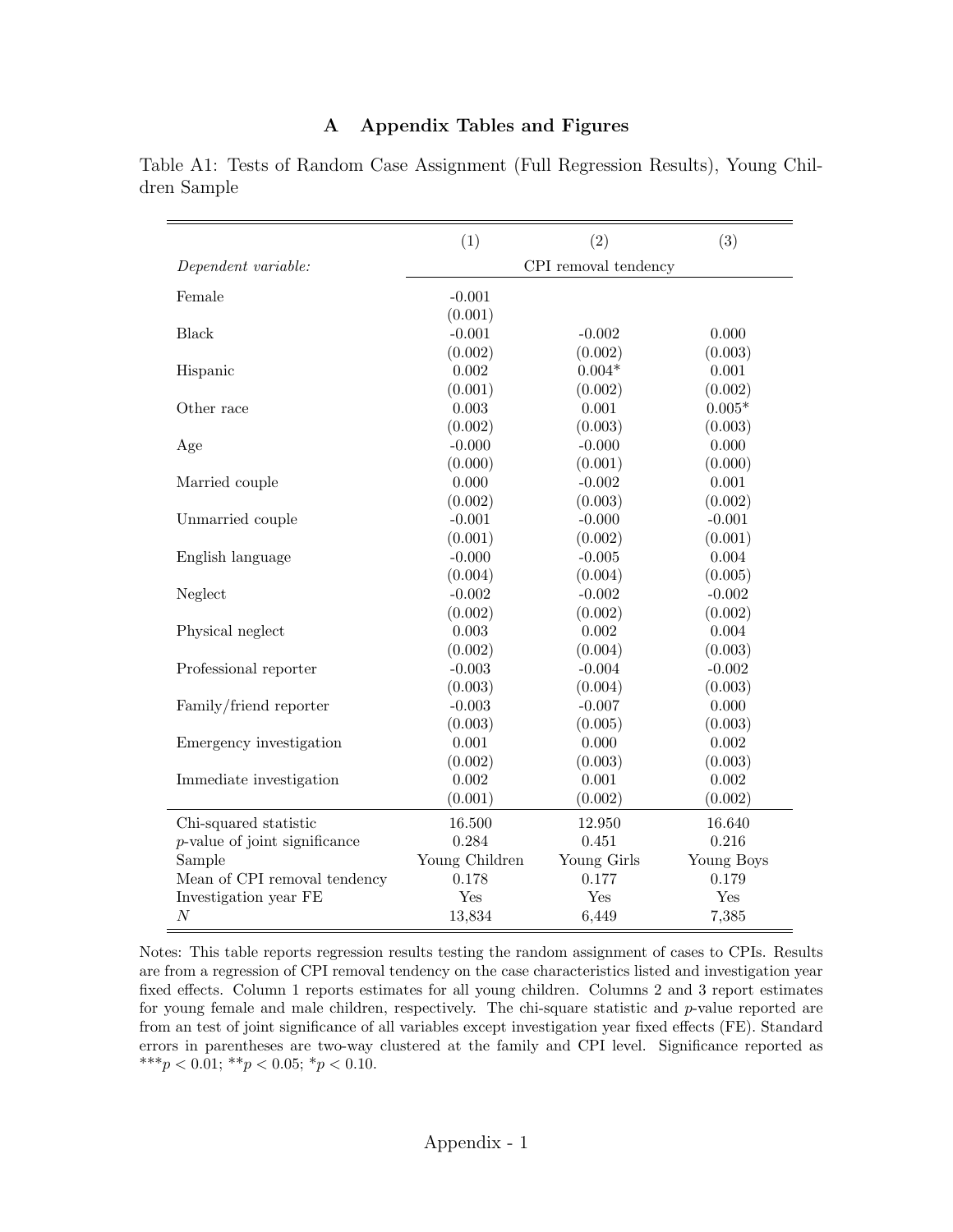# A Appendix Tables and Figures

Table A1: Tests of Random Case Assignment (Full Regression Results), Young Children Sample

| | (1) | (2) | (3) |
|---|---|---|---|
| *Dependent variable:* | CPI removal tendency | | |
| Female | -0.001 | | |
| | (0.001) | | |
| Black | -0.001 | -0.002 | 0.000 |
| | (0.002) | (0.002) | (0.003) |
| Hispanic | 0.002 | 0.004* | 0.001 |
| | (0.001) | (0.002) | (0.002) |
| Other race | 0.003 | 0.001 | 0.005* |
| | (0.002) | (0.003) | (0.003) |
| Age | -0.000 | -0.000 | 0.000 |
| | (0.000) | (0.001) | (0.000) |
| Married couple | 0.000 | -0.002 | 0.001 |
| | (0.002) | (0.003) | (0.002) |
| Unmarried couple | -0.001 | -0.000 | -0.001 |
| | (0.001) | (0.002) | (0.001) |
| English language | -0.000 | -0.005 | 0.004 |
| | (0.004) | (0.004) | (0.005) |
| Neglect | -0.002 | -0.002 | -0.002 |
| | (0.002) | (0.002) | (0.002) |
| Physical neglect | 0.003 | 0.002 | 0.004 |
| | (0.002) | (0.004) | (0.003) |
| Professional reporter | -0.003 | -0.004 | -0.002 |
| | (0.003) | (0.004) | (0.003) |
| Family/friend reporter | -0.003 | -0.007 | 0.000 |
| | (0.003) | (0.005) | (0.003) |
| Emergency investigation | 0.001 | 0.000 | 0.002 |
| | (0.002) | (0.003) | (0.003) |
| Immediate investigation | 0.002 | 0.001 | 0.002 |
| | (0.001) | (0.002) | (0.002) |
| Chi-squared statistic | 16.500 | 12.950 | 16.640 |
| $p$-value of joint significance | 0.284 | 0.451 | 0.216 |
| Sample | Young Children | Young Girls | Young Boys |
| Mean of CPI removal tendency | 0.178 | 0.177 | 0.179 |
| Investigation year FE | Yes | Yes | Yes |
| $N$ | 13,834 | 6,449 | 7,385 |

Notes: This table reports regression results testing the random assignment of cases to CPIs. Results are from a regression of CPI removal tendency on the case characteristics listed and investigation year fixed effects. Column 1 reports estimates for all young children. Columns 2 and 3 report estimates for young female and male children, respectively. The chi-square statistic and $p$-value reported are from an test of joint significance of all variables except investigation year fixed effects (FE). Standard errors in parentheses are two-way clustered at the family and CPI level. Significance reported as ***$p < 0.01$; **$p < 0.05$; *$p < 0.10$.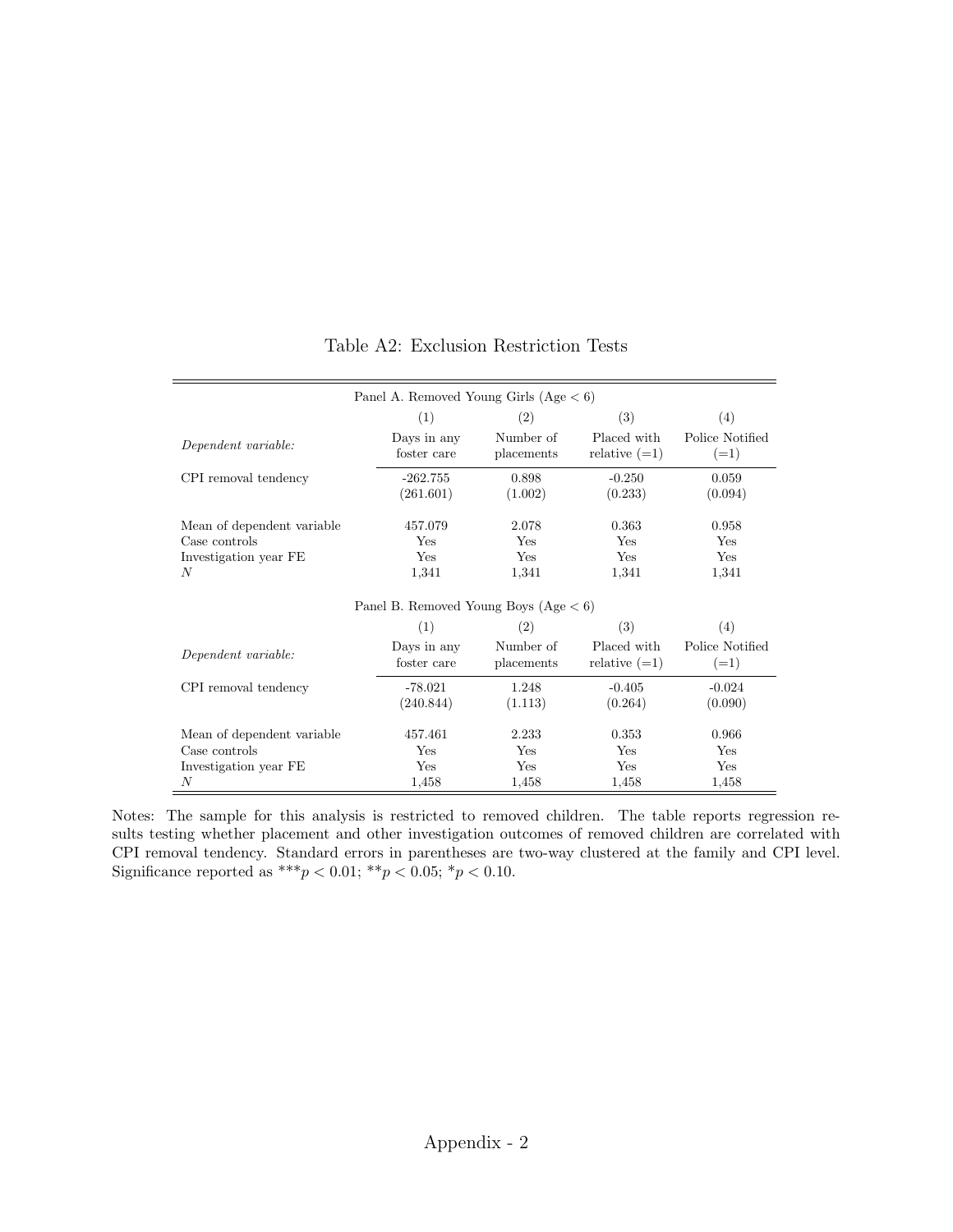Table A2: Exclusion Restriction Tests

| Panel A. Removed Young Girls (Age < 6) | | | | |
|---|---|---|---|---|
| | (1) | (2) | (3) | (4) |
| *Dependent variable:* | Days in any foster care | Number of placements | Placed with relative (=1) | Police Notified (=1) |
| CPI removal tendency | -262.755 | 0.898 | -0.250 | 0.059 |
| | (261.601) | (1.002) | (0.233) | (0.094) |
| Mean of dependent variable | 457.079 | 2.078 | 0.363 | 0.958 |
| Case controls | Yes | Yes | Yes | Yes |
| Investigation year FE | Yes | Yes | Yes | Yes |
| $N$ | 1,341 | 1,341 | 1,341 | 1,341 |
| **Panel B. Removed Young Boys (Age < 6)** | | | | |
| | (1) | (2) | (3) | (4) |
| *Dependent variable:* | Days in any foster care | Number of placements | Placed with relative (=1) | Police Notified (=1) |
| CPI removal tendency | -78.021 | 1.248 | -0.405 | -0.024 |
| | (240.844) | (1.113) | (0.264) | (0.090) |
| Mean of dependent variable | 457.461 | 2.233 | 0.353 | 0.966 |
| Case controls | Yes | Yes | Yes | Yes |
| Investigation year FE | Yes | Yes | Yes | Yes |
| $N$ | 1,458 | 1,458 | 1,458 | 1,458 |

Notes: The sample for this analysis is restricted to removed children. The table reports regression results testing whether placement and other investigation outcomes of removed children are correlated with CPI removal tendency. Standard errors in parentheses are two-way clustered at the family and CPI level. Significance reported as $^{***}p < 0.01$; $^{**}p < 0.05$; $^{*}p < 0.10$.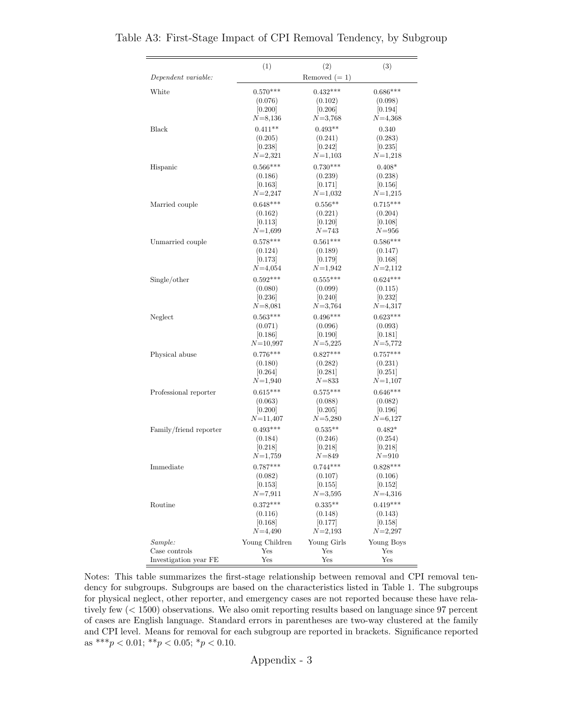Table A3: First-Stage Impact of CPI Removal Tendency, by Subgroup

| | (1) | (2) | (3) |
|---|---|---|---|
| *Dependent variable:* | | Removed (= 1) | |
| White | 0.570*** | 0.432*** | 0.686*** |
| | (0.076) | (0.102) | (0.098) |
| | [0.200] | [0.206] | [0.194] |
| | $N$=8,136 | $N$=3,768 | $N$=4,368 |
| Black | 0.411** | 0.493** | 0.340 |
| | (0.205) | (0.241) | (0.283) |
| | [0.238] | [0.242] | [0.235] |
| | $N$=2,321 | $N$=1,103 | $N$=1,218 |
| Hispanic | 0.566*** | 0.730*** | 0.408* |
| | (0.186) | (0.239) | (0.238) |
| | [0.163] | [0.171] | [0.156] |
| | $N$=2,247 | $N$=1,032 | $N$=1,215 |
| Married couple | 0.648*** | 0.556** | 0.715*** |
| | (0.162) | (0.221) | (0.204) |
| | [0.113] | [0.120] | [0.108] |
| | $N$=1,699 | $N$=743 | $N$=956 |
| Unmarried couple | 0.578*** | 0.561*** | 0.586*** |
| | (0.124) | (0.189) | (0.147) |
| | [0.173] | [0.179] | [0.168] |
| | $N$=4,054 | $N$=1,942 | $N$=2,112 |
| Single/other | 0.592*** | 0.555*** | 0.624*** |
| | (0.080) | (0.099) | (0.115) |
| | [0.236] | [0.240] | [0.232] |
| | $N$=8,081 | $N$=3,764 | $N$=4,317 |
| Neglect | 0.563*** | 0.496*** | 0.623*** |
| | (0.071) | (0.096) | (0.093) |
| | [0.186] | [0.190] | [0.181] |
| | $N$=10,997 | $N$=5,225 | $N$=5,772 |
| Physical abuse | 0.776*** | 0.827*** | 0.757*** |
| | (0.180) | (0.282) | (0.231) |
| | [0.264] | [0.281] | [0.251] |
| | $N$=1,940 | $N$=833 | $N$=1,107 |
| Professional reporter | 0.615*** | 0.575*** | 0.646*** |
| | (0.063) | (0.088) | (0.082) |
| | [0.200] | [0.205] | [0.196] |
| | $N$=11,407 | $N$=5,280 | $N$=6,127 |
| Family/friend reporter | 0.493*** | 0.535** | 0.482* |
| | (0.184) | (0.246) | (0.254) |
| | [0.218] | [0.218] | [0.218] |
| | $N$=1,759 | $N$=849 | $N$=910 |
| Immediate | 0.787*** | 0.744*** | 0.828*** |
| | (0.082) | (0.107) | (0.106) |
| | [0.153] | [0.155] | [0.152] |
| | $N$=7,911 | $N$=3,595 | $N$=4,316 |
| Routine | 0.372*** | 0.335** | 0.419*** |
| | (0.116) | (0.148) | (0.143) |
| | [0.168] | [0.177] | [0.158] |
| | $N$=4,490 | $N$=2,193 | $N$=2,297 |
| *Sample:* | Young Children | Young Girls | Young Boys |
| Case controls | Yes | Yes | Yes |
| Investigation year FE | Yes | Yes | Yes |

Notes: This table summarizes the first-stage relationship between removal and CPI removal tendency for subgroups. Subgroups are based on the characteristics listed in Table 1. The subgroups for physical neglect, other reporter, and emergency cases are not reported because these have relatively few (< 1500) observations. We also omit reporting results based on language since 97 percent of cases are English language. Standard errors in parentheses are two-way clustered at the family and CPI level. Means for removal for each subgroup are reported in brackets. Significance reported as ***$p < 0.01$; **$p < 0.05$; *$p < 0.10$.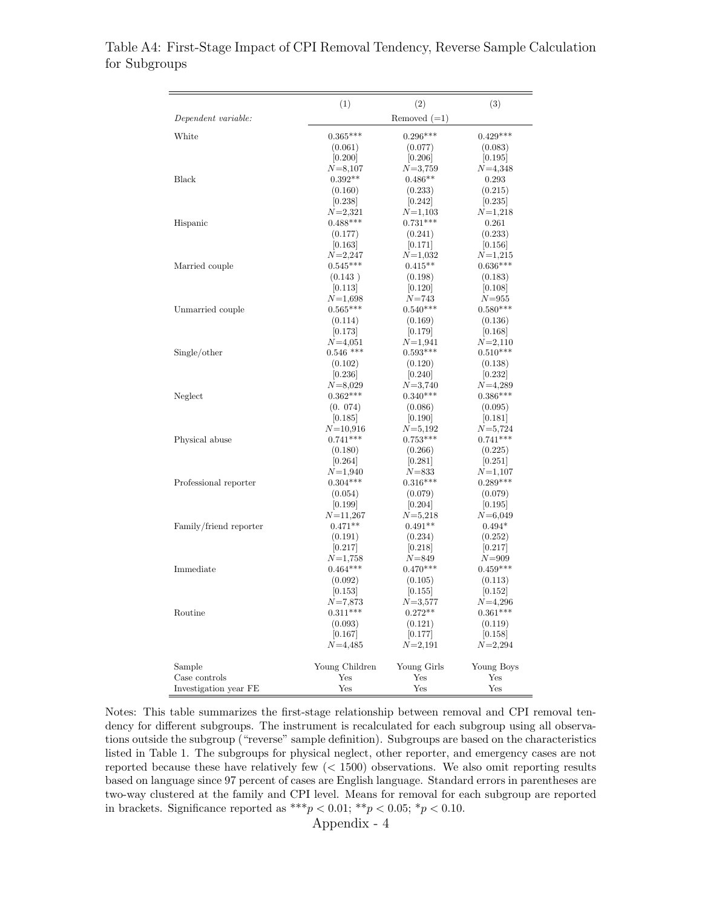Table A4: First-Stage Impact of CPI Removal Tendency, Reverse Sample Calculation for Subgroups

| | (1) | (2) | (3) |
|---|---|---|---|
| *Dependent variable:* | Removed (=1) | | |
| White | 0.365*** | 0.296*** | 0.429*** |
| | (0.061) | (0.077) | (0.083) |
| | [0.200] | [0.206] | [0.195] |
| | $N$=8,107 | $N$=3,759 | $N$=4,348 |
| Black | 0.392** | 0.486** | 0.293 |
| | (0.160) | (0.233) | (0.215) |
| | [0.238] | [0.242] | [0.235] |
| | $N$=2,321 | $N$=1,103 | $N$=1,218 |
| Hispanic | 0.488*** | 0.731*** | 0.261 |
| | (0.177) | (0.241) | (0.233) |
| | [0.163] | [0.171] | [0.156] |
| | $N$=2,247 | $N$=1,032 | $N$=1,215 |
| Married couple | 0.545*** | 0.415** | 0.636*** |
| | (0.143 ) | (0.198) | (0.183) |
| | [0.113] | [0.120] | [0.108] |
| | $N$=1,698 | $N$=743 | $N$=955 |
| Unmarried couple | 0.565*** | 0.540*** | 0.580*** |
| | (0.114) | (0.169) | (0.136) |
| | [0.173] | [0.179] | [0.168] |
| | $N$=4,051 | $N$=1,941 | $N$=2,110 |
| Single/other | 0.546 *** | 0.593*** | 0.510*** |
| | (0.102) | (0.120) | (0.138) |
| | [0.236] | [0.240] | [0.232] |
| | $N$=8,029 | $N$=3,740 | $N$=4,289 |
| Neglect | 0.362*** | 0.340*** | 0.386*** |
| | (0. 074) | (0.086) | (0.095) |
| | [0.185] | [0.190] | [0.181] |
| | $N$=10,916 | $N$=5,192 | $N$=5,724 |
| Physical abuse | 0.741*** | 0.753*** | 0.741*** |
| | (0.180) | (0.266) | (0.225) |
| | [0.264] | [0.281] | [0.251] |
| | $N$=1,940 | $N$=833 | $N$=1,107 |
| Professional reporter | 0.304*** | 0.316*** | 0.289*** |
| | (0.054) | (0.079) | (0.079) |
| | [0.199] | [0.204] | [0.195] |
| | $N$=11,267 | $N$=5,218 | $N$=6,049 |
| Family/friend reporter | 0.471** | 0.491** | 0.494* |
| | (0.191) | (0.234) | (0.252) |
| | [0.217] | [0.218] | [0.217] |
| | $N$=1,758 | $N$=849 | $N$=909 |
| Immediate | 0.464*** | 0.470*** | 0.459*** |
| | (0.092) | (0.105) | (0.113) |
| | [0.153] | [0.155] | [0.152] |
| | $N$=7,873 | $N$=3,577 | $N$=4,296 |
| Routine | 0.311*** | 0.272** | 0.361*** |
| | (0.093) | (0.121) | (0.119) |
| | [0.167] | [0.177] | [0.158] |
| | $N$=4,485 | $N$=2,191 | $N$=2,294 |
| Sample | Young Children | Young Girls | Young Boys |
| Case controls | Yes | Yes | Yes |
| Investigation year FE | Yes | Yes | Yes |

Notes: This table summarizes the first-stage relationship between removal and CPI removal tendency for different subgroups. The instrument is recalculated for each subgroup using all observations outside the subgroup ("reverse" sample definition). Subgroups are based on the characteristics listed in Table 1. The subgroups for physical neglect, other reporter, and emergency cases are not reported because these have relatively few (< 1500) observations. We also omit reporting results based on language since 97 percent of cases are English language. Standard errors in parentheses are two-way clustered at the family and CPI level. Means for removal for each subgroup are reported in brackets. Significance reported as ***$p < 0.01$; **$p < 0.05$; *$p < 0.10$.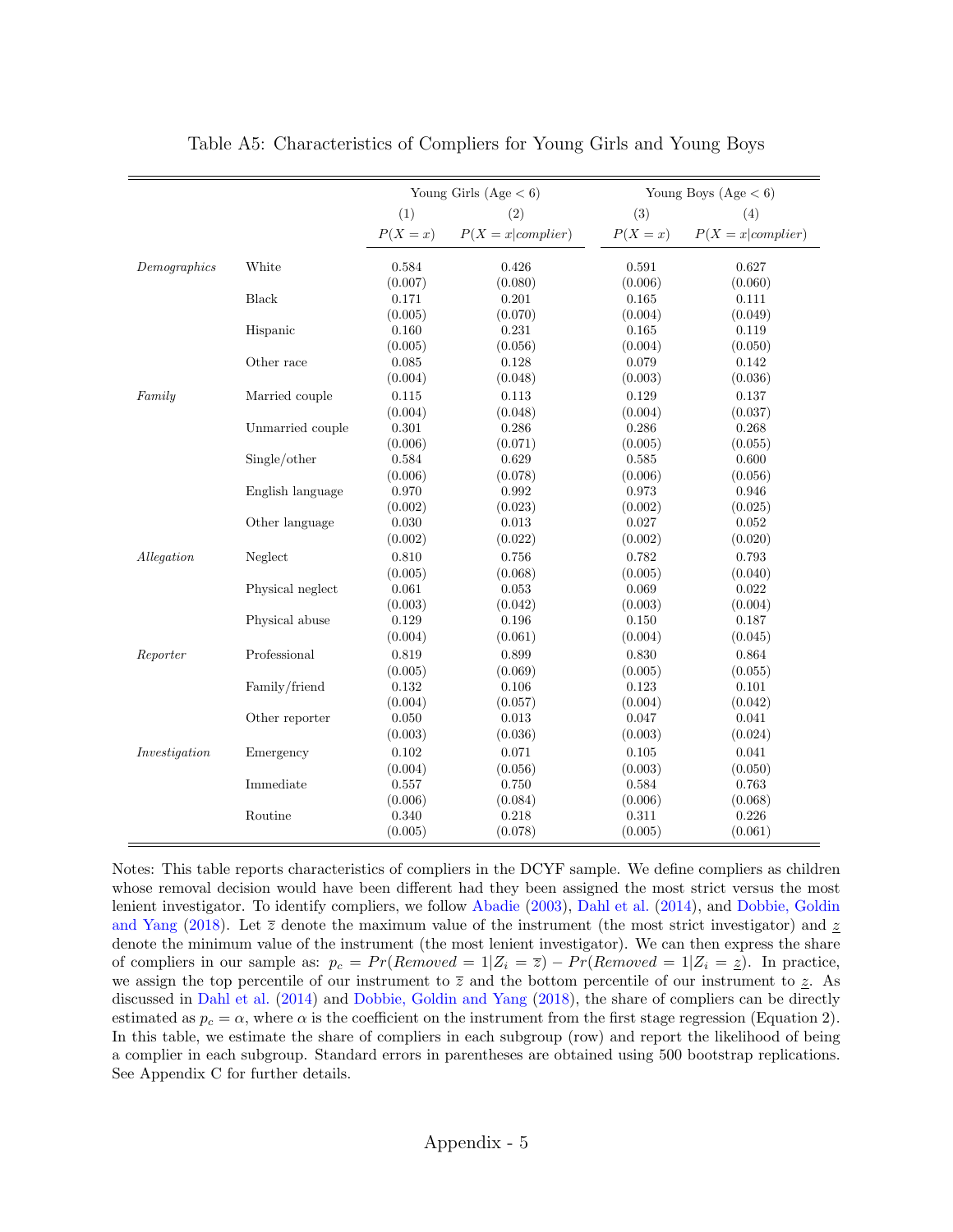Table A5: Characteristics of Compliers for Young Girls and Young Boys

| | | Young Girls (Age < 6) | | Young Boys (Age < 6) | |
|---|---|---|---|---|---|
| | | (1) | (2) | (3) | (4) |
| | | $P(X = x)$ | $P(X = x \mid complier)$ | $P(X = x)$ | $P(X = x \mid complier)$ |
| *Demographics* | White | 0.584 | 0.426 | 0.591 | 0.627 |
| | | (0.007) | (0.080) | (0.006) | (0.060) |
| | Black | 0.171 | 0.201 | 0.165 | 0.111 |
| | | (0.005) | (0.070) | (0.004) | (0.049) |
| | Hispanic | 0.160 | 0.231 | 0.165 | 0.119 |
| | | (0.005) | (0.056) | (0.004) | (0.050) |
| | Other race | 0.085 | 0.128 | 0.079 | 0.142 |
| | | (0.004) | (0.048) | (0.003) | (0.036) |
| *Family* | Married couple | 0.115 | 0.113 | 0.129 | 0.137 |
| | | (0.004) | (0.048) | (0.004) | (0.037) |
| | Unmarried couple | 0.301 | 0.286 | 0.286 | 0.268 |
| | | (0.006) | (0.071) | (0.005) | (0.055) |
| | Single/other | 0.584 | 0.629 | 0.585 | 0.600 |
| | | (0.006) | (0.078) | (0.006) | (0.056) |
| | English language | 0.970 | 0.992 | 0.973 | 0.946 |
| | | (0.002) | (0.023) | (0.002) | (0.025) |
| | Other language | 0.030 | 0.013 | 0.027 | 0.052 |
| | | (0.002) | (0.022) | (0.002) | (0.020) |
| *Allegation* | Neglect | 0.810 | 0.756 | 0.782 | 0.793 |
| | | (0.005) | (0.068) | (0.005) | (0.040) |
| | Physical neglect | 0.061 | 0.053 | 0.069 | 0.022 |
| | | (0.003) | (0.042) | (0.003) | (0.004) |
| | Physical abuse | 0.129 | 0.196 | 0.150 | 0.187 |
| | | (0.004) | (0.061) | (0.004) | (0.045) |
| *Reporter* | Professional | 0.819 | 0.899 | 0.830 | 0.864 |
| | | (0.005) | (0.069) | (0.005) | (0.055) |
| | Family/friend | 0.132 | 0.106 | 0.123 | 0.101 |
| | | (0.004) | (0.057) | (0.004) | (0.042) |
| | Other reporter | 0.050 | 0.013 | 0.047 | 0.041 |
| | | (0.003) | (0.036) | (0.003) | (0.024) |
| *Investigation* | Emergency | 0.102 | 0.071 | 0.105 | 0.041 |
| | | (0.004) | (0.056) | (0.003) | (0.050) |
| | Immediate | 0.557 | 0.750 | 0.584 | 0.763 |
| | | (0.006) | (0.084) | (0.006) | (0.068) |
| | Routine | 0.340 | 0.218 | 0.311 | 0.226 |
| | | (0.005) | (0.078) | (0.005) | (0.061) |

Notes: This table reports characteristics of compliers in the DCYF sample. We define compliers as children whose removal decision would have been different had they been assigned the most strict versus the most lenient investigator. To identify compliers, we follow Abadie (2003), Dahl et al. (2014), and Dobbie, Goldin and Yang (2018). Let $\overline{z}$ denote the maximum value of the instrument (the most strict investigator) and $\underline{z}$ denote the minimum value of the instrument (the most lenient investigator). We can then express the share of compliers in our sample as: $p_c = Pr(Removed = 1|Z_i = \overline{z}) - Pr(Removed = 1|Z_i = \underline{z})$. In practice, we assign the top percentile of our instrument to $\overline{z}$ and the bottom percentile of our instrument to $\underline{z}$. As discussed in Dahl et al. (2014) and Dobbie, Goldin and Yang (2018), the share of compliers can be directly estimated as $p_c = \alpha$, where $\alpha$ is the coefficient on the instrument from the first stage regression (Equation 2). In this table, we estimate the share of compliers in each subgroup (row) and report the likelihood of being a complier in each subgroup. Standard errors in parentheses are obtained using 500 bootstrap replications. See Appendix C for further details.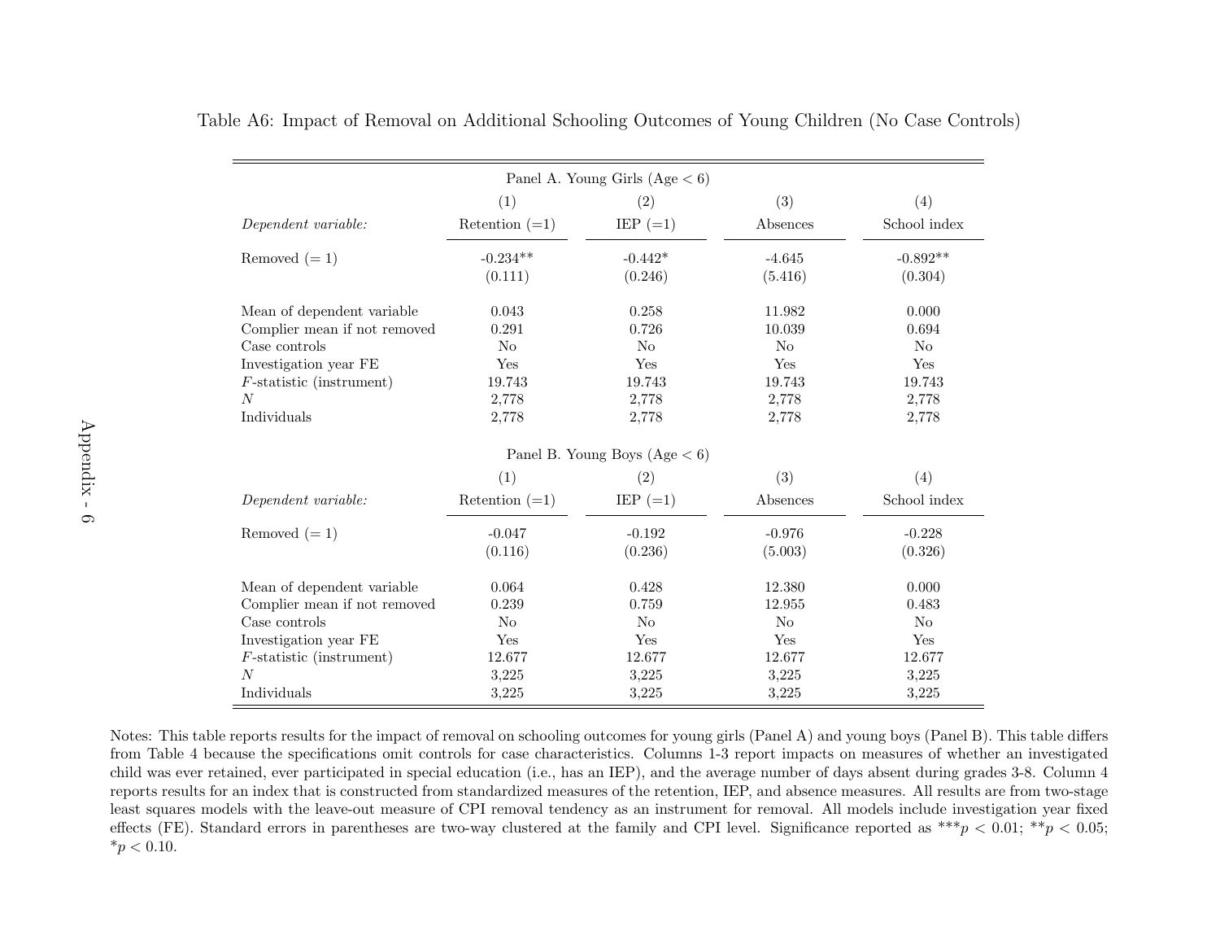Table A6: Impact of Removal on Additional Schooling Outcomes of Young Children (No Case Controls)

| | (1) | (2) | (3) | (4) |
|---|---|---|---|---|
| **Panel A. Young Girls (Age < 6)** | | | | |
| *Dependent variable:* | Retention (=1) | IEP (=1) | Absences | School index |
| Removed (= 1) | -0.234** | -0.442* | -4.645 | -0.892** |
| | (0.111) | (0.246) | (5.416) | (0.304) |
| Mean of dependent variable | 0.043 | 0.258 | 11.982 | 0.000 |
| Complier mean if not removed | 0.291 | 0.726 | 10.039 | 0.694 |
| Case controls | No | No | No | No |
| Investigation year FE | Yes | Yes | Yes | Yes |
| $F$-statistic (instrument) | 19.743 | 19.743 | 19.743 | 19.743 |
| $N$ | 2,778 | 2,778 | 2,778 | 2,778 |
| Individuals | 2,778 | 2,778 | 2,778 | 2,778 |
| **Panel B. Young Boys (Age < 6)** | | | | |
| *Dependent variable:* | Retention (=1) | IEP (=1) | Absences | School index |
| Removed (= 1) | -0.047 | -0.192 | -0.976 | -0.228 |
| | (0.116) | (0.236) | (5.003) | (0.326) |
| Mean of dependent variable | 0.064 | 0.428 | 12.380 | 0.000 |
| Complier mean if not removed | 0.239 | 0.759 | 12.955 | 0.483 |
| Case controls | No | No | No | No |
| Investigation year FE | Yes | Yes | Yes | Yes |
| $F$-statistic (instrument) | 12.677 | 12.677 | 12.677 | 12.677 |
| $N$ | 3,225 | 3,225 | 3,225 | 3,225 |
| Individuals | 3,225 | 3,225 | 3,225 | 3,225 |

Notes: This table reports results for the impact of removal on schooling outcomes for young girls (Panel A) and young boys (Panel B). This table differs from Table 4 because the specifications omit controls for case characteristics. Columns 1-3 report impacts on measures of whether an investigated child was ever retained, ever participated in special education (i.e., has an IEP), and the average number of days absent during grades 3-8. Column 4 reports results for an index that is constructed from standardized measures of the retention, IEP, and absence measures. All results are from two-stage least squares models with the leave-out measure of CPI removal tendency as an instrument for removal. All models include investigation year fixed effects (FE). Standard errors in parentheses are two-way clustered at the family and CPI level. Significance reported as ***$p < 0.01$; **$p < 0.05$; *$p < 0.10$.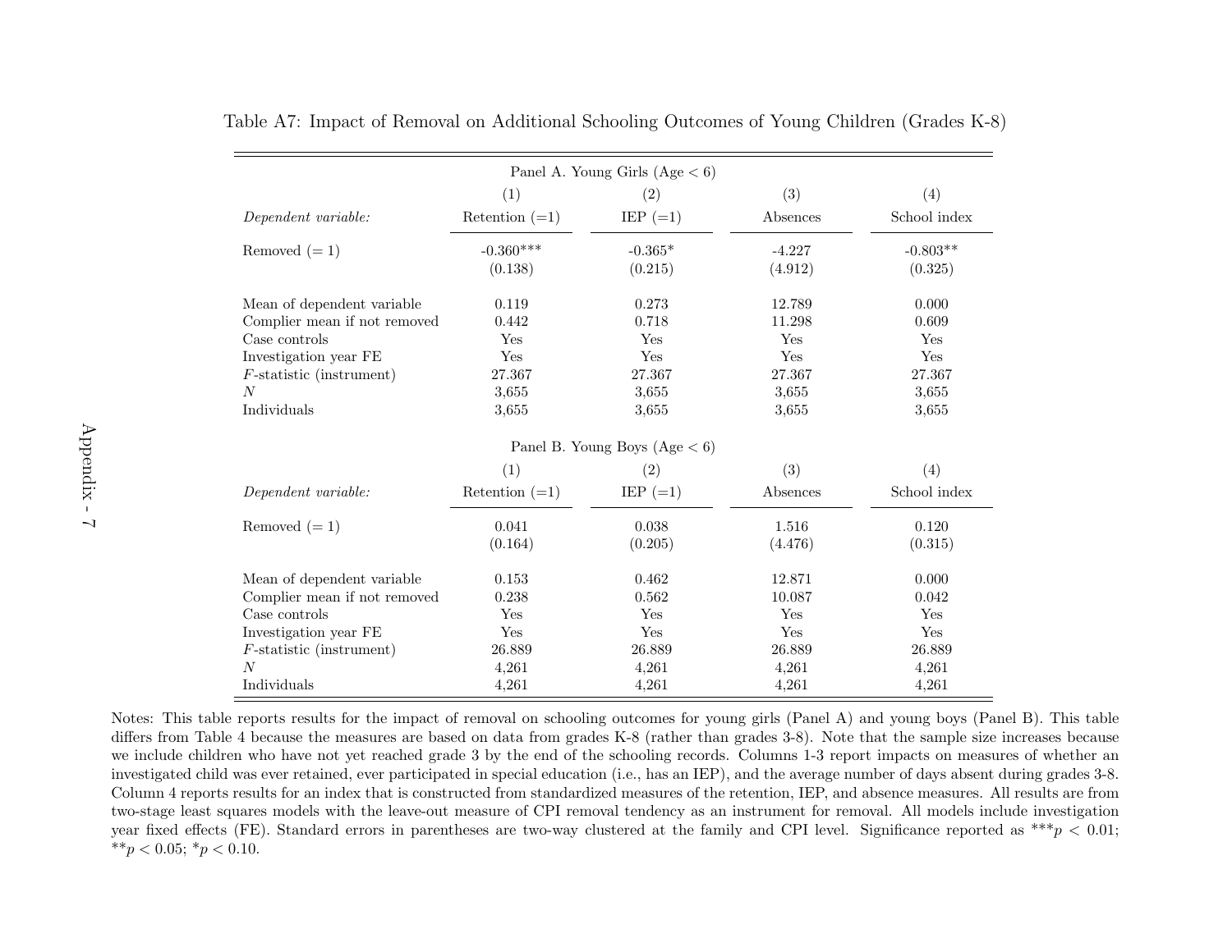Table A7: Impact of Removal on Additional Schooling Outcomes of Young Children (Grades K-8)

| Panel A. Young Girls (Age < 6) | | | | |
|---|---|---|---|---|
| | (1) | (2) | (3) | (4) |
| *Dependent variable:* | Retention (=1) | IEP (=1) | Absences | School index |
| Removed (= 1) | -0.360*** | -0.365* | -4.227 | -0.803** |
| | (0.138) | (0.215) | (4.912) | (0.325) |
| Mean of dependent variable | 0.119 | 0.273 | 12.789 | 0.000 |
| Complier mean if not removed | 0.442 | 0.718 | 11.298 | 0.609 |
| Case controls | Yes | Yes | Yes | Yes |
| Investigation year FE | Yes | Yes | Yes | Yes |
| $F$-statistic (instrument) | 27.367 | 27.367 | 27.367 | 27.367 |
| $N$ | 3,655 | 3,655 | 3,655 | 3,655 |
| Individuals | 3,655 | 3,655 | 3,655 | 3,655 |
| **Panel B. Young Boys (Age < 6)** | | | | |
| | (1) | (2) | (3) | (4) |
| *Dependent variable:* | Retention (=1) | IEP (=1) | Absences | School index |
| Removed (= 1) | 0.041 | 0.038 | 1.516 | 0.120 |
| | (0.164) | (0.205) | (4.476) | (0.315) |
| Mean of dependent variable | 0.153 | 0.462 | 12.871 | 0.000 |
| Complier mean if not removed | 0.238 | 0.562 | 10.087 | 0.042 |
| Case controls | Yes | Yes | Yes | Yes |
| Investigation year FE | Yes | Yes | Yes | Yes |
| $F$-statistic (instrument) | 26.889 | 26.889 | 26.889 | 26.889 |
| $N$ | 4,261 | 4,261 | 4,261 | 4,261 |
| Individuals | 4,261 | 4,261 | 4,261 | 4,261 |

Notes: This table reports results for the impact of removal on schooling outcomes for young girls (Panel A) and young boys (Panel B). This table differs from Table 4 because the measures are based on data from grades K-8 (rather than grades 3-8). Note that the sample size increases because we include children who have not yet reached grade 3 by the end of the schooling records. Columns 1-3 report impacts on measures of whether an investigated child was ever retained, ever participated in special education (i.e., has an IEP), and the average number of days absent during grades 3-8. Column 4 reports results for an index that is constructed from standardized measures of the retention, IEP, and absence measures. All results are from two-stage least squares models with the leave-out measure of CPI removal tendency as an instrument for removal. All models include investigation year fixed effects (FE). Standard errors in parentheses are two-way clustered at the family and CPI level. Significance reported as ***$p < 0.01$; **$p < 0.05$; *$p < 0.10$.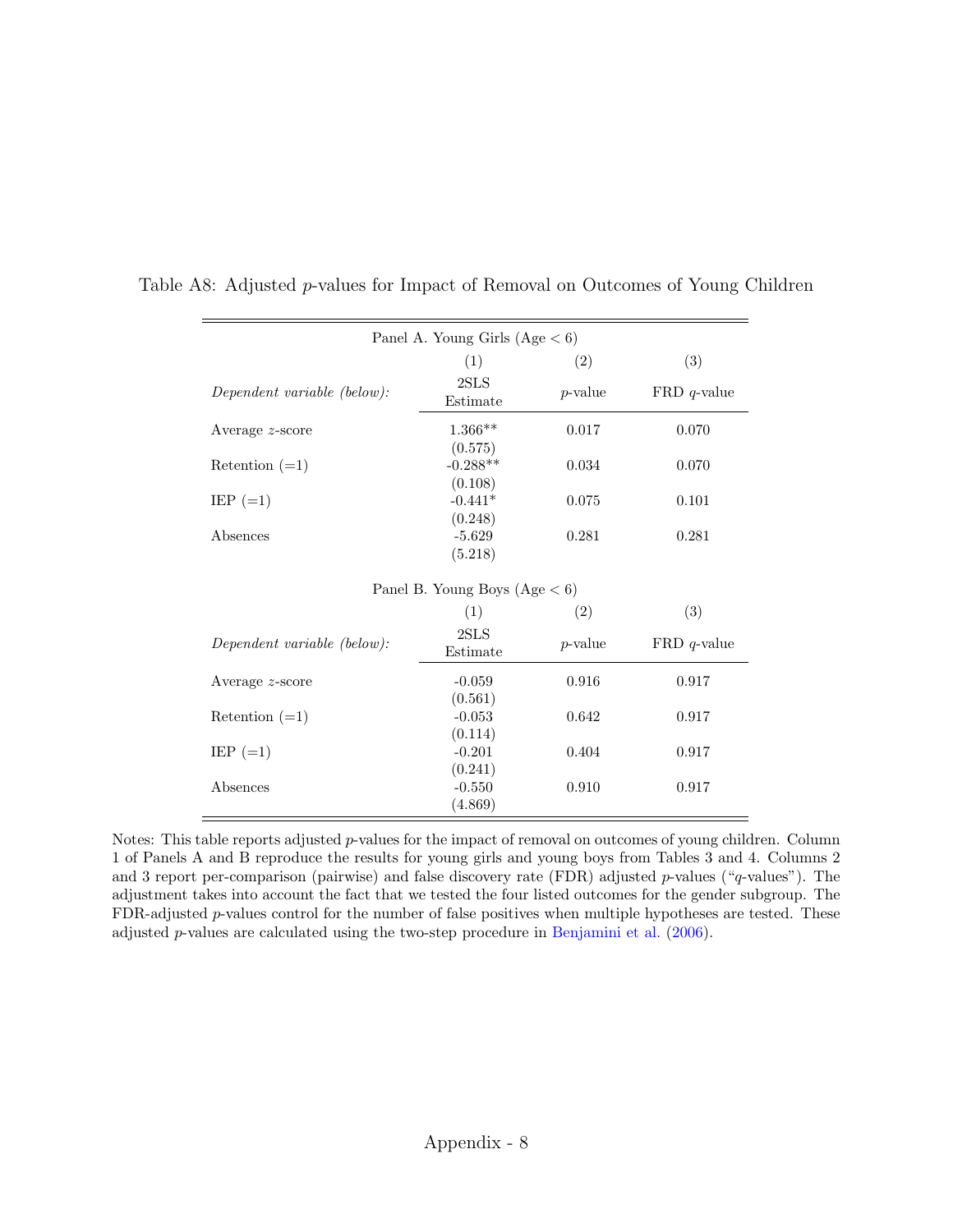Table A8: Adjusted $p$-values for Impact of Removal on Outcomes of Young Children

| Panel A. Young Girls (Age < 6) | | | |
|---|---|---|---|
| | (1) | (2) | (3) |
| *Dependent variable (below):* | 2SLS Estimate | $p$-value | FRD $q$-value |
| Average $z$-score | 1.366** | 0.017 | 0.070 |
| | (0.575) | | |
| Retention (=1) | -0.288** | 0.034 | 0.070 |
| | (0.108) | | |
| IEP (=1) | -0.441* | 0.075 | 0.101 |
| | (0.248) | | |
| Absences | -5.629 | 0.281 | 0.281 |
| | (5.218) | | |
| **Panel B. Young Boys (Age < 6)** | | | |
| | (1) | (2) | (3) |
| *Dependent variable (below):* | 2SLS Estimate | $p$-value | FRD $q$-value |
| Average $z$-score | -0.059 | 0.916 | 0.917 |
| | (0.561) | | |
| Retention (=1) | -0.053 | 0.642 | 0.917 |
| | (0.114) | | |
| IEP (=1) | -0.201 | 0.404 | 0.917 |
| | (0.241) | | |
| Absences | -0.550 | 0.910 | 0.917 |
| | (4.869) | | |

Notes: This table reports adjusted $p$-values for the impact of removal on outcomes of young children. Column 1 of Panels A and B reproduce the results for young girls and young boys from Tables 3 and 4. Columns 2 and 3 report per-comparison (pairwise) and false discovery rate (FDR) adjusted $p$-values ("$q$-values"). The adjustment takes into account the fact that we tested the four listed outcomes for the gender subgroup. The FDR-adjusted $p$-values control for the number of false positives when multiple hypotheses are tested. These adjusted $p$-values are calculated using the two-step procedure in Benjamini et al. (2006).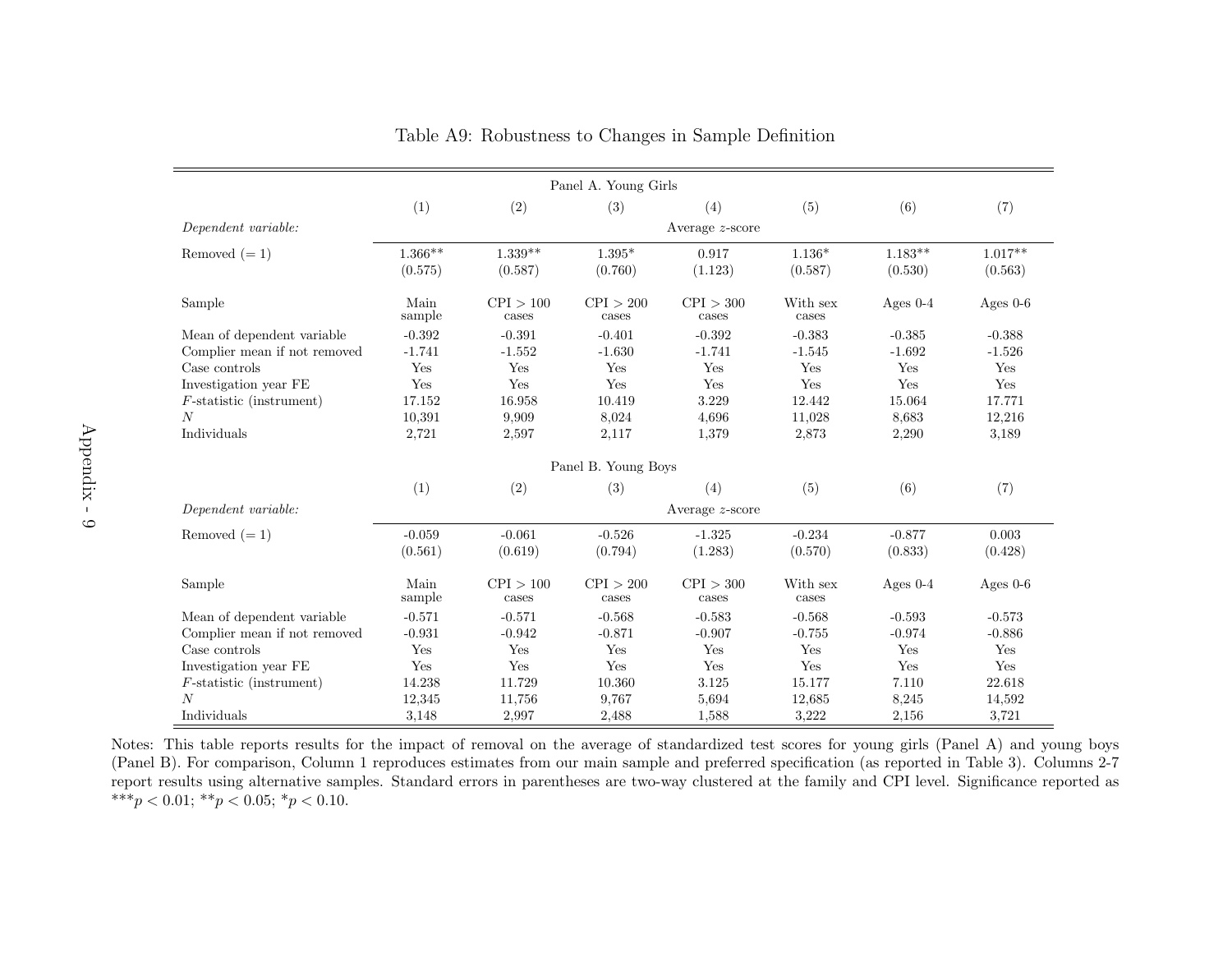# Table A9: Robustness to Changes in Sample Definition

| Panel A. Young Girls | | | | | | | |
|---|---|---|---|---|---|---|---|
| | (1) | (2) | (3) | (4) | (5) | (6) | (7) |
| *Dependent variable:* | Average $z$-score | | | | | | |
| Removed (= 1) | 1.366** | 1.339** | 1.395* | 0.917 | 1.136* | 1.183** | 1.017** |
| | (0.575) | (0.587) | (0.760) | (1.123) | (0.587) | (0.530) | (0.563) |
| Sample | Main sample | CPI > 100 cases | CPI > 200 cases | CPI > 300 cases | With sex cases | Ages 0-4 | Ages 0-6 |
| Mean of dependent variable | -0.392 | -0.391 | -0.401 | -0.392 | -0.383 | -0.385 | -0.388 |
| Complier mean if not removed | -1.741 | -1.552 | -1.630 | -1.741 | -1.545 | -1.692 | -1.526 |
| Case controls | Yes | Yes | Yes | Yes | Yes | Yes | Yes |
| Investigation year FE | Yes | Yes | Yes | Yes | Yes | Yes | Yes |
| $F$-statistic (instrument) | 17.152 | 16.958 | 10.419 | 3.229 | 12.442 | 15.064 | 17.771 |
| $N$ | 10,391 | 9,909 | 8,024 | 4,696 | 11,028 | 8,683 | 12,216 |
| Individuals | 2,721 | 2,597 | 2,117 | 1,379 | 2,873 | 2,290 | 3,189 |

| Panel B. Young Boys | | | | | | | |
|---|---|---|---|---|---|---|---|
| | (1) | (2) | (3) | (4) | (5) | (6) | (7) |
| *Dependent variable:* | Average $z$-score | | | | | | |
| Removed (= 1) | -0.059 | -0.061 | -0.526 | -1.325 | -0.234 | -0.877 | 0.003 |
| | (0.561) | (0.619) | (0.794) | (1.283) | (0.570) | (0.833) | (0.428) |
| Sample | Main sample | CPI > 100 cases | CPI > 200 cases | CPI > 300 cases | With sex cases | Ages 0-4 | Ages 0-6 |
| Mean of dependent variable | -0.571 | -0.571 | -0.568 | -0.583 | -0.568 | -0.593 | -0.573 |
| Complier mean if not removed | -0.931 | -0.942 | -0.871 | -0.907 | -0.755 | -0.974 | -0.886 |
| Case controls | Yes | Yes | Yes | Yes | Yes | Yes | Yes |
| Investigation year FE | Yes | Yes | Yes | Yes | Yes | Yes | Yes |
| $F$-statistic (instrument) | 14.238 | 11.729 | 10.360 | 3.125 | 15.177 | 7.110 | 22.618 |
| $N$ | 12,345 | 11,756 | 9,767 | 5,694 | 12,685 | 8,245 | 14,592 |
| Individuals | 3,148 | 2,997 | 2,488 | 1,588 | 3,222 | 2,156 | 3,721 |

Notes: This table reports results for the impact of removal on the average of standardized test scores for young girls (Panel A) and young boys (Panel B). For comparison, Column 1 reproduces estimates from our main sample and preferred specification (as reported in Table 3). Columns 2-7 report results using alternative samples. Standard errors in parentheses are two-way clustered at the family and CPI level. Significance reported as ***$p < 0.01$; **$p < 0.05$; *$p < 0.10$.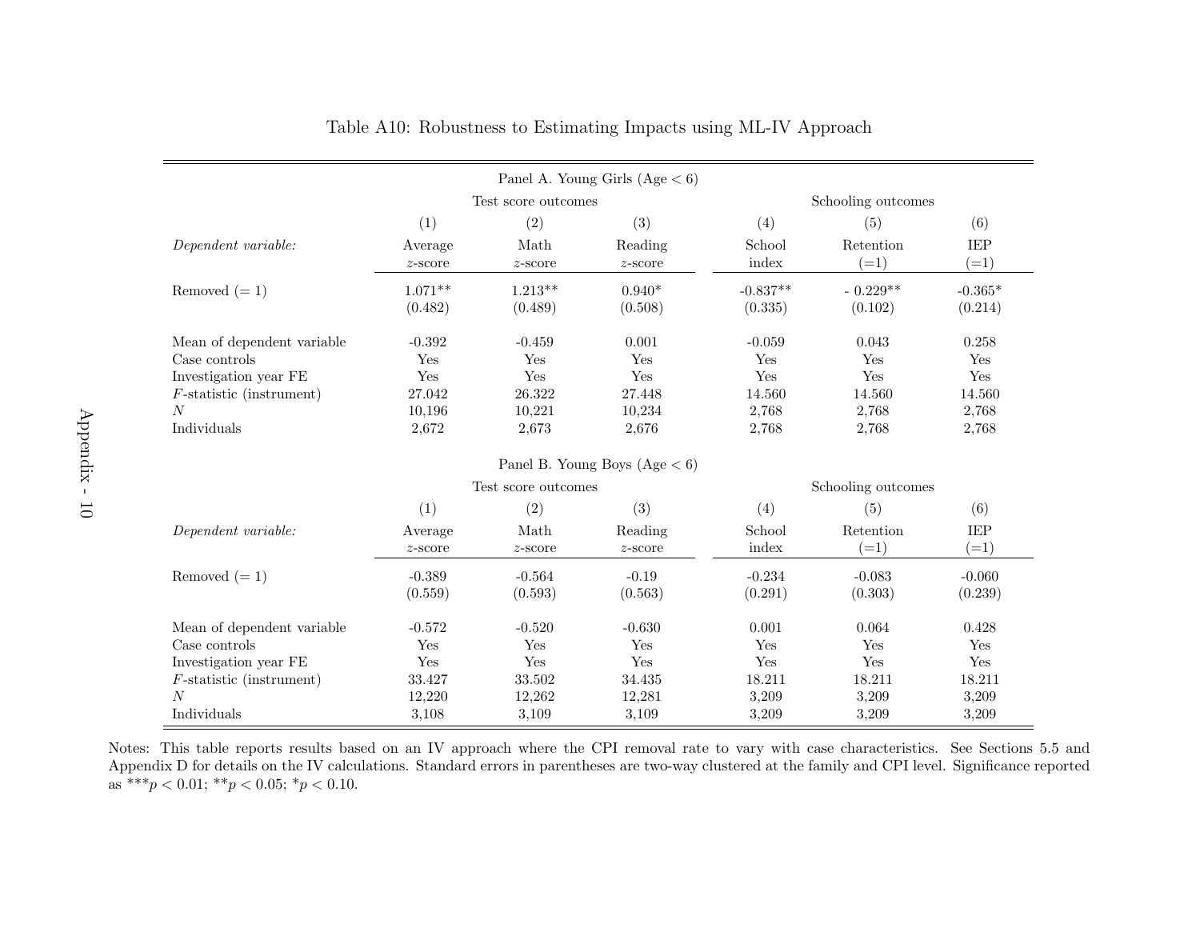Table A10: Robustness to Estimating Impacts using ML-IV Approach

| | Panel A. Young Girls (Age < 6) | | | | | |
|---|---|---|---|---|---|---|
| | Test score outcomes | | | Schooling outcomes | | |
| | (1) | (2) | (3) | (4) | (5) | (6) |
| *Dependent variable:* | Average $z$-score | Math $z$-score | Reading $z$-score | School index | Retention (=1) | IEP (=1) |
| Removed (= 1) | 1.071** | 1.213** | 0.940* | -0.837** | - 0.229** | -0.365* |
| | (0.482) | (0.489) | (0.508) | (0.335) | (0.102) | (0.214) |
| Mean of dependent variable | -0.392 | -0.459 | 0.001 | -0.059 | 0.043 | 0.258 |
| Case controls | Yes | Yes | Yes | Yes | Yes | Yes |
| Investigation year FE | Yes | Yes | Yes | Yes | Yes | Yes |
| $F$-statistic (instrument) | 27.042 | 26.322 | 27.448 | 14.560 | 14.560 | 14.560 |
| $N$ | 10,196 | 10,221 | 10,234 | 2,768 | 2,768 | 2,768 |
| Individuals | 2,672 | 2,673 | 2,676 | 2,768 | 2,768 | 2,768 |

| | Panel B. Young Boys (Age < 6) | | | | | |
|---|---|---|---|---|---|---|
| | Test score outcomes | | | Schooling outcomes | | |
| | (1) | (2) | (3) | (4) | (5) | (6) |
| *Dependent variable:* | Average $z$-score | Math $z$-score | Reading $z$-score | School index | Retention (=1) | IEP (=1) |
| Removed (= 1) | -0.389 | -0.564 | -0.19 | -0.234 | -0.083 | -0.060 |
| | (0.559) | (0.593) | (0.563) | (0.291) | (0.303) | (0.239) |
| Mean of dependent variable | -0.572 | -0.520 | -0.630 | 0.001 | 0.064 | 0.428 |
| Case controls | Yes | Yes | Yes | Yes | Yes | Yes |
| Investigation year FE | Yes | Yes | Yes | Yes | Yes | Yes |
| $F$-statistic (instrument) | 33.427 | 33.502 | 34.435 | 18.211 | 18.211 | 18.211 |
| $N$ | 12,220 | 12,262 | 12,281 | 3,209 | 3,209 | 3,209 |
| Individuals | 3,108 | 3,109 | 3,109 | 3,209 | 3,209 | 3,209 |

Notes: This table reports results based on an IV approach where the CPI removal rate to vary with case characteristics. See Sections 5.5 and Appendix D for details on the IV calculations. Standard errors in parentheses are two-way clustered at the family and CPI level. Significance reported as ***$p < 0.01$; **$p < 0.05$; *$p < 0.10$.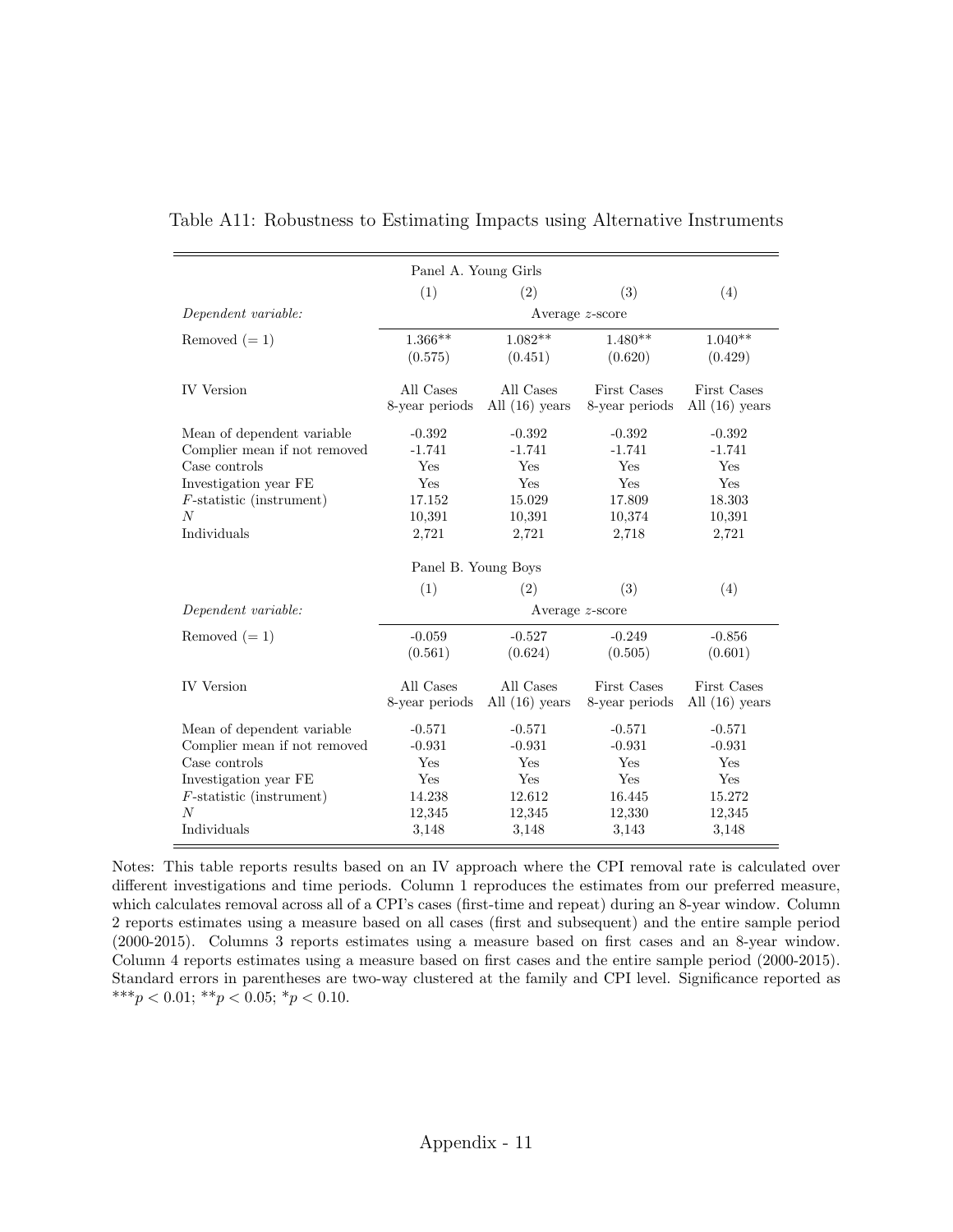Table A11: Robustness to Estimating Impacts using Alternative Instruments

| Panel A. Young Girls | | | | |
|---|---|---|---|---|
| | (1) | (2) | (3) | (4) |
| *Dependent variable:* | Average $z$-score | | | |
| Removed (= 1) | 1.366** | 1.082** | 1.480** | 1.040** |
| | (0.575) | (0.451) | (0.620) | (0.429) |
| IV Version | All Cases 8-year periods | All Cases All (16) years | First Cases 8-year periods | First Cases All (16) years |
| Mean of dependent variable | -0.392 | -0.392 | -0.392 | -0.392 |
| Complier mean if not removed | -1.741 | -1.741 | -1.741 | -1.741 |
| Case controls | Yes | Yes | Yes | Yes |
| Investigation year FE | Yes | Yes | Yes | Yes |
| $F$-statistic (instrument) | 17.152 | 15.029 | 17.809 | 18.303 |
| $N$ | 10,391 | 10,391 | 10,374 | 10,391 |
| Individuals | 2,721 | 2,721 | 2,718 | 2,721 |
| **Panel B. Young Boys** | | | | |
| | (1) | (2) | (3) | (4) |
| *Dependent variable:* | Average $z$-score | | | |
| Removed (= 1) | -0.059 | -0.527 | -0.249 | -0.856 |
| | (0.561) | (0.624) | (0.505) | (0.601) |
| IV Version | All Cases 8-year periods | All Cases All (16) years | First Cases 8-year periods | First Cases All (16) years |
| Mean of dependent variable | -0.571 | -0.571 | -0.571 | -0.571 |
| Complier mean if not removed | -0.931 | -0.931 | -0.931 | -0.931 |
| Case controls | Yes | Yes | Yes | Yes |
| Investigation year FE | Yes | Yes | Yes | Yes |
| $F$-statistic (instrument) | 14.238 | 12.612 | 16.445 | 15.272 |
| $N$ | 12,345 | 12,345 | 12,330 | 12,345 |
| Individuals | 3,148 | 3,148 | 3,143 | 3,148 |

Notes: This table reports results based on an IV approach where the CPI removal rate is calculated over different investigations and time periods. Column 1 reproduces the estimates from our preferred measure, which calculates removal across all of a CPI's cases (first-time and repeat) during an 8-year window. Column 2 reports estimates using a measure based on all cases (first and subsequent) and the entire sample period (2000-2015). Columns 3 reports estimates using a measure based on first cases and an 8-year window. Column 4 reports estimates using a measure based on first cases and the entire sample period (2000-2015). Standard errors in parentheses are two-way clustered at the family and CPI level. Significance reported as ***$p < 0.01$; **$p < 0.05$; *$p < 0.10$.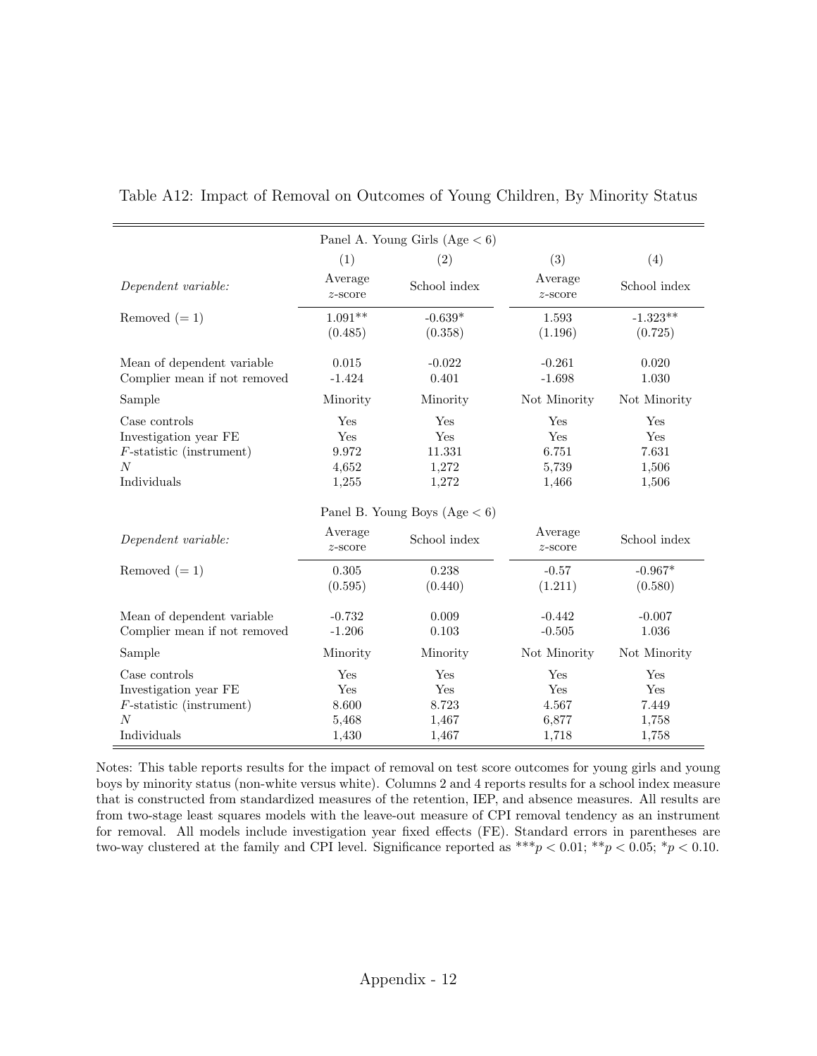Table A12: Impact of Removal on Outcomes of Young Children, By Minority Status

| | Panel A. Young Girls (Age $< 6$) | | | |
|---|---|---|---|---|
| | (1) | (2) | (3) | (4) |
| *Dependent variable:* | Average $z$-score | School index | Average $z$-score | School index |
| Removed ($= 1$) | 1.091** | -0.639* | 1.593 | -1.323** |
| | (0.485) | (0.358) | (1.196) | (0.725) |
| Mean of dependent variable | 0.015 | -0.022 | -0.261 | 0.020 |
| Complier mean if not removed | -1.424 | 0.401 | -1.698 | 1.030 |
| Sample | Minority | Minority | Not Minority | Not Minority |
| Case controls | Yes | Yes | Yes | Yes |
| Investigation year FE | Yes | Yes | Yes | Yes |
| $F$-statistic (instrument) | 9.972 | 11.331 | 6.751 | 7.631 |
| $N$ | 4,652 | 1,272 | 5,739 | 1,506 |
| Individuals | 1,255 | 1,272 | 1,466 | 1,506 |
| | **Panel B. Young Boys (Age $< 6$)** | | | |
| *Dependent variable:* | Average $z$-score | School index | Average $z$-score | School index |
| Removed ($= 1$) | 0.305 | 0.238 | -0.57 | -0.967* |
| | (0.595) | (0.440) | (1.211) | (0.580) |
| Mean of dependent variable | -0.732 | 0.009 | -0.442 | -0.007 |
| Complier mean if not removed | -1.206 | 0.103 | -0.505 | 1.036 |
| Sample | Minority | Minority | Not Minority | Not Minority |
| Case controls | Yes | Yes | Yes | Yes |
| Investigation year FE | Yes | Yes | Yes | Yes |
| $F$-statistic (instrument) | 8.600 | 8.723 | 4.567 | 7.449 |
| $N$ | 5,468 | 1,467 | 6,877 | 1,758 |
| Individuals | 1,430 | 1,467 | 1,718 | 1,758 |

Notes: This table reports results for the impact of removal on test score outcomes for young girls and young boys by minority status (non-white versus white). Columns 2 and 4 reports results for a school index measure that is constructed from standardized measures of the retention, IEP, and absence measures. All results are from two-stage least squares models with the leave-out measure of CPI removal tendency as an instrument for removal. All models include investigation year fixed effects (FE). Standard errors in parentheses are two-way clustered at the family and CPI level. Significance reported as $^{***}p < 0.01$; $^{**}p < 0.05$; $^{*}p < 0.10$.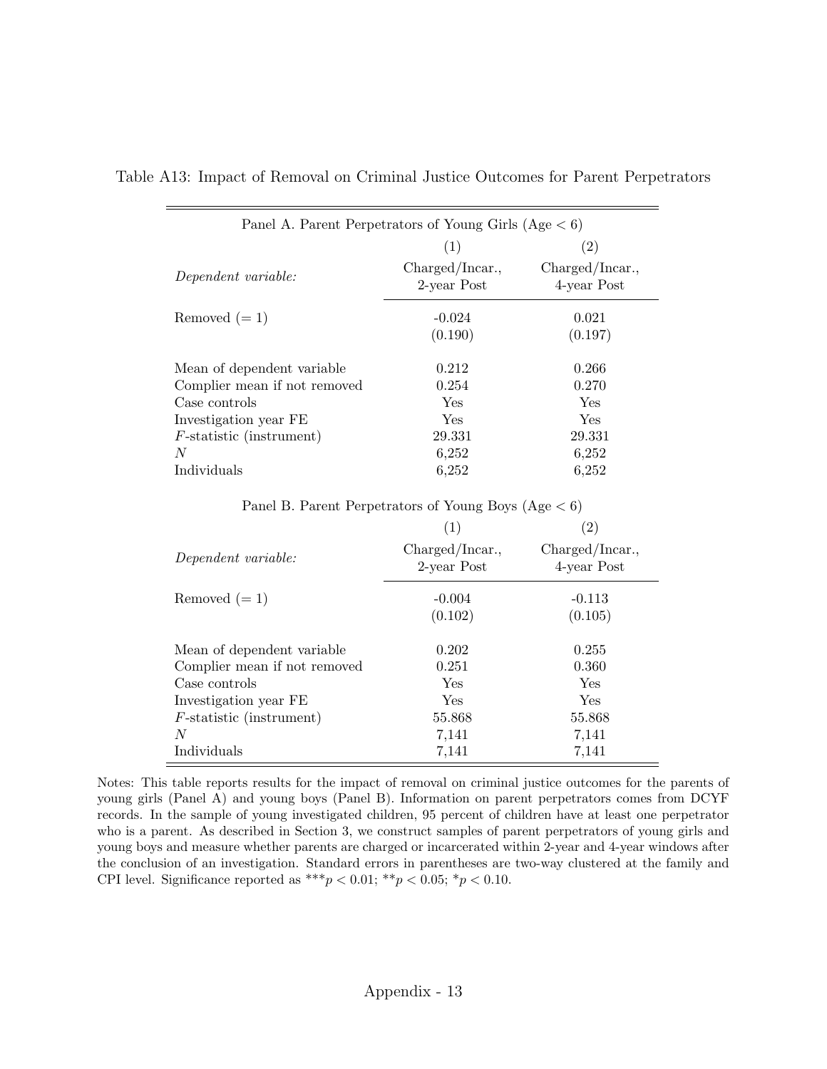Table A13: Impact of Removal on Criminal Justice Outcomes for Parent Perpetrators

| Panel A. Parent Perpetrators of Young Girls (Age $<$ 6) | | |
|---|---|---|
| | (1) | (2) |
| *Dependent variable:* | Charged/Incar., 2-year Post | Charged/Incar., 4-year Post |
| Removed (= 1) | -0.024 | 0.021 |
| | (0.190) | (0.197) |
| Mean of dependent variable | 0.212 | 0.266 |
| Complier mean if not removed | 0.254 | 0.270 |
| Case controls | Yes | Yes |
| Investigation year FE | Yes | Yes |
| $F$-statistic (instrument) | 29.331 | 29.331 |
| $N$ | 6,252 | 6,252 |
| Individuals | 6,252 | 6,252 |

| Panel B. Parent Perpetrators of Young Boys (Age $<$ 6) | | |
|---|---|---|
| | (1) | (2) |
| *Dependent variable:* | Charged/Incar., 2-year Post | Charged/Incar., 4-year Post |
| Removed (= 1) | -0.004 | -0.113 |
| | (0.102) | (0.105) |
| Mean of dependent variable | 0.202 | 0.255 |
| Complier mean if not removed | 0.251 | 0.360 |
| Case controls | Yes | Yes |
| Investigation year FE | Yes | Yes |
| $F$-statistic (instrument) | 55.868 | 55.868 |
| $N$ | 7,141 | 7,141 |
| Individuals | 7,141 | 7,141 |

Notes: This table reports results for the impact of removal on criminal justice outcomes for the parents of young girls (Panel A) and young boys (Panel B). Information on parent perpetrators comes from DCYF records. In the sample of young investigated children, 95 percent of children have at least one perpetrator who is a parent. As described in Section 3, we construct samples of parent perpetrators of young girls and young boys and measure whether parents are charged or incarcerated within 2-year and 4-year windows after the conclusion of an investigation. Standard errors in parentheses are two-way clustered at the family and CPI level. Significance reported as \*\*\*$p < 0.01$; \*\*$p < 0.05$; \*$p < 0.10$.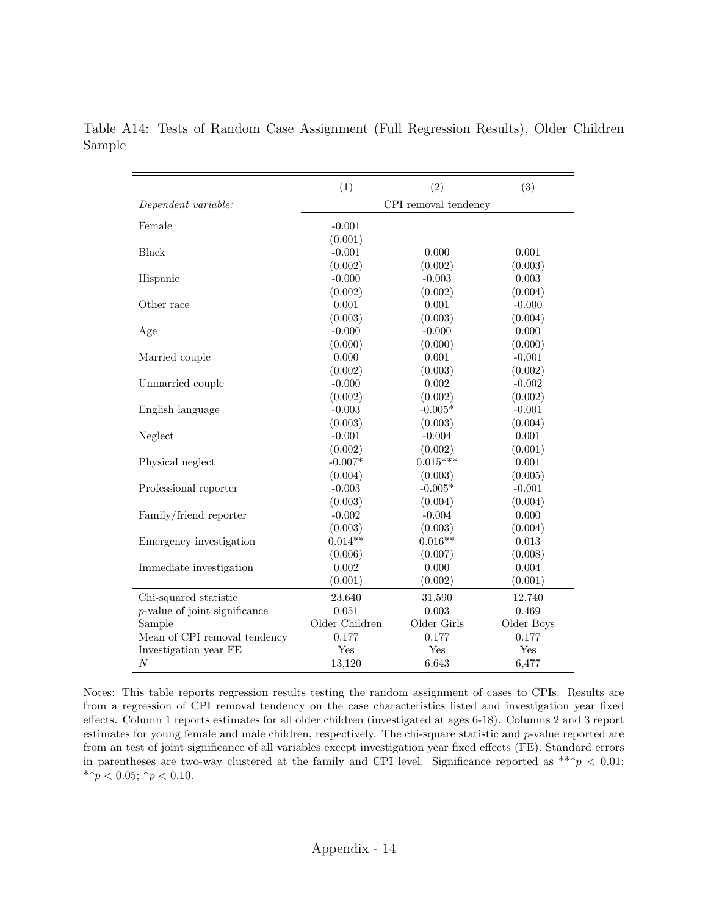Table A14: Tests of Random Case Assignment (Full Regression Results), Older Children Sample

| | (1) | (2) | (3) |
|---|---|---|---|
| *Dependent variable:* | CPI removal tendency | | |
| Female | -0.001 | | |
| | (0.001) | | |
| Black | -0.001 | 0.000 | 0.001 |
| | (0.002) | (0.002) | (0.003) |
| Hispanic | -0.000 | -0.003 | 0.003 |
| | (0.002) | (0.002) | (0.004) |
| Other race | 0.001 | 0.001 | -0.000 |
| | (0.003) | (0.003) | (0.004) |
| Age | -0.000 | -0.000 | 0.000 |
| | (0.000) | (0.000) | (0.000) |
| Married couple | 0.000 | 0.001 | -0.001 |
| | (0.002) | (0.003) | (0.002) |
| Unmarried couple | -0.000 | 0.002 | -0.002 |
| | (0.002) | (0.002) | (0.002) |
| English language | -0.003 | -0.005* | -0.001 |
| | (0.003) | (0.003) | (0.004) |
| Neglect | -0.001 | -0.004 | 0.001 |
| | (0.002) | (0.002) | (0.001) |
| Physical neglect | -0.007* | 0.015*** | 0.001 |
| | (0.004) | (0.003) | (0.005) |
| Professional reporter | -0.003 | -0.005* | -0.001 |
| | (0.003) | (0.004) | (0.004) |
| Family/friend reporter | -0.002 | -0.004 | 0.000 |
| | (0.003) | (0.003) | (0.004) |
| Emergency investigation | 0.014** | 0.016** | 0.013 |
| | (0.006) | (0.007) | (0.008) |
| Immediate investigation | 0.002 | 0.000 | 0.004 |
| | (0.001) | (0.002) | (0.001) |
| Chi-squared statistic | 23.640 | 31.590 | 12.740 |
| $p$-value of joint significance | 0.051 | 0.003 | 0.469 |
| Sample | Older Children | Older Girls | Older Boys |
| Mean of CPI removal tendency | 0.177 | 0.177 | 0.177 |
| Investigation year FE | Yes | Yes | Yes |
| $N$ | 13,120 | 6,643 | 6,477 |

Notes: This table reports regression results testing the random assignment of cases to CPIs. Results are from a regression of CPI removal tendency on the case characteristics listed and investigation year fixed effects. Column 1 reports estimates for all older children (investigated at ages 6-18). Columns 2 and 3 report estimates for young female and male children, respectively. The chi-square statistic and $p$-value reported are from an test of joint significance of all variables except investigation year fixed effects (FE). Standard errors in parentheses are two-way clustered at the family and CPI level. Significance reported as $^{***}p < 0.01$; $^{**}p < 0.05$; $^{*}p < 0.10$.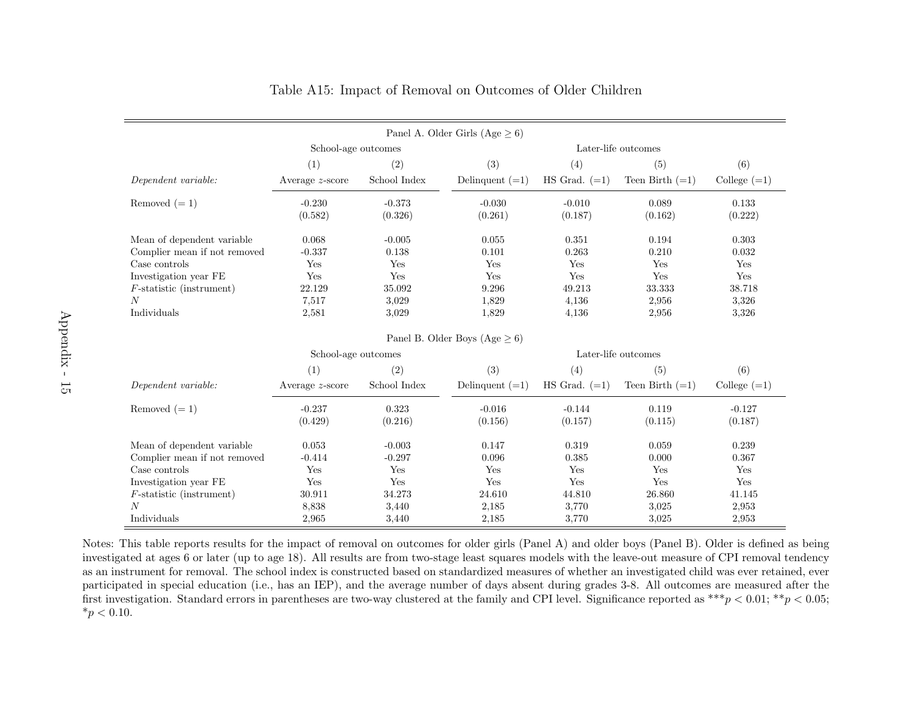Table A15: Impact of Removal on Outcomes of Older Children

| Panel A. Older Girls (Age $\geq$ 6) | | | | | | |
|---|---|---|---|---|---|---|
| | School-age outcomes | | Later-life outcomes | | | |
| | (1) | (2) | (3) | (4) | (5) | (6) |
| *Dependent variable:* | Average $z$-score | School Index | Delinquent (=1) | HS Grad. (=1) | Teen Birth (=1) | College (=1) |
| Removed (= 1) | -0.230 | -0.373 | -0.030 | -0.010 | 0.089 | 0.133 |
| | (0.582) | (0.326) | (0.261) | (0.187) | (0.162) | (0.222) |
| Mean of dependent variable | 0.068 | -0.005 | 0.055 | 0.351 | 0.194 | 0.303 |
| Complier mean if not removed | -0.337 | 0.138 | 0.101 | 0.263 | 0.210 | 0.032 |
| Case controls | Yes | Yes | Yes | Yes | Yes | Yes |
| Investigation year FE | Yes | Yes | Yes | Yes | Yes | Yes |
| $F$-statistic (instrument) | 22.129 | 35.092 | 9.296 | 49.213 | 33.333 | 38.718 |
| $N$ | 7,517 | 3,029 | 1,829 | 4,136 | 2,956 | 3,326 |
| Individuals | 2,581 | 3,029 | 1,829 | 4,136 | 2,956 | 3,326 |

| Panel B. Older Boys (Age $\geq$ 6) | | | | | | |
|---|---|---|---|---|---|---|
| | School-age outcomes | | Later-life outcomes | | | |
| | (1) | (2) | (3) | (4) | (5) | (6) |
| *Dependent variable:* | Average $z$-score | School Index | Delinquent (=1) | HS Grad. (=1) | Teen Birth (=1) | College (=1) |
| Removed (= 1) | -0.237 | 0.323 | -0.016 | -0.144 | 0.119 | -0.127 |
| | (0.429) | (0.216) | (0.156) | (0.157) | (0.115) | (0.187) |
| Mean of dependent variable | 0.053 | -0.003 | 0.147 | 0.319 | 0.059 | 0.239 |
| Complier mean if not removed | -0.414 | -0.297 | 0.096 | 0.385 | 0.000 | 0.367 |
| Case controls | Yes | Yes | Yes | Yes | Yes | Yes |
| Investigation year FE | Yes | Yes | Yes | Yes | Yes | Yes |
| $F$-statistic (instrument) | 30.911 | 34.273 | 24.610 | 44.810 | 26.860 | 41.145 |
| $N$ | 8,838 | 3,440 | 2,185 | 3,770 | 3,025 | 2,953 |
| Individuals | 2,965 | 3,440 | 2,185 | 3,770 | 3,025 | 2,953 |

Notes: This table reports results for the impact of removal on outcomes for older girls (Panel A) and older boys (Panel B). Older is defined as being investigated at ages 6 or later (up to age 18). All results are from two-stage least squares models with the leave-out measure of CPI removal tendency as an instrument for removal. The school index is constructed based on standardized measures of whether an investigated child was ever retained, ever participated in special education (i.e., has an IEP), and the average number of days absent during grades 3-8. All outcomes are measured after the first investigation. Standard errors in parentheses are two-way clustered at the family and CPI level. Significance reported as ***$p < 0.01$; **$p < 0.05$; *$p < 0.10$.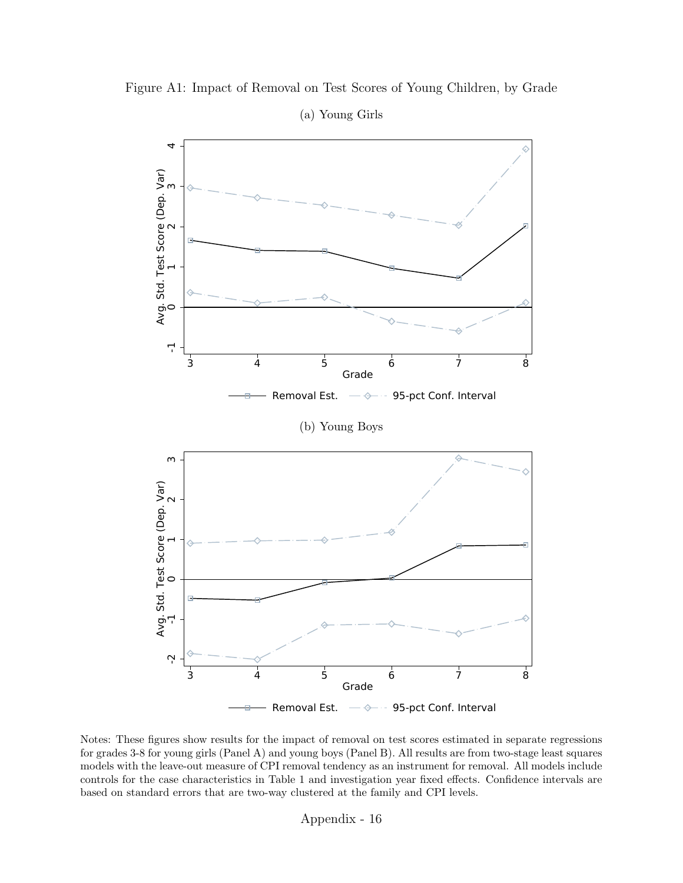Figure A1: Impact of Removal on Test Scores of Young Children, by Grade

(a) Young Girls

(b) Young Boys

Notes: These figures show results for the impact of removal on test scores estimated in separate regressions for grades 3-8 for young girls (Panel A) and young boys (Panel B). All results are from two-stage least squares models with the leave-out measure of CPI removal tendency as an instrument for removal. All models include controls for the case characteristics in Table 1 and investigation year fixed effects. Confidence intervals are based on standard errors that are two-way clustered at the family and CPI levels.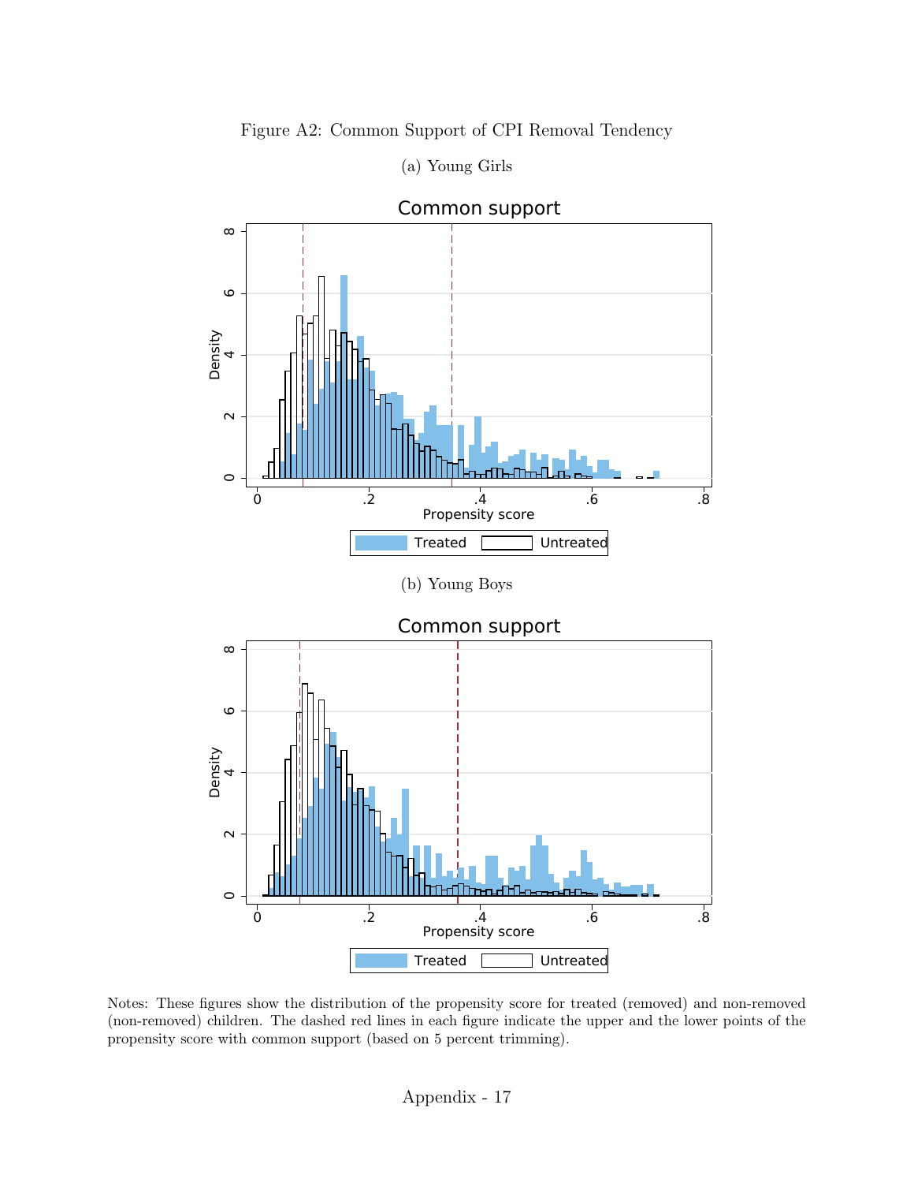Figure A2: Common Support of CPI Removal Tendency

(a) Young Girls

(b) Young Boys

Notes: These figures show the distribution of the propensity score for treated (removed) and non-removed (non-removed) children. The dashed red lines in each figure indicate the upper and the lower points of the propensity score with common support (based on 5 percent trimming).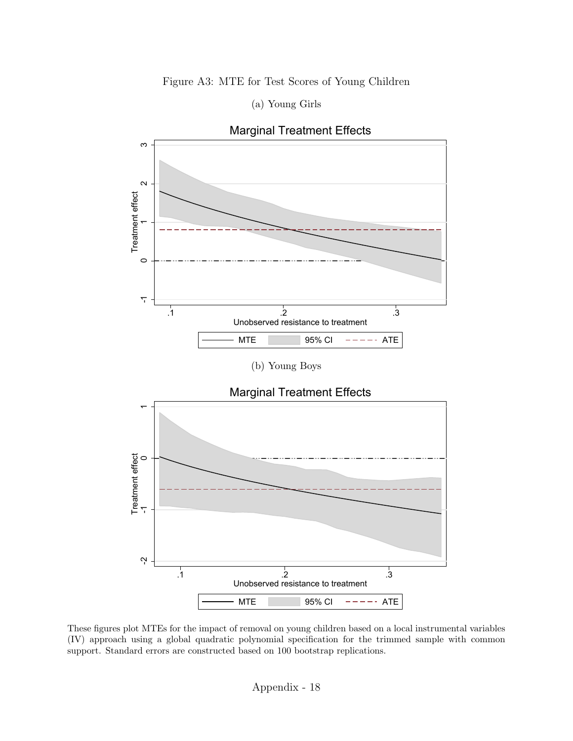Figure A3: MTE for Test Scores of Young Children

(a) Young Girls

(b) Young Boys

These figures plot MTEs for the impact of removal on young children based on a local instrumental variables (IV) approach using a global quadratic polynomial specification for the trimmed sample with common support. Standard errors are constructed based on 100 bootstrap replications.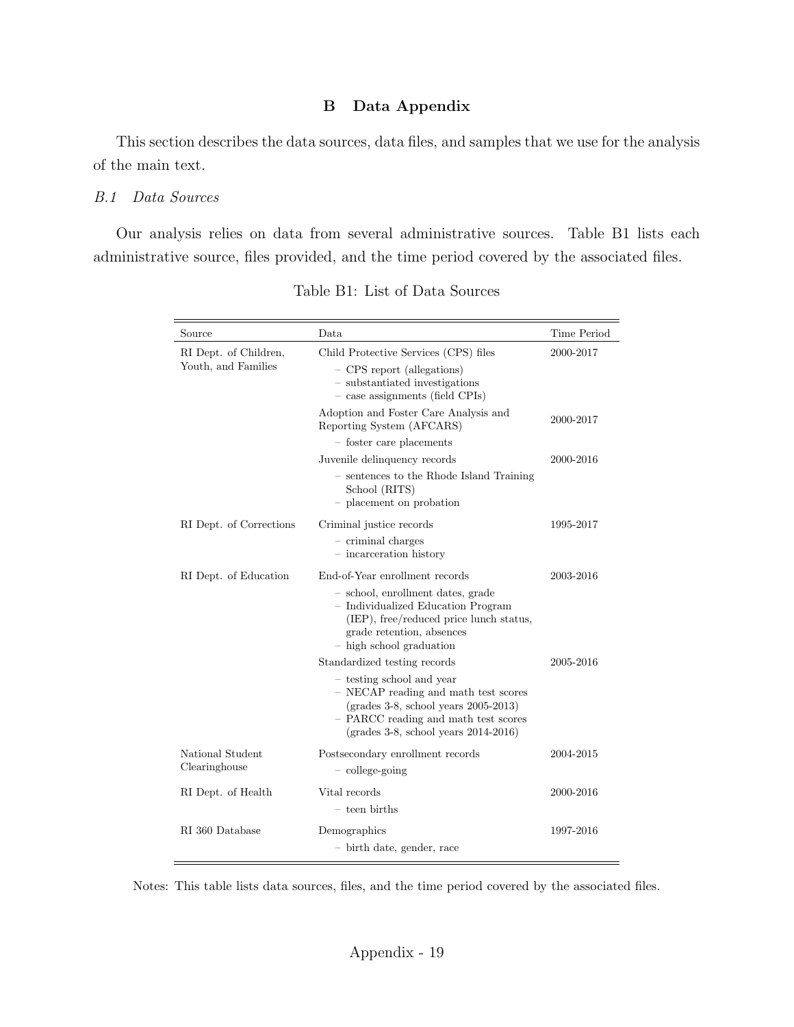# B Data Appendix

This section describes the data sources, data files, and samples that we use for the analysis of the main text.

### *B.1 Data Sources*

Our analysis relies on data from several administrative sources. Table B1 lists each administrative source, files provided, and the time period covered by the associated files.

Table B1: List of Data Sources

| Source | Data | Time Period |
|---|---|---|
| RI Dept. of Children, Youth, and Families | Child Protective Services (CPS) files<br>– CPS report (allegations)<br>– substantiated investigations<br>– case assignments (field CPIs) | 2000-2017 |
| | Adoption and Foster Care Analysis and Reporting System (AFCARS)<br>– foster care placements | 2000-2017 |
| | Juvenile delinquency records<br>– sentences to the Rhode Island Training School (RITS)<br>– placement on probation | 2000-2016 |
| RI Dept. of Corrections | Criminal justice records<br>– criminal charges<br>– incarceration history | 1995-2017 |
| RI Dept. of Education | End-of-Year enrollment records<br>– school, enrollment dates, grade<br>– Individualized Education Program (IEP), free/reduced price lunch status, grade retention, absences<br>– high school graduation | 2003-2016 |
| | Standardized testing records<br>– testing school and year<br>– NECAP reading and math test scores (grades 3-8, school years 2005-2013)<br>– PARCC reading and math test scores (grades 3-8, school years 2014-2016) | 2005-2016 |
| National Student Clearinghouse | Postsecondary enrollment records<br>– college-going | 2004-2015 |
| RI Dept. of Health | Vital records<br>– teen births | 2000-2016 |
| RI 360 Database | Demographics<br>– birth date, gender, race | 1997-2016 |

Notes: This table lists data sources, files, and the time period covered by the associated files.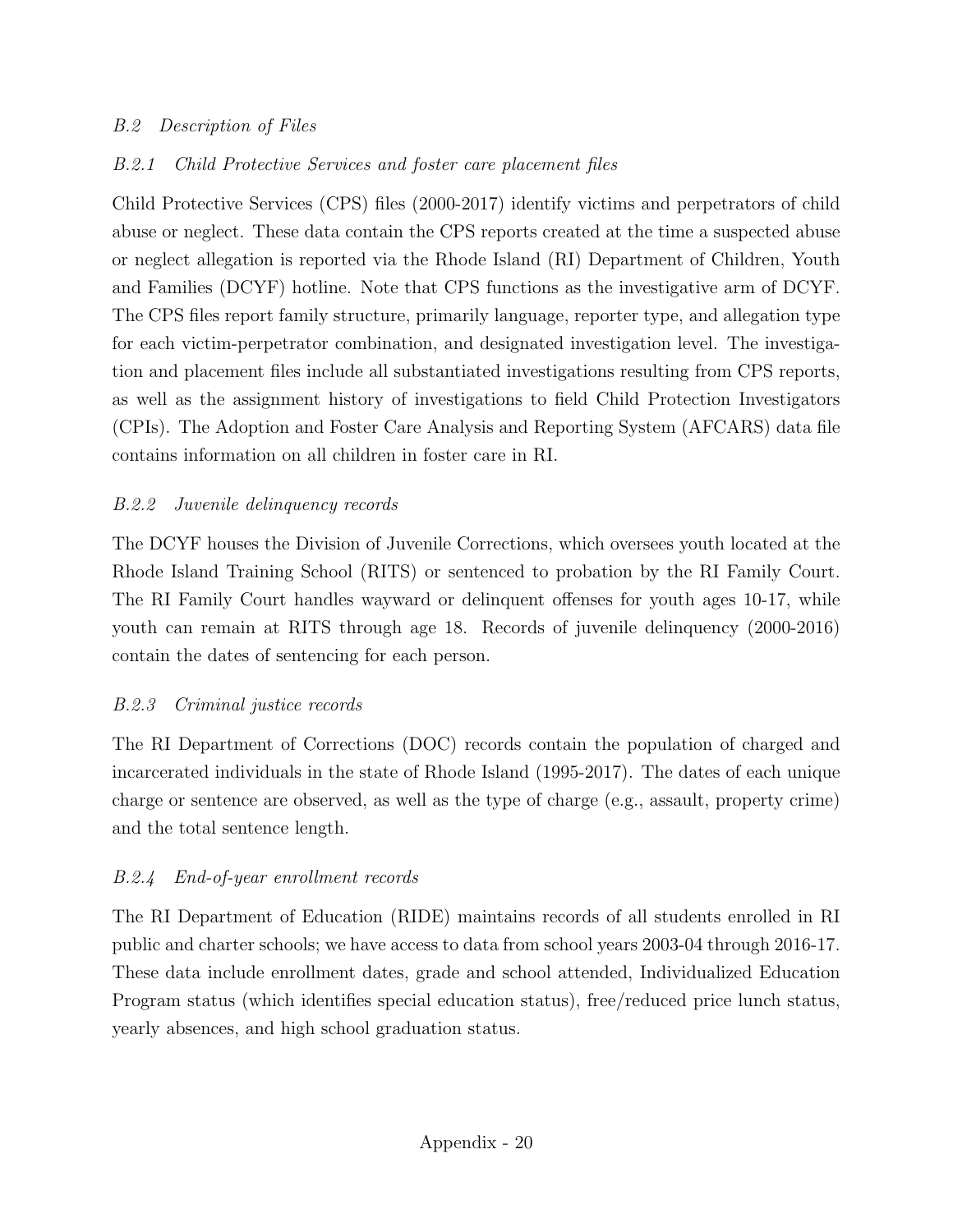### *B.2 Description of Files*

#### *B.2.1 Child Protective Services and foster care placement files*

Child Protective Services (CPS) files (2000-2017) identify victims and perpetrators of child abuse or neglect. These data contain the CPS reports created at the time a suspected abuse or neglect allegation is reported via the Rhode Island (RI) Department of Children, Youth and Families (DCYF) hotline. Note that CPS functions as the investigative arm of DCYF. The CPS files report family structure, primarily language, reporter type, and allegation type for each victim-perpetrator combination, and designated investigation level. The investigation and placement files include all substantiated investigations resulting from CPS reports, as well as the assignment history of investigations to field Child Protection Investigators (CPIs). The Adoption and Foster Care Analysis and Reporting System (AFCARS) data file contains information on all children in foster care in RI.

#### *B.2.2 Juvenile delinquency records*

The DCYF houses the Division of Juvenile Corrections, which oversees youth located at the Rhode Island Training School (RITS) or sentenced to probation by the RI Family Court. The RI Family Court handles wayward or delinquent offenses for youth ages 10-17, while youth can remain at RITS through age 18. Records of juvenile delinquency (2000-2016) contain the dates of sentencing for each person.

#### *B.2.3 Criminal justice records*

The RI Department of Corrections (DOC) records contain the population of charged and incarcerated individuals in the state of Rhode Island (1995-2017). The dates of each unique charge or sentence are observed, as well as the type of charge (e.g., assault, property crime) and the total sentence length.

#### *B.2.4 End-of-year enrollment records*

The RI Department of Education (RIDE) maintains records of all students enrolled in RI public and charter schools; we have access to data from school years 2003-04 through 2016-17. These data include enrollment dates, grade and school attended, Individualized Education Program status (which identifies special education status), free/reduced price lunch status, yearly absences, and high school graduation status.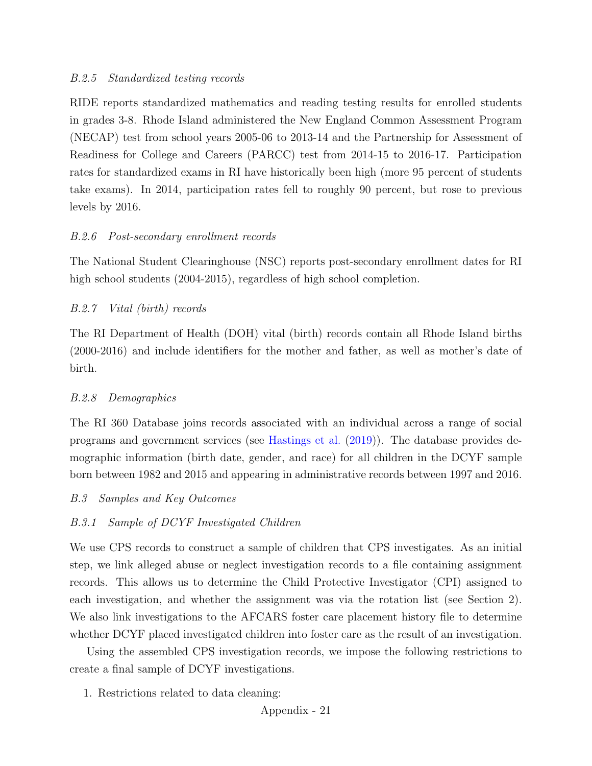#### *B.2.5 Standardized testing records*

RIDE reports standardized mathematics and reading testing results for enrolled students in grades 3-8. Rhode Island administered the New England Common Assessment Program (NECAP) test from school years 2005-06 to 2013-14 and the Partnership for Assessment of Readiness for College and Careers (PARCC) test from 2014-15 to 2016-17. Participation rates for standardized exams in RI have historically been high (more 95 percent of students take exams). In 2014, participation rates fell to roughly 90 percent, but rose to previous levels by 2016.

#### *B.2.6 Post-secondary enrollment records*

The National Student Clearinghouse (NSC) reports post-secondary enrollment dates for RI high school students (2004-2015), regardless of high school completion.

#### *B.2.7 Vital (birth) records*

The RI Department of Health (DOH) vital (birth) records contain all Rhode Island births (2000-2016) and include identifiers for the mother and father, as well as mother's date of birth.

#### *B.2.8 Demographics*

The RI 360 Database joins records associated with an individual across a range of social programs and government services (see Hastings et al. (2019)). The database provides demographic information (birth date, gender, and race) for all children in the DCYF sample born between 1982 and 2015 and appearing in administrative records between 1997 and 2016.

### *B.3 Samples and Key Outcomes*

#### *B.3.1 Sample of DCYF Investigated Children*

We use CPS records to construct a sample of children that CPS investigates. As an initial step, we link alleged abuse or neglect investigation records to a file containing assignment records. This allows us to determine the Child Protective Investigator (CPI) assigned to each investigation, and whether the assignment was via the rotation list (see Section 2). We also link investigations to the AFCARS foster care placement history file to determine whether DCYF placed investigated children into foster care as the result of an investigation.

Using the assembled CPS investigation records, we impose the following restrictions to create a final sample of DCYF investigations.

1. Restrictions related to data cleaning: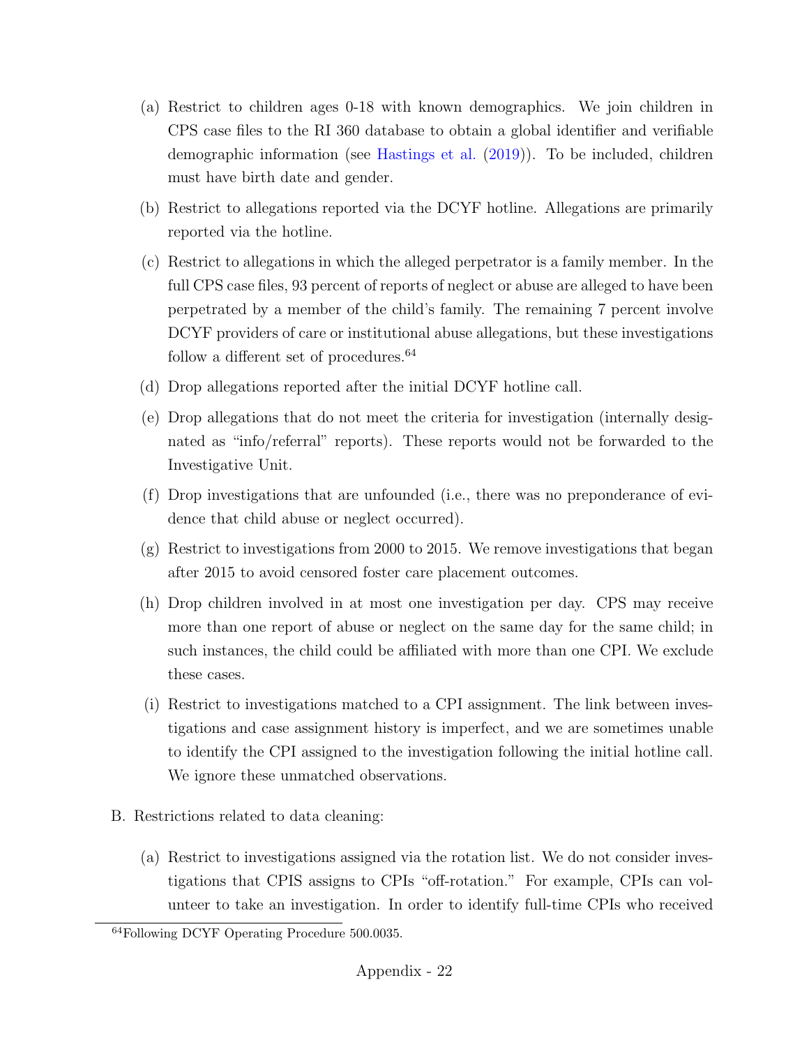(a) Restrict to children ages 0-18 with known demographics. We join children in CPS case files to the RI 360 database to obtain a global identifier and verifiable demographic information (see Hastings et al. (2019)). To be included, children must have birth date and gender.

(b) Restrict to allegations reported via the DCYF hotline. Allegations are primarily reported via the hotline.

(c) Restrict to allegations in which the alleged perpetrator is a family member. In the full CPS case files, 93 percent of reports of neglect or abuse are alleged to have been perpetrated by a member of the child's family. The remaining 7 percent involve DCYF providers of care or institutional abuse allegations, but these investigations follow a different set of procedures.[64]

(d) Drop allegations reported after the initial DCYF hotline call.

(e) Drop allegations that do not meet the criteria for investigation (internally designated as "info/referral" reports). These reports would not be forwarded to the Investigative Unit.

(f) Drop investigations that are unfounded (i.e., there was no preponderance of evidence that child abuse or neglect occurred).

(g) Restrict to investigations from 2000 to 2015. We remove investigations that began after 2015 to avoid censored foster care placement outcomes.

(h) Drop children involved in at most one investigation per day. CPS may receive more than one report of abuse or neglect on the same day for the same child; in such instances, the child could be affiliated with more than one CPI. We exclude these cases.

(i) Restrict to investigations matched to a CPI assignment. The link between investigations and case assignment history is imperfect, and we are sometimes unable to identify the CPI assigned to the investigation following the initial hotline call. We ignore these unmatched observations.

B. Restrictions related to data cleaning:

(a) Restrict to investigations assigned via the rotation list. We do not consider investigations that CPIS assigns to CPIs "off-rotation." For example, CPIs can volunteer to take an investigation. In order to identify full-time CPIs who received

[64] Following DCYF Operating Procedure 500.0035.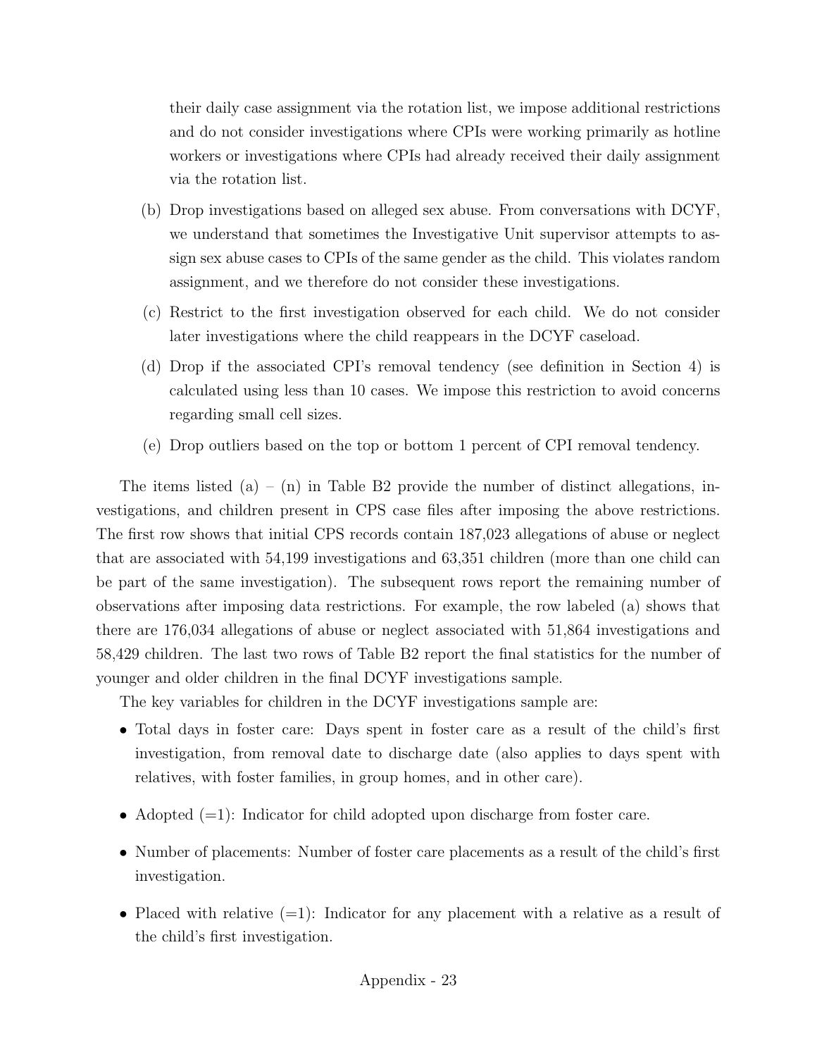their daily case assignment via the rotation list, we impose additional restrictions and do not consider investigations where CPIs were working primarily as hotline workers or investigations where CPIs had already received their daily assignment via the rotation list.

(b) Drop investigations based on alleged sex abuse. From conversations with DCYF, we understand that sometimes the Investigative Unit supervisor attempts to assign sex abuse cases to CPIs of the same gender as the child. This violates random assignment, and we therefore do not consider these investigations.

(c) Restrict to the first investigation observed for each child. We do not consider later investigations where the child reappears in the DCYF caseload.

(d) Drop if the associated CPI's removal tendency (see definition in Section 4) is calculated using less than 10 cases. We impose this restriction to avoid concerns regarding small cell sizes.

(e) Drop outliers based on the top or bottom 1 percent of CPI removal tendency.

The items listed (a) – (n) in Table B2 provide the number of distinct allegations, investigations, and children present in CPS case files after imposing the above restrictions. The first row shows that initial CPS records contain 187,023 allegations of abuse or neglect that are associated with 54,199 investigations and 63,351 children (more than one child can be part of the same investigation). The subsequent rows report the remaining number of observations after imposing data restrictions. For example, the row labeled (a) shows that there are 176,034 allegations of abuse or neglect associated with 51,864 investigations and 58,429 children. The last two rows of Table B2 report the final statistics for the number of younger and older children in the final DCYF investigations sample.

The key variables for children in the DCYF investigations sample are:

- Total days in foster care: Days spent in foster care as a result of the child's first investigation, from removal date to discharge date (also applies to days spent with relatives, with foster families, in group homes, and in other care).
- Adopted (=1): Indicator for child adopted upon discharge from foster care.
- Number of placements: Number of foster care placements as a result of the child's first investigation.
- Placed with relative (=1): Indicator for any placement with a relative as a result of the child's first investigation.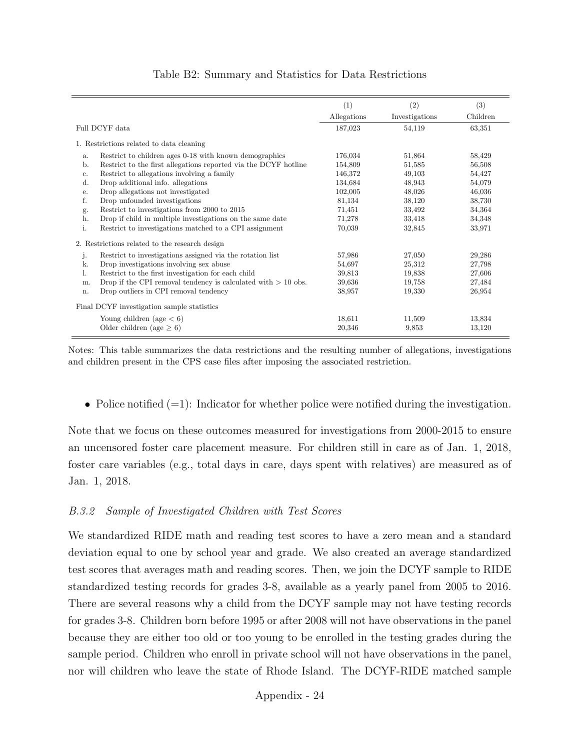Table B2: Summary and Statistics for Data Restrictions

| | | (1) Allegations | (2) Investigations | (3) Children |
|---|---|---|---|---|
| Full DCYF data | | 187,023 | 54,119 | 63,351 |
| 1. Restrictions related to data cleaning | | | | |
| a. | Restrict to children ages 0-18 with known demographics | 176,034 | 51,864 | 58,429 |
| b. | Restrict to the first allegations reported via the DCYF hotline | 154,809 | 51,585 | 56,508 |
| c. | Restrict to allegations involving a family | 146,372 | 49,103 | 54,427 |
| d. | Drop additional info. allegations | 134,684 | 48,943 | 54,079 |
| e. | Drop allegations not investigated | 102,005 | 48,026 | 46,036 |
| f. | Drop unfounded investigations | 81,134 | 38,120 | 38,730 |
| g. | Restrict to investigations from 2000 to 2015 | 71,451 | 33,492 | 34,364 |
| h. | Drop if child in multiple investigations on the same date | 71,278 | 33,418 | 34,348 |
| i. | Restrict to investigations matched to a CPI assignment | 70,039 | 32,845 | 33,971 |
| 2. Restrictions related to the research design | | | | |
| j. | Restrict to investigations assigned via the rotation list | 57,986 | 27,050 | 29,286 |
| k. | Drop investigations involving sex abuse | 54,697 | 25,312 | 27,798 |
| l. | Restrict to the first investigation for each child | 39,813 | 19,838 | 27,606 |
| m. | Drop if the CPI removal tendency is calculated with $> 10$ obs. | 39,636 | 19,758 | 27,484 |
| n. | Drop outliers in CPI removal tendency | 38,957 | 19,330 | 26,954 |
| Final DCYF investigation sample statistics | | | | |
| | Young children (age $< 6$) | 18,611 | 11,509 | 13,834 |
| | Older children (age $\geq 6$) | 20,346 | 9,853 | 13,120 |

Notes: This table summarizes the data restrictions and the resulting number of allegations, investigations and children present in the CPS case files after imposing the associated restriction.

- Police notified (=1): Indicator for whether police were notified during the investigation.

Note that we focus on these outcomes measured for investigations from 2000-2015 to ensure an uncensored foster care placement measure. For children still in care as of Jan. 1, 2018, foster care variables (e.g., total days in care, days spent with relatives) are measured as of Jan. 1, 2018.

### *B.3.2 Sample of Investigated Children with Test Scores*

We standardized RIDE math and reading test scores to have a zero mean and a standard deviation equal to one by school year and grade. We also created an average standardized test scores that averages math and reading scores. Then, we join the DCYF sample to RIDE standardized testing records for grades 3-8, available as a yearly panel from 2005 to 2016. There are several reasons why a child from the DCYF sample may not have testing records for grades 3-8. Children born before 1995 or after 2008 will not have observations in the panel because they are either too old or too young to be enrolled in the testing grades during the sample period. Children who enroll in private school will not have observations in the panel, nor will children who leave the state of Rhode Island. The DCYF-RIDE matched sample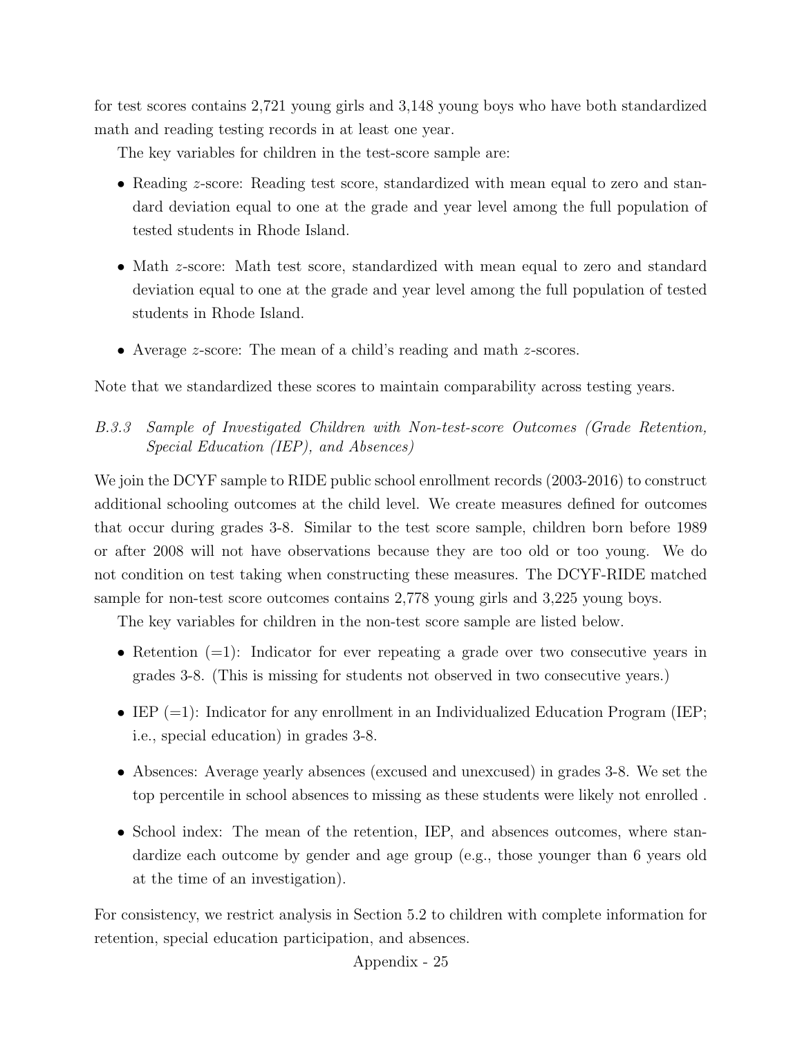for test scores contains 2,721 young girls and 3,148 young boys who have both standardized math and reading testing records in at least one year.

The key variables for children in the test-score sample are:

- Reading $z$-score: Reading test score, standardized with mean equal to zero and standard deviation equal to one at the grade and year level among the full population of tested students in Rhode Island.
- Math $z$-score: Math test score, standardized with mean equal to zero and standard deviation equal to one at the grade and year level among the full population of tested students in Rhode Island.
- Average $z$-score: The mean of a child's reading and math $z$-scores.

Note that we standardized these scores to maintain comparability across testing years.

### *B.3.3 Sample of Investigated Children with Non-test-score Outcomes (Grade Retention, Special Education (IEP), and Absences)*

We join the DCYF sample to RIDE public school enrollment records (2003-2016) to construct additional schooling outcomes at the child level. We create measures defined for outcomes that occur during grades 3-8. Similar to the test score sample, children born before 1989 or after 2008 will not have observations because they are too old or too young. We do not condition on test taking when constructing these measures. The DCYF-RIDE matched sample for non-test score outcomes contains 2,778 young girls and 3,225 young boys.

The key variables for children in the non-test score sample are listed below.

- Retention (=1): Indicator for ever repeating a grade over two consecutive years in grades 3-8. (This is missing for students not observed in two consecutive years.)
- IEP (=1): Indicator for any enrollment in an Individualized Education Program (IEP; i.e., special education) in grades 3-8.
- Absences: Average yearly absences (excused and unexcused) in grades 3-8. We set the top percentile in school absences to missing as these students were likely not enrolled .
- School index: The mean of the retention, IEP, and absences outcomes, where standardize each outcome by gender and age group (e.g., those younger than 6 years old at the time of an investigation).

For consistency, we restrict analysis in Section 5.2 to children with complete information for retention, special education participation, and absences.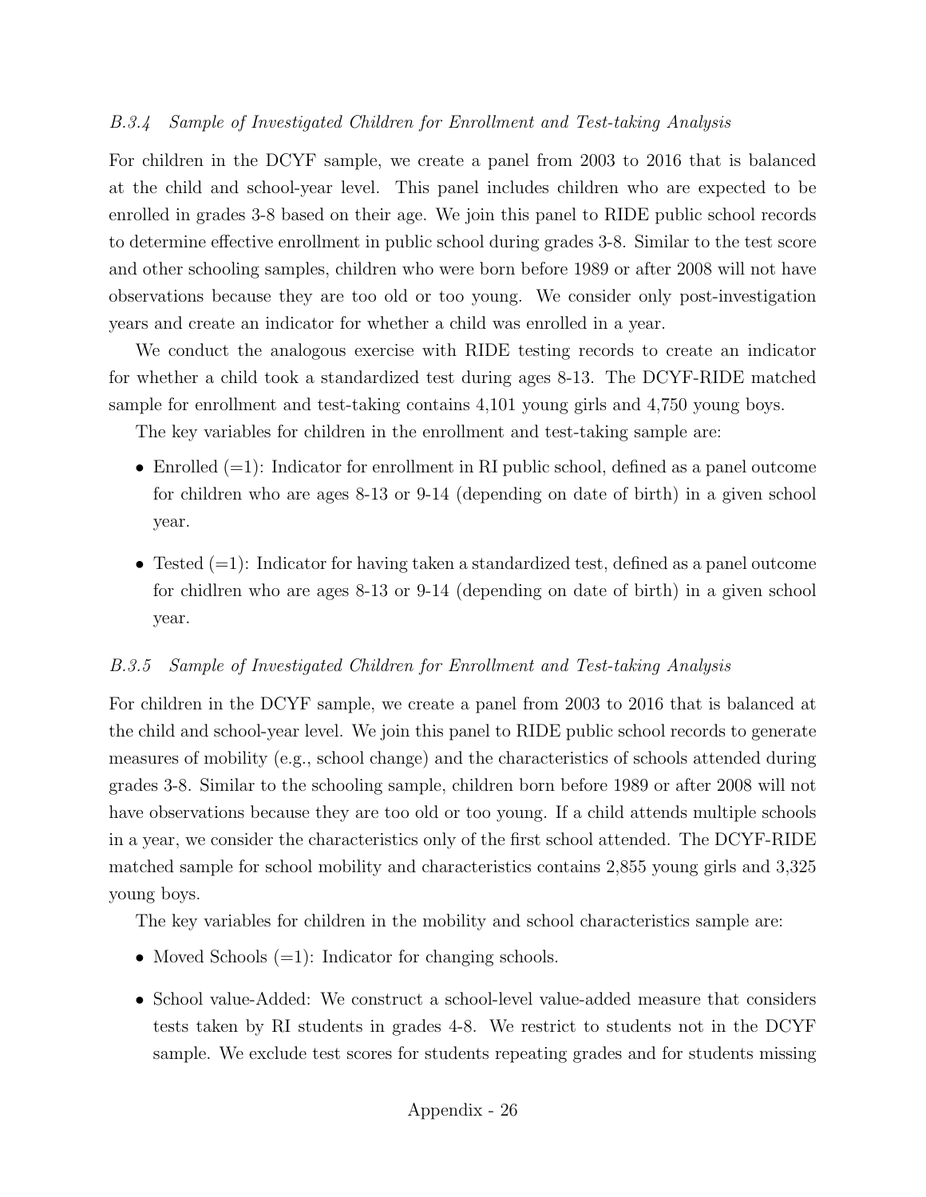### *B.3.4 Sample of Investigated Children for Enrollment and Test-taking Analysis*

For children in the DCYF sample, we create a panel from 2003 to 2016 that is balanced at the child and school-year level. This panel includes children who are expected to be enrolled in grades 3-8 based on their age. We join this panel to RIDE public school records to determine effective enrollment in public school during grades 3-8. Similar to the test score and other schooling samples, children who were born before 1989 or after 2008 will not have observations because they are too old or too young. We consider only post-investigation years and create an indicator for whether a child was enrolled in a year.

We conduct the analogous exercise with RIDE testing records to create an indicator for whether a child took a standardized test during ages 8-13. The DCYF-RIDE matched sample for enrollment and test-taking contains 4,101 young girls and 4,750 young boys.

The key variables for children in the enrollment and test-taking sample are:

- Enrolled (=1): Indicator for enrollment in RI public school, defined as a panel outcome for children who are ages 8-13 or 9-14 (depending on date of birth) in a given school year.
- Tested (=1): Indicator for having taken a standardized test, defined as a panel outcome for chidlren who are ages 8-13 or 9-14 (depending on date of birth) in a given school year.

### *B.3.5 Sample of Investigated Children for Enrollment and Test-taking Analysis*

For children in the DCYF sample, we create a panel from 2003 to 2016 that is balanced at the child and school-year level. We join this panel to RIDE public school records to generate measures of mobility (e.g., school change) and the characteristics of schools attended during grades 3-8. Similar to the schooling sample, children born before 1989 or after 2008 will not have observations because they are too old or too young. If a child attends multiple schools in a year, we consider the characteristics only of the first school attended. The DCYF-RIDE matched sample for school mobility and characteristics contains 2,855 young girls and 3,325 young boys.

The key variables for children in the mobility and school characteristics sample are:

- Moved Schools (=1): Indicator for changing schools.
- School value-Added: We construct a school-level value-added measure that considers tests taken by RI students in grades 4-8. We restrict to students not in the DCYF sample. We exclude test scores for students repeating grades and for students missing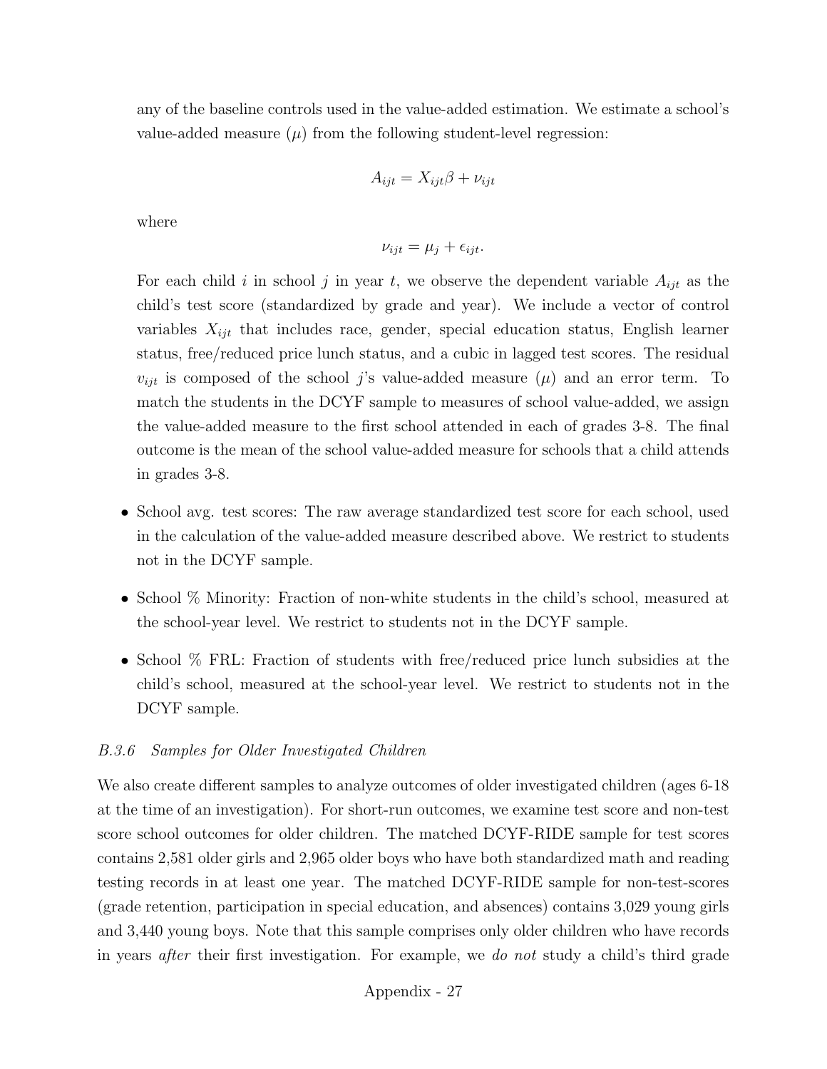any of the baseline controls used in the value-added estimation. We estimate a school's value-added measure ($\mu$) from the following student-level regression:

$$A_{ijt} = X_{ijt}\beta + \nu_{ijt}$$

where

$$\nu_{ijt} = \mu_j + \epsilon_{ijt}.$$

For each child $i$ in school $j$ in year $t$, we observe the dependent variable $A_{ijt}$ as the child's test score (standardized by grade and year). We include a vector of control variables $X_{ijt}$ that includes race, gender, special education status, English learner status, free/reduced price lunch status, and a cubic in lagged test scores. The residual $v_{ijt}$ is composed of the school $j$'s value-added measure ($\mu$) and an error term. To match the students in the DCYF sample to measures of school value-added, we assign the value-added measure to the first school attended in each of grades 3-8. The final outcome is the mean of the school value-added measure for schools that a child attends in grades 3-8.

- School avg. test scores: The raw average standardized test score for each school, used in the calculation of the value-added measure described above. We restrict to students not in the DCYF sample.
- School % Minority: Fraction of non-white students in the child's school, measured at the school-year level. We restrict to students not in the DCYF sample.
- School % FRL: Fraction of students with free/reduced price lunch subsidies at the child's school, measured at the school-year level. We restrict to students not in the DCYF sample.

#### *B.3.6 Samples for Older Investigated Children*

We also create different samples to analyze outcomes of older investigated children (ages 6-18 at the time of an investigation). For short-run outcomes, we examine test score and non-test score school outcomes for older children. The matched DCYF-RIDE sample for test scores contains 2,581 older girls and 2,965 older boys who have both standardized math and reading testing records in at least one year. The matched DCYF-RIDE sample for non-test-scores (grade retention, participation in special education, and absences) contains 3,029 young girls and 3,440 young boys. Note that this sample comprises only older children who have records in years *after* their first investigation. For example, we *do not* study a child's third grade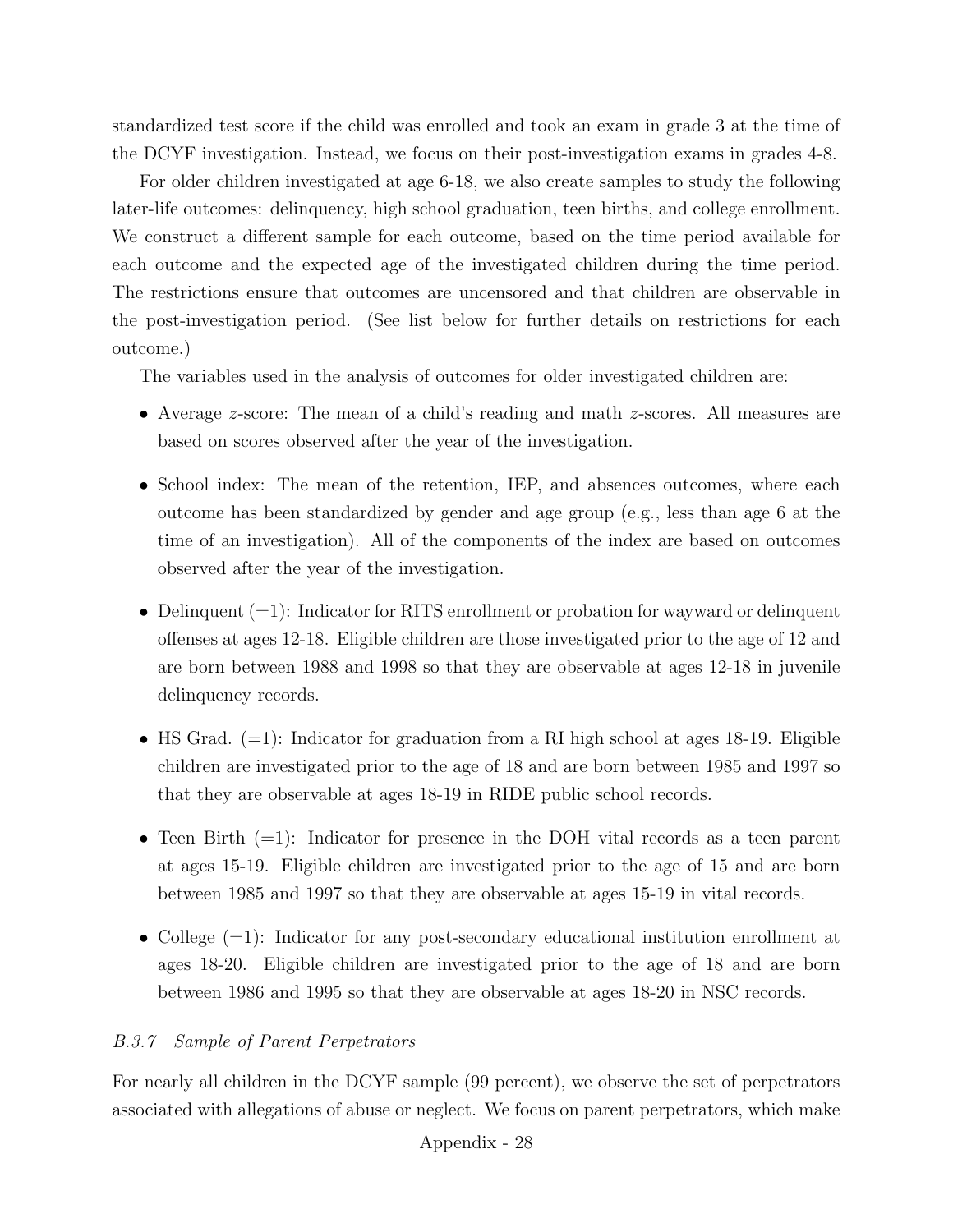standardized test score if the child was enrolled and took an exam in grade 3 at the time of the DCYF investigation. Instead, we focus on their post-investigation exams in grades 4-8.

For older children investigated at age 6-18, we also create samples to study the following later-life outcomes: delinquency, high school graduation, teen births, and college enrollment. We construct a different sample for each outcome, based on the time period available for each outcome and the expected age of the investigated children during the time period. The restrictions ensure that outcomes are uncensored and that children are observable in the post-investigation period. (See list below for further details on restrictions for each outcome.)

The variables used in the analysis of outcomes for older investigated children are:

- Average $z$-score: The mean of a child's reading and math $z$-scores. All measures are based on scores observed after the year of the investigation.

- School index: The mean of the retention, IEP, and absences outcomes, where each outcome has been standardized by gender and age group (e.g., less than age 6 at the time of an investigation). All of the components of the index are based on outcomes observed after the year of the investigation.

- Delinquent (=1): Indicator for RITS enrollment or probation for wayward or delinquent offenses at ages 12-18. Eligible children are those investigated prior to the age of 12 and are born between 1988 and 1998 so that they are observable at ages 12-18 in juvenile delinquency records.

- HS Grad. (=1): Indicator for graduation from a RI high school at ages 18-19. Eligible children are investigated prior to the age of 18 and are born between 1985 and 1997 so that they are observable at ages 18-19 in RIDE public school records.

- Teen Birth (=1): Indicator for presence in the DOH vital records as a teen parent at ages 15-19. Eligible children are investigated prior to the age of 15 and are born between 1985 and 1997 so that they are observable at ages 15-19 in vital records.

- College (=1): Indicator for any post-secondary educational institution enrollment at ages 18-20. Eligible children are investigated prior to the age of 18 and are born between 1986 and 1995 so that they are observable at ages 18-20 in NSC records.

### *B.3.7 Sample of Parent Perpetrators*

For nearly all children in the DCYF sample (99 percent), we observe the set of perpetrators associated with allegations of abuse or neglect. We focus on parent perpetrators, which make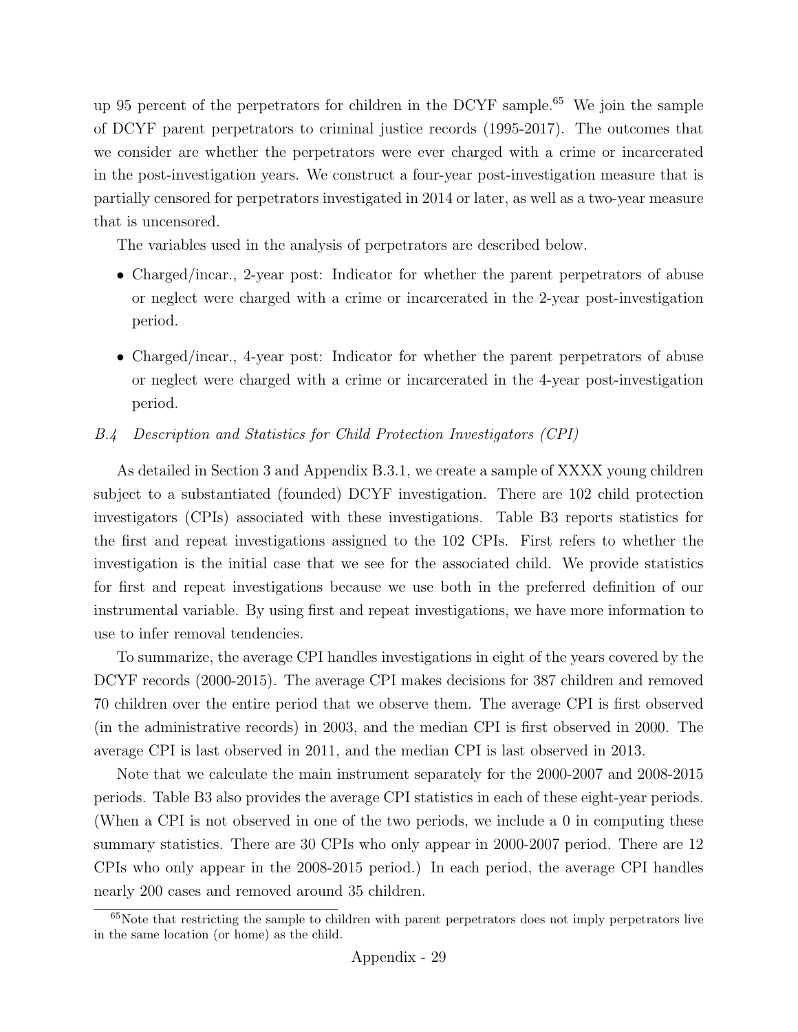up 95 percent of the perpetrators for children in the DCYF sample.[65] We join the sample of DCYF parent perpetrators to criminal justice records (1995-2017). The outcomes that we consider are whether the perpetrators were ever charged with a crime or incarcerated in the post-investigation years. We construct a four-year post-investigation measure that is partially censored for perpetrators investigated in 2014 or later, as well as a two-year measure that is uncensored.

The variables used in the analysis of perpetrators are described below.

- Charged/incar., 2-year post: Indicator for whether the parent perpetrators of abuse or neglect were charged with a crime or incarcerated in the 2-year post-investigation period.
- Charged/incar., 4-year post: Indicator for whether the parent perpetrators of abuse or neglect were charged with a crime or incarcerated in the 4-year post-investigation period.

### *B.4 Description and Statistics for Child Protection Investigators (CPI)*

As detailed in Section 3 and Appendix B.3.1, we create a sample of XXXX young children subject to a substantiated (founded) DCYF investigation. There are 102 child protection investigators (CPIs) associated with these investigations. Table B3 reports statistics for the first and repeat investigations assigned to the 102 CPIs. First refers to whether the investigation is the initial case that we see for the associated child. We provide statistics for first and repeat investigations because we use both in the preferred definition of our instrumental variable. By using first and repeat investigations, we have more information to use to infer removal tendencies.

To summarize, the average CPI handles investigations in eight of the years covered by the DCYF records (2000-2015). The average CPI makes decisions for 387 children and removed 70 children over the entire period that we observe them. The average CPI is first observed (in the administrative records) in 2003, and the median CPI is first observed in 2000. The average CPI is last observed in 2011, and the median CPI is last observed in 2013.

Note that we calculate the main instrument separately for the 2000-2007 and 2008-2015 periods. Table B3 also provides the average CPI statistics in each of these eight-year periods. (When a CPI is not observed in one of the two periods, we include a 0 in computing these summary statistics. There are 30 CPIs who only appear in 2000-2007 period. There are 12 CPIs who only appear in the 2008-2015 period.) In each period, the average CPI handles nearly 200 cases and removed around 35 children.

[65] Note that restricting the sample to children with parent perpetrators does not imply perpetrators live in the same location (or home) as the child.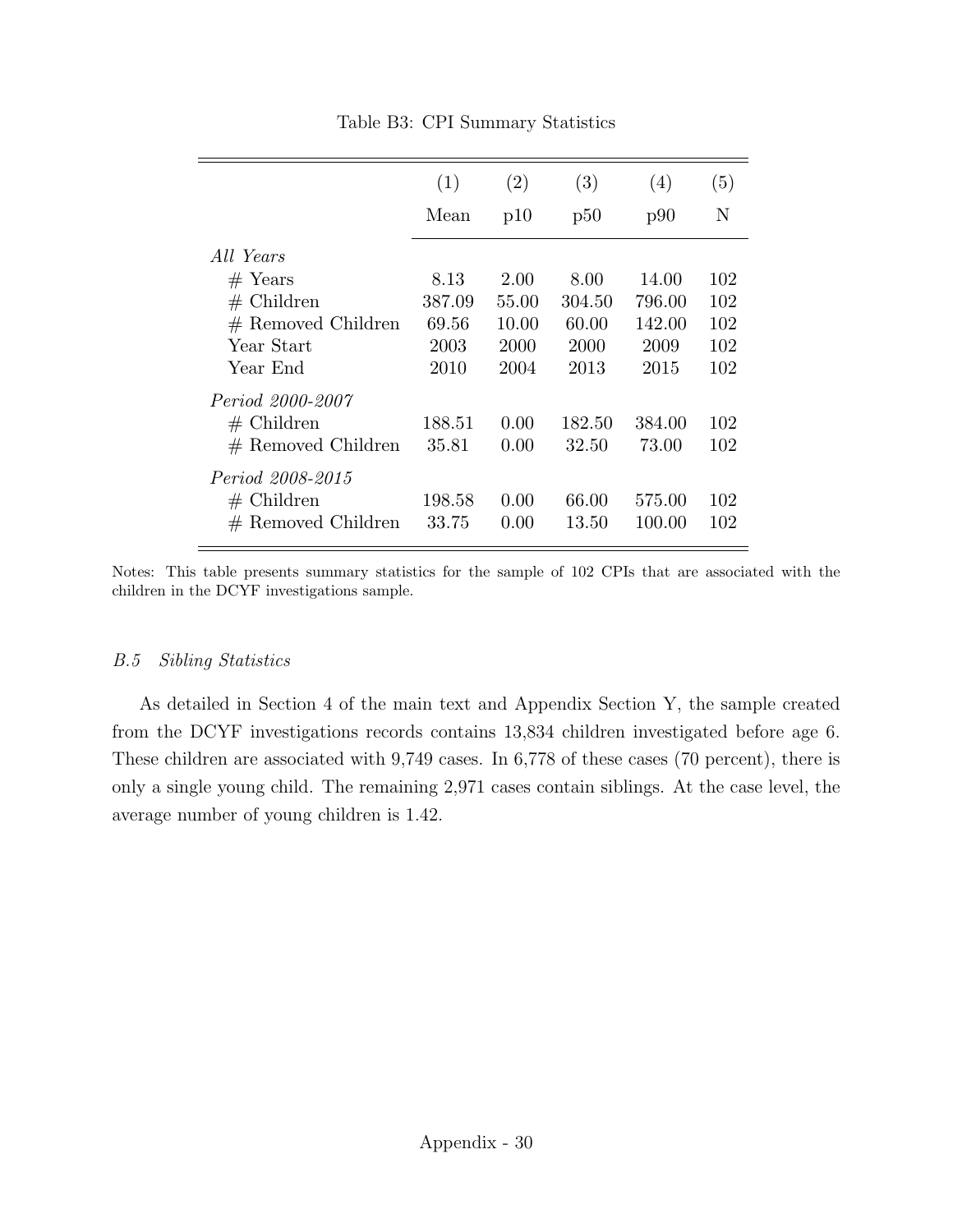Table B3: CPI Summary Statistics

| | (1) | (2) | (3) | (4) | (5) |
|---|---|---|---|---|---|
| | Mean | p10 | p50 | p90 | N |
| *All Years* | | | | | |
| # Years | 8.13 | 2.00 | 8.00 | 14.00 | 102 |
| # Children | 387.09 | 55.00 | 304.50 | 796.00 | 102 |
| # Removed Children | 69.56 | 10.00 | 60.00 | 142.00 | 102 |
| Year Start | 2003 | 2000 | 2000 | 2009 | 102 |
| Year End | 2010 | 2004 | 2013 | 2015 | 102 |
| *Period 2000-2007* | | | | | |
| # Children | 188.51 | 0.00 | 182.50 | 384.00 | 102 |
| # Removed Children | 35.81 | 0.00 | 32.50 | 73.00 | 102 |
| *Period 2008-2015* | | | | | |
| # Children | 198.58 | 0.00 | 66.00 | 575.00 | 102 |
| # Removed Children | 33.75 | 0.00 | 13.50 | 100.00 | 102 |

Notes: This table presents summary statistics for the sample of 102 CPIs that are associated with the children in the DCYF investigations sample.

### *B.5 Sibling Statistics*

As detailed in Section 4 of the main text and Appendix Section Y, the sample created from the DCYF investigations records contains 13,834 children investigated before age 6. These children are associated with 9,749 cases. In 6,778 of these cases (70 percent), there is only a single young child. The remaining 2,971 cases contain siblings. At the case level, the average number of young children is 1.42.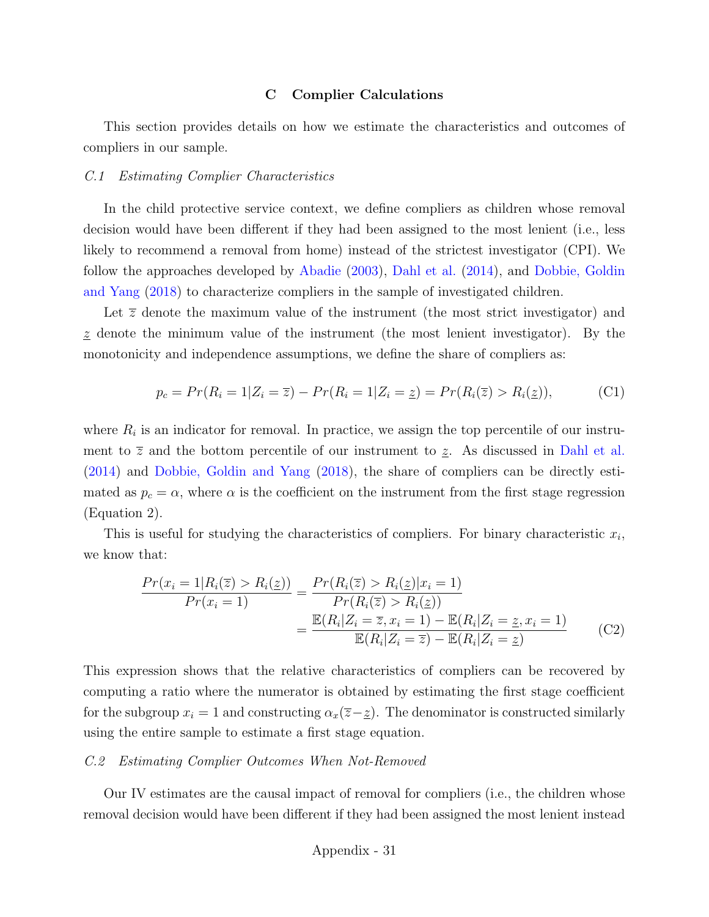## C Complier Calculations

This section provides details on how we estimate the characteristics and outcomes of compliers in our sample.

### *C.1 Estimating Complier Characteristics*

In the child protective service context, we define compliers as children whose removal decision would have been different if they had been assigned to the most lenient (i.e., less likely to recommend a removal from home) instead of the strictest investigator (CPI). We follow the approaches developed by Abadie (2003), Dahl et al. (2014), and Dobbie, Goldin and Yang (2018) to characterize compliers in the sample of investigated children.

Let $\overline{z}$ denote the maximum value of the instrument (the most strict investigator) and $\underline{z}$ denote the minimum value of the instrument (the most lenient investigator). By the monotonicity and independence assumptions, we define the share of compliers as:

$$p_c = Pr(R_i = 1 | Z_i = \overline{z}) - Pr(R_i = 1 | Z_i = \underline{z}) = Pr(R_i(\overline{z}) > R_i(\underline{z})), \tag{C1}$$

where $R_i$ is an indicator for removal. In practice, we assign the top percentile of our instrument to $\overline{z}$ and the bottom percentile of our instrument to $\underline{z}$. As discussed in Dahl et al. (2014) and Dobbie, Goldin and Yang (2018), the share of compliers can be directly estimated as $p_c = \alpha$, where $\alpha$ is the coefficient on the instrument from the first stage regression (Equation 2).

This is useful for studying the characteristics of compliers. For binary characteristic $x_i$, we know that:

$$\begin{aligned}
\frac{Pr(x_i = 1 | R_i(\overline{z}) > R_i(\underline{z}))}{Pr(x_i = 1)} &= \frac{Pr(R_i(\overline{z}) > R_i(\underline{z}) | x_i = 1)}{Pr(R_i(\overline{z}) > R_i(\underline{z}))} \\
&= \frac{\mathbb{E}(R_i | Z_i = \overline{z}, x_i = 1) - \mathbb{E}(R_i | Z_i = \underline{z}, x_i = 1)}{\mathbb{E}(R_i | Z_i = \overline{z}) - \mathbb{E}(R_i | Z_i = \underline{z})}
\end{aligned} \tag{C2}$$

This expression shows that the relative characteristics of compliers can be recovered by computing a ratio where the numerator is obtained by estimating the first stage coefficient for the subgroup $x_i = 1$ and constructing $\alpha_x(\overline{z} - \underline{z})$. The denominator is constructed similarly using the entire sample to estimate a first stage equation.

### *C.2 Estimating Complier Outcomes When Not-Removed*

Our IV estimates are the causal impact of removal for compliers (i.e., the children whose removal decision would have been different if they had been assigned the most lenient instead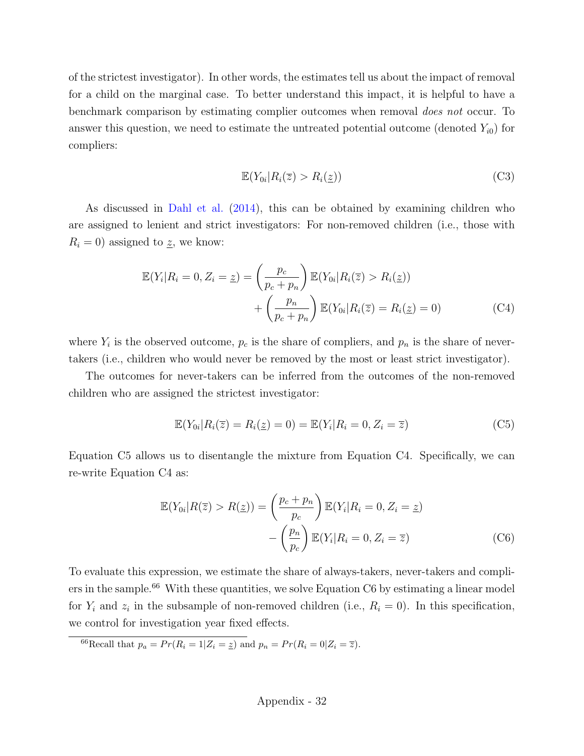of the strictest investigator). In other words, the estimates tell us about the impact of removal for a child on the marginal case. To better understand this impact, it is helpful to have a benchmark comparison by estimating complier outcomes when removal *does not* occur. To answer this question, we need to estimate the untreated potential outcome (denoted $Y_{i0}$) for compliers:

$$\mathbb{E}(Y_{0i}|R_i(\overline{z}) > R_i(\underline{z})) \tag{C3}$$

As discussed in Dahl et al. (2014), this can be obtained by examining children who are assigned to lenient and strict investigators: For non-removed children (i.e., those with $R_i = 0$) assigned to $\underline{z}$, we know:

$$\begin{aligned}\mathbb{E}(Y_i|R_i = 0, Z_i = \underline{z}) = &\left(\frac{p_c}{p_c + p_n}\right)\mathbb{E}(Y_{0i}|R_i(\overline{z}) > R_i(\underline{z})) \\ &+ \left(\frac{p_n}{p_c + p_n}\right)\mathbb{E}(Y_{0i}|R_i(\overline{z}) = R_i(\underline{z}) = 0)\end{aligned} \tag{C4}$$

where $Y_i$ is the observed outcome, $p_c$ is the share of compliers, and $p_n$ is the share of never-takers (i.e., children who would never be removed by the most or least strict investigator).

The outcomes for never-takers can be inferred from the outcomes of the non-removed children who are assigned the strictest investigator:

$$\mathbb{E}(Y_{0i}|R_i(\overline{z}) = R_i(\underline{z}) = 0) = \mathbb{E}(Y_i|R_i = 0, Z_i = \overline{z}) \tag{C5}$$

Equation C5 allows us to disentangle the mixture from Equation C4. Specifically, we can re-write Equation C4 as:

$$\begin{aligned}\mathbb{E}(Y_{0i}|R(\overline{z}) > R(\underline{z})) = &\left(\frac{p_c + p_n}{p_c}\right)\mathbb{E}(Y_i|R_i = 0, Z_i = \underline{z}) \\ &- \left(\frac{p_n}{p_c}\right)\mathbb{E}(Y_i|R_i = 0, Z_i = \overline{z})\end{aligned} \tag{C6}$$

To evaluate this expression, we estimate the share of always-takers, never-takers and compliers in the sample.[66] With these quantities, we solve Equation C6 by estimating a linear model for $Y_i$ and $z_i$ in the subsample of non-removed children (i.e., $R_i = 0$). In this specification, we control for investigation year fixed effects.

[66] Recall that $p_a = Pr(R_i = 1|Z_i = \underline{z})$ and $p_n = Pr(R_i = 0|Z_i = \overline{z})$.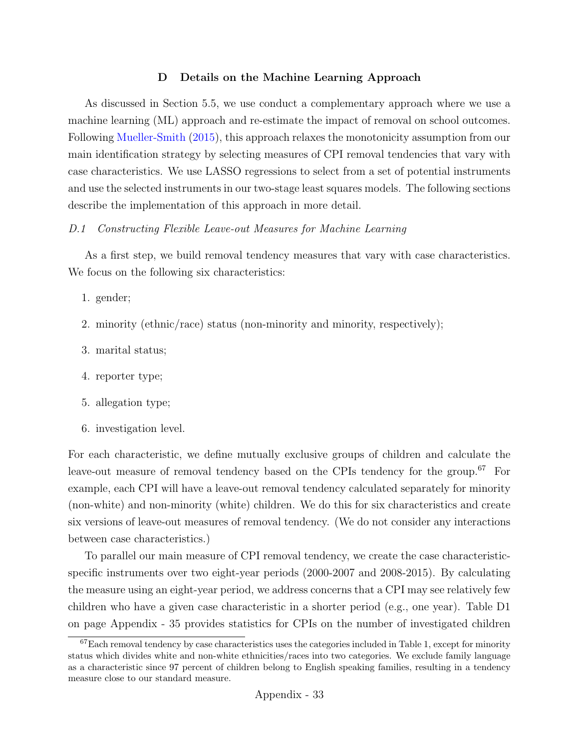## D Details on the Machine Learning Approach

As discussed in Section 5.5, we use conduct a complementary approach where we use a machine learning (ML) approach and re-estimate the impact of removal on school outcomes. Following Mueller-Smith (2015), this approach relaxes the monotonicity assumption from our main identification strategy by selecting measures of CPI removal tendencies that vary with case characteristics. We use LASSO regressions to select from a set of potential instruments and use the selected instruments in our two-stage least squares models. The following sections describe the implementation of this approach in more detail.

### *D.1 Constructing Flexible Leave-out Measures for Machine Learning*

As a first step, we build removal tendency measures that vary with case characteristics. We focus on the following six characteristics:

1. gender;
2. minority (ethnic/race) status (non-minority and minority, respectively);
3. marital status;
4. reporter type;
5. allegation type;
6. investigation level.

For each characteristic, we define mutually exclusive groups of children and calculate the leave-out measure of removal tendency based on the CPIs tendency for the group.[67] For example, each CPI will have a leave-out removal tendency calculated separately for minority (non-white) and non-minority (white) children. We do this for six characteristics and create six versions of leave-out measures of removal tendency. (We do not consider any interactions between case characteristics.)

To parallel our main measure of CPI removal tendency, we create the case characteristic-specific instruments over two eight-year periods (2000-2007 and 2008-2015). By calculating the measure using an eight-year period, we address concerns that a CPI may see relatively few children who have a given case characteristic in a shorter period (e.g., one year). Table D1 on page Appendix - 35 provides statistics for CPIs on the number of investigated children

[67] Each removal tendency by case characteristics uses the categories included in Table 1, except for minority status which divides white and non-white ethnicities/races into two categories. We exclude family language as a characteristic since 97 percent of children belong to English speaking families, resulting in a tendency measure close to our standard measure.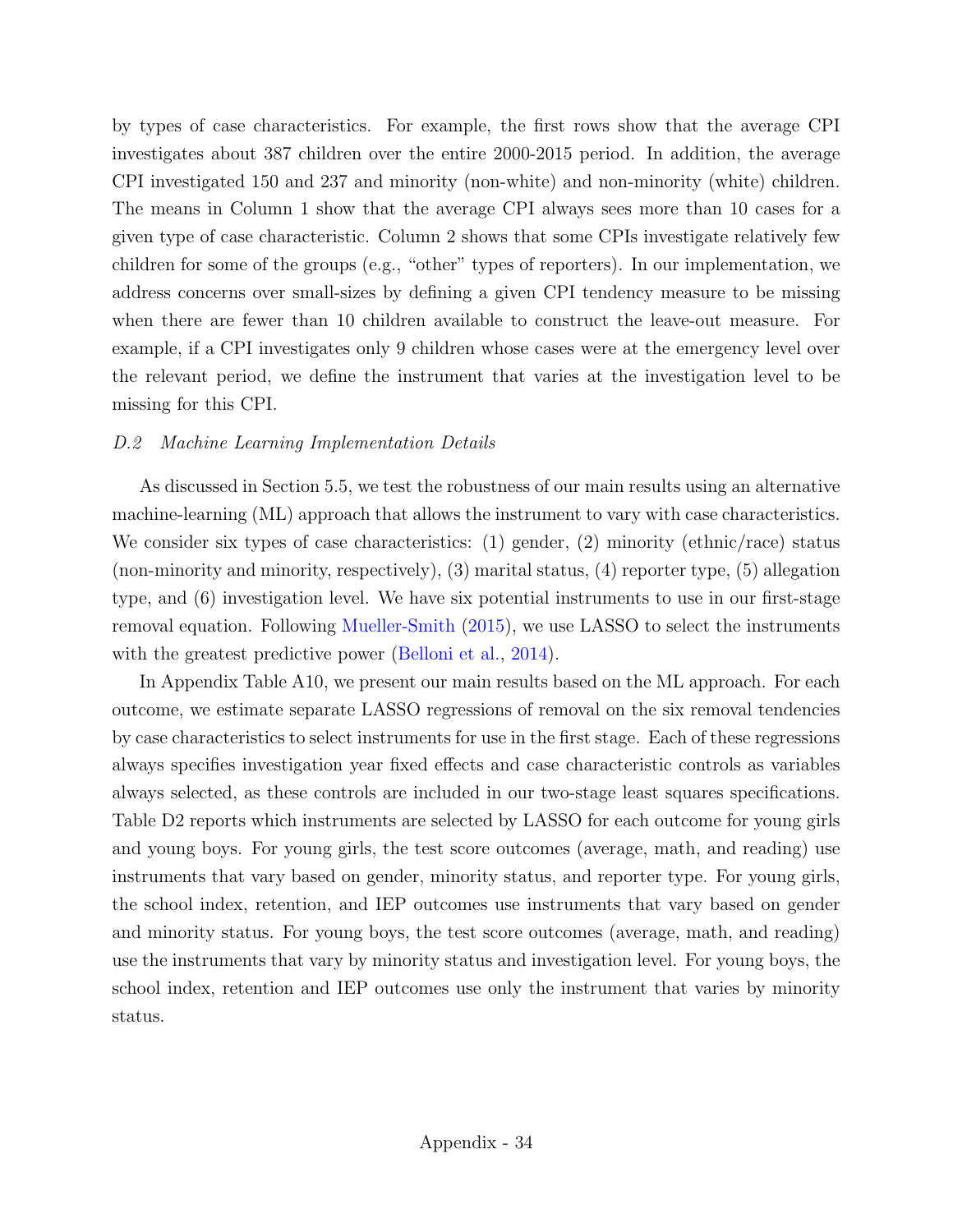by types of case characteristics. For example, the first rows show that the average CPI investigates about 387 children over the entire 2000-2015 period. In addition, the average CPI investigated 150 and 237 and minority (non-white) and non-minority (white) children. The means in Column 1 show that the average CPI always sees more than 10 cases for a given type of case characteristic. Column 2 shows that some CPIs investigate relatively few children for some of the groups (e.g., "other" types of reporters). In our implementation, we address concerns over small-sizes by defining a given CPI tendency measure to be missing when there are fewer than 10 children available to construct the leave-out measure. For example, if a CPI investigates only 9 children whose cases were at the emergency level over the relevant period, we define the instrument that varies at the investigation level to be missing for this CPI.

### *D.2 Machine Learning Implementation Details*

As discussed in Section 5.5, we test the robustness of our main results using an alternative machine-learning (ML) approach that allows the instrument to vary with case characteristics. We consider six types of case characteristics: (1) gender, (2) minority (ethnic/race) status (non-minority and minority, respectively), (3) marital status, (4) reporter type, (5) allegation type, and (6) investigation level. We have six potential instruments to use in our first-stage removal equation. Following Mueller-Smith (2015), we use LASSO to select the instruments with the greatest predictive power (Belloni et al., 2014).

In Appendix Table A10, we present our main results based on the ML approach. For each outcome, we estimate separate LASSO regressions of removal on the six removal tendencies by case characteristics to select instruments for use in the first stage. Each of these regressions always specifies investigation year fixed effects and case characteristic controls as variables always selected, as these controls are included in our two-stage least squares specifications. Table D2 reports which instruments are selected by LASSO for each outcome for young girls and young boys. For young girls, the test score outcomes (average, math, and reading) use instruments that vary based on gender, minority status, and reporter type. For young girls, the school index, retention, and IEP outcomes use instruments that vary based on gender and minority status. For young boys, the test score outcomes (average, math, and reading) use the instruments that vary by minority status and investigation level. For young boys, the school index, retention and IEP outcomes use only the instrument that varies by minority status.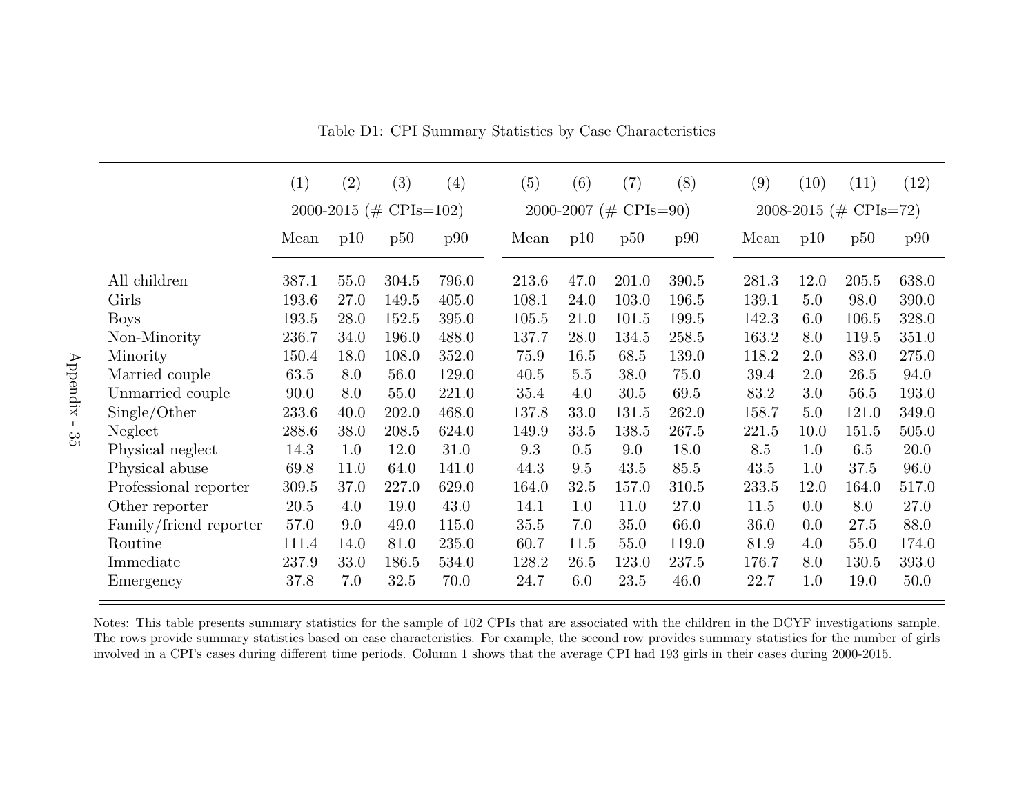Table D1: CPI Summary Statistics by Case Characteristics

| | (1) | (2) | (3) | (4) | (5) | (6) | (7) | (8) | (9) | (10) | (11) | (12) |
|---|---|---|---|---|---|---|---|---|---|---|---|---|
| | 2000-2015 (# CPIs=102) | | | | 2000-2007 (# CPIs=90) | | | | 2008-2015 (# CPIs=72) | | | |
| | Mean | p10 | p50 | p90 | Mean | p10 | p50 | p90 | Mean | p10 | p50 | p90 |
| All children | 387.1 | 55.0 | 304.5 | 796.0 | 213.6 | 47.0 | 201.0 | 390.5 | 281.3 | 12.0 | 205.5 | 638.0 |
| Girls | 193.6 | 27.0 | 149.5 | 405.0 | 108.1 | 24.0 | 103.0 | 196.5 | 139.1 | 5.0 | 98.0 | 390.0 |
| Boys | 193.5 | 28.0 | 152.5 | 395.0 | 105.5 | 21.0 | 101.5 | 199.5 | 142.3 | 6.0 | 106.5 | 328.0 |
| Non-Minority | 236.7 | 34.0 | 196.0 | 488.0 | 137.7 | 28.0 | 134.5 | 258.5 | 163.2 | 8.0 | 119.5 | 351.0 |
| Minority | 150.4 | 18.0 | 108.0 | 352.0 | 75.9 | 16.5 | 68.5 | 139.0 | 118.2 | 2.0 | 83.0 | 275.0 |
| Married couple | 63.5 | 8.0 | 56.0 | 129.0 | 40.5 | 5.5 | 38.0 | 75.0 | 39.4 | 2.0 | 26.5 | 94.0 |
| Unmarried couple | 90.0 | 8.0 | 55.0 | 221.0 | 35.4 | 4.0 | 30.5 | 69.5 | 83.2 | 3.0 | 56.5 | 193.0 |
| Single/Other | 233.6 | 40.0 | 202.0 | 468.0 | 137.8 | 33.0 | 131.5 | 262.0 | 158.7 | 5.0 | 121.0 | 349.0 |
| Neglect | 288.6 | 38.0 | 208.5 | 624.0 | 149.9 | 33.5 | 138.5 | 267.5 | 221.5 | 10.0 | 151.5 | 505.0 |
| Physical neglect | 14.3 | 1.0 | 12.0 | 31.0 | 9.3 | 0.5 | 9.0 | 18.0 | 8.5 | 1.0 | 6.5 | 20.0 |
| Physical abuse | 69.8 | 11.0 | 64.0 | 141.0 | 44.3 | 9.5 | 43.5 | 85.5 | 43.5 | 1.0 | 37.5 | 96.0 |
| Professional reporter | 309.5 | 37.0 | 227.0 | 629.0 | 164.0 | 32.5 | 157.0 | 310.5 | 233.5 | 12.0 | 164.0 | 517.0 |
| Other reporter | 20.5 | 4.0 | 19.0 | 43.0 | 14.1 | 1.0 | 11.0 | 27.0 | 11.5 | 0.0 | 8.0 | 27.0 |
| Family/friend reporter | 57.0 | 9.0 | 49.0 | 115.0 | 35.5 | 7.0 | 35.0 | 66.0 | 36.0 | 0.0 | 27.5 | 88.0 |
| Routine | 111.4 | 14.0 | 81.0 | 235.0 | 60.7 | 11.5 | 55.0 | 119.0 | 81.9 | 4.0 | 55.0 | 174.0 |
| Immediate | 237.9 | 33.0 | 186.5 | 534.0 | 128.2 | 26.5 | 123.0 | 237.5 | 176.7 | 8.0 | 130.5 | 393.0 |
| Emergency | 37.8 | 7.0 | 32.5 | 70.0 | 24.7 | 6.0 | 23.5 | 46.0 | 22.7 | 1.0 | 19.0 | 50.0 |

Notes: This table presents summary statistics for the sample of 102 CPIs that are associated with the children in the DCYF investigations sample. The rows provide summary statistics based on case characteristics. For example, the second row provides summary statistics for the number of girls involved in a CPI's cases during different time periods. Column 1 shows that the average CPI had 193 girls in their cases during 2000-2015.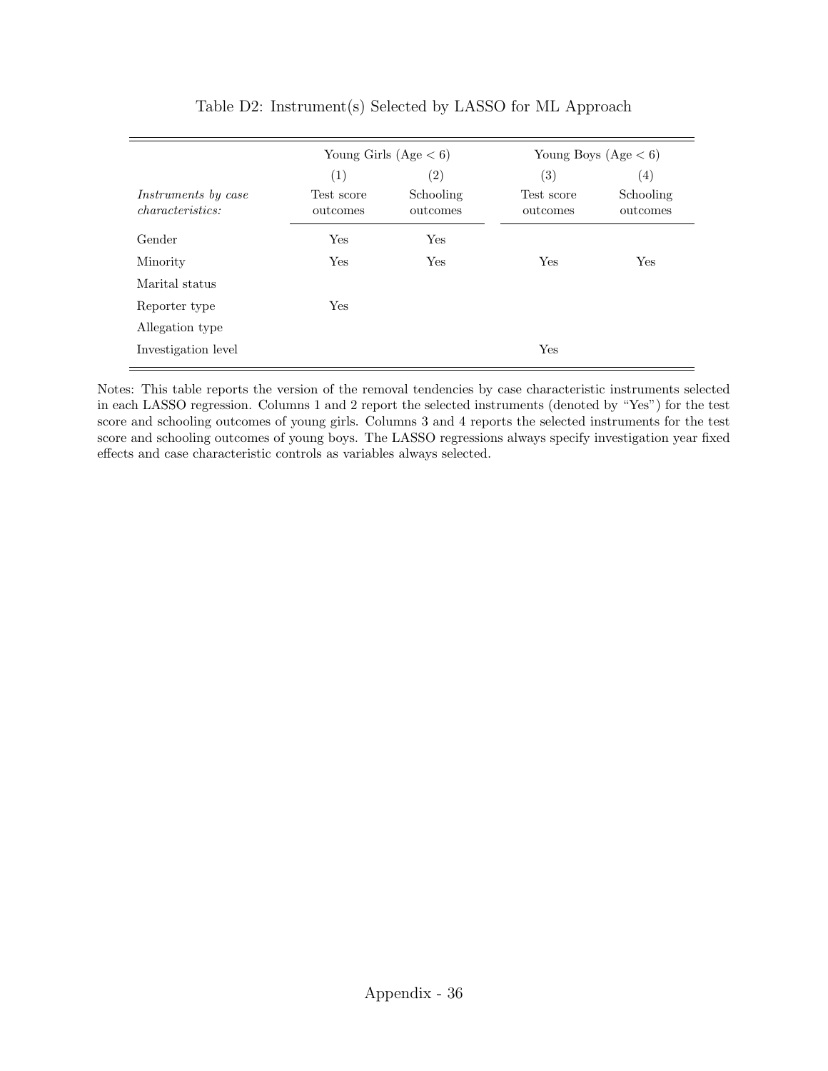Table D2: Instrument(s) Selected by LASSO for ML Approach

| | Young Girls (Age < 6) | | Young Boys (Age < 6) | |
|---|---|---|---|---|
| | (1) | (2) | (3) | (4) |
| *Instruments by case characteristics:* | Test score outcomes | Schooling outcomes | Test score outcomes | Schooling outcomes |
| Gender | Yes | Yes | | |
| Minority | Yes | Yes | Yes | Yes |
| Marital status | | | | |
| Reporter type | Yes | | | |
| Allegation type | | | | |
| Investigation level | | | Yes | |

Notes: This table reports the version of the removal tendencies by case characteristic instruments selected in each LASSO regression. Columns 1 and 2 report the selected instruments (denoted by "Yes") for the test score and schooling outcomes of young girls. Columns 3 and 4 reports the selected instruments for the test score and schooling outcomes of young boys. The LASSO regressions always specify investigation year fixed effects and case characteristic controls as variables always selected.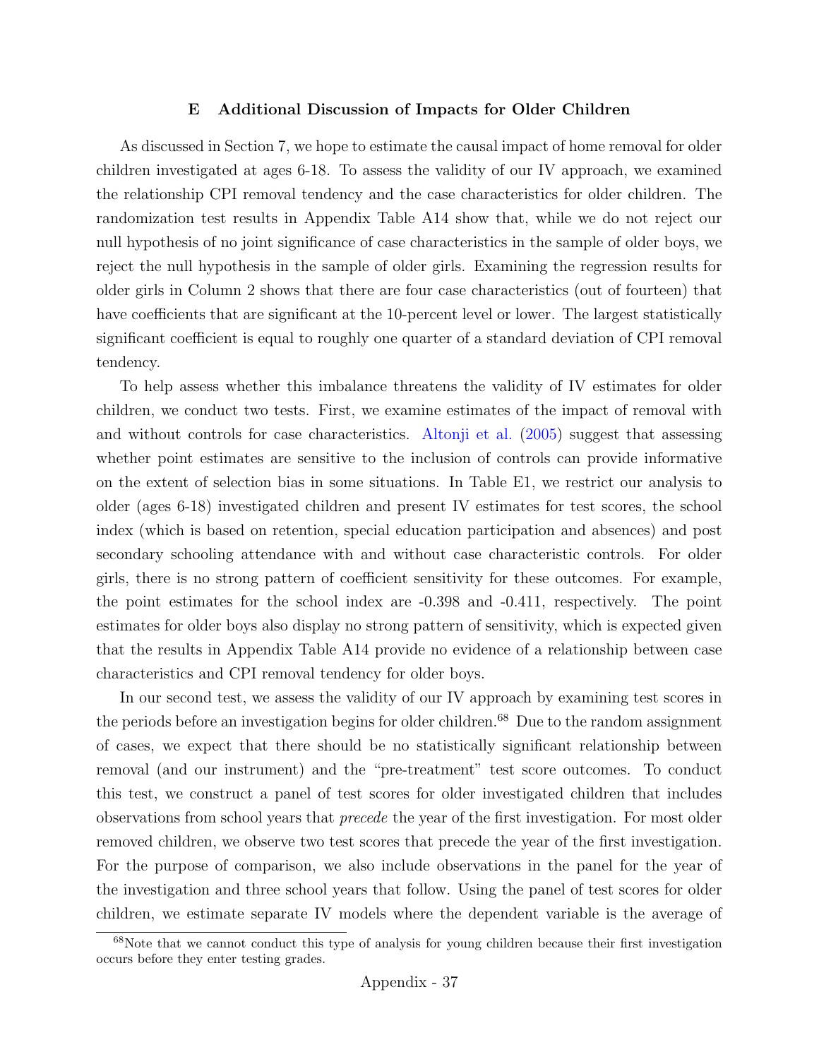## E Additional Discussion of Impacts for Older Children

As discussed in Section 7, we hope to estimate the causal impact of home removal for older children investigated at ages 6-18. To assess the validity of our IV approach, we examined the relationship CPI removal tendency and the case characteristics for older children. The randomization test results in Appendix Table A14 show that, while we do not reject our null hypothesis of no joint significance of case characteristics in the sample of older boys, we reject the null hypothesis in the sample of older girls. Examining the regression results for older girls in Column 2 shows that there are four case characteristics (out of fourteen) that have coefficients that are significant at the 10-percent level or lower. The largest statistically significant coefficient is equal to roughly one quarter of a standard deviation of CPI removal tendency.

To help assess whether this imbalance threatens the validity of IV estimates for older children, we conduct two tests. First, we examine estimates of the impact of removal with and without controls for case characteristics. Altonji et al. (2005) suggest that assessing whether point estimates are sensitive to the inclusion of controls can provide informative on the extent of selection bias in some situations. In Table E1, we restrict our analysis to older (ages 6-18) investigated children and present IV estimates for test scores, the school index (which is based on retention, special education participation and absences) and post secondary schooling attendance with and without case characteristic controls. For older girls, there is no strong pattern of coefficient sensitivity for these outcomes. For example, the point estimates for the school index are -0.398 and -0.411, respectively. The point estimates for older boys also display no strong pattern of sensitivity, which is expected given that the results in Appendix Table A14 provide no evidence of a relationship between case characteristics and CPI removal tendency for older boys.

In our second test, we assess the validity of our IV approach by examining test scores in the periods before an investigation begins for older children.[68] Due to the random assignment of cases, we expect that there should be no statistically significant relationship between removal (and our instrument) and the "pre-treatment" test score outcomes. To conduct this test, we construct a panel of test scores for older investigated children that includes observations from school years that *precede* the year of the first investigation. For most older removed children, we observe two test scores that precede the year of the first investigation. For the purpose of comparison, we also include observations in the panel for the year of the investigation and three school years that follow. Using the panel of test scores for older children, we estimate separate IV models where the dependent variable is the average of

[68] Note that we cannot conduct this type of analysis for young children because their first investigation occurs before they enter testing grades.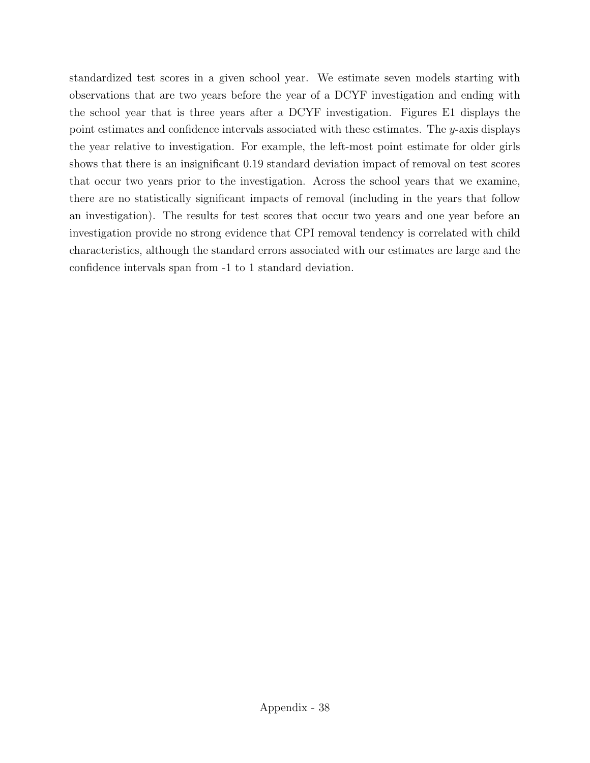standardized test scores in a given school year. We estimate seven models starting with observations that are two years before the year of a DCYF investigation and ending with the school year that is three years after a DCYF investigation. Figures E1 displays the point estimates and confidence intervals associated with these estimates. The $y$-axis displays the year relative to investigation. For example, the left-most point estimate for older girls shows that there is an insignificant 0.19 standard deviation impact of removal on test scores that occur two years prior to the investigation. Across the school years that we examine, there are no statistically significant impacts of removal (including in the years that follow an investigation). The results for test scores that occur two years and one year before an investigation provide no strong evidence that CPI removal tendency is correlated with child characteristics, although the standard errors associated with our estimates are large and the confidence intervals span from -1 to 1 standard deviation.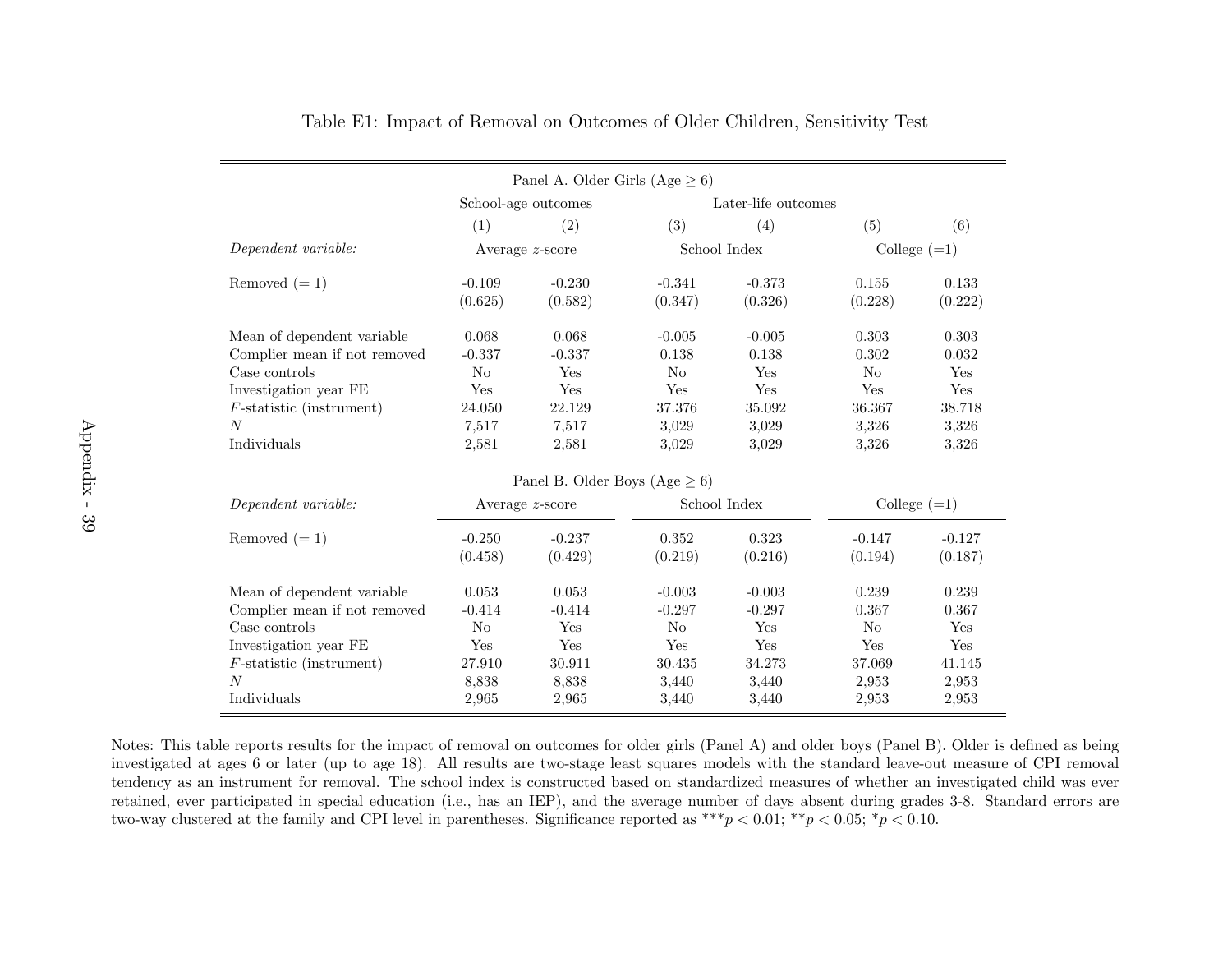Table E1: Impact of Removal on Outcomes of Older Children, Sensitivity Test

| | School-age outcomes | | Later-life outcomes | | | |
|---|---|---|---|---|---|---|
| | (1) | (2) | (3) | (4) | (5) | (6) |
| **Panel A. Older Girls (Age ≥ 6)** | | | | | | |
| *Dependent variable:* | Average *z*-score | | School Index | | College (=1) | |
| Removed (= 1) | -0.109 | -0.230 | -0.341 | -0.373 | 0.155 | 0.133 |
| | (0.625) | (0.582) | (0.347) | (0.326) | (0.228) | (0.222) |
| Mean of dependent variable | 0.068 | 0.068 | -0.005 | -0.005 | 0.303 | 0.303 |
| Complier mean if not removed | -0.337 | -0.337 | 0.138 | 0.138 | 0.302 | 0.032 |
| Case controls | No | Yes | No | Yes | No | Yes |
| Investigation year FE | Yes | Yes | Yes | Yes | Yes | Yes |
| *F*-statistic (instrument) | 24.050 | 22.129 | 37.376 | 35.092 | 36.367 | 38.718 |
| *N* | 7,517 | 7,517 | 3,029 | 3,029 | 3,326 | 3,326 |
| Individuals | 2,581 | 2,581 | 3,029 | 3,029 | 3,326 | 3,326 |
| **Panel B. Older Boys (Age ≥ 6)** | | | | | | |
| *Dependent variable:* | Average *z*-score | | School Index | | College (=1) | |
| Removed (= 1) | -0.250 | -0.237 | 0.352 | 0.323 | -0.147 | -0.127 |
| | (0.458) | (0.429) | (0.219) | (0.216) | (0.194) | (0.187) |
| Mean of dependent variable | 0.053 | 0.053 | -0.003 | -0.003 | 0.239 | 0.239 |
| Complier mean if not removed | -0.414 | -0.414 | -0.297 | -0.297 | 0.367 | 0.367 |
| Case controls | No | Yes | No | Yes | No | Yes |
| Investigation year FE | Yes | Yes | Yes | Yes | Yes | Yes |
| *F*-statistic (instrument) | 27.910 | 30.911 | 30.435 | 34.273 | 37.069 | 41.145 |
| *N* | 8,838 | 8,838 | 3,440 | 3,440 | 2,953 | 2,953 |
| Individuals | 2,965 | 2,965 | 3,440 | 3,440 | 2,953 | 2,953 |

Notes: This table reports results for the impact of removal on outcomes for older girls (Panel A) and older boys (Panel B). Older is defined as being investigated at ages 6 or later (up to age 18). All results are two-stage least squares models with the standard leave-out measure of CPI removal tendency as an instrument for removal. The school index is constructed based on standardized measures of whether an investigated child was ever retained, ever participated in special education (i.e., has an IEP), and the average number of days absent during grades 3-8. Standard errors are two-way clustered at the family and CPI level in parentheses. Significance reported as ***$p < 0.01$; **$p < 0.05$; *$p < 0.10$.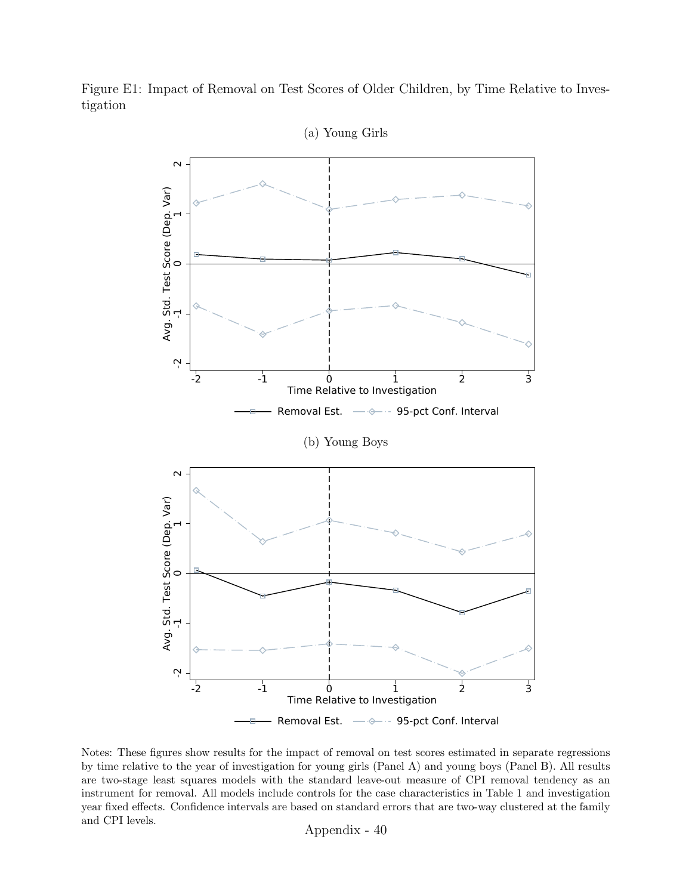Figure E1: Impact of Removal on Test Scores of Older Children, by Time Relative to Investigation

(a) Young Girls

Avg. Std. Test Score (Dep. Var)

2
1
0
-1
-2

-2 -1 0 1 2 3

Time Relative to Investigation

Removal Est. 95-pct Conf. Interval

(b) Young Boys

Avg. Std. Test Score (Dep. Var)

2
1
0
-1
-2

-2 -1 0 1 2 3

Time Relative to Investigation

Removal Est. 95-pct Conf. Interval

Notes: These figures show results for the impact of removal on test scores estimated in separate regressions by time relative to the year of investigation for young girls (Panel A) and young boys (Panel B). All results are two-stage least squares models with the standard leave-out measure of CPI removal tendency as an instrument for removal. All models include controls for the case characteristics in Table 1 and investigation year fixed effects. Confidence intervals are based on standard errors that are two-way clustered at the family and CPI levels.